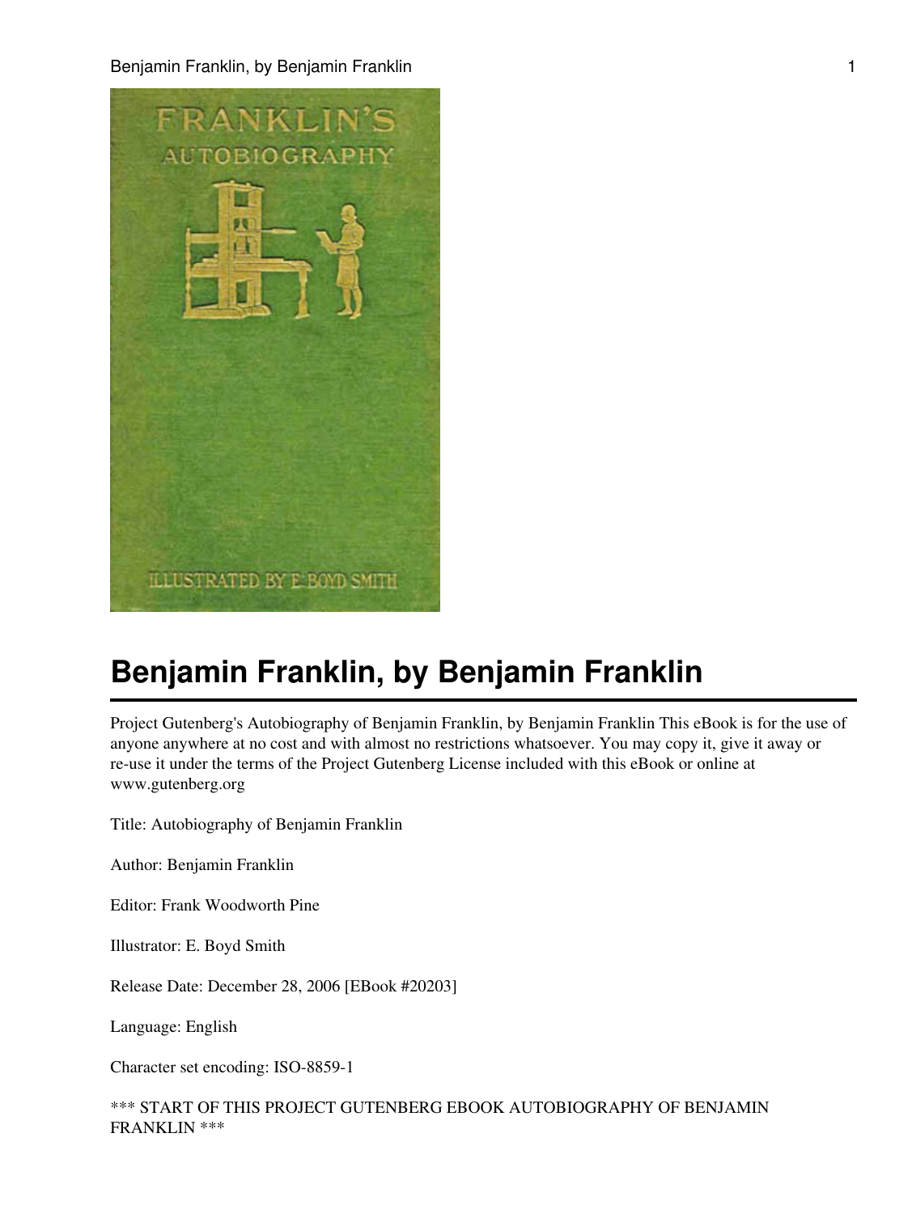# Benjamin Franklin, by Benjamin Franklin

Project Gutenberg's Autobiography of Benjamin Franklin, by Benjamin Franklin This eBook is for the use of anyone anywhere at no cost and with almost no restrictions whatsoever. You may copy it, give it away or re-use it under the terms of the Project Gutenberg License included with this eBook or online at www.gutenberg.org

Title: Autobiography of Benjamin Franklin

Author: Benjamin Franklin

Editor: Frank Woodworth Pine

Illustrator: E. Boyd Smith

Release Date: December 28, 2006 [EBook #20203]

Language: English

Character set encoding: ISO-8859-1

*** START OF THIS PROJECT GUTENBERG EBOOK AUTOBIOGRAPHY OF BENJAMIN FRANKLIN ***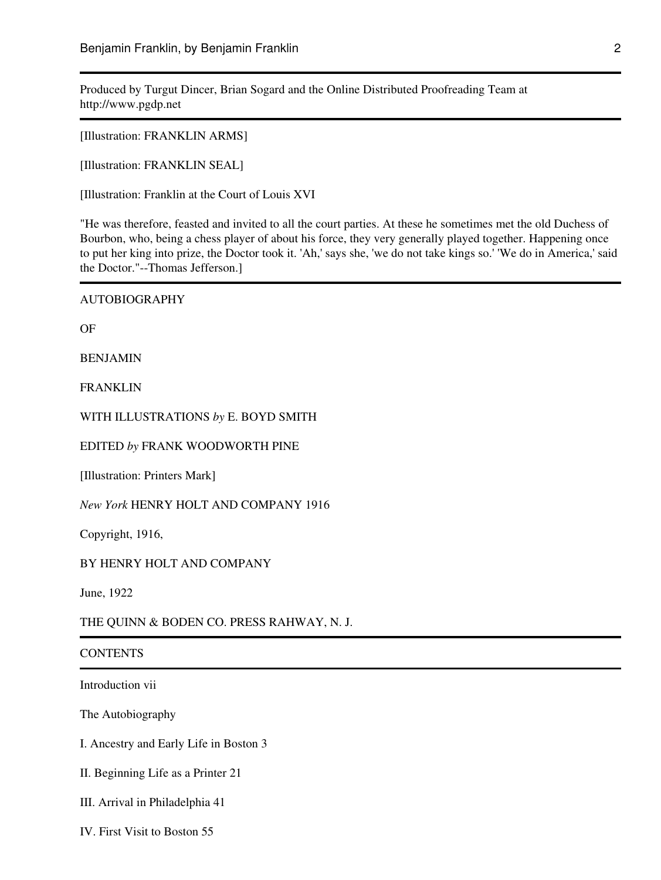Produced by Turgut Dincer, Brian Sogard and the Online Distributed Proofreading Team at http://www.pgdp.net

---

[Illustration: FRANKLIN ARMS]

[Illustration: FRANKLIN SEAL]

[Illustration: Franklin at the Court of Louis XVI

"He was therefore, feasted and invited to all the court parties. At these he sometimes met the old Duchess of Bourbon, who, being a chess player of about his force, they very generally played together. Happening once to put her king into prize, the Doctor took it. 'Ah,' says she, 'we do not take kings so.' 'We do in America,' said the Doctor."--Thomas Jefferson.]

---

AUTOBIOGRAPHY

OF

BENJAMIN

FRANKLIN

WITH ILLUSTRATIONS *by* E. BOYD SMITH

EDITED *by* FRANK WOODWORTH PINE

[Illustration: Printers Mark]

*New York* HENRY HOLT AND COMPANY 1916

Copyright, 1916,

BY HENRY HOLT AND COMPANY

June, 1922

THE QUINN & BODEN CO. PRESS RAHWAY, N. J.

---

CONTENTS

---

Introduction vii

The Autobiography

I. Ancestry and Early Life in Boston 3

II. Beginning Life as a Printer 21

III. Arrival in Philadelphia 41

IV. First Visit to Boston 55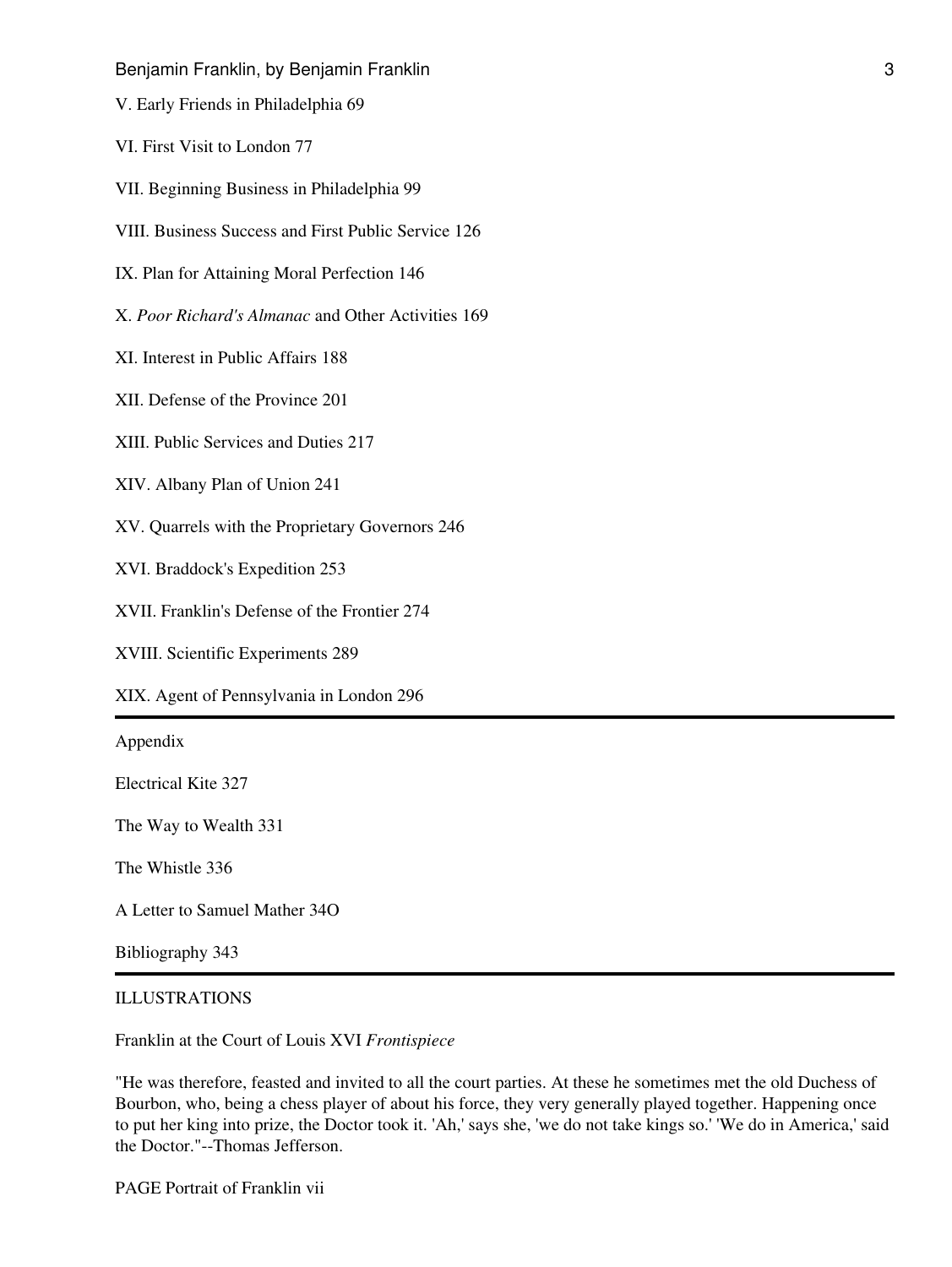V. Early Friends in Philadelphia 69

VI. First Visit to London 77

VII. Beginning Business in Philadelphia 99

VIII. Business Success and First Public Service 126

IX. Plan for Attaining Moral Perfection 146

X. *Poor Richard's Almanac* and Other Activities 169

XI. Interest in Public Affairs 188

XII. Defense of the Province 201

XIII. Public Services and Duties 217

XIV. Albany Plan of Union 241

XV. Quarrels with the Proprietary Governors 246

XVI. Braddock's Expedition 253

XVII. Franklin's Defense of the Frontier 274

XVIII. Scientific Experiments 289

XIX. Agent of Pennsylvania in London 296

---

Appendix

Electrical Kite 327

The Way to Wealth 331

The Whistle 336

A Letter to Samuel Mather 34O

Bibliography 343

---

ILLUSTRATIONS

Franklin at the Court of Louis XVI *Frontispiece*

"He was therefore, feasted and invited to all the court parties. At these he sometimes met the old Duchess of Bourbon, who, being a chess player of about his force, they very generally played together. Happening once to put her king into prize, the Doctor took it. 'Ah,' says she, 'we do not take kings so.' 'We do in America,' said the Doctor."--Thomas Jefferson.

PAGE Portrait of Franklin vii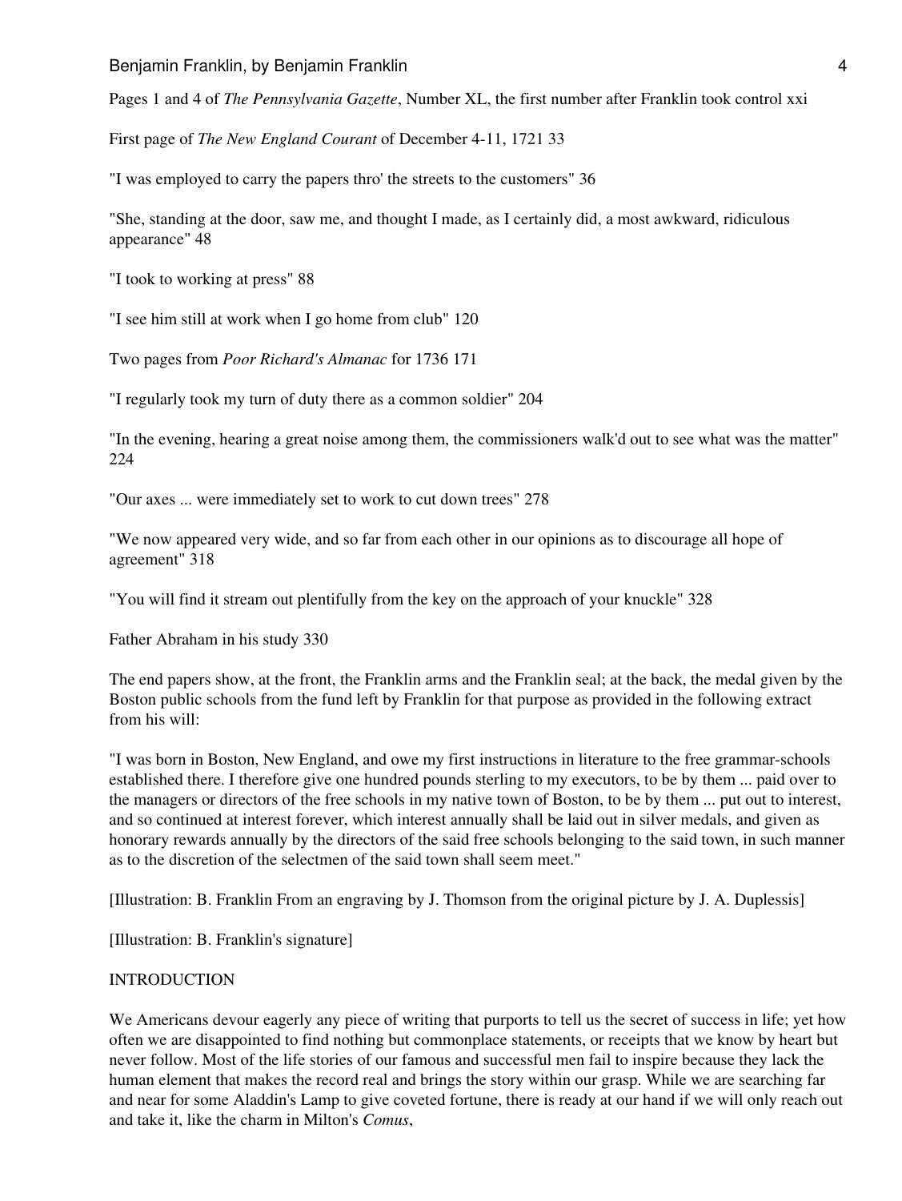Pages 1 and 4 of *The Pennsylvania Gazette*, Number XL, the first number after Franklin took control xxi

First page of *The New England Courant* of December 4-11, 1721 33

"I was employed to carry the papers thro' the streets to the customers" 36

"She, standing at the door, saw me, and thought I made, as I certainly did, a most awkward, ridiculous appearance" 48

"I took to working at press" 88

"I see him still at work when I go home from club" 120

Two pages from *Poor Richard's Almanac* for 1736 171

"I regularly took my turn of duty there as a common soldier" 204

"In the evening, hearing a great noise among them, the commissioners walk'd out to see what was the matter" 224

"Our axes ... were immediately set to work to cut down trees" 278

"We now appeared very wide, and so far from each other in our opinions as to discourage all hope of agreement" 318

"You will find it stream out plentifully from the key on the approach of your knuckle" 328

Father Abraham in his study 330

The end papers show, at the front, the Franklin arms and the Franklin seal; at the back, the medal given by the Boston public schools from the fund left by Franklin for that purpose as provided in the following extract from his will:

"I was born in Boston, New England, and owe my first instructions in literature to the free grammar-schools established there. I therefore give one hundred pounds sterling to my executors, to be by them ... paid over to the managers or directors of the free schools in my native town of Boston, to be by them ... put out to interest, and so continued at interest forever, which interest annually shall be laid out in silver medals, and given as honorary rewards annually by the directors of the said free schools belonging to the said town, in such manner as to the discretion of the selectmen of the said town shall seem meet."

[Illustration: B. Franklin From an engraving by J. Thomson from the original picture by J. A. Duplessis]

[Illustration: B. Franklin's signature]

## INTRODUCTION

We Americans devour eagerly any piece of writing that purports to tell us the secret of success in life; yet how often we are disappointed to find nothing but commonplace statements, or receipts that we know by heart but never follow. Most of the life stories of our famous and successful men fail to inspire because they lack the human element that makes the record real and brings the story within our grasp. While we are searching far and near for some Aladdin's Lamp to give coveted fortune, there is ready at our hand if we will only reach out and take it, like the charm in Milton's *Comus*,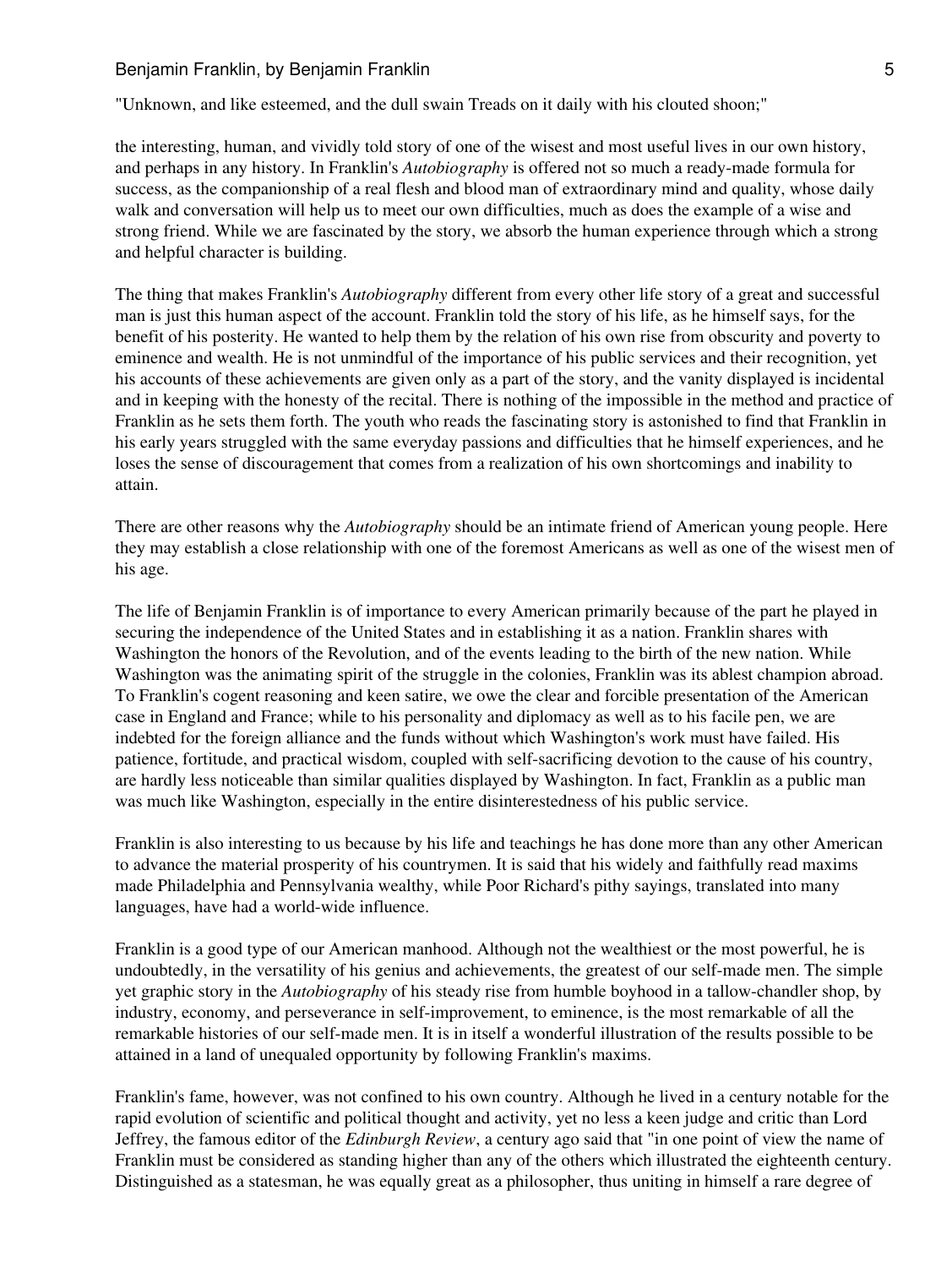"Unknown, and like esteemed, and the dull swain Treads on it daily with his clouted shoon;"

the interesting, human, and vividly told story of one of the wisest and most useful lives in our own history, and perhaps in any history. In Franklin's *Autobiography* is offered not so much a ready-made formula for success, as the companionship of a real flesh and blood man of extraordinary mind and quality, whose daily walk and conversation will help us to meet our own difficulties, much as does the example of a wise and strong friend. While we are fascinated by the story, we absorb the human experience through which a strong and helpful character is building.

The thing that makes Franklin's *Autobiography* different from every other life story of a great and successful man is just this human aspect of the account. Franklin told the story of his life, as he himself says, for the benefit of his posterity. He wanted to help them by the relation of his own rise from obscurity and poverty to eminence and wealth. He is not unmindful of the importance of his public services and their recognition, yet his accounts of these achievements are given only as a part of the story, and the vanity displayed is incidental and in keeping with the honesty of the recital. There is nothing of the impossible in the method and practice of Franklin as he sets them forth. The youth who reads the fascinating story is astonished to find that Franklin in his early years struggled with the same everyday passions and difficulties that he himself experiences, and he loses the sense of discouragement that comes from a realization of his own shortcomings and inability to attain.

There are other reasons why the *Autobiography* should be an intimate friend of American young people. Here they may establish a close relationship with one of the foremost Americans as well as one of the wisest men of his age.

The life of Benjamin Franklin is of importance to every American primarily because of the part he played in securing the independence of the United States and in establishing it as a nation. Franklin shares with Washington the honors of the Revolution, and of the events leading to the birth of the new nation. While Washington was the animating spirit of the struggle in the colonies, Franklin was its ablest champion abroad. To Franklin's cogent reasoning and keen satire, we owe the clear and forcible presentation of the American case in England and France; while to his personality and diplomacy as well as to his facile pen, we are indebted for the foreign alliance and the funds without which Washington's work must have failed. His patience, fortitude, and practical wisdom, coupled with self-sacrificing devotion to the cause of his country, are hardly less noticeable than similar qualities displayed by Washington. In fact, Franklin as a public man was much like Washington, especially in the entire disinterestedness of his public service.

Franklin is also interesting to us because by his life and teachings he has done more than any other American to advance the material prosperity of his countrymen. It is said that his widely and faithfully read maxims made Philadelphia and Pennsylvania wealthy, while Poor Richard's pithy sayings, translated into many languages, have had a world-wide influence.

Franklin is a good type of our American manhood. Although not the wealthiest or the most powerful, he is undoubtedly, in the versatility of his genius and achievements, the greatest of our self-made men. The simple yet graphic story in the *Autobiography* of his steady rise from humble boyhood in a tallow-chandler shop, by industry, economy, and perseverance in self-improvement, to eminence, is the most remarkable of all the remarkable histories of our self-made men. It is in itself a wonderful illustration of the results possible to be attained in a land of unequaled opportunity by following Franklin's maxims.

Franklin's fame, however, was not confined to his own country. Although he lived in a century notable for the rapid evolution of scientific and political thought and activity, yet no less a keen judge and critic than Lord Jeffrey, the famous editor of the *Edinburgh Review*, a century ago said that "in one point of view the name of Franklin must be considered as standing higher than any of the others which illustrated the eighteenth century. Distinguished as a statesman, he was equally great as a philosopher, thus uniting in himself a rare degree of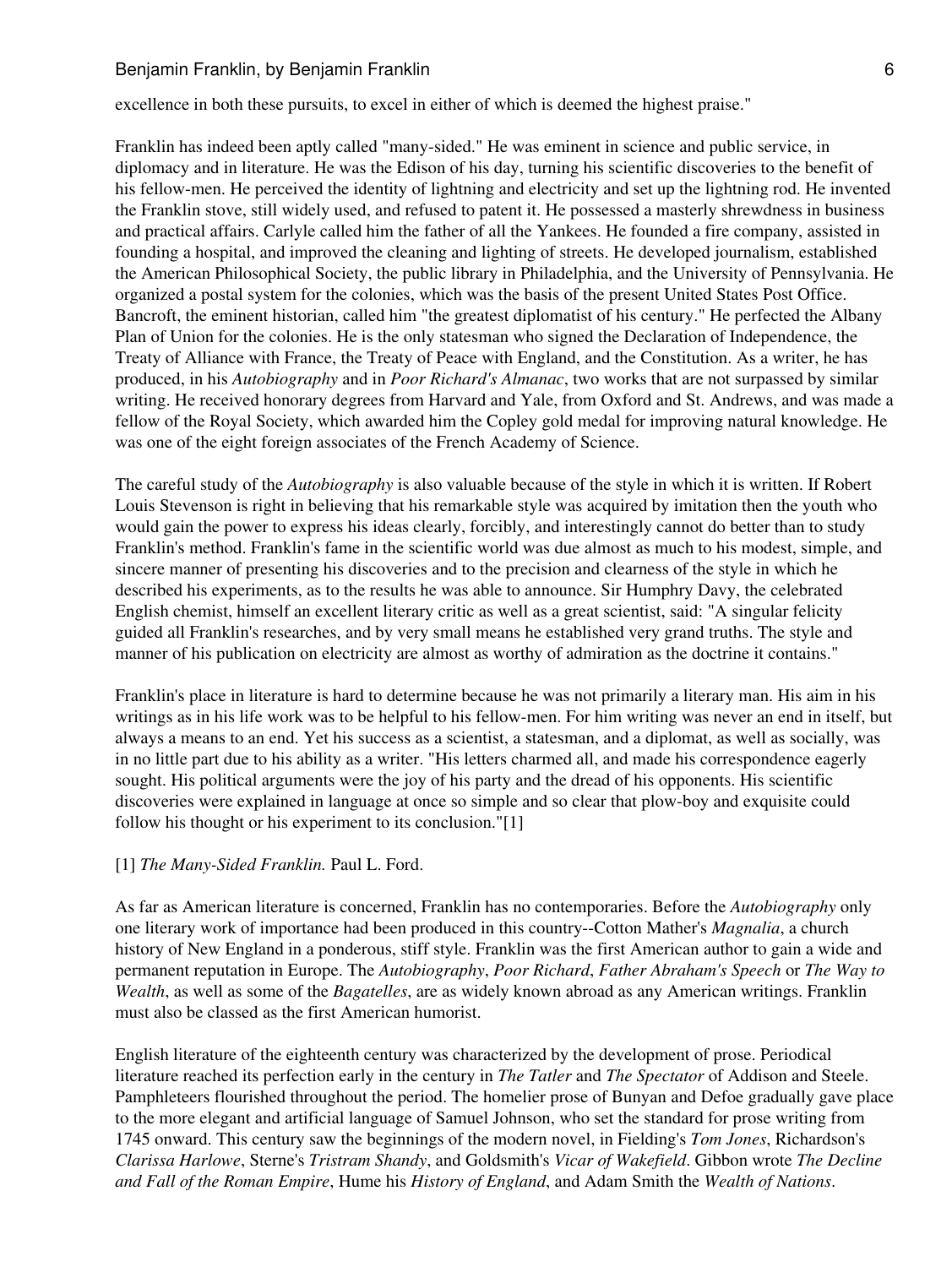excellence in both these pursuits, to excel in either of which is deemed the highest praise."

Franklin has indeed been aptly called "many-sided." He was eminent in science and public service, in diplomacy and in literature. He was the Edison of his day, turning his scientific discoveries to the benefit of his fellow-men. He perceived the identity of lightning and electricity and set up the lightning rod. He invented the Franklin stove, still widely used, and refused to patent it. He possessed a masterly shrewdness in business and practical affairs. Carlyle called him the father of all the Yankees. He founded a fire company, assisted in founding a hospital, and improved the cleaning and lighting of streets. He developed journalism, established the American Philosophical Society, the public library in Philadelphia, and the University of Pennsylvania. He organized a postal system for the colonies, which was the basis of the present United States Post Office. Bancroft, the eminent historian, called him "the greatest diplomatist of his century." He perfected the Albany Plan of Union for the colonies. He is the only statesman who signed the Declaration of Independence, the Treaty of Alliance with France, the Treaty of Peace with England, and the Constitution. As a writer, he has produced, in his *Autobiography* and in *Poor Richard's Almanac*, two works that are not surpassed by similar writing. He received honorary degrees from Harvard and Yale, from Oxford and St. Andrews, and was made a fellow of the Royal Society, which awarded him the Copley gold medal for improving natural knowledge. He was one of the eight foreign associates of the French Academy of Science.

The careful study of the *Autobiography* is also valuable because of the style in which it is written. If Robert Louis Stevenson is right in believing that his remarkable style was acquired by imitation then the youth who would gain the power to express his ideas clearly, forcibly, and interestingly cannot do better than to study Franklin's method. Franklin's fame in the scientific world was due almost as much to his modest, simple, and sincere manner of presenting his discoveries and to the precision and clearness of the style in which he described his experiments, as to the results he was able to announce. Sir Humphry Davy, the celebrated English chemist, himself an excellent literary critic as well as a great scientist, said: "A singular felicity guided all Franklin's researches, and by very small means he established very grand truths. The style and manner of his publication on electricity are almost as worthy of admiration as the doctrine it contains."

Franklin's place in literature is hard to determine because he was not primarily a literary man. His aim in his writings as in his life work was to be helpful to his fellow-men. For him writing was never an end in itself, but always a means to an end. Yet his success as a scientist, a statesman, and a diplomat, as well as socially, was in no little part due to his ability as a writer. "His letters charmed all, and made his correspondence eagerly sought. His political arguments were the joy of his party and the dread of his opponents. His scientific discoveries were explained in language at once so simple and so clear that plow-boy and exquisite could follow his thought or his experiment to its conclusion."[1]

[1] *The Many-Sided Franklin.* Paul L. Ford.

As far as American literature is concerned, Franklin has no contemporaries. Before the *Autobiography* only one literary work of importance had been produced in this country--Cotton Mather's *Magnalia*, a church history of New England in a ponderous, stiff style. Franklin was the first American author to gain a wide and permanent reputation in Europe. The *Autobiography*, *Poor Richard*, *Father Abraham's Speech* or *The Way to Wealth*, as well as some of the *Bagatelles*, are as widely known abroad as any American writings. Franklin must also be classed as the first American humorist.

English literature of the eighteenth century was characterized by the development of prose. Periodical literature reached its perfection early in the century in *The Tatler* and *The Spectator* of Addison and Steele. Pamphleteers flourished throughout the period. The homelier prose of Bunyan and Defoe gradually gave place to the more elegant and artificial language of Samuel Johnson, who set the standard for prose writing from 1745 onward. This century saw the beginnings of the modern novel, in Fielding's *Tom Jones*, Richardson's *Clarissa Harlowe*, Sterne's *Tristram Shandy*, and Goldsmith's *Vicar of Wakefield*. Gibbon wrote *The Decline and Fall of the Roman Empire*, Hume his *History of England*, and Adam Smith the *Wealth of Nations*.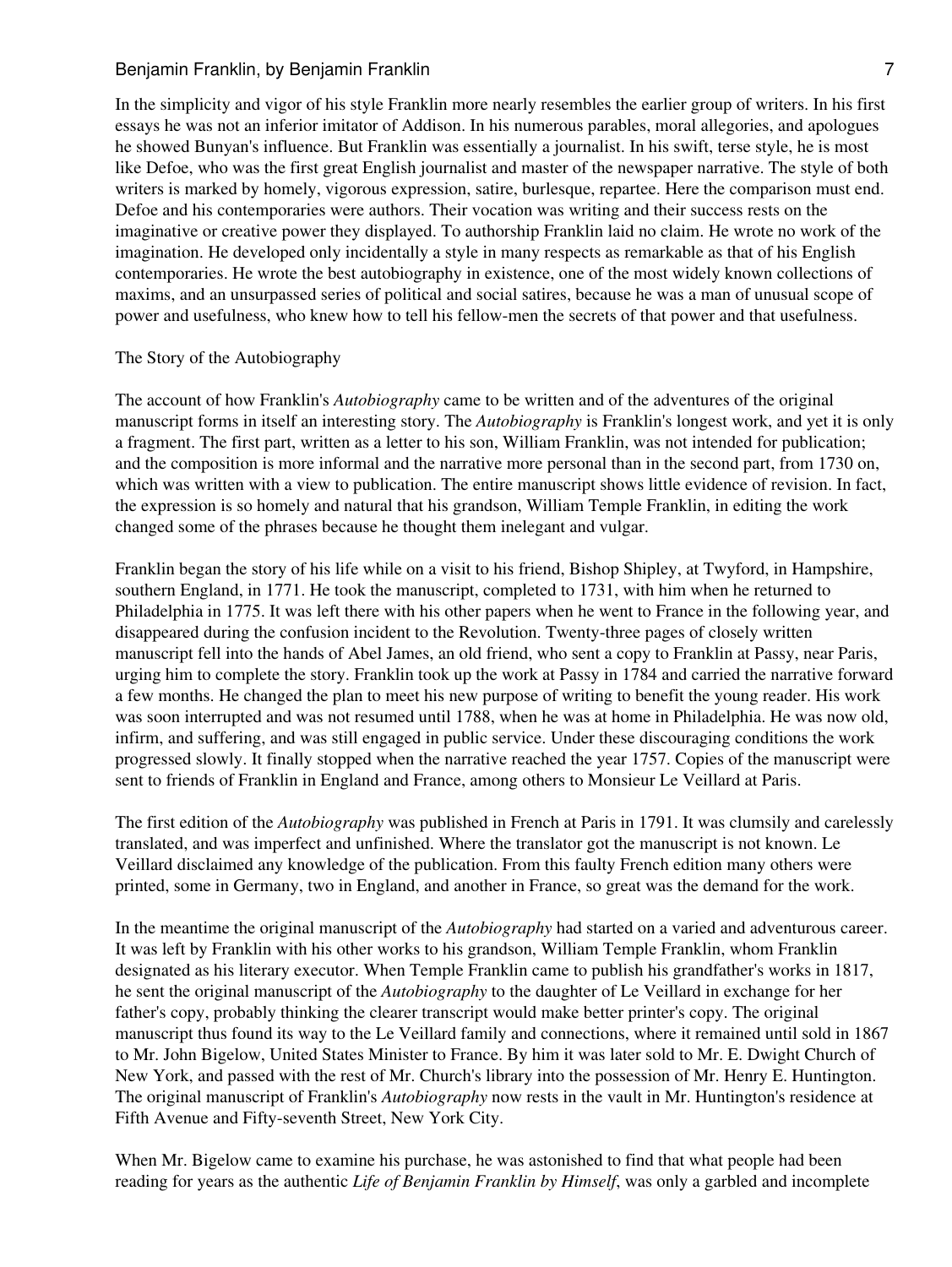In the simplicity and vigor of his style Franklin more nearly resembles the earlier group of writers. In his first essays he was not an inferior imitator of Addison. In his numerous parables, moral allegories, and apologues he showed Bunyan's influence. But Franklin was essentially a journalist. In his swift, terse style, he is most like Defoe, who was the first great English journalist and master of the newspaper narrative. The style of both writers is marked by homely, vigorous expression, satire, burlesque, repartee. Here the comparison must end. Defoe and his contemporaries were authors. Their vocation was writing and their success rests on the imaginative or creative power they displayed. To authorship Franklin laid no claim. He wrote no work of the imagination. He developed only incidentally a style in many respects as remarkable as that of his English contemporaries. He wrote the best autobiography in existence, one of the most widely known collections of maxims, and an unsurpassed series of political and social satires, because he was a man of unusual scope of power and usefulness, who knew how to tell his fellow-men the secrets of that power and that usefulness.

## The Story of the Autobiography

The account of how Franklin's *Autobiography* came to be written and of the adventures of the original manuscript forms in itself an interesting story. The *Autobiography* is Franklin's longest work, and yet it is only a fragment. The first part, written as a letter to his son, William Franklin, was not intended for publication; and the composition is more informal and the narrative more personal than in the second part, from 1730 on, which was written with a view to publication. The entire manuscript shows little evidence of revision. In fact, the expression is so homely and natural that his grandson, William Temple Franklin, in editing the work changed some of the phrases because he thought them inelegant and vulgar.

Franklin began the story of his life while on a visit to his friend, Bishop Shipley, at Twyford, in Hampshire, southern England, in 1771. He took the manuscript, completed to 1731, with him when he returned to Philadelphia in 1775. It was left there with his other papers when he went to France in the following year, and disappeared during the confusion incident to the Revolution. Twenty-three pages of closely written manuscript fell into the hands of Abel James, an old friend, who sent a copy to Franklin at Passy, near Paris, urging him to complete the story. Franklin took up the work at Passy in 1784 and carried the narrative forward a few months. He changed the plan to meet his new purpose of writing to benefit the young reader. His work was soon interrupted and was not resumed until 1788, when he was at home in Philadelphia. He was now old, infirm, and suffering, and was still engaged in public service. Under these discouraging conditions the work progressed slowly. It finally stopped when the narrative reached the year 1757. Copies of the manuscript were sent to friends of Franklin in England and France, among others to Monsieur Le Veillard at Paris.

The first edition of the *Autobiography* was published in French at Paris in 1791. It was clumsily and carelessly translated, and was imperfect and unfinished. Where the translator got the manuscript is not known. Le Veillard disclaimed any knowledge of the publication. From this faulty French edition many others were printed, some in Germany, two in England, and another in France, so great was the demand for the work.

In the meantime the original manuscript of the *Autobiography* had started on a varied and adventurous career. It was left by Franklin with his other works to his grandson, William Temple Franklin, whom Franklin designated as his literary executor. When Temple Franklin came to publish his grandfather's works in 1817, he sent the original manuscript of the *Autobiography* to the daughter of Le Veillard in exchange for her father's copy, probably thinking the clearer transcript would make better printer's copy. The original manuscript thus found its way to the Le Veillard family and connections, where it remained until sold in 1867 to Mr. John Bigelow, United States Minister to France. By him it was later sold to Mr. E. Dwight Church of New York, and passed with the rest of Mr. Church's library into the possession of Mr. Henry E. Huntington. The original manuscript of Franklin's *Autobiography* now rests in the vault in Mr. Huntington's residence at Fifth Avenue and Fifty-seventh Street, New York City.

When Mr. Bigelow came to examine his purchase, he was astonished to find that what people had been reading for years as the authentic *Life of Benjamin Franklin by Himself*, was only a garbled and incomplete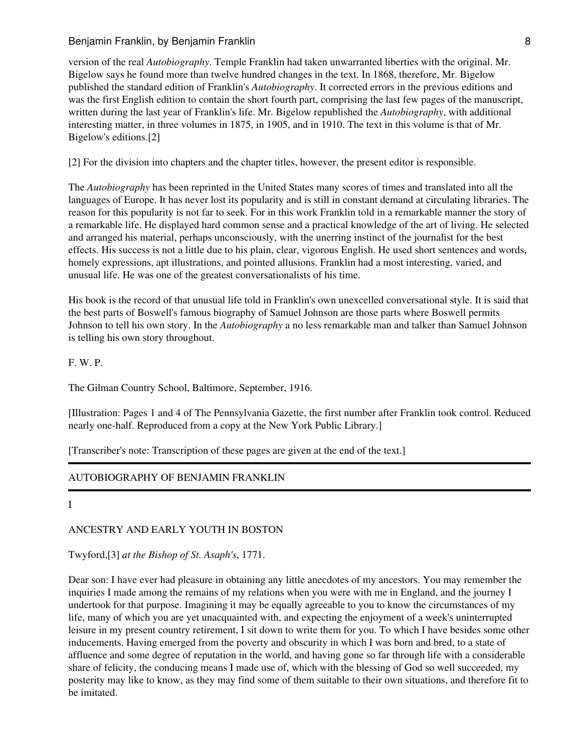version of the real *Autobiography*. Temple Franklin had taken unwarranted liberties with the original. Mr. Bigelow says he found more than twelve hundred changes in the text. In 1868, therefore, Mr. Bigelow published the standard edition of Franklin's *Autobiography*. It corrected errors in the previous editions and was the first English edition to contain the short fourth part, comprising the last few pages of the manuscript, written during the last year of Franklin's life. Mr. Bigelow republished the *Autobiography*, with additional interesting matter, in three volumes in 1875, in 1905, and in 1910. The text in this volume is that of Mr. Bigelow's editions.[2]

[2] For the division into chapters and the chapter titles, however, the present editor is responsible.

The *Autobiography* has been reprinted in the United States many scores of times and translated into all the languages of Europe. It has never lost its popularity and is still in constant demand at circulating libraries. The reason for this popularity is not far to seek. For in this work Franklin told in a remarkable manner the story of a remarkable life. He displayed hard common sense and a practical knowledge of the art of living. He selected and arranged his material, perhaps unconsciously, with the unerring instinct of the journalist for the best effects. His success is not a little due to his plain, clear, vigorous English. He used short sentences and words, homely expressions, apt illustrations, and pointed allusions. Franklin had a most interesting, varied, and unusual life. He was one of the greatest conversationalists of his time.

His book is the record of that unusual life told in Franklin's own unexcelled conversational style. It is said that the best parts of Boswell's famous biography of Samuel Johnson are those parts where Boswell permits Johnson to tell his own story. In the *Autobiography* a no less remarkable man and talker than Samuel Johnson is telling his own story throughout.

F. W. P.

The Gilman Country School, Baltimore, September, 1916.

[Illustration: Pages 1 and 4 of The Pennsylvania Gazette, the first number after Franklin took control. Reduced nearly one-half. Reproduced from a copy at the New York Public Library.]

[Transcriber's note: Transcription of these pages are given at the end of the text.]

---

# AUTOBIOGRAPHY OF BENJAMIN FRANKLIN

---

## I

## ANCESTRY AND EARLY YOUTH IN BOSTON

Twyford,[3] *at the Bishop of St. Asaph's*, 1771.

Dear son: I have ever had pleasure in obtaining any little anecdotes of my ancestors. You may remember the inquiries I made among the remains of my relations when you were with me in England, and the journey I undertook for that purpose. Imagining it may be equally agreeable to you to know the circumstances of my life, many of which you are yet unacquainted with, and expecting the enjoyment of a week's uninterrupted leisure in my present country retirement, I sit down to write them for you. To which I have besides some other inducements. Having emerged from the poverty and obscurity in which I was born and bred, to a state of affluence and some degree of reputation in the world, and having gone so far through life with a considerable share of felicity, the conducing means I made use of, which with the blessing of God so well succeeded, my posterity may like to know, as they may find some of them suitable to their own situations, and therefore fit to be imitated.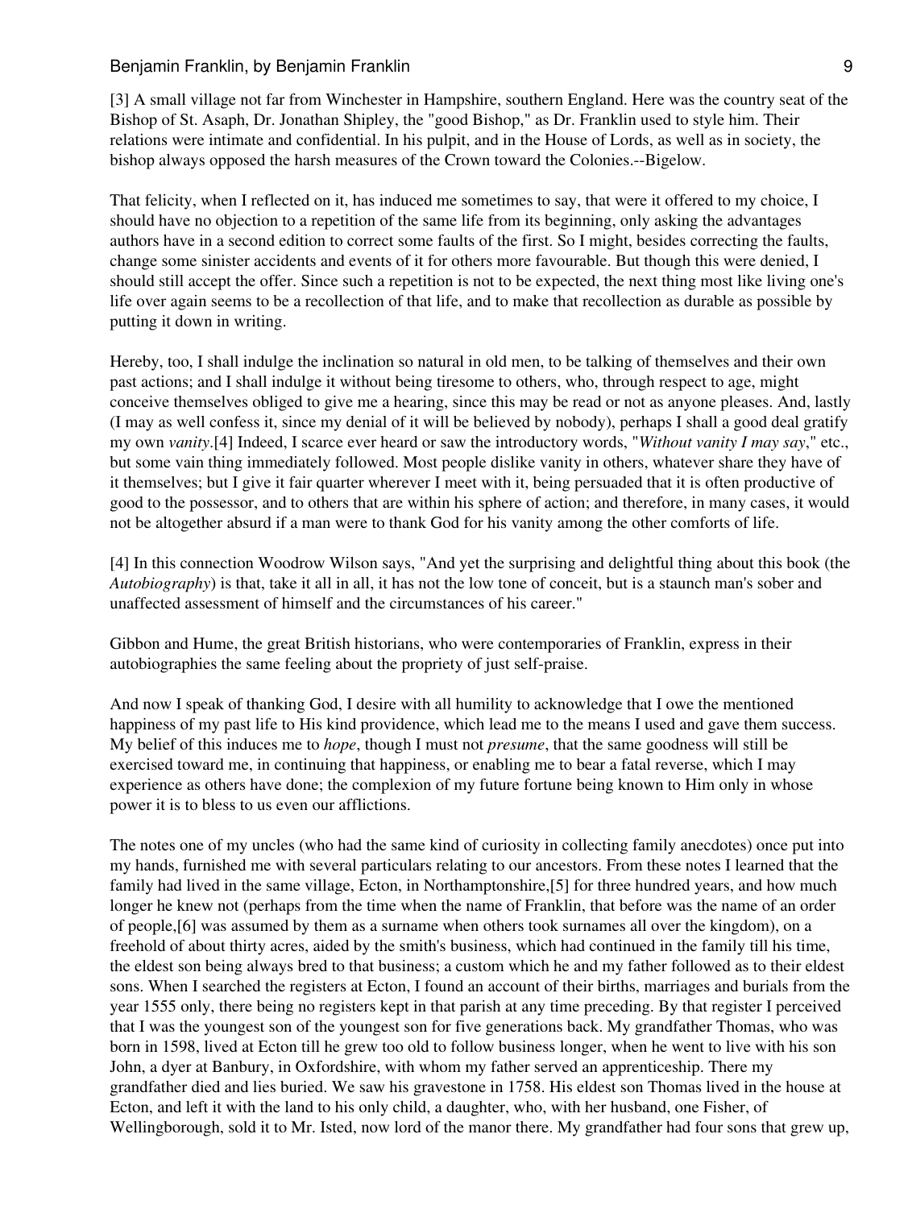[3] A small village not far from Winchester in Hampshire, southern England. Here was the country seat of the Bishop of St. Asaph, Dr. Jonathan Shipley, the "good Bishop," as Dr. Franklin used to style him. Their relations were intimate and confidential. In his pulpit, and in the House of Lords, as well as in society, the bishop always opposed the harsh measures of the Crown toward the Colonies.--Bigelow.

That felicity, when I reflected on it, has induced me sometimes to say, that were it offered to my choice, I should have no objection to a repetition of the same life from its beginning, only asking the advantages authors have in a second edition to correct some faults of the first. So I might, besides correcting the faults, change some sinister accidents and events of it for others more favourable. But though this were denied, I should still accept the offer. Since such a repetition is not to be expected, the next thing most like living one's life over again seems to be a recollection of that life, and to make that recollection as durable as possible by putting it down in writing.

Hereby, too, I shall indulge the inclination so natural in old men, to be talking of themselves and their own past actions; and I shall indulge it without being tiresome to others, who, through respect to age, might conceive themselves obliged to give me a hearing, since this may be read or not as anyone pleases. And, lastly (I may as well confess it, since my denial of it will be believed by nobody), perhaps I shall a good deal gratify my own *vanity*.[4] Indeed, I scarce ever heard or saw the introductory words, "*Without vanity I may say*," etc., but some vain thing immediately followed. Most people dislike vanity in others, whatever share they have of it themselves; but I give it fair quarter wherever I meet with it, being persuaded that it is often productive of good to the possessor, and to others that are within his sphere of action; and therefore, in many cases, it would not be altogether absurd if a man were to thank God for his vanity among the other comforts of life.

[4] In this connection Woodrow Wilson says, "And yet the surprising and delightful thing about this book (the *Autobiography*) is that, take it all in all, it has not the low tone of conceit, but is a staunch man's sober and unaffected assessment of himself and the circumstances of his career."

Gibbon and Hume, the great British historians, who were contemporaries of Franklin, express in their autobiographies the same feeling about the propriety of just self-praise.

And now I speak of thanking God, I desire with all humility to acknowledge that I owe the mentioned happiness of my past life to His kind providence, which lead me to the means I used and gave them success. My belief of this induces me to *hope*, though I must not *presume*, that the same goodness will still be exercised toward me, in continuing that happiness, or enabling me to bear a fatal reverse, which I may experience as others have done; the complexion of my future fortune being known to Him only in whose power it is to bless to us even our afflictions.

The notes one of my uncles (who had the same kind of curiosity in collecting family anecdotes) once put into my hands, furnished me with several particulars relating to our ancestors. From these notes I learned that the family had lived in the same village, Ecton, in Northamptonshire,[5] for three hundred years, and how much longer he knew not (perhaps from the time when the name of Franklin, that before was the name of an order of people,[6] was assumed by them as a surname when others took surnames all over the kingdom), on a freehold of about thirty acres, aided by the smith's business, which had continued in the family till his time, the eldest son being always bred to that business; a custom which he and my father followed as to their eldest sons. When I searched the registers at Ecton, I found an account of their births, marriages and burials from the year 1555 only, there being no registers kept in that parish at any time preceding. By that register I perceived that I was the youngest son of the youngest son for five generations back. My grandfather Thomas, who was born in 1598, lived at Ecton till he grew too old to follow business longer, when he went to live with his son John, a dyer at Banbury, in Oxfordshire, with whom my father served an apprenticeship. There my grandfather died and lies buried. We saw his gravestone in 1758. His eldest son Thomas lived in the house at Ecton, and left it with the land to his only child, a daughter, who, with her husband, one Fisher, of Wellingborough, sold it to Mr. Isted, now lord of the manor there. My grandfather had four sons that grew up,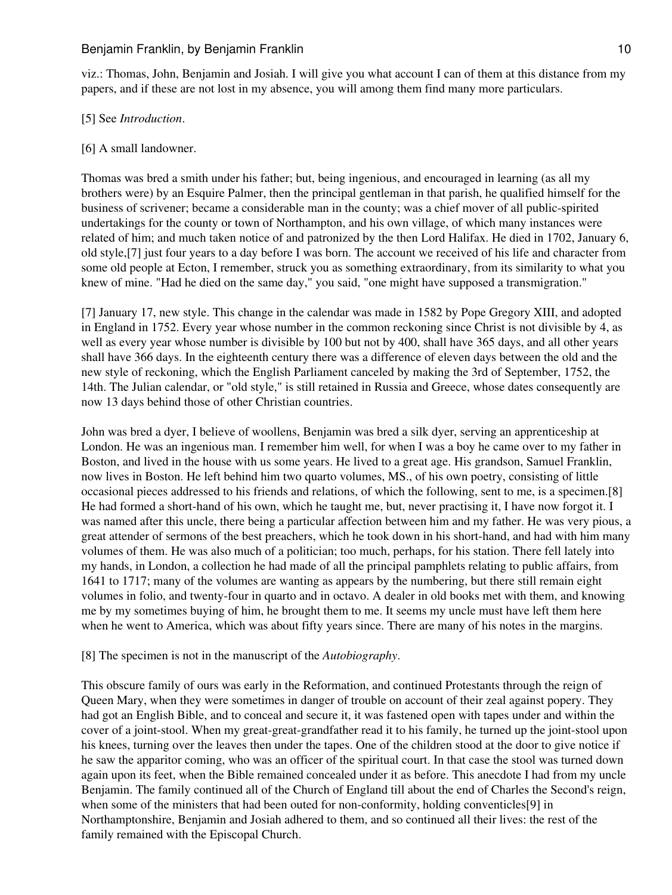viz.: Thomas, John, Benjamin and Josiah. I will give you what account I can of them at this distance from my papers, and if these are not lost in my absence, you will among them find many more particulars.

[5] See *Introduction*.

[6] A small landowner.

Thomas was bred a smith under his father; but, being ingenious, and encouraged in learning (as all my brothers were) by an Esquire Palmer, then the principal gentleman in that parish, he qualified himself for the business of scrivener; became a considerable man in the county; was a chief mover of all public-spirited undertakings for the county or town of Northampton, and his own village, of which many instances were related of him; and much taken notice of and patronized by the then Lord Halifax. He died in 1702, January 6, old style,[7] just four years to a day before I was born. The account we received of his life and character from some old people at Ecton, I remember, struck you as something extraordinary, from its similarity to what you knew of mine. "Had he died on the same day," you said, "one might have supposed a transmigration."

[7] January 17, new style. This change in the calendar was made in 1582 by Pope Gregory XIII, and adopted in England in 1752. Every year whose number in the common reckoning since Christ is not divisible by 4, as well as every year whose number is divisible by 100 but not by 400, shall have 365 days, and all other years shall have 366 days. In the eighteenth century there was a difference of eleven days between the old and the new style of reckoning, which the English Parliament canceled by making the 3rd of September, 1752, the 14th. The Julian calendar, or "old style," is still retained in Russia and Greece, whose dates consequently are now 13 days behind those of other Christian countries.

John was bred a dyer, I believe of woollens, Benjamin was bred a silk dyer, serving an apprenticeship at London. He was an ingenious man. I remember him well, for when I was a boy he came over to my father in Boston, and lived in the house with us some years. He lived to a great age. His grandson, Samuel Franklin, now lives in Boston. He left behind him two quarto volumes, MS., of his own poetry, consisting of little occasional pieces addressed to his friends and relations, of which the following, sent to me, is a specimen.[8] He had formed a short-hand of his own, which he taught me, but, never practising it, I have now forgot it. I was named after this uncle, there being a particular affection between him and my father. He was very pious, a great attender of sermons of the best preachers, which he took down in his short-hand, and had with him many volumes of them. He was also much of a politician; too much, perhaps, for his station. There fell lately into my hands, in London, a collection he had made of all the principal pamphlets relating to public affairs, from 1641 to 1717; many of the volumes are wanting as appears by the numbering, but there still remain eight volumes in folio, and twenty-four in quarto and in octavo. A dealer in old books met with them, and knowing me by my sometimes buying of him, he brought them to me. It seems my uncle must have left them here when he went to America, which was about fifty years since. There are many of his notes in the margins.

[8] The specimen is not in the manuscript of the *Autobiography*.

This obscure family of ours was early in the Reformation, and continued Protestants through the reign of Queen Mary, when they were sometimes in danger of trouble on account of their zeal against popery. They had got an English Bible, and to conceal and secure it, it was fastened open with tapes under and within the cover of a joint-stool. When my great-great-grandfather read it to his family, he turned up the joint-stool upon his knees, turning over the leaves then under the tapes. One of the children stood at the door to give notice if he saw the apparitor coming, who was an officer of the spiritual court. In that case the stool was turned down again upon its feet, when the Bible remained concealed under it as before. This anecdote I had from my uncle Benjamin. The family continued all of the Church of England till about the end of Charles the Second's reign, when some of the ministers that had been outed for non-conformity, holding conventicles[9] in Northamptonshire, Benjamin and Josiah adhered to them, and so continued all their lives: the rest of the family remained with the Episcopal Church.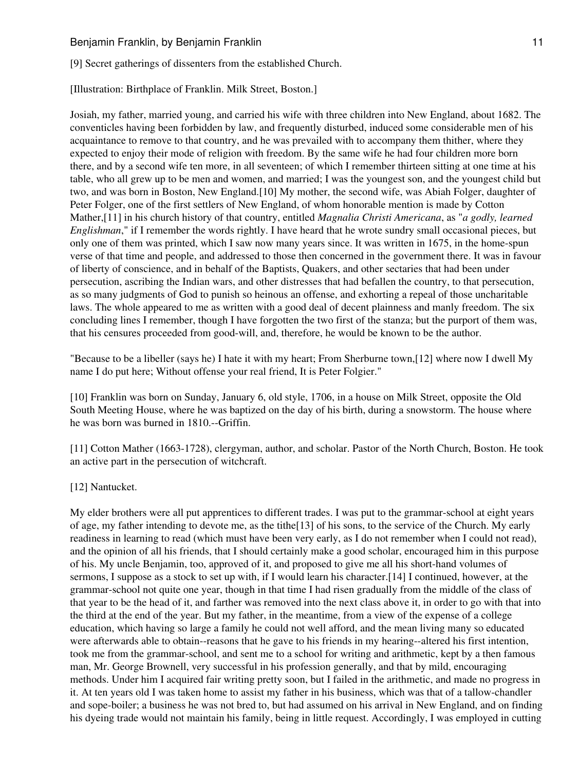[9] Secret gatherings of dissenters from the established Church.

[Illustration: Birthplace of Franklin. Milk Street, Boston.]

Josiah, my father, married young, and carried his wife with three children into New England, about 1682. The conventicles having been forbidden by law, and frequently disturbed, induced some considerable men of his acquaintance to remove to that country, and he was prevailed with to accompany them thither, where they expected to enjoy their mode of religion with freedom. By the same wife he had four children more born there, and by a second wife ten more, in all seventeen; of which I remember thirteen sitting at one time at his table, who all grew up to be men and women, and married; I was the youngest son, and the youngest child but two, and was born in Boston, New England.[10] My mother, the second wife, was Abiah Folger, daughter of Peter Folger, one of the first settlers of New England, of whom honorable mention is made by Cotton Mather,[11] in his church history of that country, entitled *Magnalia Christi Americana*, as "*a godly, learned Englishman*," if I remember the words rightly. I have heard that he wrote sundry small occasional pieces, but only one of them was printed, which I saw now many years since. It was written in 1675, in the home-spun verse of that time and people, and addressed to those then concerned in the government there. It was in favour of liberty of conscience, and in behalf of the Baptists, Quakers, and other sectaries that had been under persecution, ascribing the Indian wars, and other distresses that had befallen the country, to that persecution, as so many judgments of God to punish so heinous an offense, and exhorting a repeal of those uncharitable laws. The whole appeared to me as written with a good deal of decent plainness and manly freedom. The six concluding lines I remember, though I have forgotten the two first of the stanza; but the purport of them was, that his censures proceeded from good-will, and, therefore, he would be known to be the author.

"Because to be a libeller (says he) I hate it with my heart; From Sherburne town,[12] where now I dwell My name I do put here; Without offense your real friend, It is Peter Folgier."

[10] Franklin was born on Sunday, January 6, old style, 1706, in a house on Milk Street, opposite the Old South Meeting House, where he was baptized on the day of his birth, during a snowstorm. The house where he was born was burned in 1810.--Griffin.

[11] Cotton Mather (1663-1728), clergyman, author, and scholar. Pastor of the North Church, Boston. He took an active part in the persecution of witchcraft.

[12] Nantucket.

My elder brothers were all put apprentices to different trades. I was put to the grammar-school at eight years of age, my father intending to devote me, as the tithe[13] of his sons, to the service of the Church. My early readiness in learning to read (which must have been very early, as I do not remember when I could not read), and the opinion of all his friends, that I should certainly make a good scholar, encouraged him in this purpose of his. My uncle Benjamin, too, approved of it, and proposed to give me all his short-hand volumes of sermons, I suppose as a stock to set up with, if I would learn his character.[14] I continued, however, at the grammar-school not quite one year, though in that time I had risen gradually from the middle of the class of that year to be the head of it, and farther was removed into the next class above it, in order to go with that into the third at the end of the year. But my father, in the meantime, from a view of the expense of a college education, which having so large a family he could not well afford, and the mean living many so educated were afterwards able to obtain--reasons that he gave to his friends in my hearing--altered his first intention, took me from the grammar-school, and sent me to a school for writing and arithmetic, kept by a then famous man, Mr. George Brownell, very successful in his profession generally, and that by mild, encouraging methods. Under him I acquired fair writing pretty soon, but I failed in the arithmetic, and made no progress in it. At ten years old I was taken home to assist my father in his business, which was that of a tallow-chandler and sope-boiler; a business he was not bred to, but had assumed on his arrival in New England, and on finding his dyeing trade would not maintain his family, being in little request. Accordingly, I was employed in cutting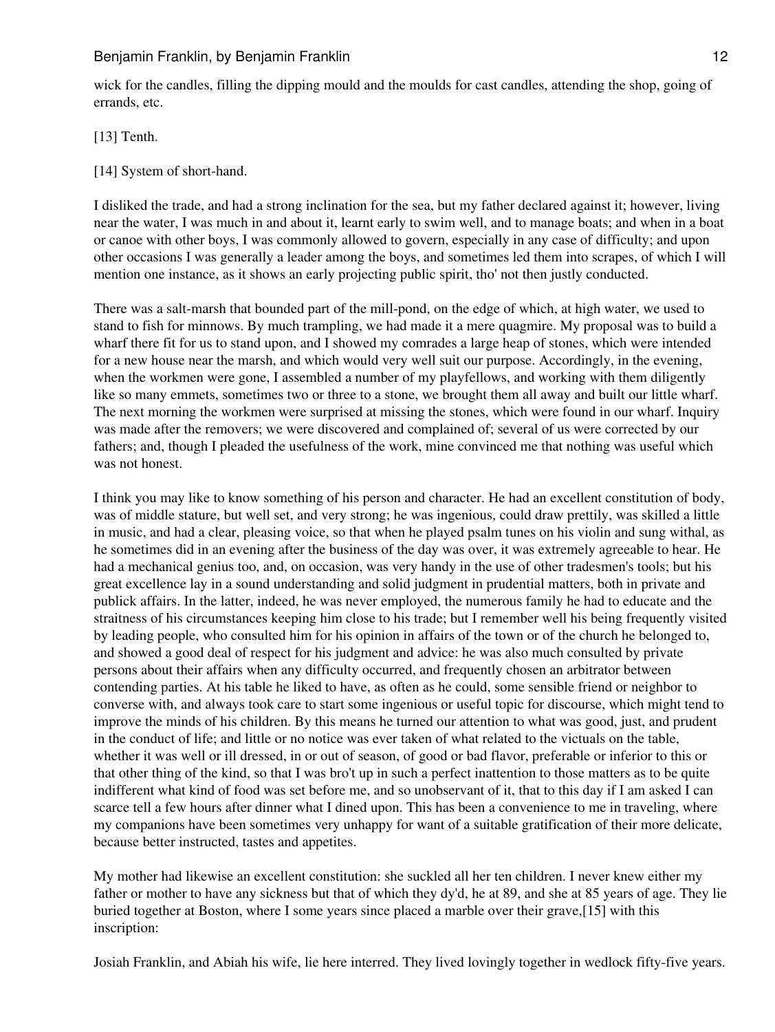wick for the candles, filling the dipping mould and the moulds for cast candles, attending the shop, going of errands, etc.

[13] Tenth.

[14] System of short-hand.

I disliked the trade, and had a strong inclination for the sea, but my father declared against it; however, living near the water, I was much in and about it, learnt early to swim well, and to manage boats; and when in a boat or canoe with other boys, I was commonly allowed to govern, especially in any case of difficulty; and upon other occasions I was generally a leader among the boys, and sometimes led them into scrapes, of which I will mention one instance, as it shows an early projecting public spirit, tho' not then justly conducted.

There was a salt-marsh that bounded part of the mill-pond, on the edge of which, at high water, we used to stand to fish for minnows. By much trampling, we had made it a mere quagmire. My proposal was to build a wharf there fit for us to stand upon, and I showed my comrades a large heap of stones, which were intended for a new house near the marsh, and which would very well suit our purpose. Accordingly, in the evening, when the workmen were gone, I assembled a number of my playfellows, and working with them diligently like so many emmets, sometimes two or three to a stone, we brought them all away and built our little wharf. The next morning the workmen were surprised at missing the stones, which were found in our wharf. Inquiry was made after the removers; we were discovered and complained of; several of us were corrected by our fathers; and, though I pleaded the usefulness of the work, mine convinced me that nothing was useful which was not honest.

I think you may like to know something of his person and character. He had an excellent constitution of body, was of middle stature, but well set, and very strong; he was ingenious, could draw prettily, was skilled a little in music, and had a clear, pleasing voice, so that when he played psalm tunes on his violin and sung withal, as he sometimes did in an evening after the business of the day was over, it was extremely agreeable to hear. He had a mechanical genius too, and, on occasion, was very handy in the use of other tradesmen's tools; but his great excellence lay in a sound understanding and solid judgment in prudential matters, both in private and publick affairs. In the latter, indeed, he was never employed, the numerous family he had to educate and the straitness of his circumstances keeping him close to his trade; but I remember well his being frequently visited by leading people, who consulted him for his opinion in affairs of the town or of the church he belonged to, and showed a good deal of respect for his judgment and advice: he was also much consulted by private persons about their affairs when any difficulty occurred, and frequently chosen an arbitrator between contending parties. At his table he liked to have, as often as he could, some sensible friend or neighbor to converse with, and always took care to start some ingenious or useful topic for discourse, which might tend to improve the minds of his children. By this means he turned our attention to what was good, just, and prudent in the conduct of life; and little or no notice was ever taken of what related to the victuals on the table, whether it was well or ill dressed, in or out of season, of good or bad flavor, preferable or inferior to this or that other thing of the kind, so that I was bro't up in such a perfect inattention to those matters as to be quite indifferent what kind of food was set before me, and so unobservant of it, that to this day if I am asked I can scarce tell a few hours after dinner what I dined upon. This has been a convenience to me in traveling, where my companions have been sometimes very unhappy for want of a suitable gratification of their more delicate, because better instructed, tastes and appetites.

My mother had likewise an excellent constitution: she suckled all her ten children. I never knew either my father or mother to have any sickness but that of which they dy'd, he at 89, and she at 85 years of age. They lie buried together at Boston, where I some years since placed a marble over their grave,[15] with this inscription:

Josiah Franklin, and Abiah his wife, lie here interred. They lived lovingly together in wedlock fifty-five years.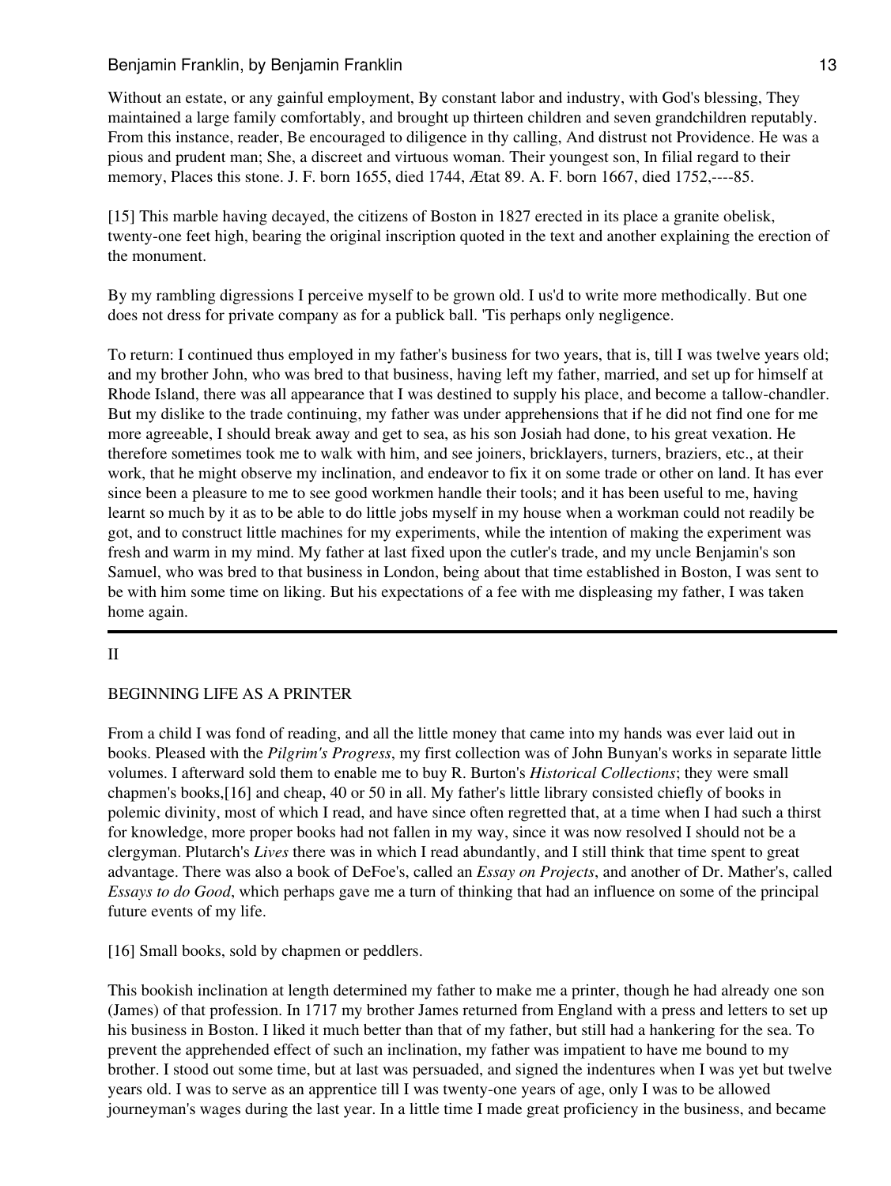Without an estate, or any gainful employment, By constant labor and industry, with God's blessing, They maintained a large family comfortably, and brought up thirteen children and seven grandchildren reputably. From this instance, reader, Be encouraged to diligence in thy calling, And distrust not Providence. He was a pious and prudent man; She, a discreet and virtuous woman. Their youngest son, In filial regard to their memory, Places this stone. J. F. born 1655, died 1744, Ætat 89. A. F. born 1667, died 1752,----85.

[15] This marble having decayed, the citizens of Boston in 1827 erected in its place a granite obelisk, twenty-one feet high, bearing the original inscription quoted in the text and another explaining the erection of the monument.

By my rambling digressions I perceive myself to be grown old. I us'd to write more methodically. But one does not dress for private company as for a publick ball. 'Tis perhaps only negligence.

To return: I continued thus employed in my father's business for two years, that is, till I was twelve years old; and my brother John, who was bred to that business, having left my father, married, and set up for himself at Rhode Island, there was all appearance that I was destined to supply his place, and become a tallow-chandler. But my dislike to the trade continuing, my father was under apprehensions that if he did not find one for me more agreeable, I should break away and get to sea, as his son Josiah had done, to his great vexation. He therefore sometimes took me to walk with him, and see joiners, bricklayers, turners, braziers, etc., at their work, that he might observe my inclination, and endeavor to fix it on some trade or other on land. It has ever since been a pleasure to me to see good workmen handle their tools; and it has been useful to me, having learnt so much by it as to be able to do little jobs myself in my house when a workman could not readily be got, and to construct little machines for my experiments, while the intention of making the experiment was fresh and warm in my mind. My father at last fixed upon the cutler's trade, and my uncle Benjamin's son Samuel, who was bred to that business in London, being about that time established in Boston, I was sent to be with him some time on liking. But his expectations of a fee with me displeasing my father, I was taken home again.

---

## II

## BEGINNING LIFE AS A PRINTER

From a child I was fond of reading, and all the little money that came into my hands was ever laid out in books. Pleased with the *Pilgrim's Progress*, my first collection was of John Bunyan's works in separate little volumes. I afterward sold them to enable me to buy R. Burton's *Historical Collections*; they were small chapmen's books,[16] and cheap, 40 or 50 in all. My father's little library consisted chiefly of books in polemic divinity, most of which I read, and have since often regretted that, at a time when I had such a thirst for knowledge, more proper books had not fallen in my way, since it was now resolved I should not be a clergyman. Plutarch's *Lives* there was in which I read abundantly, and I still think that time spent to great advantage. There was also a book of DeFoe's, called an *Essay on Projects*, and another of Dr. Mather's, called *Essays to do Good*, which perhaps gave me a turn of thinking that had an influence on some of the principal future events of my life.

[16] Small books, sold by chapmen or peddlers.

This bookish inclination at length determined my father to make me a printer, though he had already one son (James) of that profession. In 1717 my brother James returned from England with a press and letters to set up his business in Boston. I liked it much better than that of my father, but still had a hankering for the sea. To prevent the apprehended effect of such an inclination, my father was impatient to have me bound to my brother. I stood out some time, but at last was persuaded, and signed the indentures when I was yet but twelve years old. I was to serve as an apprentice till I was twenty-one years of age, only I was to be allowed journeyman's wages during the last year. In a little time I made great proficiency in the business, and became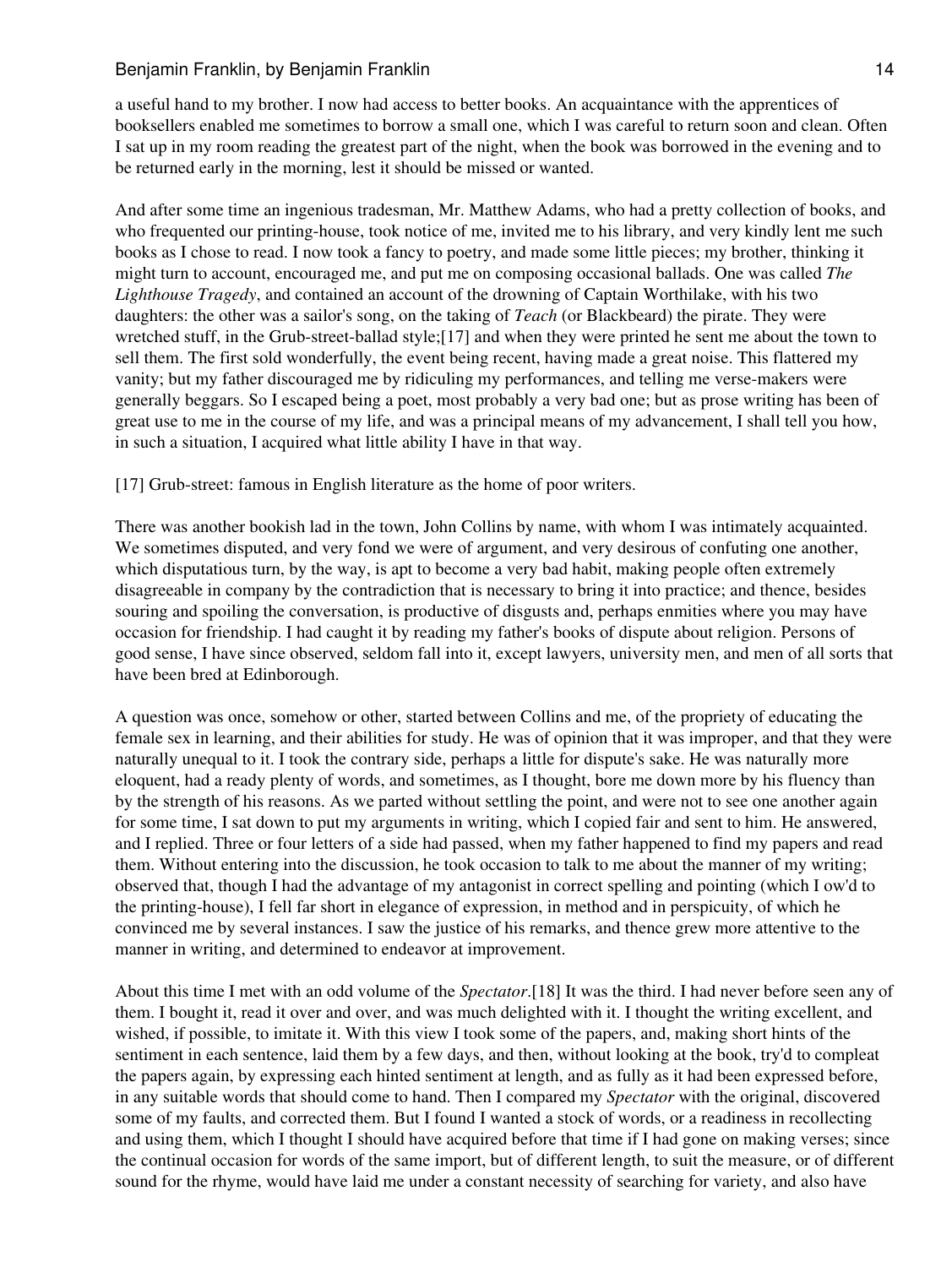a useful hand to my brother. I now had access to better books. An acquaintance with the apprentices of booksellers enabled me sometimes to borrow a small one, which I was careful to return soon and clean. Often I sat up in my room reading the greatest part of the night, when the book was borrowed in the evening and to be returned early in the morning, lest it should be missed or wanted.

And after some time an ingenious tradesman, Mr. Matthew Adams, who had a pretty collection of books, and who frequented our printing-house, took notice of me, invited me to his library, and very kindly lent me such books as I chose to read. I now took a fancy to poetry, and made some little pieces; my brother, thinking it might turn to account, encouraged me, and put me on composing occasional ballads. One was called *The Lighthouse Tragedy*, and contained an account of the drowning of Captain Worthilake, with his two daughters: the other was a sailor's song, on the taking of *Teach* (or Blackbeard) the pirate. They were wretched stuff, in the Grub-street-ballad style;[17] and when they were printed he sent me about the town to sell them. The first sold wonderfully, the event being recent, having made a great noise. This flattered my vanity; but my father discouraged me by ridiculing my performances, and telling me verse-makers were generally beggars. So I escaped being a poet, most probably a very bad one; but as prose writing has been of great use to me in the course of my life, and was a principal means of my advancement, I shall tell you how, in such a situation, I acquired what little ability I have in that way.

[17] Grub-street: famous in English literature as the home of poor writers.

There was another bookish lad in the town, John Collins by name, with whom I was intimately acquainted. We sometimes disputed, and very fond we were of argument, and very desirous of confuting one another, which disputatious turn, by the way, is apt to become a very bad habit, making people often extremely disagreeable in company by the contradiction that is necessary to bring it into practice; and thence, besides souring and spoiling the conversation, is productive of disgusts and, perhaps enmities where you may have occasion for friendship. I had caught it by reading my father's books of dispute about religion. Persons of good sense, I have since observed, seldom fall into it, except lawyers, university men, and men of all sorts that have been bred at Edinborough.

A question was once, somehow or other, started between Collins and me, of the propriety of educating the female sex in learning, and their abilities for study. He was of opinion that it was improper, and that they were naturally unequal to it. I took the contrary side, perhaps a little for dispute's sake. He was naturally more eloquent, had a ready plenty of words, and sometimes, as I thought, bore me down more by his fluency than by the strength of his reasons. As we parted without settling the point, and were not to see one another again for some time, I sat down to put my arguments in writing, which I copied fair and sent to him. He answered, and I replied. Three or four letters of a side had passed, when my father happened to find my papers and read them. Without entering into the discussion, he took occasion to talk to me about the manner of my writing; observed that, though I had the advantage of my antagonist in correct spelling and pointing (which I ow'd to the printing-house), I fell far short in elegance of expression, in method and in perspicuity, of which he convinced me by several instances. I saw the justice of his remarks, and thence grew more attentive to the manner in writing, and determined to endeavor at improvement.

About this time I met with an odd volume of the *Spectator*.[18] It was the third. I had never before seen any of them. I bought it, read it over and over, and was much delighted with it. I thought the writing excellent, and wished, if possible, to imitate it. With this view I took some of the papers, and, making short hints of the sentiment in each sentence, laid them by a few days, and then, without looking at the book, try'd to compleat the papers again, by expressing each hinted sentiment at length, and as fully as it had been expressed before, in any suitable words that should come to hand. Then I compared my *Spectator* with the original, discovered some of my faults, and corrected them. But I found I wanted a stock of words, or a readiness in recollecting and using them, which I thought I should have acquired before that time if I had gone on making verses; since the continual occasion for words of the same import, but of different length, to suit the measure, or of different sound for the rhyme, would have laid me under a constant necessity of searching for variety, and also have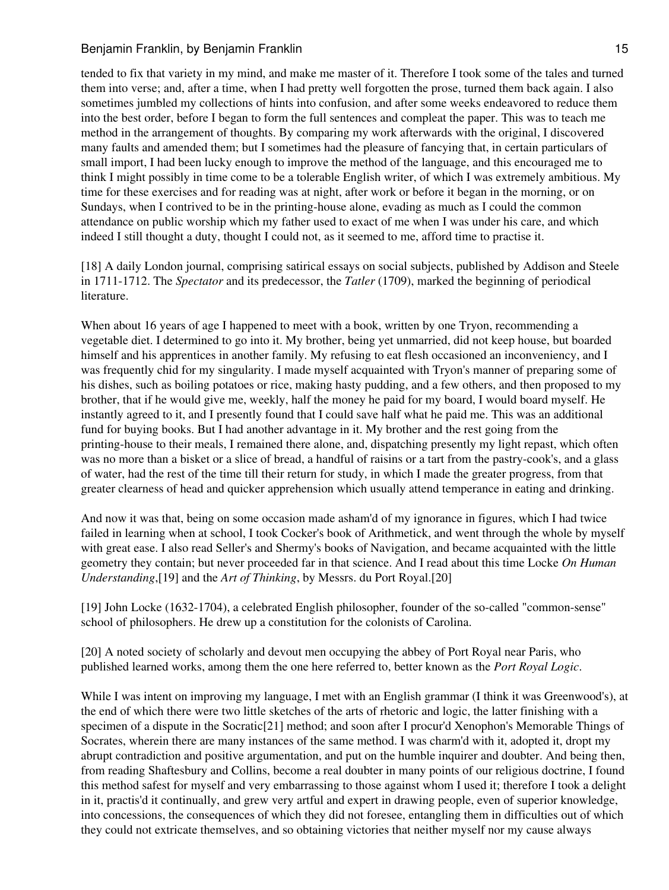tended to fix that variety in my mind, and make me master of it. Therefore I took some of the tales and turned them into verse; and, after a time, when I had pretty well forgotten the prose, turned them back again. I also sometimes jumbled my collections of hints into confusion, and after some weeks endeavored to reduce them into the best order, before I began to form the full sentences and compleat the paper. This was to teach me method in the arrangement of thoughts. By comparing my work afterwards with the original, I discovered many faults and amended them; but I sometimes had the pleasure of fancying that, in certain particulars of small import, I had been lucky enough to improve the method of the language, and this encouraged me to think I might possibly in time come to be a tolerable English writer, of which I was extremely ambitious. My time for these exercises and for reading was at night, after work or before it began in the morning, or on Sundays, when I contrived to be in the printing-house alone, evading as much as I could the common attendance on public worship which my father used to exact of me when I was under his care, and which indeed I still thought a duty, thought I could not, as it seemed to me, afford time to practise it.

[18] A daily London journal, comprising satirical essays on social subjects, published by Addison and Steele in 1711-1712. The *Spectator* and its predecessor, the *Tatler* (1709), marked the beginning of periodical literature.

When about 16 years of age I happened to meet with a book, written by one Tryon, recommending a vegetable diet. I determined to go into it. My brother, being yet unmarried, did not keep house, but boarded himself and his apprentices in another family. My refusing to eat flesh occasioned an inconveniency, and I was frequently chid for my singularity. I made myself acquainted with Tryon's manner of preparing some of his dishes, such as boiling potatoes or rice, making hasty pudding, and a few others, and then proposed to my brother, that if he would give me, weekly, half the money he paid for my board, I would board myself. He instantly agreed to it, and I presently found that I could save half what he paid me. This was an additional fund for buying books. But I had another advantage in it. My brother and the rest going from the printing-house to their meals, I remained there alone, and, dispatching presently my light repast, which often was no more than a bisket or a slice of bread, a handful of raisins or a tart from the pastry-cook's, and a glass of water, had the rest of the time till their return for study, in which I made the greater progress, from that greater clearness of head and quicker apprehension which usually attend temperance in eating and drinking.

And now it was that, being on some occasion made asham'd of my ignorance in figures, which I had twice failed in learning when at school, I took Cocker's book of Arithmetick, and went through the whole by myself with great ease. I also read Seller's and Shermy's books of Navigation, and became acquainted with the little geometry they contain; but never proceeded far in that science. And I read about this time Locke *On Human Understanding*,[19] and the *Art of Thinking*, by Messrs. du Port Royal.[20]

[19] John Locke (1632-1704), a celebrated English philosopher, founder of the so-called "common-sense" school of philosophers. He drew up a constitution for the colonists of Carolina.

[20] A noted society of scholarly and devout men occupying the abbey of Port Royal near Paris, who published learned works, among them the one here referred to, better known as the *Port Royal Logic*.

While I was intent on improving my language, I met with an English grammar (I think it was Greenwood's), at the end of which there were two little sketches of the arts of rhetoric and logic, the latter finishing with a specimen of a dispute in the Socratic[21] method; and soon after I procur'd Xenophon's Memorable Things of Socrates, wherein there are many instances of the same method. I was charm'd with it, adopted it, dropt my abrupt contradiction and positive argumentation, and put on the humble inquirer and doubter. And being then, from reading Shaftesbury and Collins, become a real doubter in many points of our religious doctrine, I found this method safest for myself and very embarrassing to those against whom I used it; therefore I took a delight in it, practis'd it continually, and grew very artful and expert in drawing people, even of superior knowledge, into concessions, the consequences of which they did not foresee, entangling them in difficulties out of which they could not extricate themselves, and so obtaining victories that neither myself nor my cause always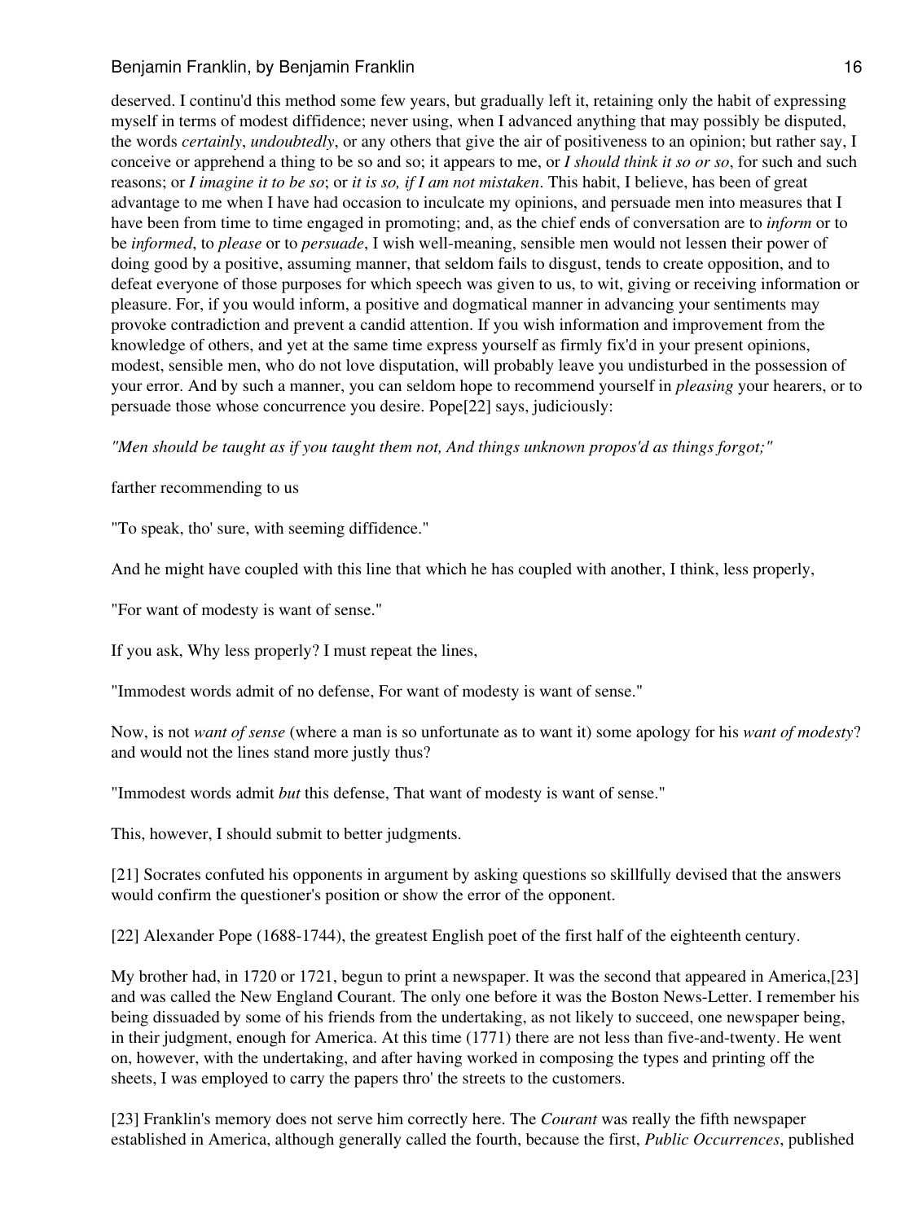deserved. I continu'd this method some few years, but gradually left it, retaining only the habit of expressing myself in terms of modest diffidence; never using, when I advanced anything that may possibly be disputed, the words *certainly*, *undoubtedly*, or any others that give the air of positiveness to an opinion; but rather say, I conceive or apprehend a thing to be so and so; it appears to me, or *I should think it so or so*, for such and such reasons; or *I imagine it to be so*; or *it is so, if I am not mistaken*. This habit, I believe, has been of great advantage to me when I have had occasion to inculcate my opinions, and persuade men into measures that I have been from time to time engaged in promoting; and, as the chief ends of conversation are to *inform* or to be *informed*, to *please* or to *persuade*, I wish well-meaning, sensible men would not lessen their power of doing good by a positive, assuming manner, that seldom fails to disgust, tends to create opposition, and to defeat everyone of those purposes for which speech was given to us, to wit, giving or receiving information or pleasure. For, if you would inform, a positive and dogmatical manner in advancing your sentiments may provoke contradiction and prevent a candid attention. If you wish information and improvement from the knowledge of others, and yet at the same time express yourself as firmly fix'd in your present opinions, modest, sensible men, who do not love disputation, will probably leave you undisturbed in the possession of your error. And by such a manner, you can seldom hope to recommend yourself in *pleasing* your hearers, or to persuade those whose concurrence you desire. Pope[22] says, judiciously:

*"Men should be taught as if you taught them not, And things unknown propos'd as things forgot;"*

farther recommending to us

"To speak, tho' sure, with seeming diffidence."

And he might have coupled with this line that which he has coupled with another, I think, less properly,

"For want of modesty is want of sense."

If you ask, Why less properly? I must repeat the lines,

"Immodest words admit of no defense, For want of modesty is want of sense."

Now, is not *want of sense* (where a man is so unfortunate as to want it) some apology for his *want of modesty*? and would not the lines stand more justly thus?

"Immodest words admit *but* this defense, That want of modesty is want of sense."

This, however, I should submit to better judgments.

[21] Socrates confuted his opponents in argument by asking questions so skillfully devised that the answers would confirm the questioner's position or show the error of the opponent.

[22] Alexander Pope (1688-1744), the greatest English poet of the first half of the eighteenth century.

My brother had, in 1720 or 1721, begun to print a newspaper. It was the second that appeared in America,[23] and was called the New England Courant. The only one before it was the Boston News-Letter. I remember his being dissuaded by some of his friends from the undertaking, as not likely to succeed, one newspaper being, in their judgment, enough for America. At this time (1771) there are not less than five-and-twenty. He went on, however, with the undertaking, and after having worked in composing the types and printing off the sheets, I was employed to carry the papers thro' the streets to the customers.

[23] Franklin's memory does not serve him correctly here. The *Courant* was really the fifth newspaper established in America, although generally called the fourth, because the first, *Public Occurrences*, published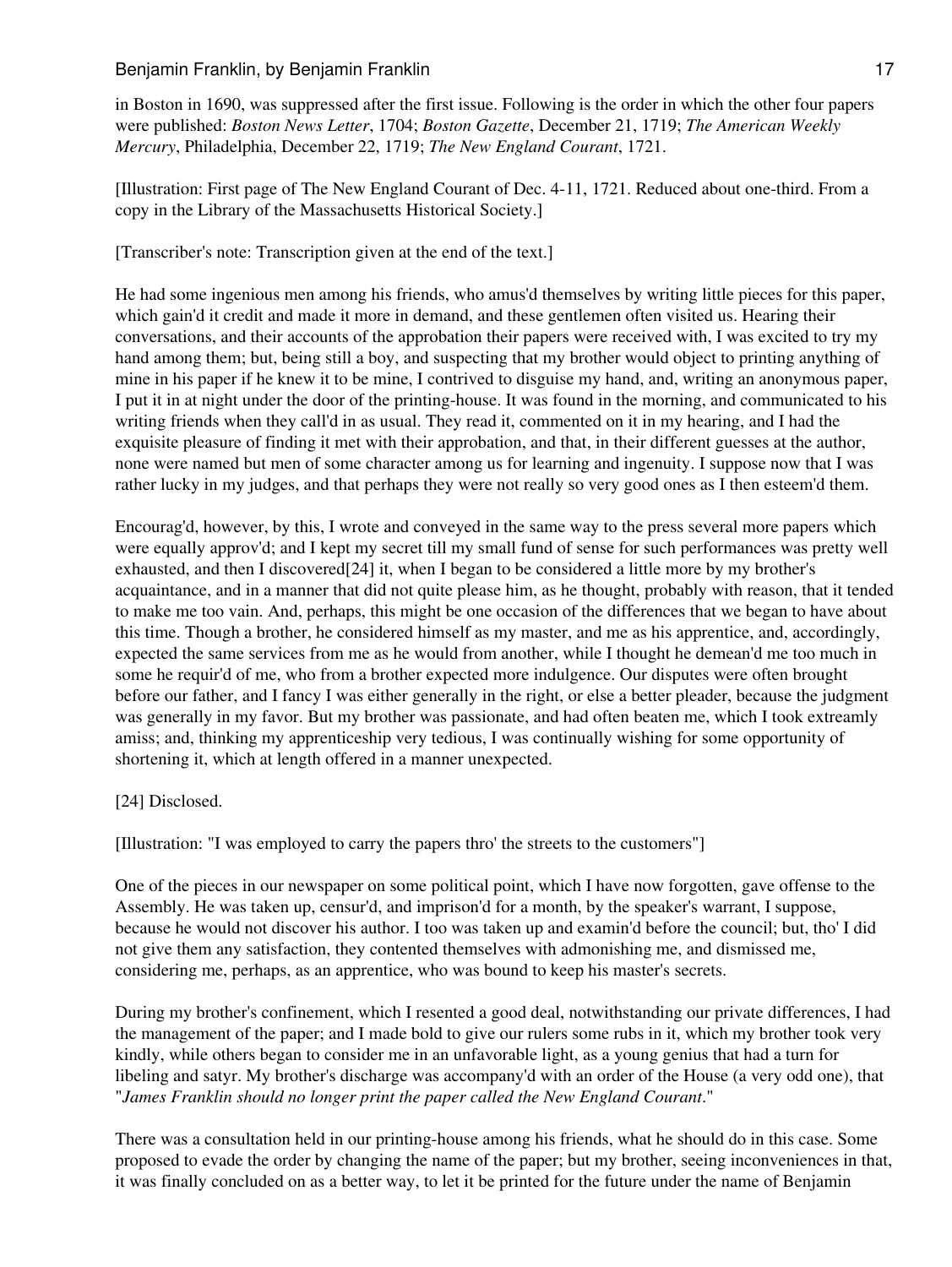in Boston in 1690, was suppressed after the first issue. Following is the order in which the other four papers were published: *Boston News Letter*, 1704; *Boston Gazette*, December 21, 1719; *The American Weekly Mercury*, Philadelphia, December 22, 1719; *The New England Courant*, 1721.

[Illustration: First page of The New England Courant of Dec. 4-11, 1721. Reduced about one-third. From a copy in the Library of the Massachusetts Historical Society.]

[Transcriber's note: Transcription given at the end of the text.]

He had some ingenious men among his friends, who amus'd themselves by writing little pieces for this paper, which gain'd it credit and made it more in demand, and these gentlemen often visited us. Hearing their conversations, and their accounts of the approbation their papers were received with, I was excited to try my hand among them; but, being still a boy, and suspecting that my brother would object to printing anything of mine in his paper if he knew it to be mine, I contrived to disguise my hand, and, writing an anonymous paper, I put it in at night under the door of the printing-house. It was found in the morning, and communicated to his writing friends when they call'd in as usual. They read it, commented on it in my hearing, and I had the exquisite pleasure of finding it met with their approbation, and that, in their different guesses at the author, none were named but men of some character among us for learning and ingenuity. I suppose now that I was rather lucky in my judges, and that perhaps they were not really so very good ones as I then esteem'd them.

Encourag'd, however, by this, I wrote and conveyed in the same way to the press several more papers which were equally approv'd; and I kept my secret till my small fund of sense for such performances was pretty well exhausted, and then I discovered[24] it, when I began to be considered a little more by my brother's acquaintance, and in a manner that did not quite please him, as he thought, probably with reason, that it tended to make me too vain. And, perhaps, this might be one occasion of the differences that we began to have about this time. Though a brother, he considered himself as my master, and me as his apprentice, and, accordingly, expected the same services from me as he would from another, while I thought he demean'd me too much in some he requir'd of me, who from a brother expected more indulgence. Our disputes were often brought before our father, and I fancy I was either generally in the right, or else a better pleader, because the judgment was generally in my favor. But my brother was passionate, and had often beaten me, which I took extreamly amiss; and, thinking my apprenticeship very tedious, I was continually wishing for some opportunity of shortening it, which at length offered in a manner unexpected.

[24] Disclosed.

[Illustration: "I was employed to carry the papers thro' the streets to the customers"]

One of the pieces in our newspaper on some political point, which I have now forgotten, gave offense to the Assembly. He was taken up, censur'd, and imprison'd for a month, by the speaker's warrant, I suppose, because he would not discover his author. I too was taken up and examin'd before the council; but, tho' I did not give them any satisfaction, they contented themselves with admonishing me, and dismissed me, considering me, perhaps, as an apprentice, who was bound to keep his master's secrets.

During my brother's confinement, which I resented a good deal, notwithstanding our private differences, I had the management of the paper; and I made bold to give our rulers some rubs in it, which my brother took very kindly, while others began to consider me in an unfavorable light, as a young genius that had a turn for libeling and satyr. My brother's discharge was accompany'd with an order of the House (a very odd one), that "*James Franklin should no longer print the paper called the New England Courant*."

There was a consultation held in our printing-house among his friends, what he should do in this case. Some proposed to evade the order by changing the name of the paper; but my brother, seeing inconveniences in that, it was finally concluded on as a better way, to let it be printed for the future under the name of Benjamin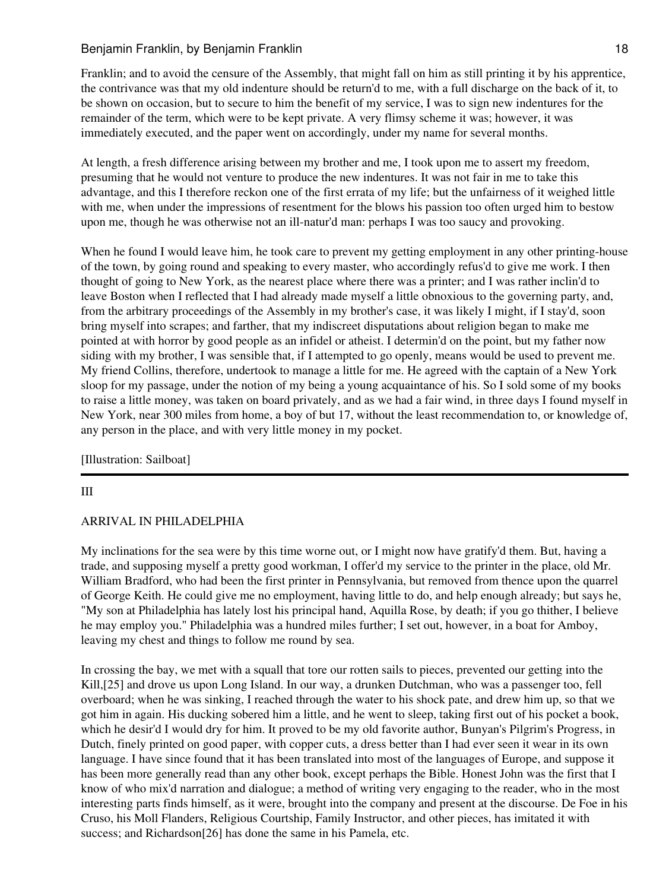Franklin; and to avoid the censure of the Assembly, that might fall on him as still printing it by his apprentice, the contrivance was that my old indenture should be return'd to me, with a full discharge on the back of it, to be shown on occasion, but to secure to him the benefit of my service, I was to sign new indentures for the remainder of the term, which were to be kept private. A very flimsy scheme it was; however, it was immediately executed, and the paper went on accordingly, under my name for several months.

At length, a fresh difference arising between my brother and me, I took upon me to assert my freedom, presuming that he would not venture to produce the new indentures. It was not fair in me to take this advantage, and this I therefore reckon one of the first errata of my life; but the unfairness of it weighed little with me, when under the impressions of resentment for the blows his passion too often urged him to bestow upon me, though he was otherwise not an ill-natur'd man: perhaps I was too saucy and provoking.

When he found I would leave him, he took care to prevent my getting employment in any other printing-house of the town, by going round and speaking to every master, who accordingly refus'd to give me work. I then thought of going to New York, as the nearest place where there was a printer; and I was rather inclin'd to leave Boston when I reflected that I had already made myself a little obnoxious to the governing party, and, from the arbitrary proceedings of the Assembly in my brother's case, it was likely I might, if I stay'd, soon bring myself into scrapes; and farther, that my indiscreet disputations about religion began to make me pointed at with horror by good people as an infidel or atheist. I determin'd on the point, but my father now siding with my brother, I was sensible that, if I attempted to go openly, means would be used to prevent me. My friend Collins, therefore, undertook to manage a little for me. He agreed with the captain of a New York sloop for my passage, under the notion of my being a young acquaintance of his. So I sold some of my books to raise a little money, was taken on board privately, and as we had a fair wind, in three days I found myself in New York, near 300 miles from home, a boy of but 17, without the least recommendation to, or knowledge of, any person in the place, and with very little money in my pocket.

[Illustration: Sailboat]

---

## III

## ARRIVAL IN PHILADELPHIA

My inclinations for the sea were by this time worne out, or I might now have gratify'd them. But, having a trade, and supposing myself a pretty good workman, I offer'd my service to the printer in the place, old Mr. William Bradford, who had been the first printer in Pennsylvania, but removed from thence upon the quarrel of George Keith. He could give me no employment, having little to do, and help enough already; but says he, "My son at Philadelphia has lately lost his principal hand, Aquilla Rose, by death; if you go thither, I believe he may employ you." Philadelphia was a hundred miles further; I set out, however, in a boat for Amboy, leaving my chest and things to follow me round by sea.

In crossing the bay, we met with a squall that tore our rotten sails to pieces, prevented our getting into the Kill,[25] and drove us upon Long Island. In our way, a drunken Dutchman, who was a passenger too, fell overboard; when he was sinking, I reached through the water to his shock pate, and drew him up, so that we got him in again. His ducking sobered him a little, and he went to sleep, taking first out of his pocket a book, which he desir'd I would dry for him. It proved to be my old favorite author, Bunyan's Pilgrim's Progress, in Dutch, finely printed on good paper, with copper cuts, a dress better than I had ever seen it wear in its own language. I have since found that it has been translated into most of the languages of Europe, and suppose it has been more generally read than any other book, except perhaps the Bible. Honest John was the first that I know of who mix'd narration and dialogue; a method of writing very engaging to the reader, who in the most interesting parts finds himself, as it were, brought into the company and present at the discourse. De Foe in his Cruso, his Moll Flanders, Religious Courtship, Family Instructor, and other pieces, has imitated it with success; and Richardson[26] has done the same in his Pamela, etc.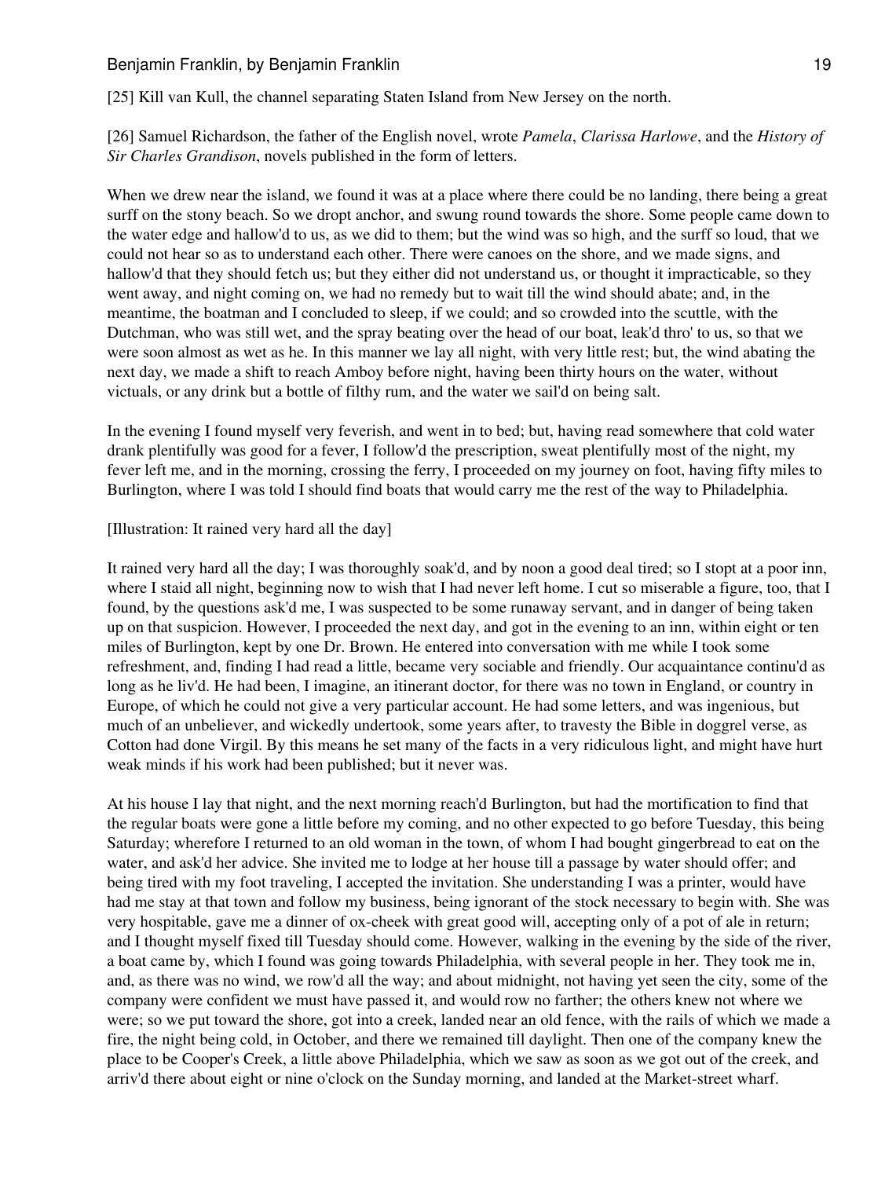[25] Kill van Kull, the channel separating Staten Island from New Jersey on the north.

[26] Samuel Richardson, the father of the English novel, wrote *Pamela*, *Clarissa Harlowe*, and the *History of Sir Charles Grandison*, novels published in the form of letters.

When we drew near the island, we found it was at a place where there could be no landing, there being a great surff on the stony beach. So we dropt anchor, and swung round towards the shore. Some people came down to the water edge and hallow'd to us, as we did to them; but the wind was so high, and the surff so loud, that we could not hear so as to understand each other. There were canoes on the shore, and we made signs, and hallow'd that they should fetch us; but they either did not understand us, or thought it impracticable, so they went away, and night coming on, we had no remedy but to wait till the wind should abate; and, in the meantime, the boatman and I concluded to sleep, if we could; and so crowded into the scuttle, with the Dutchman, who was still wet, and the spray beating over the head of our boat, leak'd thro' to us, so that we were soon almost as wet as he. In this manner we lay all night, with very little rest; but, the wind abating the next day, we made a shift to reach Amboy before night, having been thirty hours on the water, without victuals, or any drink but a bottle of filthy rum, and the water we sail'd on being salt.

In the evening I found myself very feverish, and went in to bed; but, having read somewhere that cold water drank plentifully was good for a fever, I follow'd the prescription, sweat plentifully most of the night, my fever left me, and in the morning, crossing the ferry, I proceeded on my journey on foot, having fifty miles to Burlington, where I was told I should find boats that would carry me the rest of the way to Philadelphia.

[Illustration: It rained very hard all the day]

It rained very hard all the day; I was thoroughly soak'd, and by noon a good deal tired; so I stopt at a poor inn, where I staid all night, beginning now to wish that I had never left home. I cut so miserable a figure, too, that I found, by the questions ask'd me, I was suspected to be some runaway servant, and in danger of being taken up on that suspicion. However, I proceeded the next day, and got in the evening to an inn, within eight or ten miles of Burlington, kept by one Dr. Brown. He entered into conversation with me while I took some refreshment, and, finding I had read a little, became very sociable and friendly. Our acquaintance continu'd as long as he liv'd. He had been, I imagine, an itinerant doctor, for there was no town in England, or country in Europe, of which he could not give a very particular account. He had some letters, and was ingenious, but much of an unbeliever, and wickedly undertook, some years after, to travesty the Bible in doggrel verse, as Cotton had done Virgil. By this means he set many of the facts in a very ridiculous light, and might have hurt weak minds if his work had been published; but it never was.

At his house I lay that night, and the next morning reach'd Burlington, but had the mortification to find that the regular boats were gone a little before my coming, and no other expected to go before Tuesday, this being Saturday; wherefore I returned to an old woman in the town, of whom I had bought gingerbread to eat on the water, and ask'd her advice. She invited me to lodge at her house till a passage by water should offer; and being tired with my foot traveling, I accepted the invitation. She understanding I was a printer, would have had me stay at that town and follow my business, being ignorant of the stock necessary to begin with. She was very hospitable, gave me a dinner of ox-cheek with great good will, accepting only of a pot of ale in return; and I thought myself fixed till Tuesday should come. However, walking in the evening by the side of the river, a boat came by, which I found was going towards Philadelphia, with several people in her. They took me in, and, as there was no wind, we row'd all the way; and about midnight, not having yet seen the city, some of the company were confident we must have passed it, and would row no farther; the others knew not where we were; so we put toward the shore, got into a creek, landed near an old fence, with the rails of which we made a fire, the night being cold, in October, and there we remained till daylight. Then one of the company knew the place to be Cooper's Creek, a little above Philadelphia, which we saw as soon as we got out of the creek, and arriv'd there about eight or nine o'clock on the Sunday morning, and landed at the Market-street wharf.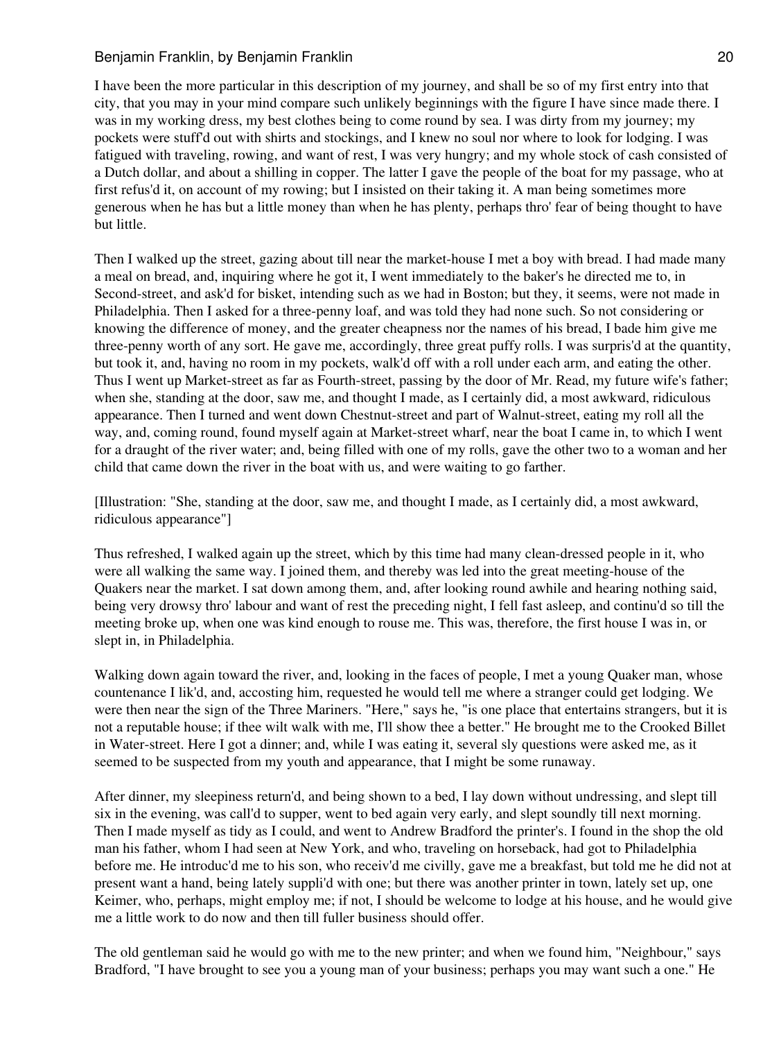I have been the more particular in this description of my journey, and shall be so of my first entry into that city, that you may in your mind compare such unlikely beginnings with the figure I have since made there. I was in my working dress, my best clothes being to come round by sea. I was dirty from my journey; my pockets were stuff'd out with shirts and stockings, and I knew no soul nor where to look for lodging. I was fatigued with traveling, rowing, and want of rest, I was very hungry; and my whole stock of cash consisted of a Dutch dollar, and about a shilling in copper. The latter I gave the people of the boat for my passage, who at first refus'd it, on account of my rowing; but I insisted on their taking it. A man being sometimes more generous when he has but a little money than when he has plenty, perhaps thro' fear of being thought to have but little.

Then I walked up the street, gazing about till near the market-house I met a boy with bread. I had made many a meal on bread, and, inquiring where he got it, I went immediately to the baker's he directed me to, in Second-street, and ask'd for bisket, intending such as we had in Boston; but they, it seems, were not made in Philadelphia. Then I asked for a three-penny loaf, and was told they had none such. So not considering or knowing the difference of money, and the greater cheapness nor the names of his bread, I bade him give me three-penny worth of any sort. He gave me, accordingly, three great puffy rolls. I was surpris'd at the quantity, but took it, and, having no room in my pockets, walk'd off with a roll under each arm, and eating the other. Thus I went up Market-street as far as Fourth-street, passing by the door of Mr. Read, my future wife's father; when she, standing at the door, saw me, and thought I made, as I certainly did, a most awkward, ridiculous appearance. Then I turned and went down Chestnut-street and part of Walnut-street, eating my roll all the way, and, coming round, found myself again at Market-street wharf, near the boat I came in, to which I went for a draught of the river water; and, being filled with one of my rolls, gave the other two to a woman and her child that came down the river in the boat with us, and were waiting to go farther.

[Illustration: "She, standing at the door, saw me, and thought I made, as I certainly did, a most awkward, ridiculous appearance"]

Thus refreshed, I walked again up the street, which by this time had many clean-dressed people in it, who were all walking the same way. I joined them, and thereby was led into the great meeting-house of the Quakers near the market. I sat down among them, and, after looking round awhile and hearing nothing said, being very drowsy thro' labour and want of rest the preceding night, I fell fast asleep, and continu'd so till the meeting broke up, when one was kind enough to rouse me. This was, therefore, the first house I was in, or slept in, in Philadelphia.

Walking down again toward the river, and, looking in the faces of people, I met a young Quaker man, whose countenance I lik'd, and, accosting him, requested he would tell me where a stranger could get lodging. We were then near the sign of the Three Mariners. "Here," says he, "is one place that entertains strangers, but it is not a reputable house; if thee wilt walk with me, I'll show thee a better." He brought me to the Crooked Billet in Water-street. Here I got a dinner; and, while I was eating it, several sly questions were asked me, as it seemed to be suspected from my youth and appearance, that I might be some runaway.

After dinner, my sleepiness return'd, and being shown to a bed, I lay down without undressing, and slept till six in the evening, was call'd to supper, went to bed again very early, and slept soundly till next morning. Then I made myself as tidy as I could, and went to Andrew Bradford the printer's. I found in the shop the old man his father, whom I had seen at New York, and who, traveling on horseback, had got to Philadelphia before me. He introduc'd me to his son, who receiv'd me civilly, gave me a breakfast, but told me he did not at present want a hand, being lately suppli'd with one; but there was another printer in town, lately set up, one Keimer, who, perhaps, might employ me; if not, I should be welcome to lodge at his house, and he would give me a little work to do now and then till fuller business should offer.

The old gentleman said he would go with me to the new printer; and when we found him, "Neighbour," says Bradford, "I have brought to see you a young man of your business; perhaps you may want such a one." He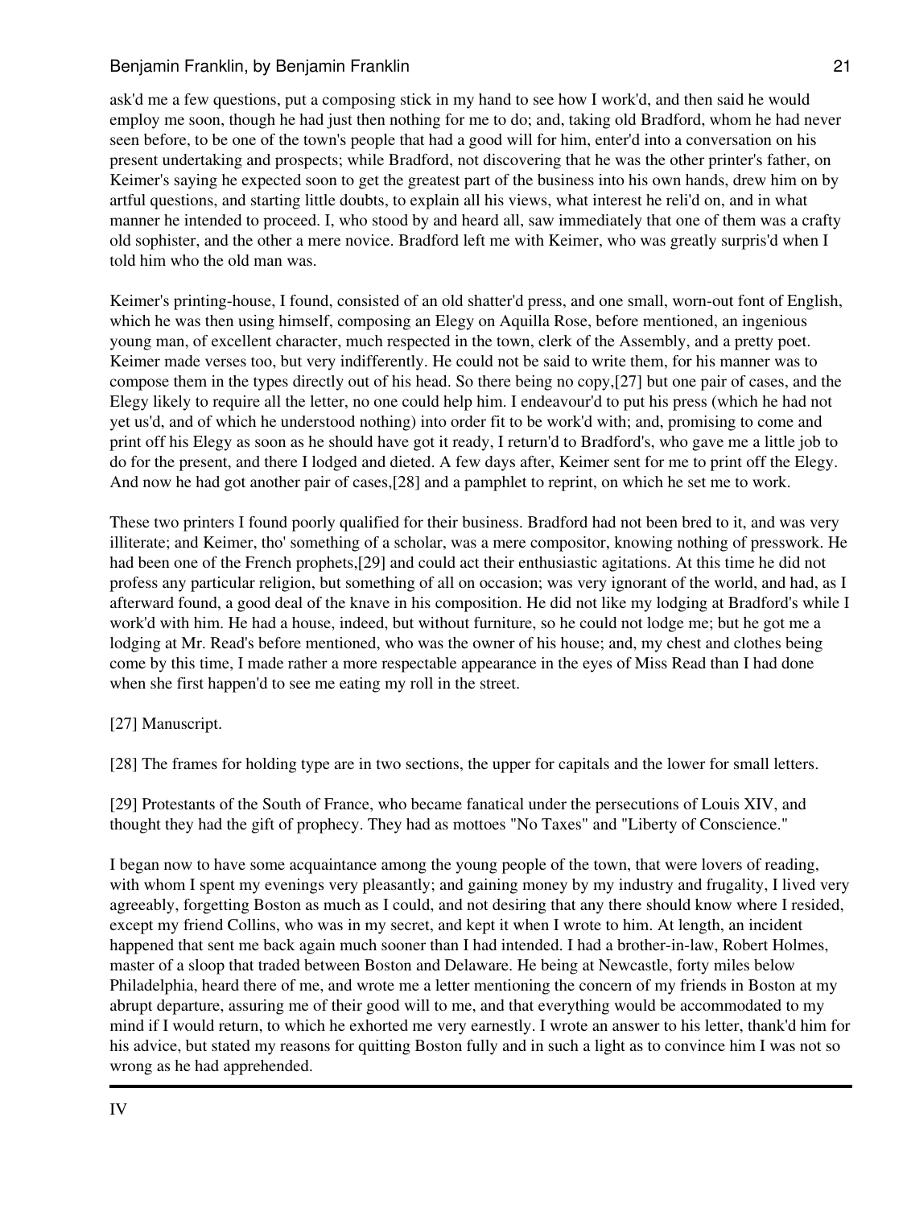ask'd me a few questions, put a composing stick in my hand to see how I work'd, and then said he would employ me soon, though he had just then nothing for me to do; and, taking old Bradford, whom he had never seen before, to be one of the town's people that had a good will for him, enter'd into a conversation on his present undertaking and prospects; while Bradford, not discovering that he was the other printer's father, on Keimer's saying he expected soon to get the greatest part of the business into his own hands, drew him on by artful questions, and starting little doubts, to explain all his views, what interest he reli'd on, and in what manner he intended to proceed. I, who stood by and heard all, saw immediately that one of them was a crafty old sophister, and the other a mere novice. Bradford left me with Keimer, who was greatly surpris'd when I told him who the old man was.

Keimer's printing-house, I found, consisted of an old shatter'd press, and one small, worn-out font of English, which he was then using himself, composing an Elegy on Aquilla Rose, before mentioned, an ingenious young man, of excellent character, much respected in the town, clerk of the Assembly, and a pretty poet. Keimer made verses too, but very indifferently. He could not be said to write them, for his manner was to compose them in the types directly out of his head. So there being no copy,[27] but one pair of cases, and the Elegy likely to require all the letter, no one could help him. I endeavour'd to put his press (which he had not yet us'd, and of which he understood nothing) into order fit to be work'd with; and, promising to come and print off his Elegy as soon as he should have got it ready, I return'd to Bradford's, who gave me a little job to do for the present, and there I lodged and dieted. A few days after, Keimer sent for me to print off the Elegy. And now he had got another pair of cases,[28] and a pamphlet to reprint, on which he set me to work.

These two printers I found poorly qualified for their business. Bradford had not been bred to it, and was very illiterate; and Keimer, tho' something of a scholar, was a mere compositor, knowing nothing of presswork. He had been one of the French prophets,[29] and could act their enthusiastic agitations. At this time he did not profess any particular religion, but something of all on occasion; was very ignorant of the world, and had, as I afterward found, a good deal of the knave in his composition. He did not like my lodging at Bradford's while I work'd with him. He had a house, indeed, but without furniture, so he could not lodge me; but he got me a lodging at Mr. Read's before mentioned, who was the owner of his house; and, my chest and clothes being come by this time, I made rather a more respectable appearance in the eyes of Miss Read than I had done when she first happen'd to see me eating my roll in the street.

[27] Manuscript.

[28] The frames for holding type are in two sections, the upper for capitals and the lower for small letters.

[29] Protestants of the South of France, who became fanatical under the persecutions of Louis XIV, and thought they had the gift of prophecy. They had as mottoes "No Taxes" and "Liberty of Conscience."

I began now to have some acquaintance among the young people of the town, that were lovers of reading, with whom I spent my evenings very pleasantly; and gaining money by my industry and frugality, I lived very agreeably, forgetting Boston as much as I could, and not desiring that any there should know where I resided, except my friend Collins, who was in my secret, and kept it when I wrote to him. At length, an incident happened that sent me back again much sooner than I had intended. I had a brother-in-law, Robert Holmes, master of a sloop that traded between Boston and Delaware. He being at Newcastle, forty miles below Philadelphia, heard there of me, and wrote me a letter mentioning the concern of my friends in Boston at my abrupt departure, assuring me of their good will to me, and that everything would be accommodated to my mind if I would return, to which he exhorted me very earnestly. I wrote an answer to his letter, thank'd him for his advice, but stated my reasons for quitting Boston fully and in such a light as to convince him I was not so wrong as he had apprehended.

---

## IV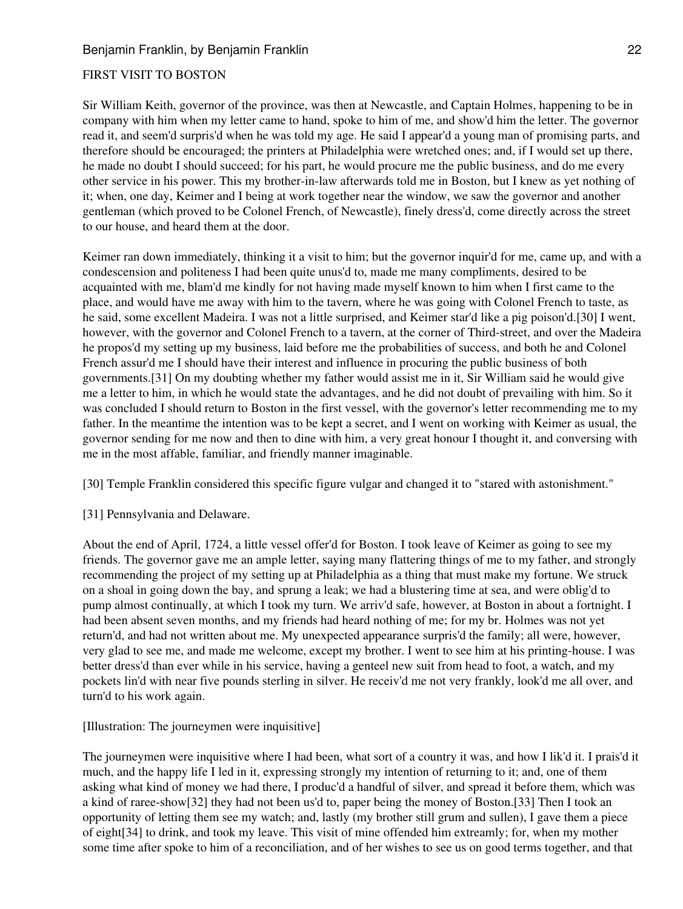## FIRST VISIT TO BOSTON

Sir William Keith, governor of the province, was then at Newcastle, and Captain Holmes, happening to be in company with him when my letter came to hand, spoke to him of me, and show'd him the letter. The governor read it, and seem'd surpris'd when he was told my age. He said I appear'd a young man of promising parts, and therefore should be encouraged; the printers at Philadelphia were wretched ones; and, if I would set up there, he made no doubt I should succeed; for his part, he would procure me the public business, and do me every other service in his power. This my brother-in-law afterwards told me in Boston, but I knew as yet nothing of it; when, one day, Keimer and I being at work together near the window, we saw the governor and another gentleman (which proved to be Colonel French, of Newcastle), finely dress'd, come directly across the street to our house, and heard them at the door.

Keimer ran down immediately, thinking it a visit to him; but the governor inquir'd for me, came up, and with a condescension and politeness I had been quite unus'd to, made me many compliments, desired to be acquainted with me, blam'd me kindly for not having made myself known to him when I first came to the place, and would have me away with him to the tavern, where he was going with Colonel French to taste, as he said, some excellent Madeira. I was not a little surprised, and Keimer star'd like a pig poison'd.[30] I went, however, with the governor and Colonel French to a tavern, at the corner of Third-street, and over the Madeira he propos'd my setting up my business, laid before me the probabilities of success, and both he and Colonel French assur'd me I should have their interest and influence in procuring the public business of both governments.[31] On my doubting whether my father would assist me in it, Sir William said he would give me a letter to him, in which he would state the advantages, and he did not doubt of prevailing with him. So it was concluded I should return to Boston in the first vessel, with the governor's letter recommending me to my father. In the meantime the intention was to be kept a secret, and I went on working with Keimer as usual, the governor sending for me now and then to dine with him, a very great honour I thought it, and conversing with me in the most affable, familiar, and friendly manner imaginable.

[30] Temple Franklin considered this specific figure vulgar and changed it to "stared with astonishment."

[31] Pennsylvania and Delaware.

About the end of April, 1724, a little vessel offer'd for Boston. I took leave of Keimer as going to see my friends. The governor gave me an ample letter, saying many flattering things of me to my father, and strongly recommending the project of my setting up at Philadelphia as a thing that must make my fortune. We struck on a shoal in going down the bay, and sprung a leak; we had a blustering time at sea, and were oblig'd to pump almost continually, at which I took my turn. We arriv'd safe, however, at Boston in about a fortnight. I had been absent seven months, and my friends had heard nothing of me; for my br. Holmes was not yet return'd, and had not written about me. My unexpected appearance surpris'd the family; all were, however, very glad to see me, and made me welcome, except my brother. I went to see him at his printing-house. I was better dress'd than ever while in his service, having a genteel new suit from head to foot, a watch, and my pockets lin'd with near five pounds sterling in silver. He receiv'd me not very frankly, look'd me all over, and turn'd to his work again.

[Illustration: The journeymen were inquisitive]

The journeymen were inquisitive where I had been, what sort of a country it was, and how I lik'd it. I prais'd it much, and the happy life I led in it, expressing strongly my intention of returning to it; and, one of them asking what kind of money we had there, I produc'd a handful of silver, and spread it before them, which was a kind of raree-show[32] they had not been us'd to, paper being the money of Boston.[33] Then I took an opportunity of letting them see my watch; and, lastly (my brother still grum and sullen), I gave them a piece of eight[34] to drink, and took my leave. This visit of mine offended him extreamly; for, when my mother some time after spoke to him of a reconciliation, and of her wishes to see us on good terms together, and that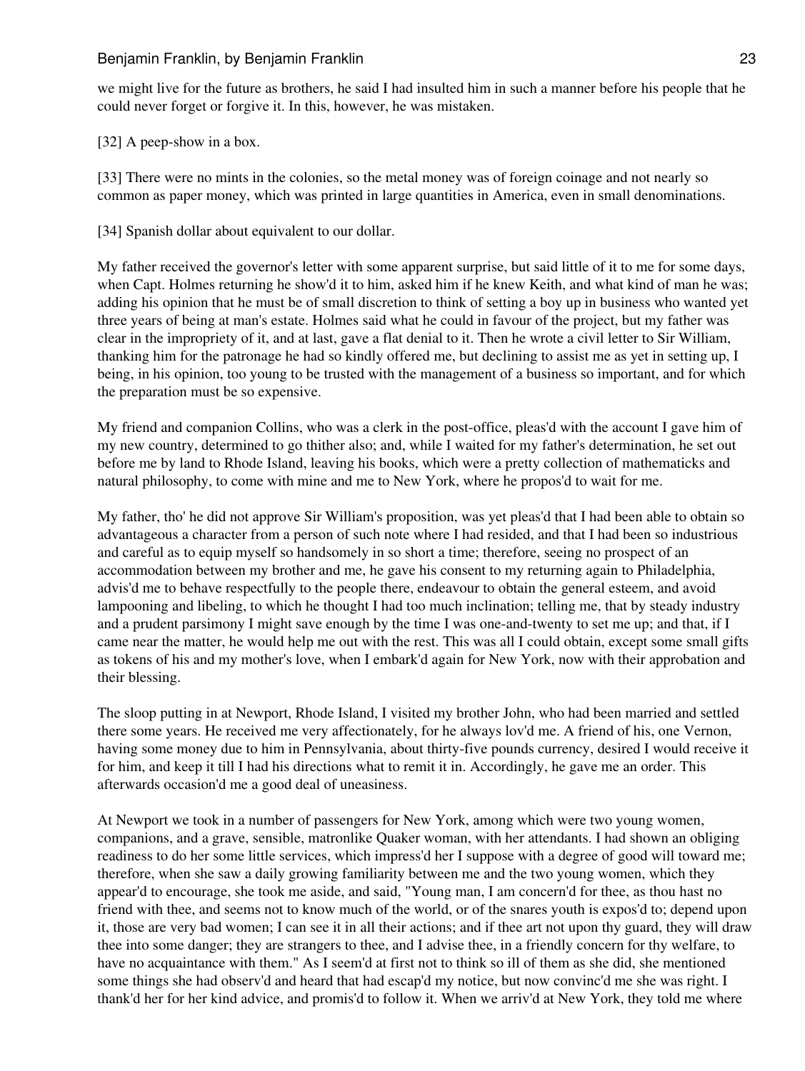we might live for the future as brothers, he said I had insulted him in such a manner before his people that he could never forget or forgive it. In this, however, he was mistaken.

[32] A peep-show in a box.

[33] There were no mints in the colonies, so the metal money was of foreign coinage and not nearly so common as paper money, which was printed in large quantities in America, even in small denominations.

[34] Spanish dollar about equivalent to our dollar.

My father received the governor's letter with some apparent surprise, but said little of it to me for some days, when Capt. Holmes returning he show'd it to him, asked him if he knew Keith, and what kind of man he was; adding his opinion that he must be of small discretion to think of setting a boy up in business who wanted yet three years of being at man's estate. Holmes said what he could in favour of the project, but my father was clear in the impropriety of it, and at last, gave a flat denial to it. Then he wrote a civil letter to Sir William, thanking him for the patronage he had so kindly offered me, but declining to assist me as yet in setting up, I being, in his opinion, too young to be trusted with the management of a business so important, and for which the preparation must be so expensive.

My friend and companion Collins, who was a clerk in the post-office, pleas'd with the account I gave him of my new country, determined to go thither also; and, while I waited for my father's determination, he set out before me by land to Rhode Island, leaving his books, which were a pretty collection of mathematicks and natural philosophy, to come with mine and me to New York, where he propos'd to wait for me.

My father, tho' he did not approve Sir William's proposition, was yet pleas'd that I had been able to obtain so advantageous a character from a person of such note where I had resided, and that I had been so industrious and careful as to equip myself so handsomely in so short a time; therefore, seeing no prospect of an accommodation between my brother and me, he gave his consent to my returning again to Philadelphia, advis'd me to behave respectfully to the people there, endeavour to obtain the general esteem, and avoid lampooning and libeling, to which he thought I had too much inclination; telling me, that by steady industry and a prudent parsimony I might save enough by the time I was one-and-twenty to set me up; and that, if I came near the matter, he would help me out with the rest. This was all I could obtain, except some small gifts as tokens of his and my mother's love, when I embark'd again for New York, now with their approbation and their blessing.

The sloop putting in at Newport, Rhode Island, I visited my brother John, who had been married and settled there some years. He received me very affectionately, for he always lov'd me. A friend of his, one Vernon, having some money due to him in Pennsylvania, about thirty-five pounds currency, desired I would receive it for him, and keep it till I had his directions what to remit it in. Accordingly, he gave me an order. This afterwards occasion'd me a good deal of uneasiness.

At Newport we took in a number of passengers for New York, among which were two young women, companions, and a grave, sensible, matronlike Quaker woman, with her attendants. I had shown an obliging readiness to do her some little services, which impress'd her I suppose with a degree of good will toward me; therefore, when she saw a daily growing familiarity between me and the two young women, which they appear'd to encourage, she took me aside, and said, "Young man, I am concern'd for thee, as thou hast no friend with thee, and seems not to know much of the world, or of the snares youth is expos'd to; depend upon it, those are very bad women; I can see it in all their actions; and if thee art not upon thy guard, they will draw thee into some danger; they are strangers to thee, and I advise thee, in a friendly concern for thy welfare, to have no acquaintance with them." As I seem'd at first not to think so ill of them as she did, she mentioned some things she had observ'd and heard that had escap'd my notice, but now convinc'd me she was right. I thank'd her for her kind advice, and promis'd to follow it. When we arriv'd at New York, they told me where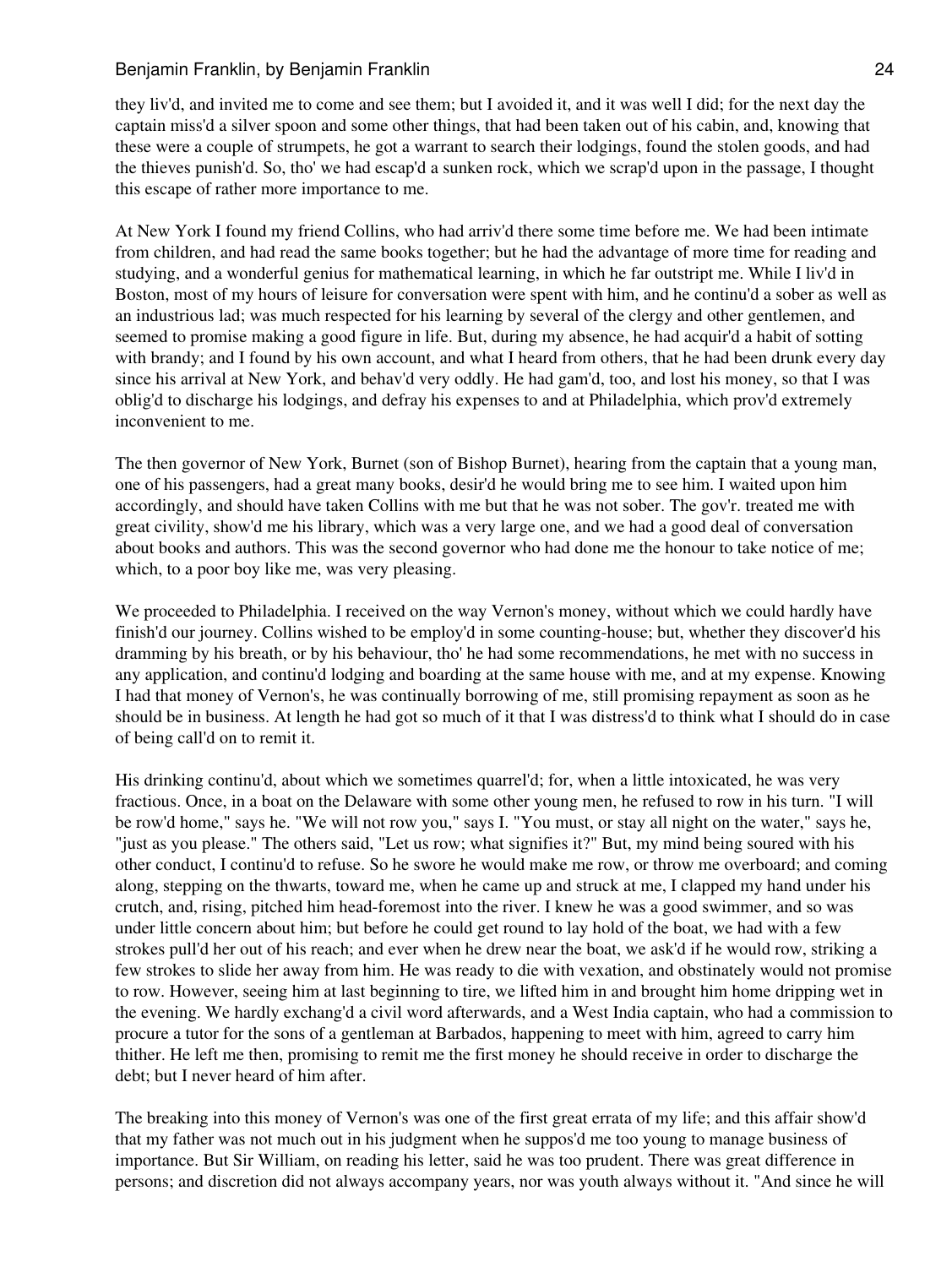they liv'd, and invited me to come and see them; but I avoided it, and it was well I did; for the next day the captain miss'd a silver spoon and some other things, that had been taken out of his cabin, and, knowing that these were a couple of strumpets, he got a warrant to search their lodgings, found the stolen goods, and had the thieves punish'd. So, tho' we had escap'd a sunken rock, which we scrap'd upon in the passage, I thought this escape of rather more importance to me.

At New York I found my friend Collins, who had arriv'd there some time before me. We had been intimate from children, and had read the same books together; but he had the advantage of more time for reading and studying, and a wonderful genius for mathematical learning, in which he far outstript me. While I liv'd in Boston, most of my hours of leisure for conversation were spent with him, and he continu'd a sober as well as an industrious lad; was much respected for his learning by several of the clergy and other gentlemen, and seemed to promise making a good figure in life. But, during my absence, he had acquir'd a habit of sotting with brandy; and I found by his own account, and what I heard from others, that he had been drunk every day since his arrival at New York, and behav'd very oddly. He had gam'd, too, and lost his money, so that I was oblig'd to discharge his lodgings, and defray his expenses to and at Philadelphia, which prov'd extremely inconvenient to me.

The then governor of New York, Burnet (son of Bishop Burnet), hearing from the captain that a young man, one of his passengers, had a great many books, desir'd he would bring me to see him. I waited upon him accordingly, and should have taken Collins with me but that he was not sober. The gov'r. treated me with great civility, show'd me his library, which was a very large one, and we had a good deal of conversation about books and authors. This was the second governor who had done me the honour to take notice of me; which, to a poor boy like me, was very pleasing.

We proceeded to Philadelphia. I received on the way Vernon's money, without which we could hardly have finish'd our journey. Collins wished to be employ'd in some counting-house; but, whether they discover'd his dramming by his breath, or by his behaviour, tho' he had some recommendations, he met with no success in any application, and continu'd lodging and boarding at the same house with me, and at my expense. Knowing I had that money of Vernon's, he was continually borrowing of me, still promising repayment as soon as he should be in business. At length he had got so much of it that I was distress'd to think what I should do in case of being call'd on to remit it.

His drinking continu'd, about which we sometimes quarrel'd; for, when a little intoxicated, he was very fractious. Once, in a boat on the Delaware with some other young men, he refused to row in his turn. "I will be row'd home," says he. "We will not row you," says I. "You must, or stay all night on the water," says he, "just as you please." The others said, "Let us row; what signifies it?" But, my mind being soured with his other conduct, I continu'd to refuse. So he swore he would make me row, or throw me overboard; and coming along, stepping on the thwarts, toward me, when he came up and struck at me, I clapped my hand under his crutch, and, rising, pitched him head-foremost into the river. I knew he was a good swimmer, and so was under little concern about him; but before he could get round to lay hold of the boat, we had with a few strokes pull'd her out of his reach; and ever when he drew near the boat, we ask'd if he would row, striking a few strokes to slide her away from him. He was ready to die with vexation, and obstinately would not promise to row. However, seeing him at last beginning to tire, we lifted him in and brought him home dripping wet in the evening. We hardly exchang'd a civil word afterwards, and a West India captain, who had a commission to procure a tutor for the sons of a gentleman at Barbados, happening to meet with him, agreed to carry him thither. He left me then, promising to remit me the first money he should receive in order to discharge the debt; but I never heard of him after.

The breaking into this money of Vernon's was one of the first great errata of my life; and this affair show'd that my father was not much out in his judgment when he suppos'd me too young to manage business of importance. But Sir William, on reading his letter, said he was too prudent. There was great difference in persons; and discretion did not always accompany years, nor was youth always without it. "And since he will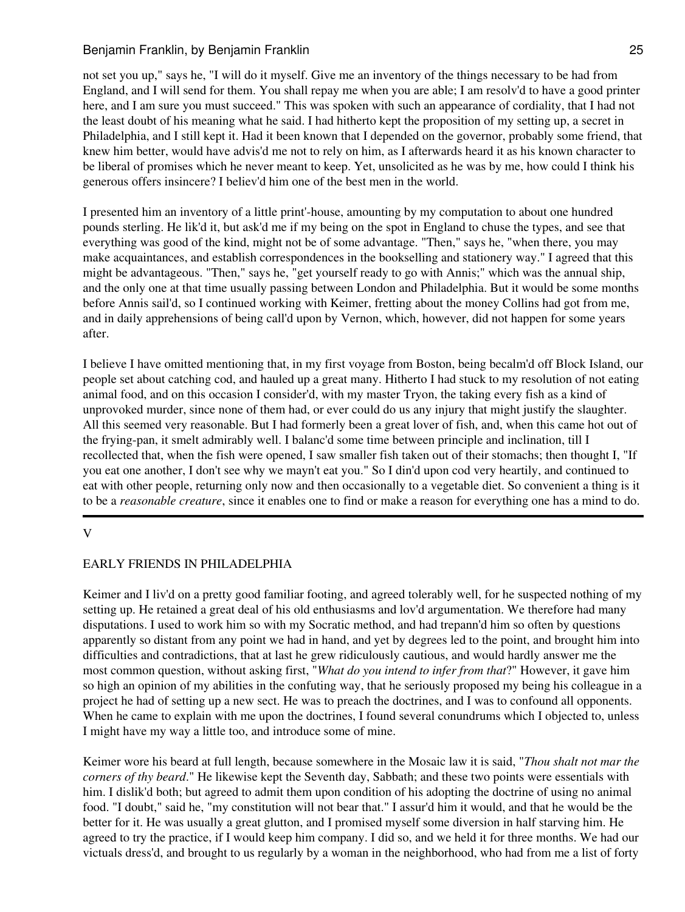not set you up," says he, "I will do it myself. Give me an inventory of the things necessary to be had from England, and I will send for them. You shall repay me when you are able; I am resolv'd to have a good printer here, and I am sure you must succeed." This was spoken with such an appearance of cordiality, that I had not the least doubt of his meaning what he said. I had hitherto kept the proposition of my setting up, a secret in Philadelphia, and I still kept it. Had it been known that I depended on the governor, probably some friend, that knew him better, would have advis'd me not to rely on him, as I afterwards heard it as his known character to be liberal of promises which he never meant to keep. Yet, unsolicited as he was by me, how could I think his generous offers insincere? I believ'd him one of the best men in the world.

I presented him an inventory of a little print'-house, amounting by my computation to about one hundred pounds sterling. He lik'd it, but ask'd me if my being on the spot in England to chuse the types, and see that everything was good of the kind, might not be of some advantage. "Then," says he, "when there, you may make acquaintances, and establish correspondences in the bookselling and stationery way." I agreed that this might be advantageous. "Then," says he, "get yourself ready to go with Annis;" which was the annual ship, and the only one at that time usually passing between London and Philadelphia. But it would be some months before Annis sail'd, so I continued working with Keimer, fretting about the money Collins had got from me, and in daily apprehensions of being call'd upon by Vernon, which, however, did not happen for some years after.

I believe I have omitted mentioning that, in my first voyage from Boston, being becalm'd off Block Island, our people set about catching cod, and hauled up a great many. Hitherto I had stuck to my resolution of not eating animal food, and on this occasion I consider'd, with my master Tryon, the taking every fish as a kind of unprovoked murder, since none of them had, or ever could do us any injury that might justify the slaughter. All this seemed very reasonable. But I had formerly been a great lover of fish, and, when this came hot out of the frying-pan, it smelt admirably well. I balanc'd some time between principle and inclination, till I recollected that, when the fish were opened, I saw smaller fish taken out of their stomachs; then thought I, "If you eat one another, I don't see why we mayn't eat you." So I din'd upon cod very heartily, and continued to eat with other people, returning only now and then occasionally to a vegetable diet. So convenient a thing is it to be a *reasonable creature*, since it enables one to find or make a reason for everything one has a mind to do.

---

V

## EARLY FRIENDS IN PHILADELPHIA

Keimer and I liv'd on a pretty good familiar footing, and agreed tolerably well, for he suspected nothing of my setting up. He retained a great deal of his old enthusiasms and lov'd argumentation. We therefore had many disputations. I used to work him so with my Socratic method, and had trepann'd him so often by questions apparently so distant from any point we had in hand, and yet by degrees led to the point, and brought him into difficulties and contradictions, that at last he grew ridiculously cautious, and would hardly answer me the most common question, without asking first, "*What do you intend to infer from that*?" However, it gave him so high an opinion of my abilities in the confuting way, that he seriously proposed my being his colleague in a project he had of setting up a new sect. He was to preach the doctrines, and I was to confound all opponents. When he came to explain with me upon the doctrines, I found several conundrums which I objected to, unless I might have my way a little too, and introduce some of mine.

Keimer wore his beard at full length, because somewhere in the Mosaic law it is said, "*Thou shalt not mar the corners of thy beard*." He likewise kept the Seventh day, Sabbath; and these two points were essentials with him. I dislik'd both; but agreed to admit them upon condition of his adopting the doctrine of using no animal food. "I doubt," said he, "my constitution will not bear that." I assur'd him it would, and that he would be the better for it. He was usually a great glutton, and I promised myself some diversion in half starving him. He agreed to try the practice, if I would keep him company. I did so, and we held it for three months. We had our victuals dress'd, and brought to us regularly by a woman in the neighborhood, who had from me a list of forty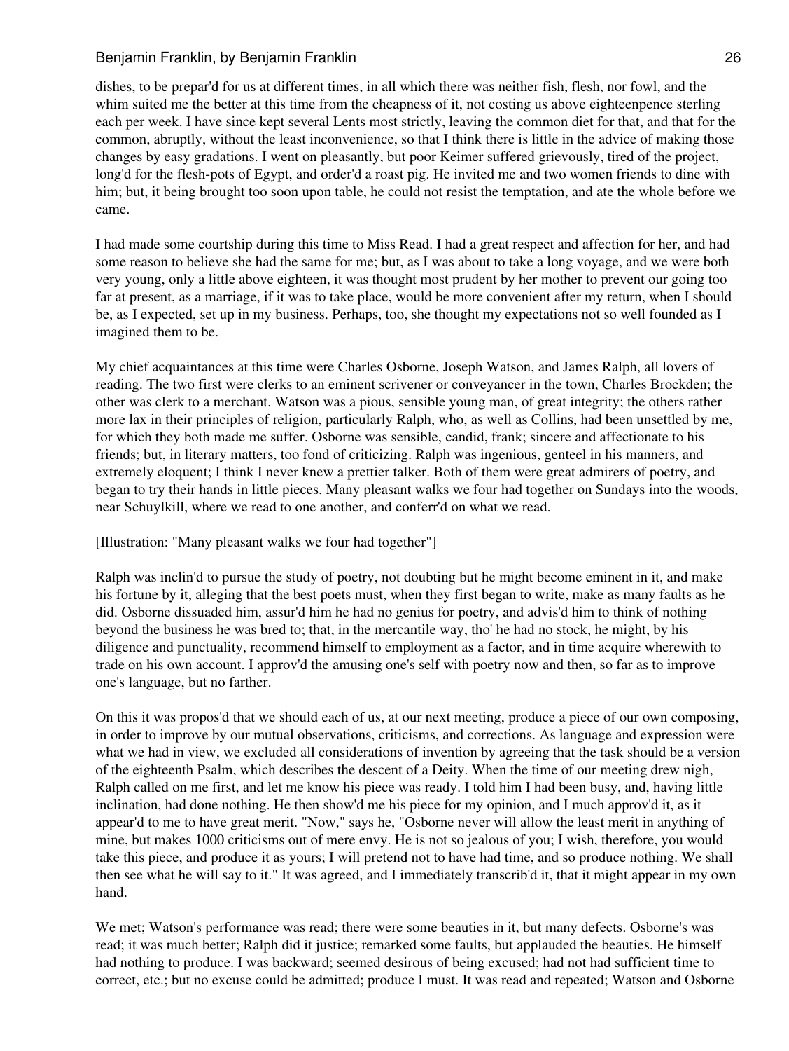dishes, to be prepar'd for us at different times, in all which there was neither fish, flesh, nor fowl, and the whim suited me the better at this time from the cheapness of it, not costing us above eighteenpence sterling each per week. I have since kept several Lents most strictly, leaving the common diet for that, and that for the common, abruptly, without the least inconvenience, so that I think there is little in the advice of making those changes by easy gradations. I went on pleasantly, but poor Keimer suffered grievously, tired of the project, long'd for the flesh-pots of Egypt, and order'd a roast pig. He invited me and two women friends to dine with him; but, it being brought too soon upon table, he could not resist the temptation, and ate the whole before we came.

I had made some courtship during this time to Miss Read. I had a great respect and affection for her, and had some reason to believe she had the same for me; but, as I was about to take a long voyage, and we were both very young, only a little above eighteen, it was thought most prudent by her mother to prevent our going too far at present, as a marriage, if it was to take place, would be more convenient after my return, when I should be, as I expected, set up in my business. Perhaps, too, she thought my expectations not so well founded as I imagined them to be.

My chief acquaintances at this time were Charles Osborne, Joseph Watson, and James Ralph, all lovers of reading. The two first were clerks to an eminent scrivener or conveyancer in the town, Charles Brockden; the other was clerk to a merchant. Watson was a pious, sensible young man, of great integrity; the others rather more lax in their principles of religion, particularly Ralph, who, as well as Collins, had been unsettled by me, for which they both made me suffer. Osborne was sensible, candid, frank; sincere and affectionate to his friends; but, in literary matters, too fond of criticizing. Ralph was ingenious, genteel in his manners, and extremely eloquent; I think I never knew a prettier talker. Both of them were great admirers of poetry, and began to try their hands in little pieces. Many pleasant walks we four had together on Sundays into the woods, near Schuylkill, where we read to one another, and conferr'd on what we read.

[Illustration: "Many pleasant walks we four had together"]

Ralph was inclin'd to pursue the study of poetry, not doubting but he might become eminent in it, and make his fortune by it, alleging that the best poets must, when they first began to write, make as many faults as he did. Osborne dissuaded him, assur'd him he had no genius for poetry, and advis'd him to think of nothing beyond the business he was bred to; that, in the mercantile way, tho' he had no stock, he might, by his diligence and punctuality, recommend himself to employment as a factor, and in time acquire wherewith to trade on his own account. I approv'd the amusing one's self with poetry now and then, so far as to improve one's language, but no farther.

On this it was propos'd that we should each of us, at our next meeting, produce a piece of our own composing, in order to improve by our mutual observations, criticisms, and corrections. As language and expression were what we had in view, we excluded all considerations of invention by agreeing that the task should be a version of the eighteenth Psalm, which describes the descent of a Deity. When the time of our meeting drew nigh, Ralph called on me first, and let me know his piece was ready. I told him I had been busy, and, having little inclination, had done nothing. He then show'd me his piece for my opinion, and I much approv'd it, as it appear'd to me to have great merit. "Now," says he, "Osborne never will allow the least merit in anything of mine, but makes 1000 criticisms out of mere envy. He is not so jealous of you; I wish, therefore, you would take this piece, and produce it as yours; I will pretend not to have had time, and so produce nothing. We shall then see what he will say to it." It was agreed, and I immediately transcrib'd it, that it might appear in my own hand.

We met; Watson's performance was read; there were some beauties in it, but many defects. Osborne's was read; it was much better; Ralph did it justice; remarked some faults, but applauded the beauties. He himself had nothing to produce. I was backward; seemed desirous of being excused; had not had sufficient time to correct, etc.; but no excuse could be admitted; produce I must. It was read and repeated; Watson and Osborne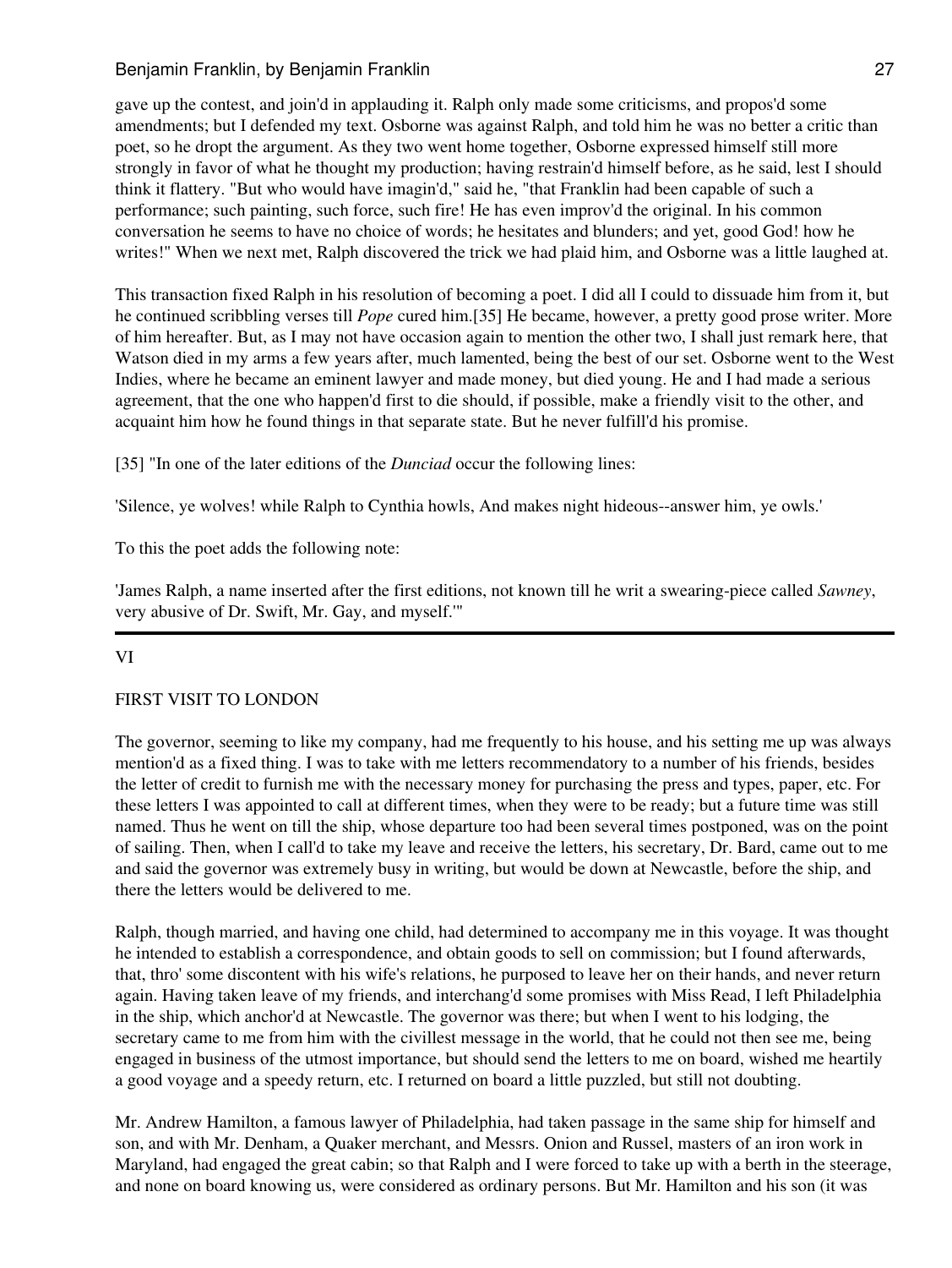gave up the contest, and join'd in applauding it. Ralph only made some criticisms, and propos'd some amendments; but I defended my text. Osborne was against Ralph, and told him he was no better a critic than poet, so he dropt the argument. As they two went home together, Osborne expressed himself still more strongly in favor of what he thought my production; having restrain'd himself before, as he said, lest I should think it flattery. "But who would have imagin'd," said he, "that Franklin had been capable of such a performance; such painting, such force, such fire! He has even improv'd the original. In his common conversation he seems to have no choice of words; he hesitates and blunders; and yet, good God! how he writes!" When we next met, Ralph discovered the trick we had plaid him, and Osborne was a little laughed at.

This transaction fixed Ralph in his resolution of becoming a poet. I did all I could to dissuade him from it, but he continued scribbling verses till *Pope* cured him.[35] He became, however, a pretty good prose writer. More of him hereafter. But, as I may not have occasion again to mention the other two, I shall just remark here, that Watson died in my arms a few years after, much lamented, being the best of our set. Osborne went to the West Indies, where he became an eminent lawyer and made money, but died young. He and I had made a serious agreement, that the one who happen'd first to die should, if possible, make a friendly visit to the other, and acquaint him how he found things in that separate state. But he never fulfill'd his promise.

[35] "In one of the later editions of the *Dunciad* occur the following lines:

'Silence, ye wolves! while Ralph to Cynthia howls, And makes night hideous--answer him, ye owls.'

To this the poet adds the following note:

'James Ralph, a name inserted after the first editions, not known till he writ a swearing-piece called *Sawney*, very abusive of Dr. Swift, Mr. Gay, and myself.'"

---

## VI

## FIRST VISIT TO LONDON

The governor, seeming to like my company, had me frequently to his house, and his setting me up was always mention'd as a fixed thing. I was to take with me letters recommendatory to a number of his friends, besides the letter of credit to furnish me with the necessary money for purchasing the press and types, paper, etc. For these letters I was appointed to call at different times, when they were to be ready; but a future time was still named. Thus he went on till the ship, whose departure too had been several times postponed, was on the point of sailing. Then, when I call'd to take my leave and receive the letters, his secretary, Dr. Bard, came out to me and said the governor was extremely busy in writing, but would be down at Newcastle, before the ship, and there the letters would be delivered to me.

Ralph, though married, and having one child, had determined to accompany me in this voyage. It was thought he intended to establish a correspondence, and obtain goods to sell on commission; but I found afterwards, that, thro' some discontent with his wife's relations, he purposed to leave her on their hands, and never return again. Having taken leave of my friends, and interchang'd some promises with Miss Read, I left Philadelphia in the ship, which anchor'd at Newcastle. The governor was there; but when I went to his lodging, the secretary came to me from him with the civillest message in the world, that he could not then see me, being engaged in business of the utmost importance, but should send the letters to me on board, wished me heartily a good voyage and a speedy return, etc. I returned on board a little puzzled, but still not doubting.

Mr. Andrew Hamilton, a famous lawyer of Philadelphia, had taken passage in the same ship for himself and son, and with Mr. Denham, a Quaker merchant, and Messrs. Onion and Russel, masters of an iron work in Maryland, had engaged the great cabin; so that Ralph and I were forced to take up with a berth in the steerage, and none on board knowing us, were considered as ordinary persons. But Mr. Hamilton and his son (it was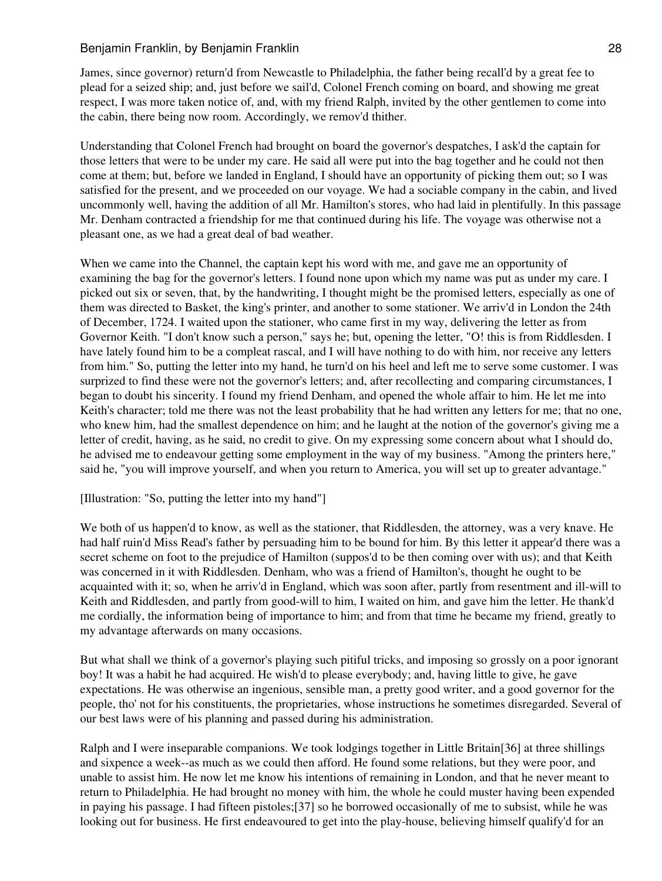James, since governor) return'd from Newcastle to Philadelphia, the father being recall'd by a great fee to plead for a seized ship; and, just before we sail'd, Colonel French coming on board, and showing me great respect, I was more taken notice of, and, with my friend Ralph, invited by the other gentlemen to come into the cabin, there being now room. Accordingly, we remov'd thither.

Understanding that Colonel French had brought on board the governor's despatches, I ask'd the captain for those letters that were to be under my care. He said all were put into the bag together and he could not then come at them; but, before we landed in England, I should have an opportunity of picking them out; so I was satisfied for the present, and we proceeded on our voyage. We had a sociable company in the cabin, and lived uncommonly well, having the addition of all Mr. Hamilton's stores, who had laid in plentifully. In this passage Mr. Denham contracted a friendship for me that continued during his life. The voyage was otherwise not a pleasant one, as we had a great deal of bad weather.

When we came into the Channel, the captain kept his word with me, and gave me an opportunity of examining the bag for the governor's letters. I found none upon which my name was put as under my care. I picked out six or seven, that, by the handwriting, I thought might be the promised letters, especially as one of them was directed to Basket, the king's printer, and another to some stationer. We arriv'd in London the 24th of December, 1724. I waited upon the stationer, who came first in my way, delivering the letter as from Governor Keith. "I don't know such a person," says he; but, opening the letter, "O! this is from Riddlesden. I have lately found him to be a compleat rascal, and I will have nothing to do with him, nor receive any letters from him." So, putting the letter into my hand, he turn'd on his heel and left me to serve some customer. I was surprized to find these were not the governor's letters; and, after recollecting and comparing circumstances, I began to doubt his sincerity. I found my friend Denham, and opened the whole affair to him. He let me into Keith's character; told me there was not the least probability that he had written any letters for me; that no one, who knew him, had the smallest dependence on him; and he laught at the notion of the governor's giving me a letter of credit, having, as he said, no credit to give. On my expressing some concern about what I should do, he advised me to endeavour getting some employment in the way of my business. "Among the printers here," said he, "you will improve yourself, and when you return to America, you will set up to greater advantage."

[Illustration: "So, putting the letter into my hand"]

We both of us happen'd to know, as well as the stationer, that Riddlesden, the attorney, was a very knave. He had half ruin'd Miss Read's father by persuading him to be bound for him. By this letter it appear'd there was a secret scheme on foot to the prejudice of Hamilton (suppos'd to be then coming over with us); and that Keith was concerned in it with Riddlesden. Denham, who was a friend of Hamilton's, thought he ought to be acquainted with it; so, when he arriv'd in England, which was soon after, partly from resentment and ill-will to Keith and Riddlesden, and partly from good-will to him, I waited on him, and gave him the letter. He thank'd me cordially, the information being of importance to him; and from that time he became my friend, greatly to my advantage afterwards on many occasions.

But what shall we think of a governor's playing such pitiful tricks, and imposing so grossly on a poor ignorant boy! It was a habit he had acquired. He wish'd to please everybody; and, having little to give, he gave expectations. He was otherwise an ingenious, sensible man, a pretty good writer, and a good governor for the people, tho' not for his constituents, the proprietaries, whose instructions he sometimes disregarded. Several of our best laws were of his planning and passed during his administration.

Ralph and I were inseparable companions. We took lodgings together in Little Britain[36] at three shillings and sixpence a week--as much as we could then afford. He found some relations, but they were poor, and unable to assist him. He now let me know his intentions of remaining in London, and that he never meant to return to Philadelphia. He had brought no money with him, the whole he could muster having been expended in paying his passage. I had fifteen pistoles;[37] so he borrowed occasionally of me to subsist, while he was looking out for business. He first endeavoured to get into the play-house, believing himself qualify'd for an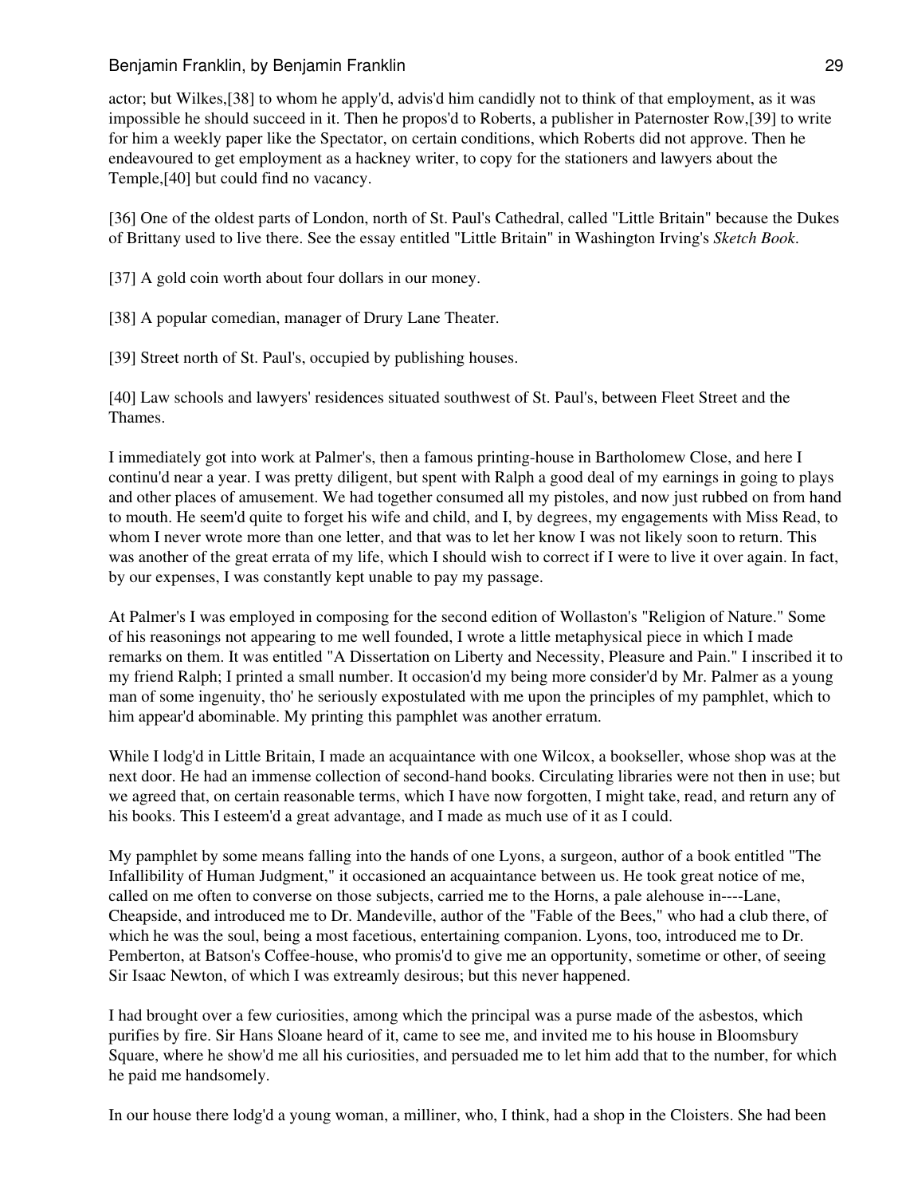actor; but Wilkes,[38] to whom he apply'd, advis'd him candidly not to think of that employment, as it was impossible he should succeed in it. Then he propos'd to Roberts, a publisher in Paternoster Row,[39] to write for him a weekly paper like the Spectator, on certain conditions, which Roberts did not approve. Then he endeavoured to get employment as a hackney writer, to copy for the stationers and lawyers about the Temple,[40] but could find no vacancy.

[36] One of the oldest parts of London, north of St. Paul's Cathedral, called "Little Britain" because the Dukes of Brittany used to live there. See the essay entitled "Little Britain" in Washington Irving's *Sketch Book*.

[37] A gold coin worth about four dollars in our money.

[38] A popular comedian, manager of Drury Lane Theater.

[39] Street north of St. Paul's, occupied by publishing houses.

[40] Law schools and lawyers' residences situated southwest of St. Paul's, between Fleet Street and the Thames.

I immediately got into work at Palmer's, then a famous printing-house in Bartholomew Close, and here I continu'd near a year. I was pretty diligent, but spent with Ralph a good deal of my earnings in going to plays and other places of amusement. We had together consumed all my pistoles, and now just rubbed on from hand to mouth. He seem'd quite to forget his wife and child, and I, by degrees, my engagements with Miss Read, to whom I never wrote more than one letter, and that was to let her know I was not likely soon to return. This was another of the great errata of my life, which I should wish to correct if I were to live it over again. In fact, by our expenses, I was constantly kept unable to pay my passage.

At Palmer's I was employed in composing for the second edition of Wollaston's "Religion of Nature." Some of his reasonings not appearing to me well founded, I wrote a little metaphysical piece in which I made remarks on them. It was entitled "A Dissertation on Liberty and Necessity, Pleasure and Pain." I inscribed it to my friend Ralph; I printed a small number. It occasion'd my being more consider'd by Mr. Palmer as a young man of some ingenuity, tho' he seriously expostulated with me upon the principles of my pamphlet, which to him appear'd abominable. My printing this pamphlet was another erratum.

While I lodg'd in Little Britain, I made an acquaintance with one Wilcox, a bookseller, whose shop was at the next door. He had an immense collection of second-hand books. Circulating libraries were not then in use; but we agreed that, on certain reasonable terms, which I have now forgotten, I might take, read, and return any of his books. This I esteem'd a great advantage, and I made as much use of it as I could.

My pamphlet by some means falling into the hands of one Lyons, a surgeon, author of a book entitled "The Infallibility of Human Judgment," it occasioned an acquaintance between us. He took great notice of me, called on me often to converse on those subjects, carried me to the Horns, a pale alehouse in----Lane, Cheapside, and introduced me to Dr. Mandeville, author of the "Fable of the Bees," who had a club there, of which he was the soul, being a most facetious, entertaining companion. Lyons, too, introduced me to Dr. Pemberton, at Batson's Coffee-house, who promis'd to give me an opportunity, sometime or other, of seeing Sir Isaac Newton, of which I was extreamly desirous; but this never happened.

I had brought over a few curiosities, among which the principal was a purse made of the asbestos, which purifies by fire. Sir Hans Sloane heard of it, came to see me, and invited me to his house in Bloomsbury Square, where he show'd me all his curiosities, and persuaded me to let him add that to the number, for which he paid me handsomely.

In our house there lodg'd a young woman, a milliner, who, I think, had a shop in the Cloisters. She had been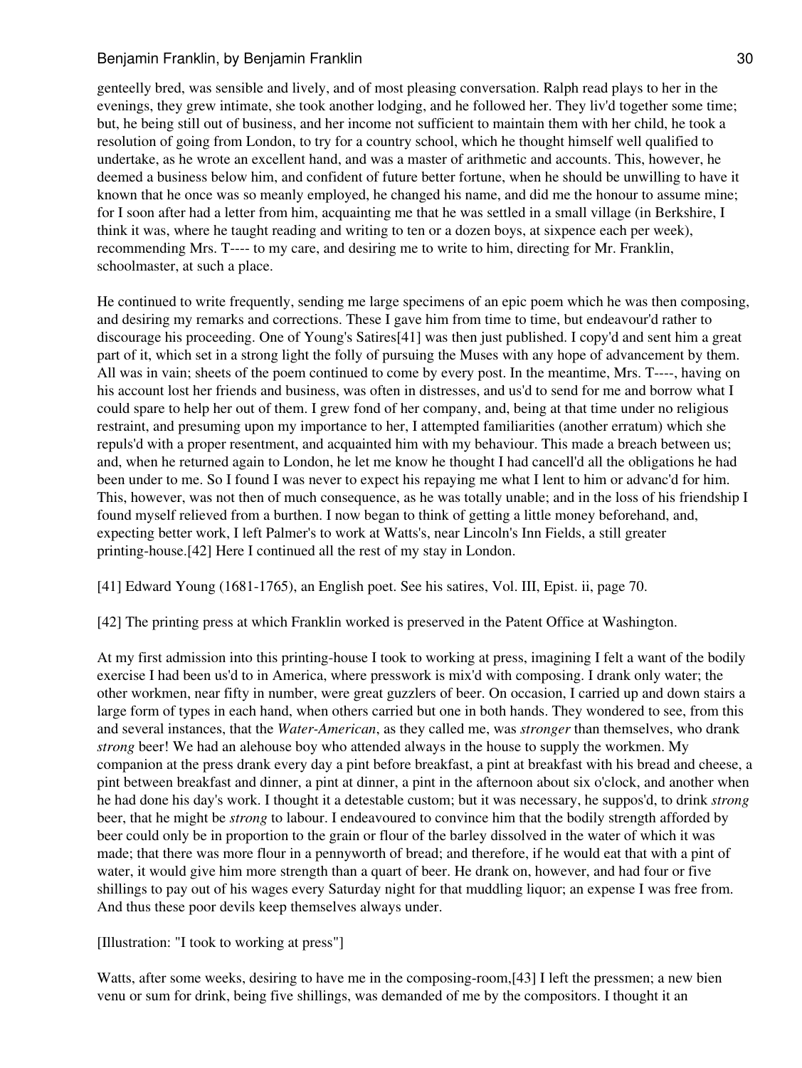genteelly bred, was sensible and lively, and of most pleasing conversation. Ralph read plays to her in the evenings, they grew intimate, she took another lodging, and he followed her. They liv'd together some time; but, he being still out of business, and her income not sufficient to maintain them with her child, he took a resolution of going from London, to try for a country school, which he thought himself well qualified to undertake, as he wrote an excellent hand, and was a master of arithmetic and accounts. This, however, he deemed a business below him, and confident of future better fortune, when he should be unwilling to have it known that he once was so meanly employed, he changed his name, and did me the honour to assume mine; for I soon after had a letter from him, acquainting me that he was settled in a small village (in Berkshire, I think it was, where he taught reading and writing to ten or a dozen boys, at sixpence each per week), recommending Mrs. T---- to my care, and desiring me to write to him, directing for Mr. Franklin, schoolmaster, at such a place.

He continued to write frequently, sending me large specimens of an epic poem which he was then composing, and desiring my remarks and corrections. These I gave him from time to time, but endeavour'd rather to discourage his proceeding. One of Young's Satires[41] was then just published. I copy'd and sent him a great part of it, which set in a strong light the folly of pursuing the Muses with any hope of advancement by them. All was in vain; sheets of the poem continued to come by every post. In the meantime, Mrs. T----, having on his account lost her friends and business, was often in distresses, and us'd to send for me and borrow what I could spare to help her out of them. I grew fond of her company, and, being at that time under no religious restraint, and presuming upon my importance to her, I attempted familiarities (another erratum) which she repuls'd with a proper resentment, and acquainted him with my behaviour. This made a breach between us; and, when he returned again to London, he let me know he thought I had cancell'd all the obligations he had been under to me. So I found I was never to expect his repaying me what I lent to him or advanc'd for him. This, however, was not then of much consequence, as he was totally unable; and in the loss of his friendship I found myself relieved from a burthen. I now began to think of getting a little money beforehand, and, expecting better work, I left Palmer's to work at Watts's, near Lincoln's Inn Fields, a still greater printing-house.[42] Here I continued all the rest of my stay in London.

[41] Edward Young (1681-1765), an English poet. See his satires, Vol. III, Epist. ii, page 70.

[42] The printing press at which Franklin worked is preserved in the Patent Office at Washington.

At my first admission into this printing-house I took to working at press, imagining I felt a want of the bodily exercise I had been us'd to in America, where presswork is mix'd with composing. I drank only water; the other workmen, near fifty in number, were great guzzlers of beer. On occasion, I carried up and down stairs a large form of types in each hand, when others carried but one in both hands. They wondered to see, from this and several instances, that the *Water-American*, as they called me, was *stronger* than themselves, who drank *strong* beer! We had an alehouse boy who attended always in the house to supply the workmen. My companion at the press drank every day a pint before breakfast, a pint at breakfast with his bread and cheese, a pint between breakfast and dinner, a pint at dinner, a pint in the afternoon about six o'clock, and another when he had done his day's work. I thought it a detestable custom; but it was necessary, he suppos'd, to drink *strong* beer, that he might be *strong* to labour. I endeavoured to convince him that the bodily strength afforded by beer could only be in proportion to the grain or flour of the barley dissolved in the water of which it was made; that there was more flour in a pennyworth of bread; and therefore, if he would eat that with a pint of water, it would give him more strength than a quart of beer. He drank on, however, and had four or five shillings to pay out of his wages every Saturday night for that muddling liquor; an expense I was free from. And thus these poor devils keep themselves always under.

[Illustration: "I took to working at press"]

Watts, after some weeks, desiring to have me in the composing-room,[43] I left the pressmen; a new bien venu or sum for drink, being five shillings, was demanded of me by the compositors. I thought it an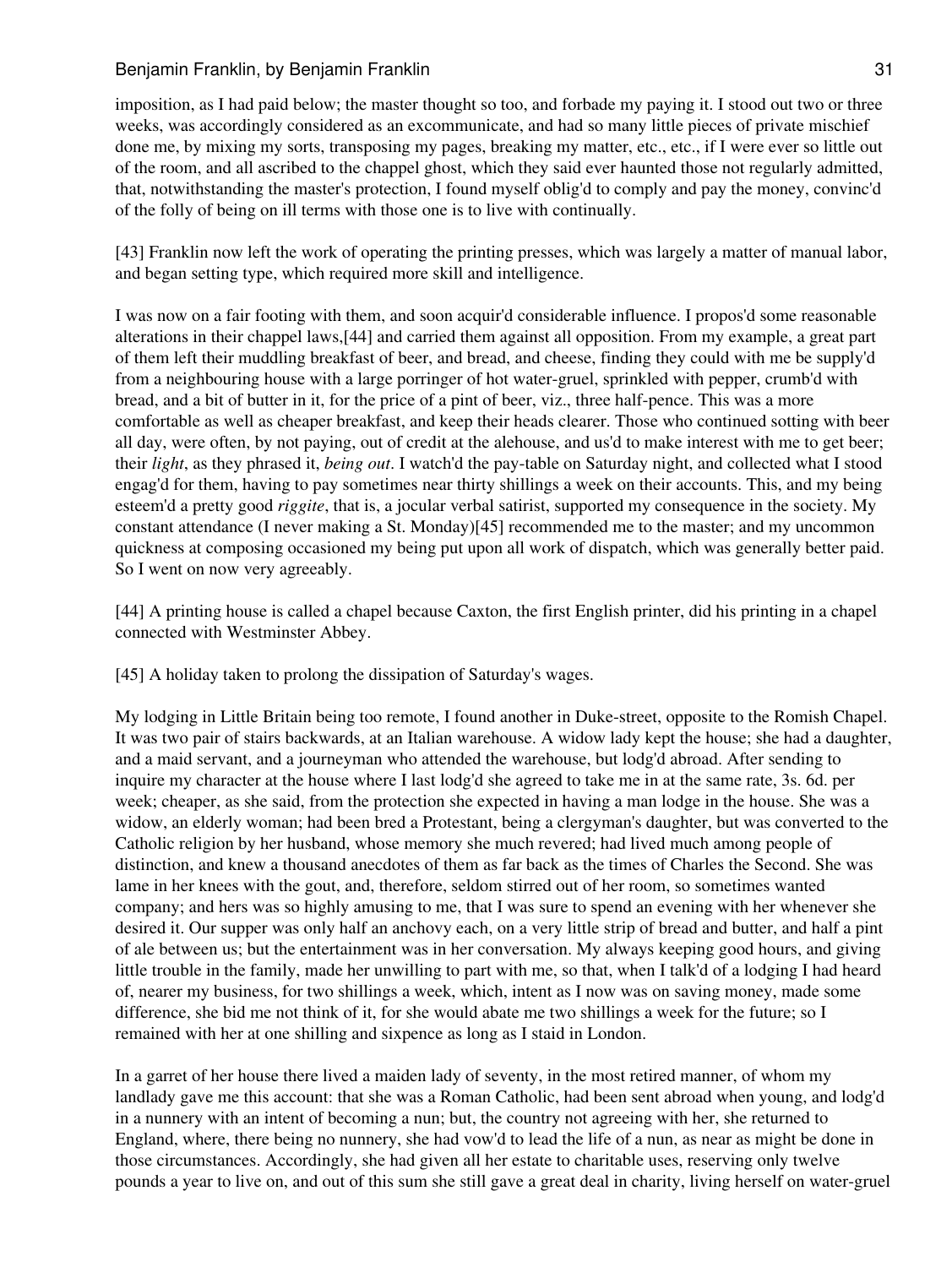imposition, as I had paid below; the master thought so too, and forbade my paying it. I stood out two or three weeks, was accordingly considered as an excommunicate, and had so many little pieces of private mischief done me, by mixing my sorts, transposing my pages, breaking my matter, etc., etc., if I were ever so little out of the room, and all ascribed to the chappel ghost, which they said ever haunted those not regularly admitted, that, notwithstanding the master's protection, I found myself oblig'd to comply and pay the money, convinc'd of the folly of being on ill terms with those one is to live with continually.

[43] Franklin now left the work of operating the printing presses, which was largely a matter of manual labor, and began setting type, which required more skill and intelligence.

I was now on a fair footing with them, and soon acquir'd considerable influence. I propos'd some reasonable alterations in their chappel laws,[44] and carried them against all opposition. From my example, a great part of them left their muddling breakfast of beer, and bread, and cheese, finding they could with me be supply'd from a neighbouring house with a large porringer of hot water-gruel, sprinkled with pepper, crumb'd with bread, and a bit of butter in it, for the price of a pint of beer, viz., three half-pence. This was a more comfortable as well as cheaper breakfast, and keep their heads clearer. Those who continued sotting with beer all day, were often, by not paying, out of credit at the alehouse, and us'd to make interest with me to get beer; their *light*, as they phrased it, *being out*. I watch'd the pay-table on Saturday night, and collected what I stood engag'd for them, having to pay sometimes near thirty shillings a week on their accounts. This, and my being esteem'd a pretty good *riggite*, that is, a jocular verbal satirist, supported my consequence in the society. My constant attendance (I never making a St. Monday)[45] recommended me to the master; and my uncommon quickness at composing occasioned my being put upon all work of dispatch, which was generally better paid. So I went on now very agreeably.

[44] A printing house is called a chapel because Caxton, the first English printer, did his printing in a chapel connected with Westminster Abbey.

[45] A holiday taken to prolong the dissipation of Saturday's wages.

My lodging in Little Britain being too remote, I found another in Duke-street, opposite to the Romish Chapel. It was two pair of stairs backwards, at an Italian warehouse. A widow lady kept the house; she had a daughter, and a maid servant, and a journeyman who attended the warehouse, but lodg'd abroad. After sending to inquire my character at the house where I last lodg'd she agreed to take me in at the same rate, 3s. 6d. per week; cheaper, as she said, from the protection she expected in having a man lodge in the house. She was a widow, an elderly woman; had been bred a Protestant, being a clergyman's daughter, but was converted to the Catholic religion by her husband, whose memory she much revered; had lived much among people of distinction, and knew a thousand anecdotes of them as far back as the times of Charles the Second. She was lame in her knees with the gout, and, therefore, seldom stirred out of her room, so sometimes wanted company; and hers was so highly amusing to me, that I was sure to spend an evening with her whenever she desired it. Our supper was only half an anchovy each, on a very little strip of bread and butter, and half a pint of ale between us; but the entertainment was in her conversation. My always keeping good hours, and giving little trouble in the family, made her unwilling to part with me, so that, when I talk'd of a lodging I had heard of, nearer my business, for two shillings a week, which, intent as I now was on saving money, made some difference, she bid me not think of it, for she would abate me two shillings a week for the future; so I remained with her at one shilling and sixpence as long as I staid in London.

In a garret of her house there lived a maiden lady of seventy, in the most retired manner, of whom my landlady gave me this account: that she was a Roman Catholic, had been sent abroad when young, and lodg'd in a nunnery with an intent of becoming a nun; but, the country not agreeing with her, she returned to England, where, there being no nunnery, she had vow'd to lead the life of a nun, as near as might be done in those circumstances. Accordingly, she had given all her estate to charitable uses, reserving only twelve pounds a year to live on, and out of this sum she still gave a great deal in charity, living herself on water-gruel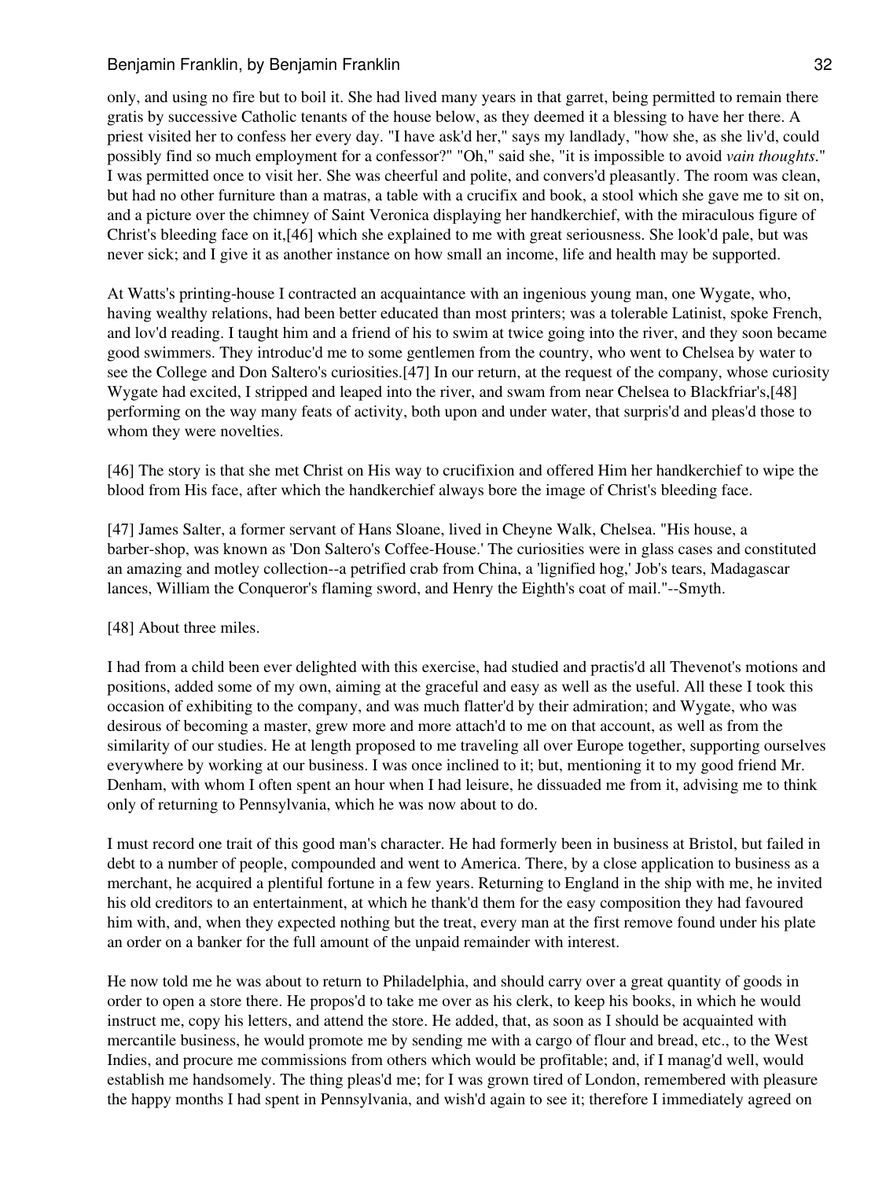only, and using no fire but to boil it. She had lived many years in that garret, being permitted to remain there gratis by successive Catholic tenants of the house below, as they deemed it a blessing to have her there. A priest visited her to confess her every day. "I have ask'd her," says my landlady, "how she, as she liv'd, could possibly find so much employment for a confessor?" "Oh," said she, "it is impossible to avoid *vain thoughts*." I was permitted once to visit her. She was cheerful and polite, and convers'd pleasantly. The room was clean, but had no other furniture than a matras, a table with a crucifix and book, a stool which she gave me to sit on, and a picture over the chimney of Saint Veronica displaying her handkerchief, with the miraculous figure of Christ's bleeding face on it,[46] which she explained to me with great seriousness. She look'd pale, but was never sick; and I give it as another instance on how small an income, life and health may be supported.

At Watts's printing-house I contracted an acquaintance with an ingenious young man, one Wygate, who, having wealthy relations, had been better educated than most printers; was a tolerable Latinist, spoke French, and lov'd reading. I taught him and a friend of his to swim at twice going into the river, and they soon became good swimmers. They introduc'd me to some gentlemen from the country, who went to Chelsea by water to see the College and Don Saltero's curiosities.[47] In our return, at the request of the company, whose curiosity Wygate had excited, I stripped and leaped into the river, and swam from near Chelsea to Blackfriar's,[48] performing on the way many feats of activity, both upon and under water, that surpris'd and pleas'd those to whom they were novelties.

[46] The story is that she met Christ on His way to crucifixion and offered Him her handkerchief to wipe the blood from His face, after which the handkerchief always bore the image of Christ's bleeding face.

[47] James Salter, a former servant of Hans Sloane, lived in Cheyne Walk, Chelsea. "His house, a barber-shop, was known as 'Don Saltero's Coffee-House.' The curiosities were in glass cases and constituted an amazing and motley collection--a petrified crab from China, a 'lignified hog,' Job's tears, Madagascar lances, William the Conqueror's flaming sword, and Henry the Eighth's coat of mail."--Smyth.

[48] About three miles.

I had from a child been ever delighted with this exercise, had studied and practis'd all Thevenot's motions and positions, added some of my own, aiming at the graceful and easy as well as the useful. All these I took this occasion of exhibiting to the company, and was much flatter'd by their admiration; and Wygate, who was desirous of becoming a master, grew more and more attach'd to me on that account, as well as from the similarity of our studies. He at length proposed to me traveling all over Europe together, supporting ourselves everywhere by working at our business. I was once inclined to it; but, mentioning it to my good friend Mr. Denham, with whom I often spent an hour when I had leisure, he dissuaded me from it, advising me to think only of returning to Pennsylvania, which he was now about to do.

I must record one trait of this good man's character. He had formerly been in business at Bristol, but failed in debt to a number of people, compounded and went to America. There, by a close application to business as a merchant, he acquired a plentiful fortune in a few years. Returning to England in the ship with me, he invited his old creditors to an entertainment, at which he thank'd them for the easy composition they had favoured him with, and, when they expected nothing but the treat, every man at the first remove found under his plate an order on a banker for the full amount of the unpaid remainder with interest.

He now told me he was about to return to Philadelphia, and should carry over a great quantity of goods in order to open a store there. He propos'd to take me over as his clerk, to keep his books, in which he would instruct me, copy his letters, and attend the store. He added, that, as soon as I should be acquainted with mercantile business, he would promote me by sending me with a cargo of flour and bread, etc., to the West Indies, and procure me commissions from others which would be profitable; and, if I manag'd well, would establish me handsomely. The thing pleas'd me; for I was grown tired of London, remembered with pleasure the happy months I had spent in Pennsylvania, and wish'd again to see it; therefore I immediately agreed on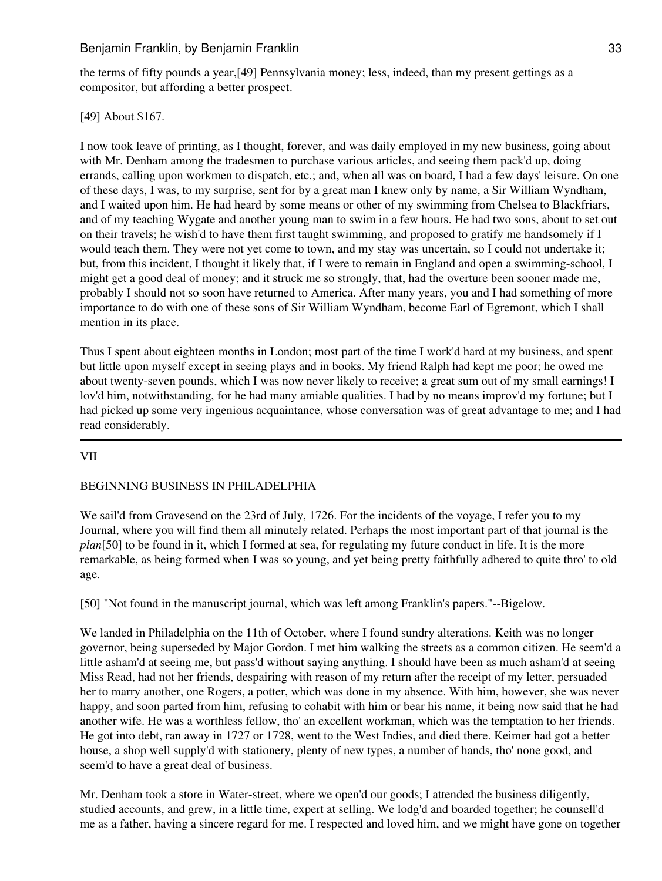the terms of fifty pounds a year,[49] Pennsylvania money; less, indeed, than my present gettings as a compositor, but affording a better prospect.

[49] About $167.

I now took leave of printing, as I thought, forever, and was daily employed in my new business, going about with Mr. Denham among the tradesmen to purchase various articles, and seeing them pack'd up, doing errands, calling upon workmen to dispatch, etc.; and, when all was on board, I had a few days' leisure. On one of these days, I was, to my surprise, sent for by a great man I knew only by name, a Sir William Wyndham, and I waited upon him. He had heard by some means or other of my swimming from Chelsea to Blackfriars, and of my teaching Wygate and another young man to swim in a few hours. He had two sons, about to set out on their travels; he wish'd to have them first taught swimming, and proposed to gratify me handsomely if I would teach them. They were not yet come to town, and my stay was uncertain, so I could not undertake it; but, from this incident, I thought it likely that, if I were to remain in England and open a swimming-school, I might get a good deal of money; and it struck me so strongly, that, had the overture been sooner made me, probably I should not so soon have returned to America. After many years, you and I had something of more importance to do with one of these sons of Sir William Wyndham, become Earl of Egremont, which I shall mention in its place.

Thus I spent about eighteen months in London; most part of the time I work'd hard at my business, and spent but little upon myself except in seeing plays and in books. My friend Ralph had kept me poor; he owed me about twenty-seven pounds, which I was now never likely to receive; a great sum out of my small earnings! I lov'd him, notwithstanding, for he had many amiable qualities. I had by no means improv'd my fortune; but I had picked up some very ingenious acquaintance, whose conversation was of great advantage to me; and I had read considerably.

---

## VII

## BEGINNING BUSINESS IN PHILADELPHIA

We sail'd from Gravesend on the 23rd of July, 1726. For the incidents of the voyage, I refer you to my Journal, where you will find them all minutely related. Perhaps the most important part of that journal is the *plan*[50] to be found in it, which I formed at sea, for regulating my future conduct in life. It is the more remarkable, as being formed when I was so young, and yet being pretty faithfully adhered to quite thro' to old age.

[50] "Not found in the manuscript journal, which was left among Franklin's papers."--Bigelow.

We landed in Philadelphia on the 11th of October, where I found sundry alterations. Keith was no longer governor, being superseded by Major Gordon. I met him walking the streets as a common citizen. He seem'd a little asham'd at seeing me, but pass'd without saying anything. I should have been as much asham'd at seeing Miss Read, had not her friends, despairing with reason of my return after the receipt of my letter, persuaded her to marry another, one Rogers, a potter, which was done in my absence. With him, however, she was never happy, and soon parted from him, refusing to cohabit with him or bear his name, it being now said that he had another wife. He was a worthless fellow, tho' an excellent workman, which was the temptation to her friends. He got into debt, ran away in 1727 or 1728, went to the West Indies, and died there. Keimer had got a better house, a shop well supply'd with stationery, plenty of new types, a number of hands, tho' none good, and seem'd to have a great deal of business.

Mr. Denham took a store in Water-street, where we open'd our goods; I attended the business diligently, studied accounts, and grew, in a little time, expert at selling. We lodg'd and boarded together; he counsell'd me as a father, having a sincere regard for me. I respected and loved him, and we might have gone on together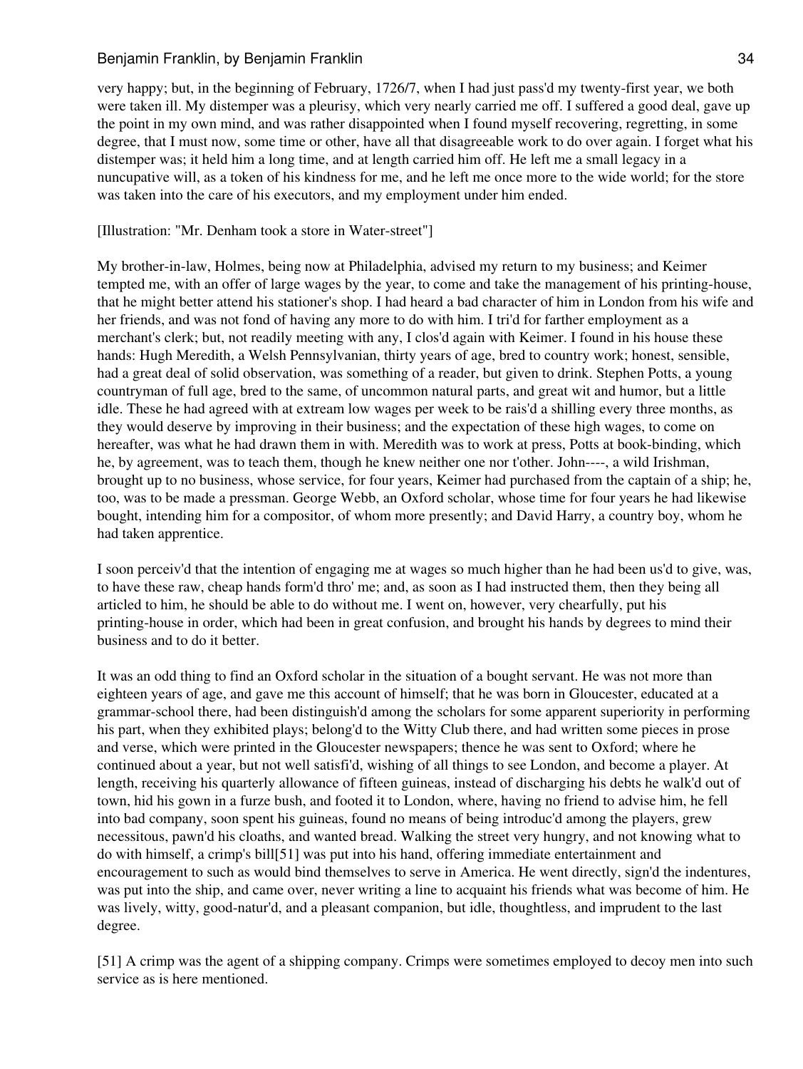very happy; but, in the beginning of February, 1726/7, when I had just pass'd my twenty-first year, we both were taken ill. My distemper was a pleurisy, which very nearly carried me off. I suffered a good deal, gave up the point in my own mind, and was rather disappointed when I found myself recovering, regretting, in some degree, that I must now, some time or other, have all that disagreeable work to do over again. I forget what his distemper was; it held him a long time, and at length carried him off. He left me a small legacy in a nuncupative will, as a token of his kindness for me, and he left me once more to the wide world; for the store was taken into the care of his executors, and my employment under him ended.

[Illustration: "Mr. Denham took a store in Water-street"]

My brother-in-law, Holmes, being now at Philadelphia, advised my return to my business; and Keimer tempted me, with an offer of large wages by the year, to come and take the management of his printing-house, that he might better attend his stationer's shop. I had heard a bad character of him in London from his wife and her friends, and was not fond of having any more to do with him. I tri'd for farther employment as a merchant's clerk; but, not readily meeting with any, I clos'd again with Keimer. I found in his house these hands: Hugh Meredith, a Welsh Pennsylvanian, thirty years of age, bred to country work; honest, sensible, had a great deal of solid observation, was something of a reader, but given to drink. Stephen Potts, a young countryman of full age, bred to the same, of uncommon natural parts, and great wit and humor, but a little idle. These he had agreed with at extream low wages per week to be rais'd a shilling every three months, as they would deserve by improving in their business; and the expectation of these high wages, to come on hereafter, was what he had drawn them in with. Meredith was to work at press, Potts at book-binding, which he, by agreement, was to teach them, though he knew neither one nor t'other. John----, a wild Irishman, brought up to no business, whose service, for four years, Keimer had purchased from the captain of a ship; he, too, was to be made a pressman. George Webb, an Oxford scholar, whose time for four years he had likewise bought, intending him for a compositor, of whom more presently; and David Harry, a country boy, whom he had taken apprentice.

I soon perceiv'd that the intention of engaging me at wages so much higher than he had been us'd to give, was, to have these raw, cheap hands form'd thro' me; and, as soon as I had instructed them, then they being all articled to him, he should be able to do without me. I went on, however, very chearfully, put his printing-house in order, which had been in great confusion, and brought his hands by degrees to mind their business and to do it better.

It was an odd thing to find an Oxford scholar in the situation of a bought servant. He was not more than eighteen years of age, and gave me this account of himself; that he was born in Gloucester, educated at a grammar-school there, had been distinguish'd among the scholars for some apparent superiority in performing his part, when they exhibited plays; belong'd to the Witty Club there, and had written some pieces in prose and verse, which were printed in the Gloucester newspapers; thence he was sent to Oxford; where he continued about a year, but not well satisfi'd, wishing of all things to see London, and become a player. At length, receiving his quarterly allowance of fifteen guineas, instead of discharging his debts he walk'd out of town, hid his gown in a furze bush, and footed it to London, where, having no friend to advise him, he fell into bad company, soon spent his guineas, found no means of being introduc'd among the players, grew necessitous, pawn'd his cloaths, and wanted bread. Walking the street very hungry, and not knowing what to do with himself, a crimp's bill[51] was put into his hand, offering immediate entertainment and encouragement to such as would bind themselves to serve in America. He went directly, sign'd the indentures, was put into the ship, and came over, never writing a line to acquaint his friends what was become of him. He was lively, witty, good-natur'd, and a pleasant companion, but idle, thoughtless, and imprudent to the last degree.

[51] A crimp was the agent of a shipping company. Crimps were sometimes employed to decoy men into such service as is here mentioned.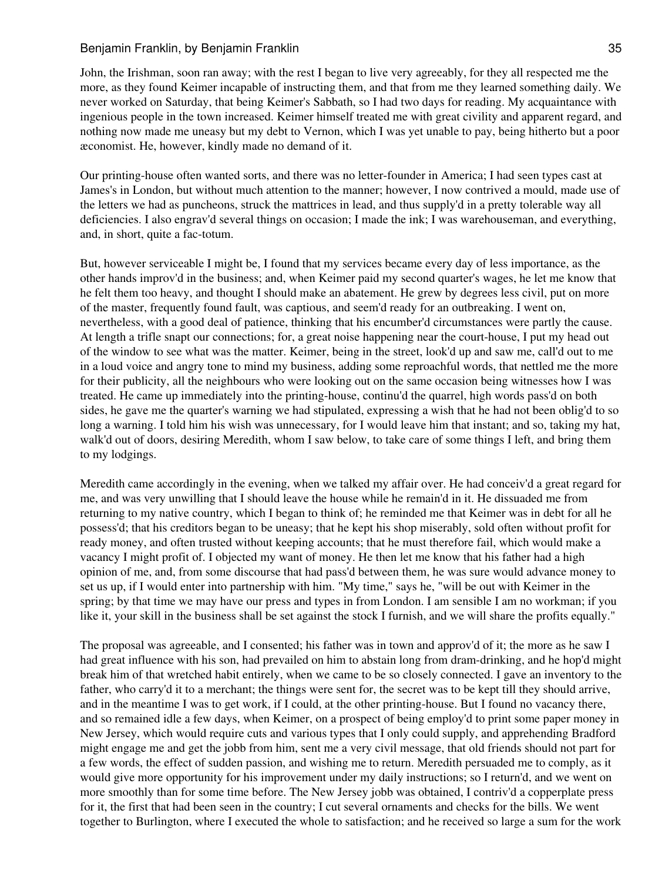John, the Irishman, soon ran away; with the rest I began to live very agreeably, for they all respected me the more, as they found Keimer incapable of instructing them, and that from me they learned something daily. We never worked on Saturday, that being Keimer's Sabbath, so I had two days for reading. My acquaintance with ingenious people in the town increased. Keimer himself treated me with great civility and apparent regard, and nothing now made me uneasy but my debt to Vernon, which I was yet unable to pay, being hitherto but a poor æconomist. He, however, kindly made no demand of it.

Our printing-house often wanted sorts, and there was no letter-founder in America; I had seen types cast at James's in London, but without much attention to the manner; however, I now contrived a mould, made use of the letters we had as puncheons, struck the mattrices in lead, and thus supply'd in a pretty tolerable way all deficiencies. I also engrav'd several things on occasion; I made the ink; I was warehouseman, and everything, and, in short, quite a fac-totum.

But, however serviceable I might be, I found that my services became every day of less importance, as the other hands improv'd in the business; and, when Keimer paid my second quarter's wages, he let me know that he felt them too heavy, and thought I should make an abatement. He grew by degrees less civil, put on more of the master, frequently found fault, was captious, and seem'd ready for an outbreaking. I went on, nevertheless, with a good deal of patience, thinking that his encumber'd circumstances were partly the cause. At length a trifle snapt our connections; for, a great noise happening near the court-house, I put my head out of the window to see what was the matter. Keimer, being in the street, look'd up and saw me, call'd out to me in a loud voice and angry tone to mind my business, adding some reproachful words, that nettled me the more for their publicity, all the neighbours who were looking out on the same occasion being witnesses how I was treated. He came up immediately into the printing-house, continu'd the quarrel, high words pass'd on both sides, he gave me the quarter's warning we had stipulated, expressing a wish that he had not been oblig'd to so long a warning. I told him his wish was unnecessary, for I would leave him that instant; and so, taking my hat, walk'd out of doors, desiring Meredith, whom I saw below, to take care of some things I left, and bring them to my lodgings.

Meredith came accordingly in the evening, when we talked my affair over. He had conceiv'd a great regard for me, and was very unwilling that I should leave the house while he remain'd in it. He dissuaded me from returning to my native country, which I began to think of; he reminded me that Keimer was in debt for all he possess'd; that his creditors began to be uneasy; that he kept his shop miserably, sold often without profit for ready money, and often trusted without keeping accounts; that he must therefore fail, which would make a vacancy I might profit of. I objected my want of money. He then let me know that his father had a high opinion of me, and, from some discourse that had pass'd between them, he was sure would advance money to set us up, if I would enter into partnership with him. "My time," says he, "will be out with Keimer in the spring; by that time we may have our press and types in from London. I am sensible I am no workman; if you like it, your skill in the business shall be set against the stock I furnish, and we will share the profits equally."

The proposal was agreeable, and I consented; his father was in town and approv'd of it; the more as he saw I had great influence with his son, had prevailed on him to abstain long from dram-drinking, and he hop'd might break him of that wretched habit entirely, when we came to be so closely connected. I gave an inventory to the father, who carry'd it to a merchant; the things were sent for, the secret was to be kept till they should arrive, and in the meantime I was to get work, if I could, at the other printing-house. But I found no vacancy there, and so remained idle a few days, when Keimer, on a prospect of being employ'd to print some paper money in New Jersey, which would require cuts and various types that I only could supply, and apprehending Bradford might engage me and get the jobb from him, sent me a very civil message, that old friends should not part for a few words, the effect of sudden passion, and wishing me to return. Meredith persuaded me to comply, as it would give more opportunity for his improvement under my daily instructions; so I return'd, and we went on more smoothly than for some time before. The New Jersey jobb was obtained, I contriv'd a copperplate press for it, the first that had been seen in the country; I cut several ornaments and checks for the bills. We went together to Burlington, where I executed the whole to satisfaction; and he received so large a sum for the work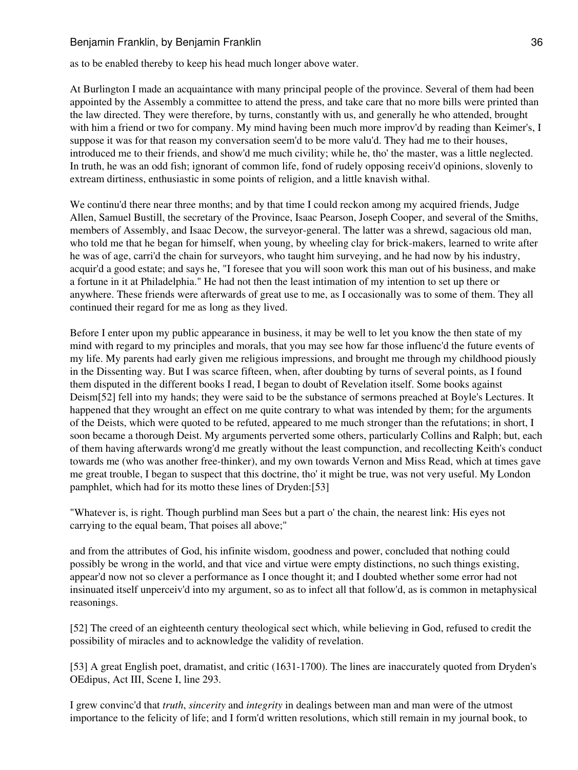as to be enabled thereby to keep his head much longer above water.

At Burlington I made an acquaintance with many principal people of the province. Several of them had been appointed by the Assembly a committee to attend the press, and take care that no more bills were printed than the law directed. They were therefore, by turns, constantly with us, and generally he who attended, brought with him a friend or two for company. My mind having been much more improv'd by reading than Keimer's, I suppose it was for that reason my conversation seem'd to be more valu'd. They had me to their houses, introduced me to their friends, and show'd me much civility; while he, tho' the master, was a little neglected. In truth, he was an odd fish; ignorant of common life, fond of rudely opposing receiv'd opinions, slovenly to extream dirtiness, enthusiastic in some points of religion, and a little knavish withal.

We continu'd there near three months; and by that time I could reckon among my acquired friends, Judge Allen, Samuel Bustill, the secretary of the Province, Isaac Pearson, Joseph Cooper, and several of the Smiths, members of Assembly, and Isaac Decow, the surveyor-general. The latter was a shrewd, sagacious old man, who told me that he began for himself, when young, by wheeling clay for brick-makers, learned to write after he was of age, carri'd the chain for surveyors, who taught him surveying, and he had now by his industry, acquir'd a good estate; and says he, "I foresee that you will soon work this man out of his business, and make a fortune in it at Philadelphia." He had not then the least intimation of my intention to set up there or anywhere. These friends were afterwards of great use to me, as I occasionally was to some of them. They all continued their regard for me as long as they lived.

Before I enter upon my public appearance in business, it may be well to let you know the then state of my mind with regard to my principles and morals, that you may see how far those influenc'd the future events of my life. My parents had early given me religious impressions, and brought me through my childhood piously in the Dissenting way. But I was scarce fifteen, when, after doubting by turns of several points, as I found them disputed in the different books I read, I began to doubt of Revelation itself. Some books against Deism[52] fell into my hands; they were said to be the substance of sermons preached at Boyle's Lectures. It happened that they wrought an effect on me quite contrary to what was intended by them; for the arguments of the Deists, which were quoted to be refuted, appeared to me much stronger than the refutations; in short, I soon became a thorough Deist. My arguments perverted some others, particularly Collins and Ralph; but, each of them having afterwards wrong'd me greatly without the least compunction, and recollecting Keith's conduct towards me (who was another free-thinker), and my own towards Vernon and Miss Read, which at times gave me great trouble, I began to suspect that this doctrine, tho' it might be true, was not very useful. My London pamphlet, which had for its motto these lines of Dryden:[53]

"Whatever is, is right. Though purblind man Sees but a part o' the chain, the nearest link: His eyes not carrying to the equal beam, That poises all above;"

and from the attributes of God, his infinite wisdom, goodness and power, concluded that nothing could possibly be wrong in the world, and that vice and virtue were empty distinctions, no such things existing, appear'd now not so clever a performance as I once thought it; and I doubted whether some error had not insinuated itself unperceiv'd into my argument, so as to infect all that follow'd, as is common in metaphysical reasonings.

[52] The creed of an eighteenth century theological sect which, while believing in God, refused to credit the possibility of miracles and to acknowledge the validity of revelation.

[53] A great English poet, dramatist, and critic (1631-1700). The lines are inaccurately quoted from Dryden's OEdipus, Act III, Scene I, line 293.

I grew convinc'd that *truth*, *sincerity* and *integrity* in dealings between man and man were of the utmost importance to the felicity of life; and I form'd written resolutions, which still remain in my journal book, to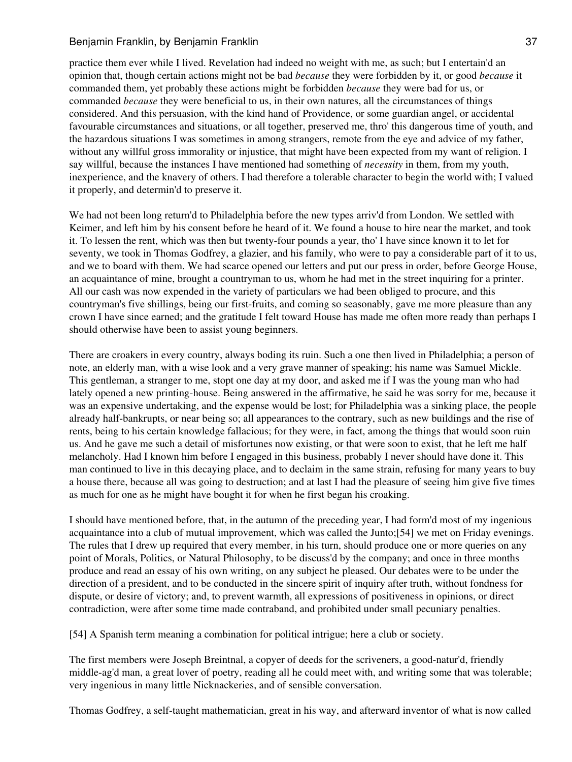practice them ever while I lived. Revelation had indeed no weight with me, as such; but I entertain'd an opinion that, though certain actions might not be bad *because* they were forbidden by it, or good *because* it commanded them, yet probably these actions might be forbidden *because* they were bad for us, or commanded *because* they were beneficial to us, in their own natures, all the circumstances of things considered. And this persuasion, with the kind hand of Providence, or some guardian angel, or accidental favourable circumstances and situations, or all together, preserved me, thro' this dangerous time of youth, and the hazardous situations I was sometimes in among strangers, remote from the eye and advice of my father, without any willful gross immorality or injustice, that might have been expected from my want of religion. I say willful, because the instances I have mentioned had something of *necessity* in them, from my youth, inexperience, and the knavery of others. I had therefore a tolerable character to begin the world with; I valued it properly, and determin'd to preserve it.

We had not been long return'd to Philadelphia before the new types arriv'd from London. We settled with Keimer, and left him by his consent before he heard of it. We found a house to hire near the market, and took it. To lessen the rent, which was then but twenty-four pounds a year, tho' I have since known it to let for seventy, we took in Thomas Godfrey, a glazier, and his family, who were to pay a considerable part of it to us, and we to board with them. We had scarce opened our letters and put our press in order, before George House, an acquaintance of mine, brought a countryman to us, whom he had met in the street inquiring for a printer. All our cash was now expended in the variety of particulars we had been obliged to procure, and this countryman's five shillings, being our first-fruits, and coming so seasonably, gave me more pleasure than any crown I have since earned; and the gratitude I felt toward House has made me often more ready than perhaps I should otherwise have been to assist young beginners.

There are croakers in every country, always boding its ruin. Such a one then lived in Philadelphia; a person of note, an elderly man, with a wise look and a very grave manner of speaking; his name was Samuel Mickle. This gentleman, a stranger to me, stopt one day at my door, and asked me if I was the young man who had lately opened a new printing-house. Being answered in the affirmative, he said he was sorry for me, because it was an expensive undertaking, and the expense would be lost; for Philadelphia was a sinking place, the people already half-bankrupts, or near being so; all appearances to the contrary, such as new buildings and the rise of rents, being to his certain knowledge fallacious; for they were, in fact, among the things that would soon ruin us. And he gave me such a detail of misfortunes now existing, or that were soon to exist, that he left me half melancholy. Had I known him before I engaged in this business, probably I never should have done it. This man continued to live in this decaying place, and to declaim in the same strain, refusing for many years to buy a house there, because all was going to destruction; and at last I had the pleasure of seeing him give five times as much for one as he might have bought it for when he first began his croaking.

I should have mentioned before, that, in the autumn of the preceding year, I had form'd most of my ingenious acquaintance into a club of mutual improvement, which was called the Junto;[54] we met on Friday evenings. The rules that I drew up required that every member, in his turn, should produce one or more queries on any point of Morals, Politics, or Natural Philosophy, to be discuss'd by the company; and once in three months produce and read an essay of his own writing, on any subject he pleased. Our debates were to be under the direction of a president, and to be conducted in the sincere spirit of inquiry after truth, without fondness for dispute, or desire of victory; and, to prevent warmth, all expressions of positiveness in opinions, or direct contradiction, were after some time made contraband, and prohibited under small pecuniary penalties.

[54] A Spanish term meaning a combination for political intrigue; here a club or society.

The first members were Joseph Breintnal, a copyer of deeds for the scriveners, a good-natur'd, friendly middle-ag'd man, a great lover of poetry, reading all he could meet with, and writing some that was tolerable; very ingenious in many little Nicknackeries, and of sensible conversation.

Thomas Godfrey, a self-taught mathematician, great in his way, and afterward inventor of what is now called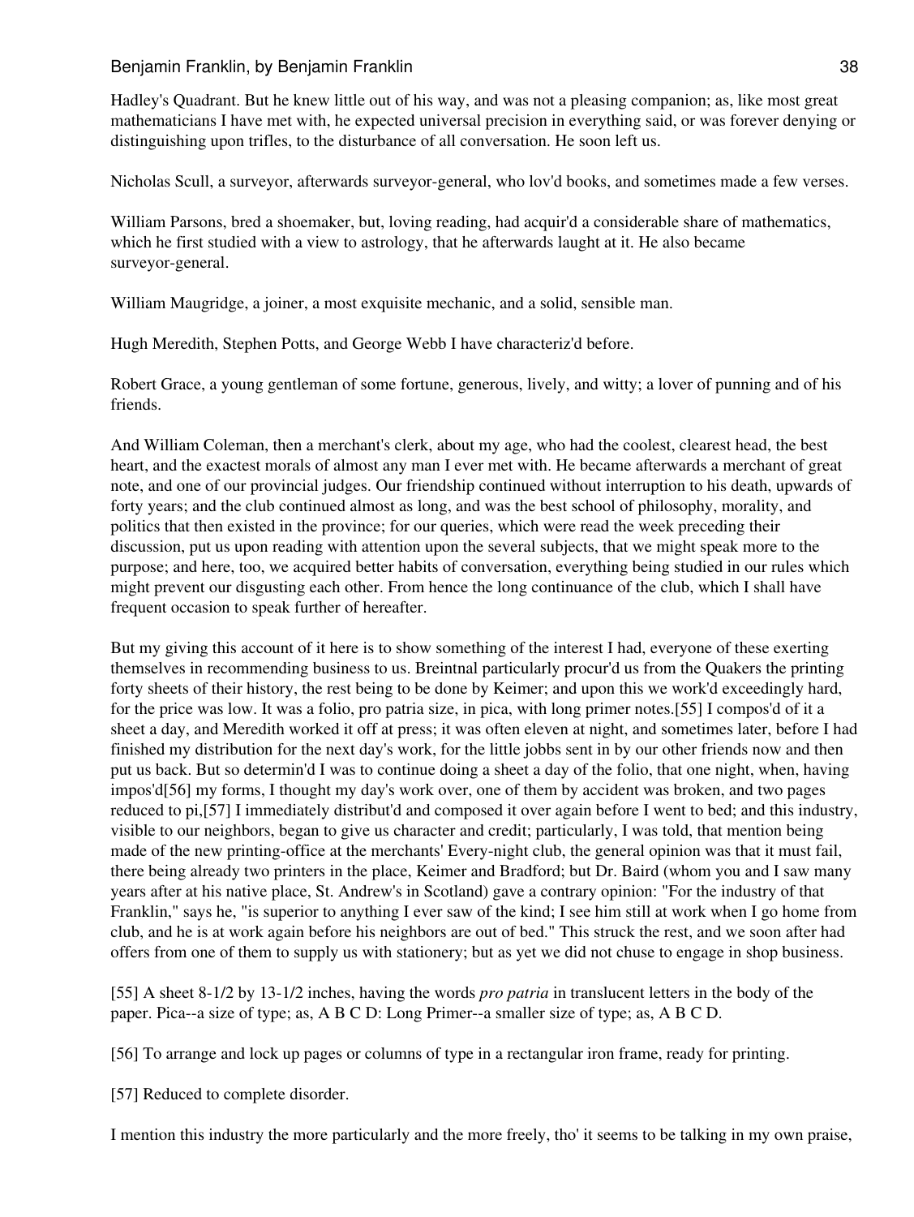Hadley's Quadrant. But he knew little out of his way, and was not a pleasing companion; as, like most great mathematicians I have met with, he expected universal precision in everything said, or was forever denying or distinguishing upon trifles, to the disturbance of all conversation. He soon left us.

Nicholas Scull, a surveyor, afterwards surveyor-general, who lov'd books, and sometimes made a few verses.

William Parsons, bred a shoemaker, but, loving reading, had acquir'd a considerable share of mathematics, which he first studied with a view to astrology, that he afterwards laught at it. He also became surveyor-general.

William Maugridge, a joiner, a most exquisite mechanic, and a solid, sensible man.

Hugh Meredith, Stephen Potts, and George Webb I have characteriz'd before.

Robert Grace, a young gentleman of some fortune, generous, lively, and witty; a lover of punning and of his friends.

And William Coleman, then a merchant's clerk, about my age, who had the coolest, clearest head, the best heart, and the exactest morals of almost any man I ever met with. He became afterwards a merchant of great note, and one of our provincial judges. Our friendship continued without interruption to his death, upwards of forty years; and the club continued almost as long, and was the best school of philosophy, morality, and politics that then existed in the province; for our queries, which were read the week preceding their discussion, put us upon reading with attention upon the several subjects, that we might speak more to the purpose; and here, too, we acquired better habits of conversation, everything being studied in our rules which might prevent our disgusting each other. From hence the long continuance of the club, which I shall have frequent occasion to speak further of hereafter.

But my giving this account of it here is to show something of the interest I had, everyone of these exerting themselves in recommending business to us. Breintnal particularly procur'd us from the Quakers the printing forty sheets of their history, the rest being to be done by Keimer; and upon this we work'd exceedingly hard, for the price was low. It was a folio, pro patria size, in pica, with long primer notes.[55] I compos'd of it a sheet a day, and Meredith worked it off at press; it was often eleven at night, and sometimes later, before I had finished my distribution for the next day's work, for the little jobbs sent in by our other friends now and then put us back. But so determin'd I was to continue doing a sheet a day of the folio, that one night, when, having impos'd[56] my forms, I thought my day's work over, one of them by accident was broken, and two pages reduced to pi,[57] I immediately distribut'd and composed it over again before I went to bed; and this industry, visible to our neighbors, began to give us character and credit; particularly, I was told, that mention being made of the new printing-office at the merchants' Every-night club, the general opinion was that it must fail, there being already two printers in the place, Keimer and Bradford; but Dr. Baird (whom you and I saw many years after at his native place, St. Andrew's in Scotland) gave a contrary opinion: "For the industry of that Franklin," says he, "is superior to anything I ever saw of the kind; I see him still at work when I go home from club, and he is at work again before his neighbors are out of bed." This struck the rest, and we soon after had offers from one of them to supply us with stationery; but as yet we did not chuse to engage in shop business.

[55] A sheet 8-1/2 by 13-1/2 inches, having the words *pro patria* in translucent letters in the body of the paper. Pica--a size of type; as, A B C D: Long Primer--a smaller size of type; as, A B C D.

[56] To arrange and lock up pages or columns of type in a rectangular iron frame, ready for printing.

[57] Reduced to complete disorder.

I mention this industry the more particularly and the more freely, tho' it seems to be talking in my own praise,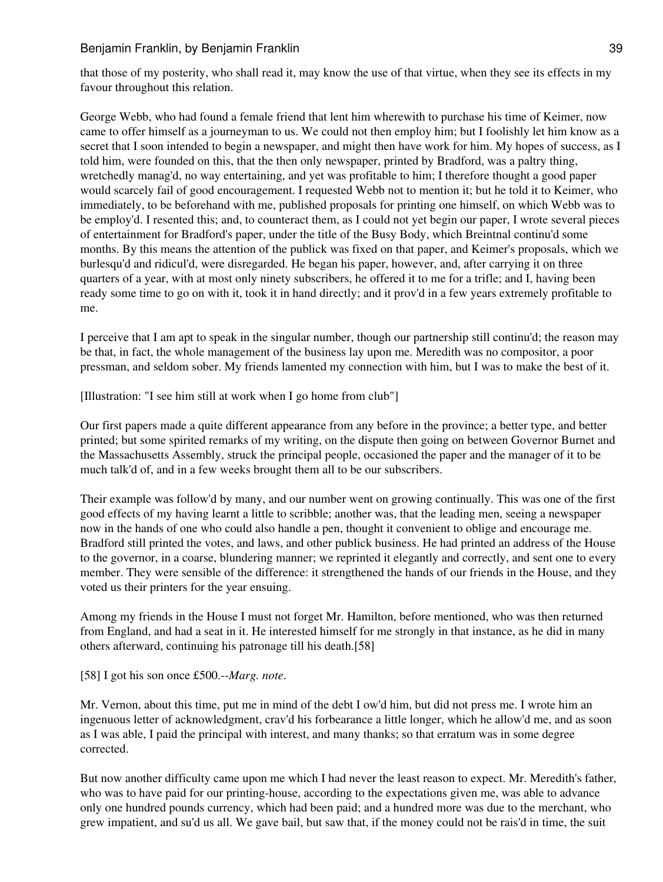that those of my posterity, who shall read it, may know the use of that virtue, when they see its effects in my favour throughout this relation.

George Webb, who had found a female friend that lent him wherewith to purchase his time of Keimer, now came to offer himself as a journeyman to us. We could not then employ him; but I foolishly let him know as a secret that I soon intended to begin a newspaper, and might then have work for him. My hopes of success, as I told him, were founded on this, that the then only newspaper, printed by Bradford, was a paltry thing, wretchedly manag'd, no way entertaining, and yet was profitable to him; I therefore thought a good paper would scarcely fail of good encouragement. I requested Webb not to mention it; but he told it to Keimer, who immediately, to be beforehand with me, published proposals for printing one himself, on which Webb was to be employ'd. I resented this; and, to counteract them, as I could not yet begin our paper, I wrote several pieces of entertainment for Bradford's paper, under the title of the Busy Body, which Breintnal continu'd some months. By this means the attention of the publick was fixed on that paper, and Keimer's proposals, which we burlesqu'd and ridicul'd, were disregarded. He began his paper, however, and, after carrying it on three quarters of a year, with at most only ninety subscribers, he offered it to me for a trifle; and I, having been ready some time to go on with it, took it in hand directly; and it prov'd in a few years extremely profitable to me.

I perceive that I am apt to speak in the singular number, though our partnership still continu'd; the reason may be that, in fact, the whole management of the business lay upon me. Meredith was no compositor, a poor pressman, and seldom sober. My friends lamented my connection with him, but I was to make the best of it.

[Illustration: "I see him still at work when I go home from club"]

Our first papers made a quite different appearance from any before in the province; a better type, and better printed; but some spirited remarks of my writing, on the dispute then going on between Governor Burnet and the Massachusetts Assembly, struck the principal people, occasioned the paper and the manager of it to be much talk'd of, and in a few weeks brought them all to be our subscribers.

Their example was follow'd by many, and our number went on growing continually. This was one of the first good effects of my having learnt a little to scribble; another was, that the leading men, seeing a newspaper now in the hands of one who could also handle a pen, thought it convenient to oblige and encourage me. Bradford still printed the votes, and laws, and other publick business. He had printed an address of the House to the governor, in a coarse, blundering manner; we reprinted it elegantly and correctly, and sent one to every member. They were sensible of the difference: it strengthened the hands of our friends in the House, and they voted us their printers for the year ensuing.

Among my friends in the House I must not forget Mr. Hamilton, before mentioned, who was then returned from England, and had a seat in it. He interested himself for me strongly in that instance, as he did in many others afterward, continuing his patronage till his death.[58]

[58] I got his son once £500.--*Marg. note*.

Mr. Vernon, about this time, put me in mind of the debt I ow'd him, but did not press me. I wrote him an ingenuous letter of acknowledgment, crav'd his forbearance a little longer, which he allow'd me, and as soon as I was able, I paid the principal with interest, and many thanks; so that erratum was in some degree corrected.

But now another difficulty came upon me which I had never the least reason to expect. Mr. Meredith's father, who was to have paid for our printing-house, according to the expectations given me, was able to advance only one hundred pounds currency, which had been paid; and a hundred more was due to the merchant, who grew impatient, and su'd us all. We gave bail, but saw that, if the money could not be rais'd in time, the suit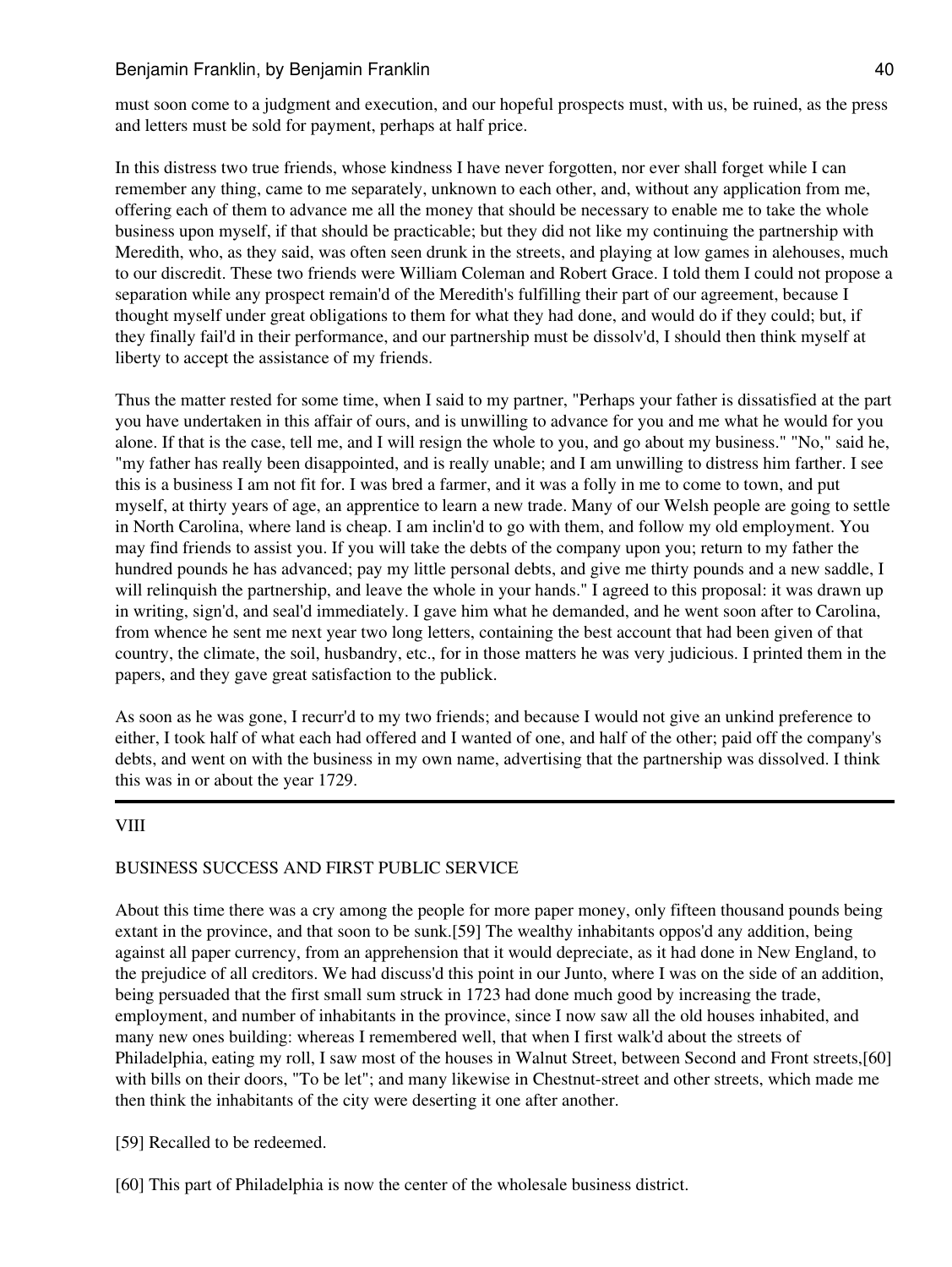must soon come to a judgment and execution, and our hopeful prospects must, with us, be ruined, as the press and letters must be sold for payment, perhaps at half price.

In this distress two true friends, whose kindness I have never forgotten, nor ever shall forget while I can remember any thing, came to me separately, unknown to each other, and, without any application from me, offering each of them to advance me all the money that should be necessary to enable me to take the whole business upon myself, if that should be practicable; but they did not like my continuing the partnership with Meredith, who, as they said, was often seen drunk in the streets, and playing at low games in alehouses, much to our discredit. These two friends were William Coleman and Robert Grace. I told them I could not propose a separation while any prospect remain'd of the Meredith's fulfilling their part of our agreement, because I thought myself under great obligations to them for what they had done, and would do if they could; but, if they finally fail'd in their performance, and our partnership must be dissolv'd, I should then think myself at liberty to accept the assistance of my friends.

Thus the matter rested for some time, when I said to my partner, "Perhaps your father is dissatisfied at the part you have undertaken in this affair of ours, and is unwilling to advance for you and me what he would for you alone. If that is the case, tell me, and I will resign the whole to you, and go about my business." "No," said he, "my father has really been disappointed, and is really unable; and I am unwilling to distress him farther. I see this is a business I am not fit for. I was bred a farmer, and it was a folly in me to come to town, and put myself, at thirty years of age, an apprentice to learn a new trade. Many of our Welsh people are going to settle in North Carolina, where land is cheap. I am inclin'd to go with them, and follow my old employment. You may find friends to assist you. If you will take the debts of the company upon you; return to my father the hundred pounds he has advanced; pay my little personal debts, and give me thirty pounds and a new saddle, I will relinquish the partnership, and leave the whole in your hands." I agreed to this proposal: it was drawn up in writing, sign'd, and seal'd immediately. I gave him what he demanded, and he went soon after to Carolina, from whence he sent me next year two long letters, containing the best account that had been given of that country, the climate, the soil, husbandry, etc., for in those matters he was very judicious. I printed them in the papers, and they gave great satisfaction to the publick.

As soon as he was gone, I recurr'd to my two friends; and because I would not give an unkind preference to either, I took half of what each had offered and I wanted of one, and half of the other; paid off the company's debts, and went on with the business in my own name, advertising that the partnership was dissolved. I think this was in or about the year 1729.

---

## VIII

## BUSINESS SUCCESS AND FIRST PUBLIC SERVICE

About this time there was a cry among the people for more paper money, only fifteen thousand pounds being extant in the province, and that soon to be sunk.[59] The wealthy inhabitants oppos'd any addition, being against all paper currency, from an apprehension that it would depreciate, as it had done in New England, to the prejudice of all creditors. We had discuss'd this point in our Junto, where I was on the side of an addition, being persuaded that the first small sum struck in 1723 had done much good by increasing the trade, employment, and number of inhabitants in the province, since I now saw all the old houses inhabited, and many new ones building: whereas I remembered well, that when I first walk'd about the streets of Philadelphia, eating my roll, I saw most of the houses in Walnut Street, between Second and Front streets,[60] with bills on their doors, "To be let"; and many likewise in Chestnut-street and other streets, which made me then think the inhabitants of the city were deserting it one after another.

[59] Recalled to be redeemed.

[60] This part of Philadelphia is now the center of the wholesale business district.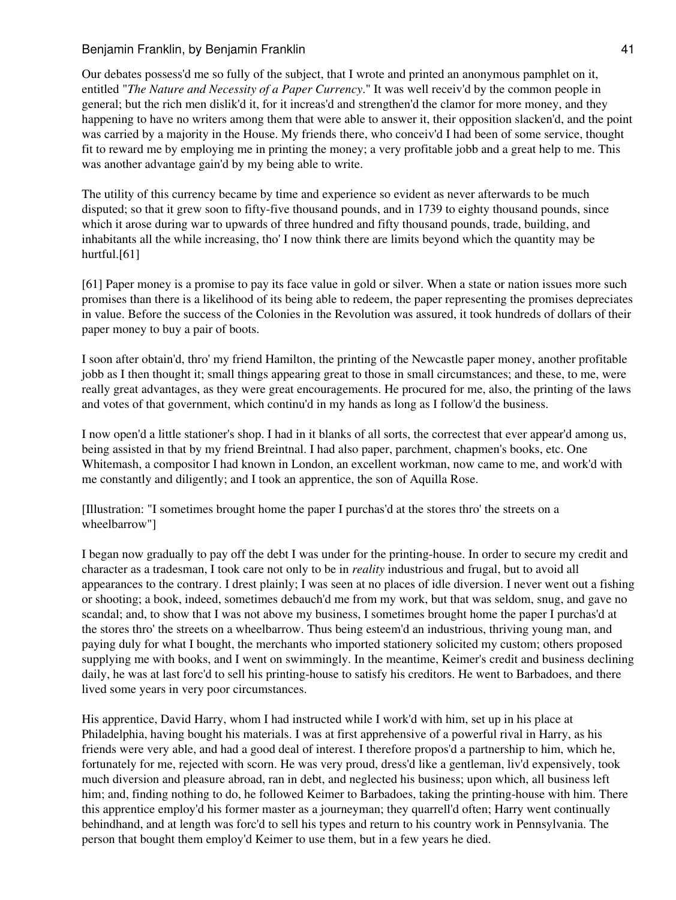Our debates possess'd me so fully of the subject, that I wrote and printed an anonymous pamphlet on it, entitled "*The Nature and Necessity of a Paper Currency*." It was well receiv'd by the common people in general; but the rich men dislik'd it, for it increas'd and strengthen'd the clamor for more money, and they happening to have no writers among them that were able to answer it, their opposition slacken'd, and the point was carried by a majority in the House. My friends there, who conceiv'd I had been of some service, thought fit to reward me by employing me in printing the money; a very profitable jobb and a great help to me. This was another advantage gain'd by my being able to write.

The utility of this currency became by time and experience so evident as never afterwards to be much disputed; so that it grew soon to fifty-five thousand pounds, and in 1739 to eighty thousand pounds, since which it arose during war to upwards of three hundred and fifty thousand pounds, trade, building, and inhabitants all the while increasing, tho' I now think there are limits beyond which the quantity may be hurtful.[61]

[61] Paper money is a promise to pay its face value in gold or silver. When a state or nation issues more such promises than there is a likelihood of its being able to redeem, the paper representing the promises depreciates in value. Before the success of the Colonies in the Revolution was assured, it took hundreds of dollars of their paper money to buy a pair of boots.

I soon after obtain'd, thro' my friend Hamilton, the printing of the Newcastle paper money, another profitable jobb as I then thought it; small things appearing great to those in small circumstances; and these, to me, were really great advantages, as they were great encouragements. He procured for me, also, the printing of the laws and votes of that government, which continu'd in my hands as long as I follow'd the business.

I now open'd a little stationer's shop. I had in it blanks of all sorts, the correctest that ever appear'd among us, being assisted in that by my friend Breintnal. I had also paper, parchment, chapmen's books, etc. One Whitemash, a compositor I had known in London, an excellent workman, now came to me, and work'd with me constantly and diligently; and I took an apprentice, the son of Aquilla Rose.

[Illustration: "I sometimes brought home the paper I purchas'd at the stores thro' the streets on a wheelbarrow"]

I began now gradually to pay off the debt I was under for the printing-house. In order to secure my credit and character as a tradesman, I took care not only to be in *reality* industrious and frugal, but to avoid all appearances to the contrary. I drest plainly; I was seen at no places of idle diversion. I never went out a fishing or shooting; a book, indeed, sometimes debauch'd me from my work, but that was seldom, snug, and gave no scandal; and, to show that I was not above my business, I sometimes brought home the paper I purchas'd at the stores thro' the streets on a wheelbarrow. Thus being esteem'd an industrious, thriving young man, and paying duly for what I bought, the merchants who imported stationery solicited my custom; others proposed supplying me with books, and I went on swimmingly. In the meantime, Keimer's credit and business declining daily, he was at last forc'd to sell his printing-house to satisfy his creditors. He went to Barbadoes, and there lived some years in very poor circumstances.

His apprentice, David Harry, whom I had instructed while I work'd with him, set up in his place at Philadelphia, having bought his materials. I was at first apprehensive of a powerful rival in Harry, as his friends were very able, and had a good deal of interest. I therefore propos'd a partnership to him, which he, fortunately for me, rejected with scorn. He was very proud, dress'd like a gentleman, liv'd expensively, took much diversion and pleasure abroad, ran in debt, and neglected his business; upon which, all business left him; and, finding nothing to do, he followed Keimer to Barbadoes, taking the printing-house with him. There this apprentice employ'd his former master as a journeyman; they quarrell'd often; Harry went continually behindhand, and at length was forc'd to sell his types and return to his country work in Pennsylvania. The person that bought them employ'd Keimer to use them, but in a few years he died.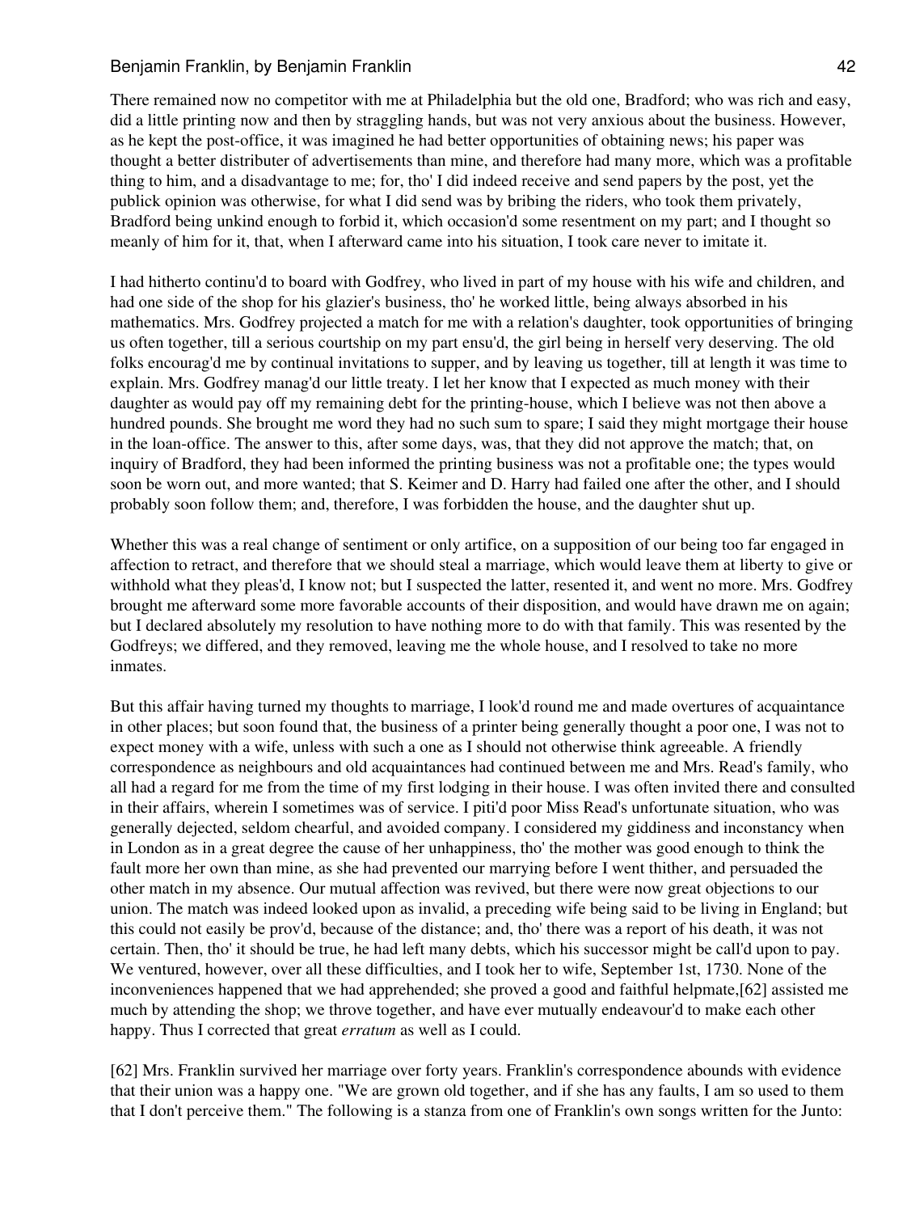There remained now no competitor with me at Philadelphia but the old one, Bradford; who was rich and easy, did a little printing now and then by straggling hands, but was not very anxious about the business. However, as he kept the post-office, it was imagined he had better opportunities of obtaining news; his paper was thought a better distributer of advertisements than mine, and therefore had many more, which was a profitable thing to him, and a disadvantage to me; for, tho' I did indeed receive and send papers by the post, yet the publick opinion was otherwise, for what I did send was by bribing the riders, who took them privately, Bradford being unkind enough to forbid it, which occasion'd some resentment on my part; and I thought so meanly of him for it, that, when I afterward came into his situation, I took care never to imitate it.

I had hitherto continu'd to board with Godfrey, who lived in part of my house with his wife and children, and had one side of the shop for his glazier's business, tho' he worked little, being always absorbed in his mathematics. Mrs. Godfrey projected a match for me with a relation's daughter, took opportunities of bringing us often together, till a serious courtship on my part ensu'd, the girl being in herself very deserving. The old folks encourag'd me by continual invitations to supper, and by leaving us together, till at length it was time to explain. Mrs. Godfrey manag'd our little treaty. I let her know that I expected as much money with their daughter as would pay off my remaining debt for the printing-house, which I believe was not then above a hundred pounds. She brought me word they had no such sum to spare; I said they might mortgage their house in the loan-office. The answer to this, after some days, was, that they did not approve the match; that, on inquiry of Bradford, they had been informed the printing business was not a profitable one; the types would soon be worn out, and more wanted; that S. Keimer and D. Harry had failed one after the other, and I should probably soon follow them; and, therefore, I was forbidden the house, and the daughter shut up.

Whether this was a real change of sentiment or only artifice, on a supposition of our being too far engaged in affection to retract, and therefore that we should steal a marriage, which would leave them at liberty to give or withhold what they pleas'd, I know not; but I suspected the latter, resented it, and went no more. Mrs. Godfrey brought me afterward some more favorable accounts of their disposition, and would have drawn me on again; but I declared absolutely my resolution to have nothing more to do with that family. This was resented by the Godfreys; we differed, and they removed, leaving me the whole house, and I resolved to take no more inmates.

But this affair having turned my thoughts to marriage, I look'd round me and made overtures of acquaintance in other places; but soon found that, the business of a printer being generally thought a poor one, I was not to expect money with a wife, unless with such a one as I should not otherwise think agreeable. A friendly correspondence as neighbours and old acquaintances had continued between me and Mrs. Read's family, who all had a regard for me from the time of my first lodging in their house. I was often invited there and consulted in their affairs, wherein I sometimes was of service. I piti'd poor Miss Read's unfortunate situation, who was generally dejected, seldom chearful, and avoided company. I considered my giddiness and inconstancy when in London as in a great degree the cause of her unhappiness, tho' the mother was good enough to think the fault more her own than mine, as she had prevented our marrying before I went thither, and persuaded the other match in my absence. Our mutual affection was revived, but there were now great objections to our union. The match was indeed looked upon as invalid, a preceding wife being said to be living in England; but this could not easily be prov'd, because of the distance; and, tho' there was a report of his death, it was not certain. Then, tho' it should be true, he had left many debts, which his successor might be call'd upon to pay. We ventured, however, over all these difficulties, and I took her to wife, September 1st, 1730. None of the inconveniences happened that we had apprehended; she proved a good and faithful helpmate,[62] assisted me much by attending the shop; we throve together, and have ever mutually endeavour'd to make each other happy. Thus I corrected that great *erratum* as well as I could.

[62] Mrs. Franklin survived her marriage over forty years. Franklin's correspondence abounds with evidence that their union was a happy one. "We are grown old together, and if she has any faults, I am so used to them that I don't perceive them." The following is a stanza from one of Franklin's own songs written for the Junto: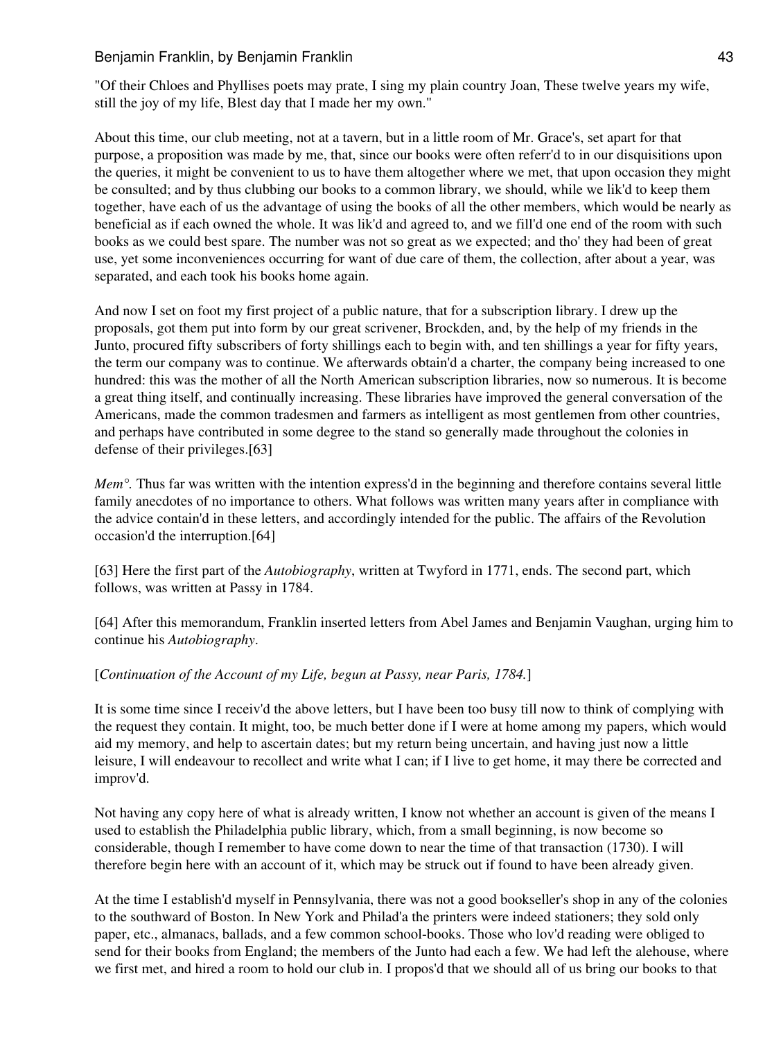"Of their Chloes and Phyllises poets may prate, I sing my plain country Joan, These twelve years my wife, still the joy of my life, Blest day that I made her my own."

About this time, our club meeting, not at a tavern, but in a little room of Mr. Grace's, set apart for that purpose, a proposition was made by me, that, since our books were often referr'd to in our disquisitions upon the queries, it might be convenient to us to have them altogether where we met, that upon occasion they might be consulted; and by thus clubbing our books to a common library, we should, while we lik'd to keep them together, have each of us the advantage of using the books of all the other members, which would be nearly as beneficial as if each owned the whole. It was lik'd and agreed to, and we fill'd one end of the room with such books as we could best spare. The number was not so great as we expected; and tho' they had been of great use, yet some inconveniences occurring for want of due care of them, the collection, after about a year, was separated, and each took his books home again.

And now I set on foot my first project of a public nature, that for a subscription library. I drew up the proposals, got them put into form by our great scrivener, Brockden, and, by the help of my friends in the Junto, procured fifty subscribers of forty shillings each to begin with, and ten shillings a year for fifty years, the term our company was to continue. We afterwards obtain'd a charter, the company being increased to one hundred: this was the mother of all the North American subscription libraries, now so numerous. It is become a great thing itself, and continually increasing. These libraries have improved the general conversation of the Americans, made the common tradesmen and farmers as intelligent as most gentlemen from other countries, and perhaps have contributed in some degree to the stand so generally made throughout the colonies in defense of their privileges.[63]

*Mem°.* Thus far was written with the intention express'd in the beginning and therefore contains several little family anecdotes of no importance to others. What follows was written many years after in compliance with the advice contain'd in these letters, and accordingly intended for the public. The affairs of the Revolution occasion'd the interruption.[64]

[63] Here the first part of the *Autobiography*, written at Twyford in 1771, ends. The second part, which follows, was written at Passy in 1784.

[64] After this memorandum, Franklin inserted letters from Abel James and Benjamin Vaughan, urging him to continue his *Autobiography*.

[*Continuation of the Account of my Life, begun at Passy, near Paris, 1784.*]

It is some time since I receiv'd the above letters, but I have been too busy till now to think of complying with the request they contain. It might, too, be much better done if I were at home among my papers, which would aid my memory, and help to ascertain dates; but my return being uncertain, and having just now a little leisure, I will endeavour to recollect and write what I can; if I live to get home, it may there be corrected and improv'd.

Not having any copy here of what is already written, I know not whether an account is given of the means I used to establish the Philadelphia public library, which, from a small beginning, is now become so considerable, though I remember to have come down to near the time of that transaction (1730). I will therefore begin here with an account of it, which may be struck out if found to have been already given.

At the time I establish'd myself in Pennsylvania, there was not a good bookseller's shop in any of the colonies to the southward of Boston. In New York and Philad'a the printers were indeed stationers; they sold only paper, etc., almanacs, ballads, and a few common school-books. Those who lov'd reading were obliged to send for their books from England; the members of the Junto had each a few. We had left the alehouse, where we first met, and hired a room to hold our club in. I propos'd that we should all of us bring our books to that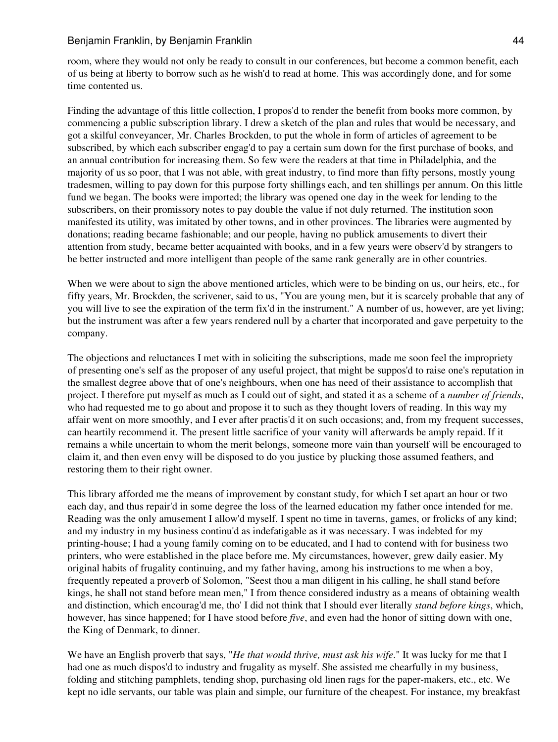room, where they would not only be ready to consult in our conferences, but become a common benefit, each of us being at liberty to borrow such as he wish'd to read at home. This was accordingly done, and for some time contented us.

Finding the advantage of this little collection, I propos'd to render the benefit from books more common, by commencing a public subscription library. I drew a sketch of the plan and rules that would be necessary, and got a skilful conveyancer, Mr. Charles Brockden, to put the whole in form of articles of agreement to be subscribed, by which each subscriber engag'd to pay a certain sum down for the first purchase of books, and an annual contribution for increasing them. So few were the readers at that time in Philadelphia, and the majority of us so poor, that I was not able, with great industry, to find more than fifty persons, mostly young tradesmen, willing to pay down for this purpose forty shillings each, and ten shillings per annum. On this little fund we began. The books were imported; the library was opened one day in the week for lending to the subscribers, on their promissory notes to pay double the value if not duly returned. The institution soon manifested its utility, was imitated by other towns, and in other provinces. The libraries were augmented by donations; reading became fashionable; and our people, having no publick amusements to divert their attention from study, became better acquainted with books, and in a few years were observ'd by strangers to be better instructed and more intelligent than people of the same rank generally are in other countries.

When we were about to sign the above mentioned articles, which were to be binding on us, our heirs, etc., for fifty years, Mr. Brockden, the scrivener, said to us, "You are young men, but it is scarcely probable that any of you will live to see the expiration of the term fix'd in the instrument." A number of us, however, are yet living; but the instrument was after a few years rendered null by a charter that incorporated and gave perpetuity to the company.

The objections and reluctances I met with in soliciting the subscriptions, made me soon feel the impropriety of presenting one's self as the proposer of any useful project, that might be suppos'd to raise one's reputation in the smallest degree above that of one's neighbours, when one has need of their assistance to accomplish that project. I therefore put myself as much as I could out of sight, and stated it as a scheme of a *number of friends*, who had requested me to go about and propose it to such as they thought lovers of reading. In this way my affair went on more smoothly, and I ever after practis'd it on such occasions; and, from my frequent successes, can heartily recommend it. The present little sacrifice of your vanity will afterwards be amply repaid. If it remains a while uncertain to whom the merit belongs, someone more vain than yourself will be encouraged to claim it, and then even envy will be disposed to do you justice by plucking those assumed feathers, and restoring them to their right owner.

This library afforded me the means of improvement by constant study, for which I set apart an hour or two each day, and thus repair'd in some degree the loss of the learned education my father once intended for me. Reading was the only amusement I allow'd myself. I spent no time in taverns, games, or frolicks of any kind; and my industry in my business continu'd as indefatigable as it was necessary. I was indebted for my printing-house; I had a young family coming on to be educated, and I had to contend with for business two printers, who were established in the place before me. My circumstances, however, grew daily easier. My original habits of frugality continuing, and my father having, among his instructions to me when a boy, frequently repeated a proverb of Solomon, "Seest thou a man diligent in his calling, he shall stand before kings, he shall not stand before mean men," I from thence considered industry as a means of obtaining wealth and distinction, which encourag'd me, tho' I did not think that I should ever literally *stand before kings*, which, however, has since happened; for I have stood before *five*, and even had the honor of sitting down with one, the King of Denmark, to dinner.

We have an English proverb that says, "*He that would thrive, must ask his wife*." It was lucky for me that I had one as much dispos'd to industry and frugality as myself. She assisted me chearfully in my business, folding and stitching pamphlets, tending shop, purchasing old linen rags for the paper-makers, etc., etc. We kept no idle servants, our table was plain and simple, our furniture of the cheapest. For instance, my breakfast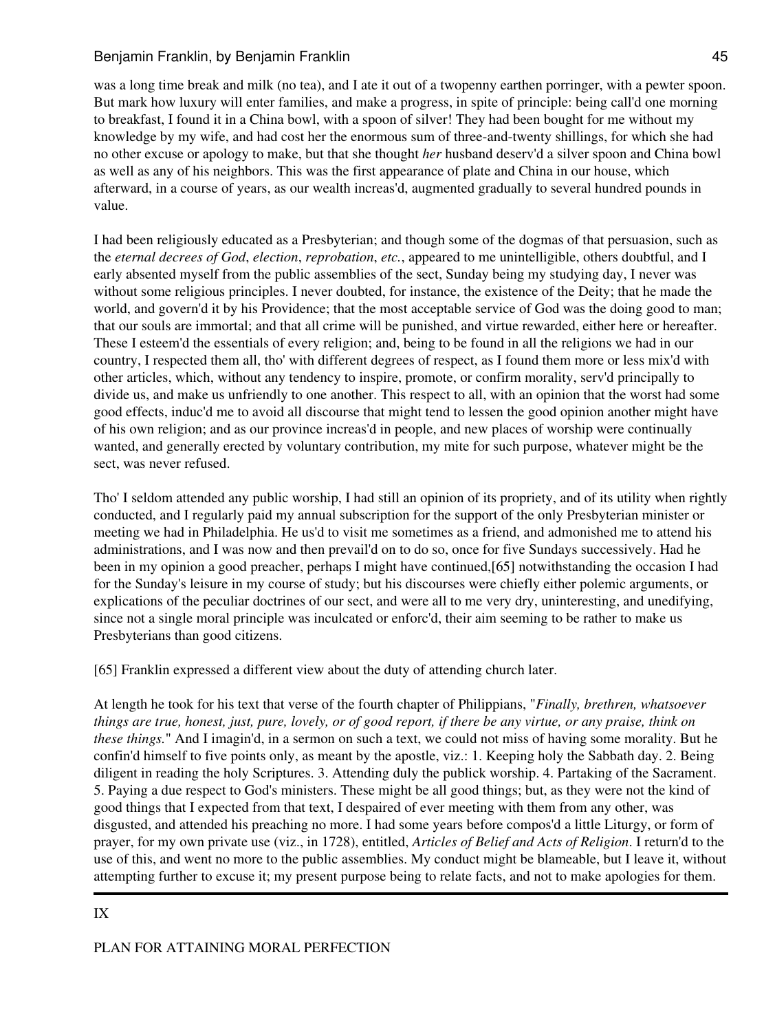was a long time break and milk (no tea), and I ate it out of a twopenny earthen porringer, with a pewter spoon. But mark how luxury will enter families, and make a progress, in spite of principle: being call'd one morning to breakfast, I found it in a China bowl, with a spoon of silver! They had been bought for me without my knowledge by my wife, and had cost her the enormous sum of three-and-twenty shillings, for which she had no other excuse or apology to make, but that she thought *her* husband deserv'd a silver spoon and China bowl as well as any of his neighbors. This was the first appearance of plate and China in our house, which afterward, in a course of years, as our wealth increas'd, augmented gradually to several hundred pounds in value.

I had been religiously educated as a Presbyterian; and though some of the dogmas of that persuasion, such as the *eternal decrees of God*, *election*, *reprobation*, *etc.*, appeared to me unintelligible, others doubtful, and I early absented myself from the public assemblies of the sect, Sunday being my studying day, I never was without some religious principles. I never doubted, for instance, the existence of the Deity; that he made the world, and govern'd it by his Providence; that the most acceptable service of God was the doing good to man; that our souls are immortal; and that all crime will be punished, and virtue rewarded, either here or hereafter. These I esteem'd the essentials of every religion; and, being to be found in all the religions we had in our country, I respected them all, tho' with different degrees of respect, as I found them more or less mix'd with other articles, which, without any tendency to inspire, promote, or confirm morality, serv'd principally to divide us, and make us unfriendly to one another. This respect to all, with an opinion that the worst had some good effects, induc'd me to avoid all discourse that might tend to lessen the good opinion another might have of his own religion; and as our province increas'd in people, and new places of worship were continually wanted, and generally erected by voluntary contribution, my mite for such purpose, whatever might be the sect, was never refused.

Tho' I seldom attended any public worship, I had still an opinion of its propriety, and of its utility when rightly conducted, and I regularly paid my annual subscription for the support of the only Presbyterian minister or meeting we had in Philadelphia. He us'd to visit me sometimes as a friend, and admonished me to attend his administrations, and I was now and then prevail'd on to do so, once for five Sundays successively. Had he been in my opinion a good preacher, perhaps I might have continued,[65] notwithstanding the occasion I had for the Sunday's leisure in my course of study; but his discourses were chiefly either polemic arguments, or explications of the peculiar doctrines of our sect, and were all to me very dry, uninteresting, and unedifying, since not a single moral principle was inculcated or enforc'd, their aim seeming to be rather to make us Presbyterians than good citizens.

[65] Franklin expressed a different view about the duty of attending church later.

At length he took for his text that verse of the fourth chapter of Philippians, "*Finally, brethren, whatsoever things are true, honest, just, pure, lovely, or of good report, if there be any virtue, or any praise, think on these things.*" And I imagin'd, in a sermon on such a text, we could not miss of having some morality. But he confin'd himself to five points only, as meant by the apostle, viz.: 1. Keeping holy the Sabbath day. 2. Being diligent in reading the holy Scriptures. 3. Attending duly the publick worship. 4. Partaking of the Sacrament. 5. Paying a due respect to God's ministers. These might be all good things; but, as they were not the kind of good things that I expected from that text, I despaired of ever meeting with them from any other, was disgusted, and attended his preaching no more. I had some years before compos'd a little Liturgy, or form of prayer, for my own private use (viz., in 1728), entitled, *Articles of Belief and Acts of Religion*. I return'd to the use of this, and went no more to the public assemblies. My conduct might be blameable, but I leave it, without attempting further to excuse it; my present purpose being to relate facts, and not to make apologies for them.

---

## IX

## PLAN FOR ATTAINING MORAL PERFECTION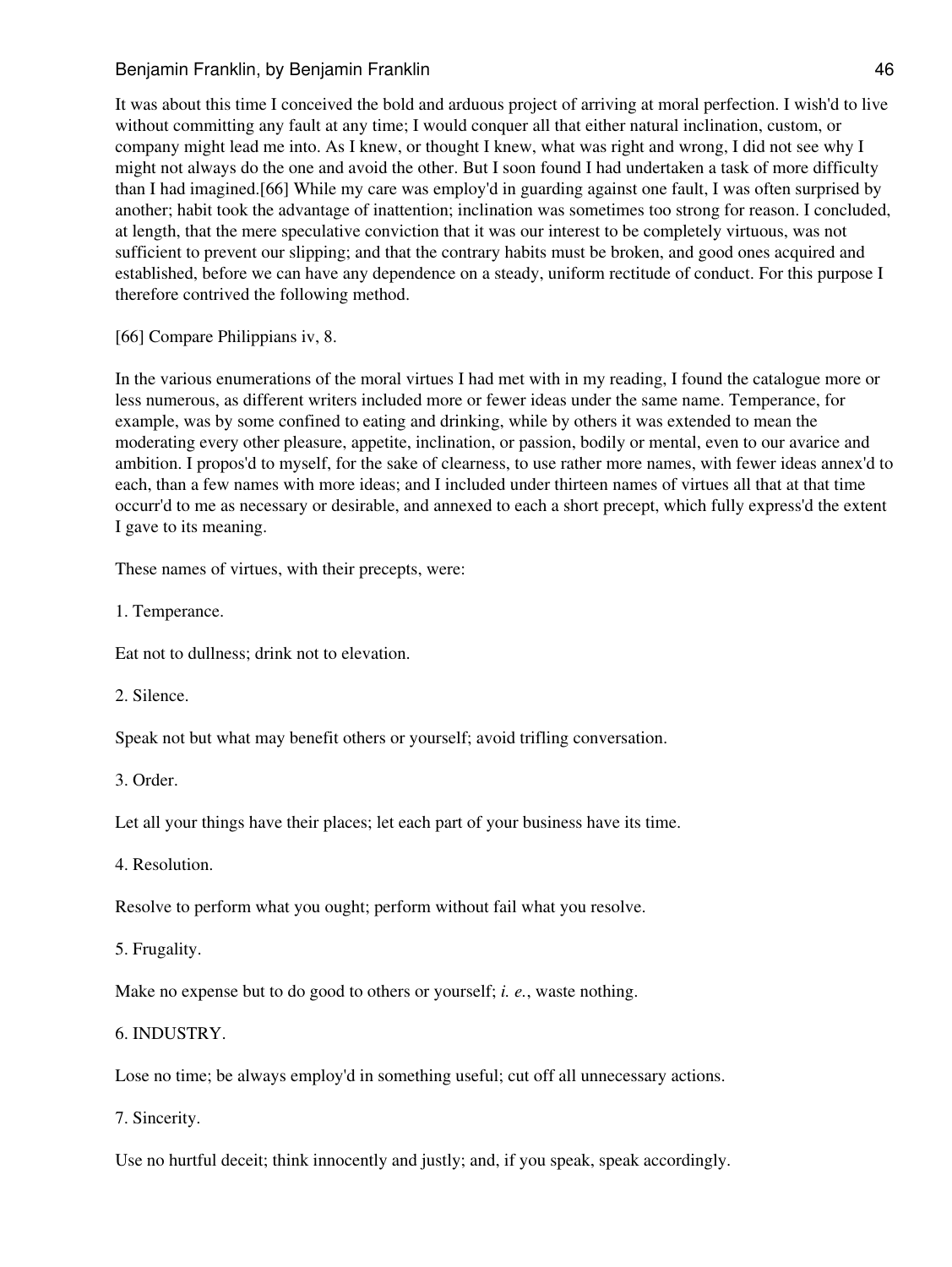It was about this time I conceived the bold and arduous project of arriving at moral perfection. I wish'd to live without committing any fault at any time; I would conquer all that either natural inclination, custom, or company might lead me into. As I knew, or thought I knew, what was right and wrong, I did not see why I might not always do the one and avoid the other. But I soon found I had undertaken a task of more difficulty than I had imagined.[66] While my care was employ'd in guarding against one fault, I was often surprised by another; habit took the advantage of inattention; inclination was sometimes too strong for reason. I concluded, at length, that the mere speculative conviction that it was our interest to be completely virtuous, was not sufficient to prevent our slipping; and that the contrary habits must be broken, and good ones acquired and established, before we can have any dependence on a steady, uniform rectitude of conduct. For this purpose I therefore contrived the following method.

[66] Compare Philippians iv, 8.

In the various enumerations of the moral virtues I had met with in my reading, I found the catalogue more or less numerous, as different writers included more or fewer ideas under the same name. Temperance, for example, was by some confined to eating and drinking, while by others it was extended to mean the moderating every other pleasure, appetite, inclination, or passion, bodily or mental, even to our avarice and ambition. I propos'd to myself, for the sake of clearness, to use rather more names, with fewer ideas annex'd to each, than a few names with more ideas; and I included under thirteen names of virtues all that at that time occurr'd to me as necessary or desirable, and annexed to each a short precept, which fully express'd the extent I gave to its meaning.

These names of virtues, with their precepts, were:

1. Temperance.

Eat not to dullness; drink not to elevation.

2. Silence.

Speak not but what may benefit others or yourself; avoid trifling conversation.

3. Order.

Let all your things have their places; let each part of your business have its time.

4. Resolution.

Resolve to perform what you ought; perform without fail what you resolve.

5. Frugality.

Make no expense but to do good to others or yourself; *i. e.*, waste nothing.

6. INDUSTRY.

Lose no time; be always employ'd in something useful; cut off all unnecessary actions.

7. Sincerity.

Use no hurtful deceit; think innocently and justly; and, if you speak, speak accordingly.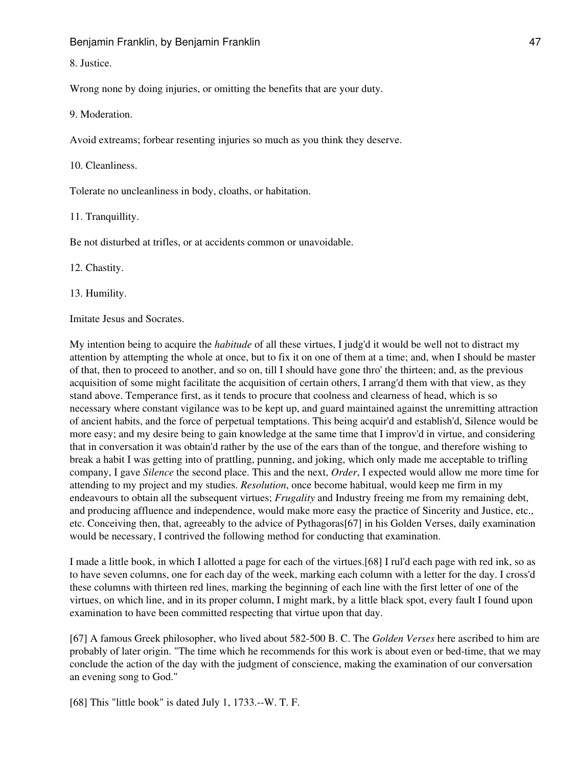8. Justice.

Wrong none by doing injuries, or omitting the benefits that are your duty.

9. Moderation.

Avoid extreams; forbear resenting injuries so much as you think they deserve.

10. Cleanliness.

Tolerate no uncleanliness in body, cloaths, or habitation.

11. Tranquillity.

Be not disturbed at trifles, or at accidents common or unavoidable.

12. Chastity.

13. Humility.

Imitate Jesus and Socrates.

My intention being to acquire the *habitude* of all these virtues, I judg'd it would be well not to distract my attention by attempting the whole at once, but to fix it on one of them at a time; and, when I should be master of that, then to proceed to another, and so on, till I should have gone thro' the thirteen; and, as the previous acquisition of some might facilitate the acquisition of certain others, I arrang'd them with that view, as they stand above. Temperance first, as it tends to procure that coolness and clearness of head, which is so necessary where constant vigilance was to be kept up, and guard maintained against the unremitting attraction of ancient habits, and the force of perpetual temptations. This being acquir'd and establish'd, Silence would be more easy; and my desire being to gain knowledge at the same time that I improv'd in virtue, and considering that in conversation it was obtain'd rather by the use of the ears than of the tongue, and therefore wishing to break a habit I was getting into of prattling, punning, and joking, which only made me acceptable to trifling company, I gave *Silence* the second place. This and the next, *Order*, I expected would allow me more time for attending to my project and my studies. *Resolution*, once become habitual, would keep me firm in my endeavours to obtain all the subsequent virtues; *Frugality* and Industry freeing me from my remaining debt, and producing affluence and independence, would make more easy the practice of Sincerity and Justice, etc., etc. Conceiving then, that, agreeably to the advice of Pythagoras[67] in his Golden Verses, daily examination would be necessary, I contrived the following method for conducting that examination.

I made a little book, in which I allotted a page for each of the virtues.[68] I rul'd each page with red ink, so as to have seven columns, one for each day of the week, marking each column with a letter for the day. I cross'd these columns with thirteen red lines, marking the beginning of each line with the first letter of one of the virtues, on which line, and in its proper column, I might mark, by a little black spot, every fault I found upon examination to have been committed respecting that virtue upon that day.

[67] A famous Greek philosopher, who lived about 582-500 B. C. The *Golden Verses* here ascribed to him are probably of later origin. "The time which he recommends for this work is about even or bed-time, that we may conclude the action of the day with the judgment of conscience, making the examination of our conversation an evening song to God."

[68] This "little book" is dated July 1, 1733.--W. T. F.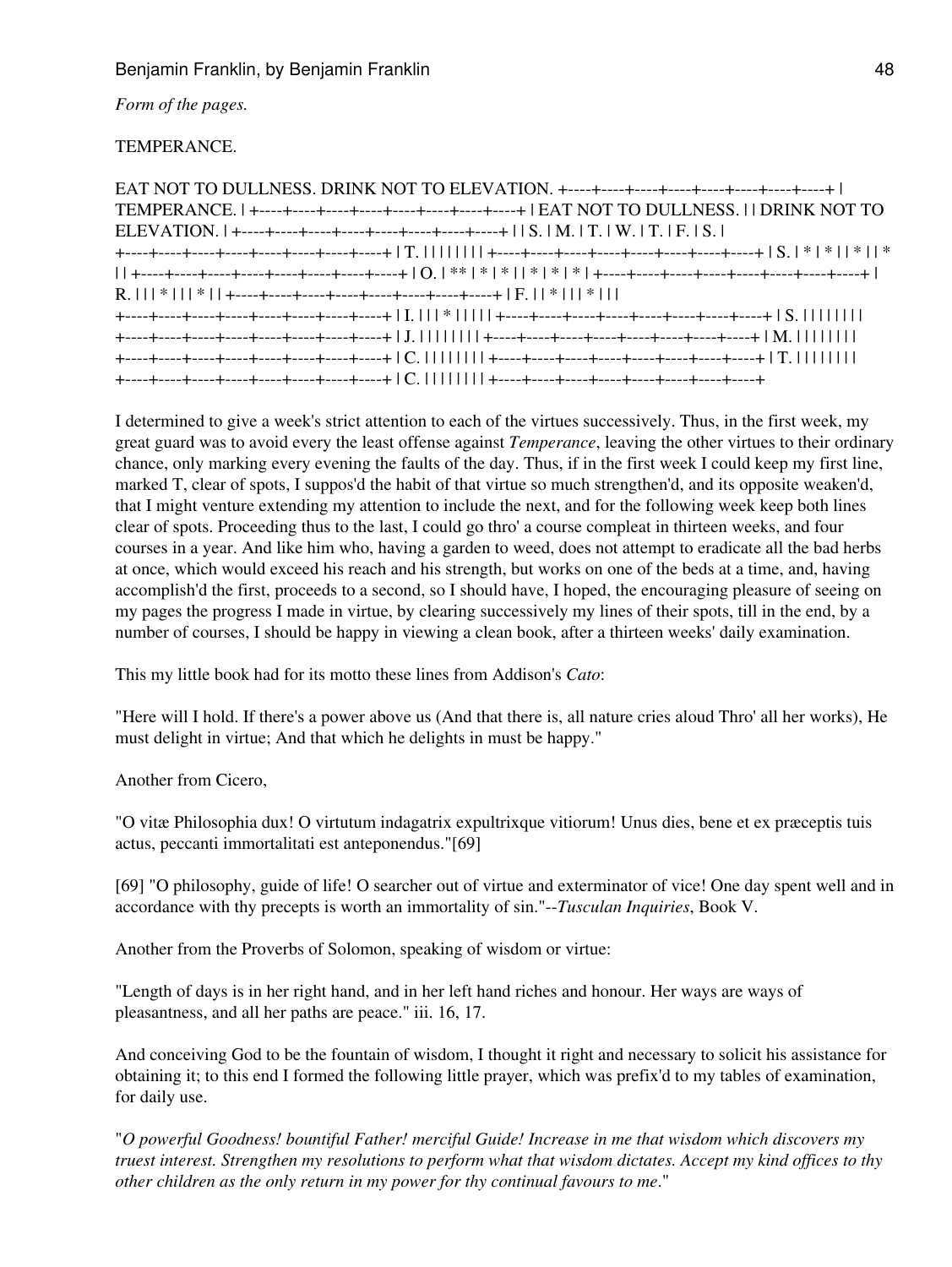*Form of the pages.*

TEMPERANCE.

EAT NOT TO DULLNESS. DRINK NOT TO ELEVATION.

| TEMPERANCE. EAT NOT TO DULLNESS. DRINK NOT TO ELEVATION. | | | | | | | |
|---|---|---|---|---|---|---|---|
| | S. | M. | T. | W. | T. | F. | S. |
| T. | | | | | | | |
| S. | * | * | | * | | * | |
| O. | ** | * | * | | * | * | * |
| R. | | | * | | | * | |
| F. | | * | | | * | | |
| I. | | | * | | | | |
| S. | | | | | | | |
| J. | | | | | | | |
| M. | | | | | | | |
| C. | | | | | | | |
| T. | | | | | | | |
| C. | | | | | | | |

I determined to give a week's strict attention to each of the virtues successively. Thus, in the first week, my great guard was to avoid every the least offense against *Temperance*, leaving the other virtues to their ordinary chance, only marking every evening the faults of the day. Thus, if in the first week I could keep my first line, marked T, clear of spots, I suppos'd the habit of that virtue so much strengthen'd, and its opposite weaken'd, that I might venture extending my attention to include the next, and for the following week keep both lines clear of spots. Proceeding thus to the last, I could go thro' a course compleat in thirteen weeks, and four courses in a year. And like him who, having a garden to weed, does not attempt to eradicate all the bad herbs at once, which would exceed his reach and his strength, but works on one of the beds at a time, and, having accomplish'd the first, proceeds to a second, so I should have, I hoped, the encouraging pleasure of seeing on my pages the progress I made in virtue, by clearing successively my lines of their spots, till in the end, by a number of courses, I should be happy in viewing a clean book, after a thirteen weeks' daily examination.

This my little book had for its motto these lines from Addison's *Cato*:

"Here will I hold. If there's a power above us (And that there is, all nature cries aloud Thro' all her works), He must delight in virtue; And that which he delights in must be happy."

Another from Cicero,

"O vitæ Philosophia dux! O virtutum indagatrix expultrixque vitiorum! Unus dies, bene et ex præceptis tuis actus, peccanti immortalitati est anteponendus."[69]

[69] "O philosophy, guide of life! O searcher out of virtue and exterminator of vice! One day spent well and in accordance with thy precepts is worth an immortality of sin."--*Tusculan Inquiries*, Book V.

Another from the Proverbs of Solomon, speaking of wisdom or virtue:

"Length of days is in her right hand, and in her left hand riches and honour. Her ways are ways of pleasantness, and all her paths are peace." iii. 16, 17.

And conceiving God to be the fountain of wisdom, I thought it right and necessary to solicit his assistance for obtaining it; to this end I formed the following little prayer, which was prefix'd to my tables of examination, for daily use.

"*O powerful Goodness! bountiful Father! merciful Guide! Increase in me that wisdom which discovers my truest interest. Strengthen my resolutions to perform what that wisdom dictates. Accept my kind offices to thy other children as the only return in my power for thy continual favours to me*."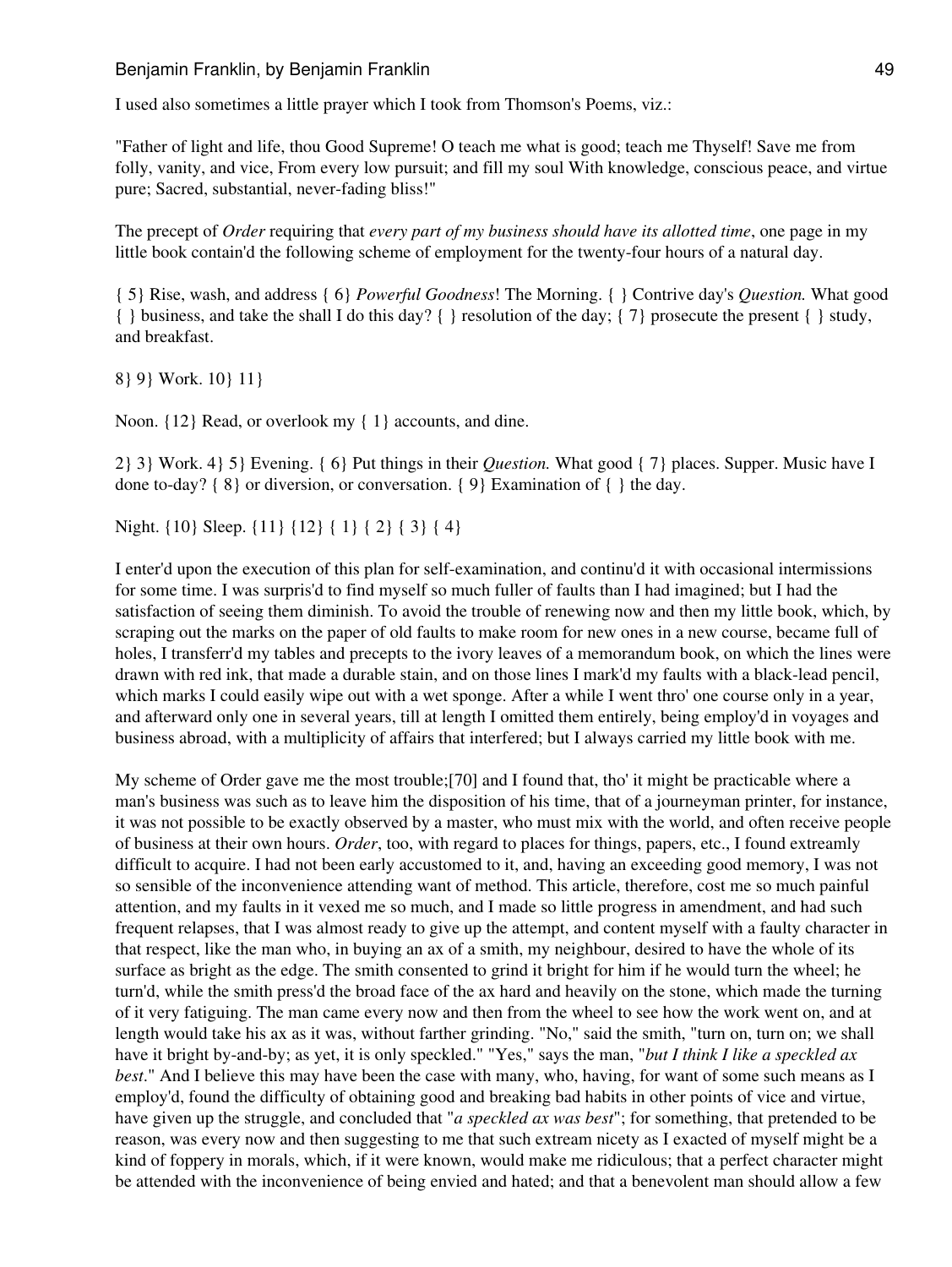I used also sometimes a little prayer which I took from Thomson's Poems, viz.:

"Father of light and life, thou Good Supreme! O teach me what is good; teach me Thyself! Save me from folly, vanity, and vice, From every low pursuit; and fill my soul With knowledge, conscious peace, and virtue pure; Sacred, substantial, never-fading bliss!"

The precept of *Order* requiring that *every part of my business should have its allotted time*, one page in my little book contain'd the following scheme of employment for the twenty-four hours of a natural day.

{ 5} Rise, wash, and address { 6} *Powerful Goodness*! The Morning. { } Contrive day's *Question.* What good { } business, and take the shall I do this day? { } resolution of the day; { 7} prosecute the present { } study, and breakfast.

8} 9} Work. 10} 11}

Noon. {12} Read, or overlook my { 1} accounts, and dine.

2} 3} Work. 4} 5} Evening. { 6} Put things in their *Question.* What good { 7} places. Supper. Music have I done to-day? { 8} or diversion, or conversation. { 9} Examination of { } the day.

Night. {10} Sleep. {11} {12} { 1} { 2} { 3} { 4}

I enter'd upon the execution of this plan for self-examination, and continu'd it with occasional intermissions for some time. I was surpris'd to find myself so much fuller of faults than I had imagined; but I had the satisfaction of seeing them diminish. To avoid the trouble of renewing now and then my little book, which, by scraping out the marks on the paper of old faults to make room for new ones in a new course, became full of holes, I transferr'd my tables and precepts to the ivory leaves of a memorandum book, on which the lines were drawn with red ink, that made a durable stain, and on those lines I mark'd my faults with a black-lead pencil, which marks I could easily wipe out with a wet sponge. After a while I went thro' one course only in a year, and afterward only one in several years, till at length I omitted them entirely, being employ'd in voyages and business abroad, with a multiplicity of affairs that interfered; but I always carried my little book with me.

My scheme of Order gave me the most trouble;[70] and I found that, tho' it might be practicable where a man's business was such as to leave him the disposition of his time, that of a journeyman printer, for instance, it was not possible to be exactly observed by a master, who must mix with the world, and often receive people of business at their own hours. *Order*, too, with regard to places for things, papers, etc., I found extreamly difficult to acquire. I had not been early accustomed to it, and, having an exceeding good memory, I was not so sensible of the inconvenience attending want of method. This article, therefore, cost me so much painful attention, and my faults in it vexed me so much, and I made so little progress in amendment, and had such frequent relapses, that I was almost ready to give up the attempt, and content myself with a faulty character in that respect, like the man who, in buying an ax of a smith, my neighbour, desired to have the whole of its surface as bright as the edge. The smith consented to grind it bright for him if he would turn the wheel; he turn'd, while the smith press'd the broad face of the ax hard and heavily on the stone, which made the turning of it very fatiguing. The man came every now and then from the wheel to see how the work went on, and at length would take his ax as it was, without farther grinding. "No," said the smith, "turn on, turn on; we shall have it bright by-and-by; as yet, it is only speckled." "Yes," says the man, "*but I think I like a speckled ax best*." And I believe this may have been the case with many, who, having, for want of some such means as I employ'd, found the difficulty of obtaining good and breaking bad habits in other points of vice and virtue, have given up the struggle, and concluded that "*a speckled ax was best*"; for something, that pretended to be reason, was every now and then suggesting to me that such extream nicety as I exacted of myself might be a kind of foppery in morals, which, if it were known, would make me ridiculous; that a perfect character might be attended with the inconvenience of being envied and hated; and that a benevolent man should allow a few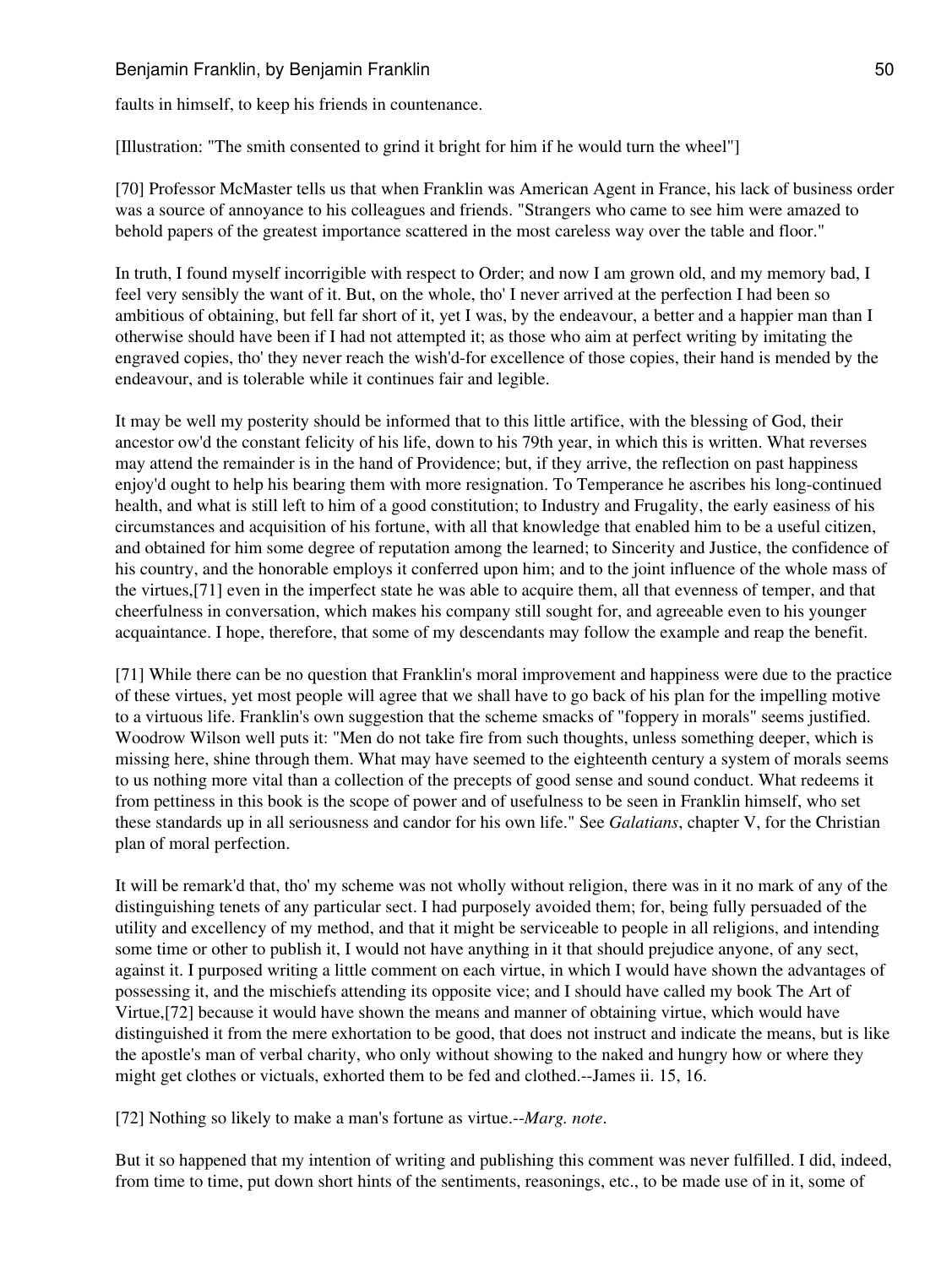faults in himself, to keep his friends in countenance.

[Illustration: "The smith consented to grind it bright for him if he would turn the wheel"]

[70] Professor McMaster tells us that when Franklin was American Agent in France, his lack of business order was a source of annoyance to his colleagues and friends. "Strangers who came to see him were amazed to behold papers of the greatest importance scattered in the most careless way over the table and floor."

In truth, I found myself incorrigible with respect to Order; and now I am grown old, and my memory bad, I feel very sensibly the want of it. But, on the whole, tho' I never arrived at the perfection I had been so ambitious of obtaining, but fell far short of it, yet I was, by the endeavour, a better and a happier man than I otherwise should have been if I had not attempted it; as those who aim at perfect writing by imitating the engraved copies, tho' they never reach the wish'd-for excellence of those copies, their hand is mended by the endeavour, and is tolerable while it continues fair and legible.

It may be well my posterity should be informed that to this little artifice, with the blessing of God, their ancestor ow'd the constant felicity of his life, down to his 79th year, in which this is written. What reverses may attend the remainder is in the hand of Providence; but, if they arrive, the reflection on past happiness enjoy'd ought to help his bearing them with more resignation. To Temperance he ascribes his long-continued health, and what is still left to him of a good constitution; to Industry and Frugality, the early easiness of his circumstances and acquisition of his fortune, with all that knowledge that enabled him to be a useful citizen, and obtained for him some degree of reputation among the learned; to Sincerity and Justice, the confidence of his country, and the honorable employs it conferred upon him; and to the joint influence of the whole mass of the virtues,[71] even in the imperfect state he was able to acquire them, all that evenness of temper, and that cheerfulness in conversation, which makes his company still sought for, and agreeable even to his younger acquaintance. I hope, therefore, that some of my descendants may follow the example and reap the benefit.

[71] While there can be no question that Franklin's moral improvement and happiness were due to the practice of these virtues, yet most people will agree that we shall have to go back of his plan for the impelling motive to a virtuous life. Franklin's own suggestion that the scheme smacks of "foppery in morals" seems justified. Woodrow Wilson well puts it: "Men do not take fire from such thoughts, unless something deeper, which is missing here, shine through them. What may have seemed to the eighteenth century a system of morals seems to us nothing more vital than a collection of the precepts of good sense and sound conduct. What redeems it from pettiness in this book is the scope of power and of usefulness to be seen in Franklin himself, who set these standards up in all seriousness and candor for his own life." See *Galatians*, chapter V, for the Christian plan of moral perfection.

It will be remark'd that, tho' my scheme was not wholly without religion, there was in it no mark of any of the distinguishing tenets of any particular sect. I had purposely avoided them; for, being fully persuaded of the utility and excellency of my method, and that it might be serviceable to people in all religions, and intending some time or other to publish it, I would not have anything in it that should prejudice anyone, of any sect, against it. I purposed writing a little comment on each virtue, in which I would have shown the advantages of possessing it, and the mischiefs attending its opposite vice; and I should have called my book The Art of Virtue,[72] because it would have shown the means and manner of obtaining virtue, which would have distinguished it from the mere exhortation to be good, that does not instruct and indicate the means, but is like the apostle's man of verbal charity, who only without showing to the naked and hungry how or where they might get clothes or victuals, exhorted them to be fed and clothed.--James ii. 15, 16.

[72] Nothing so likely to make a man's fortune as virtue.--*Marg. note*.

But it so happened that my intention of writing and publishing this comment was never fulfilled. I did, indeed, from time to time, put down short hints of the sentiments, reasonings, etc., to be made use of in it, some of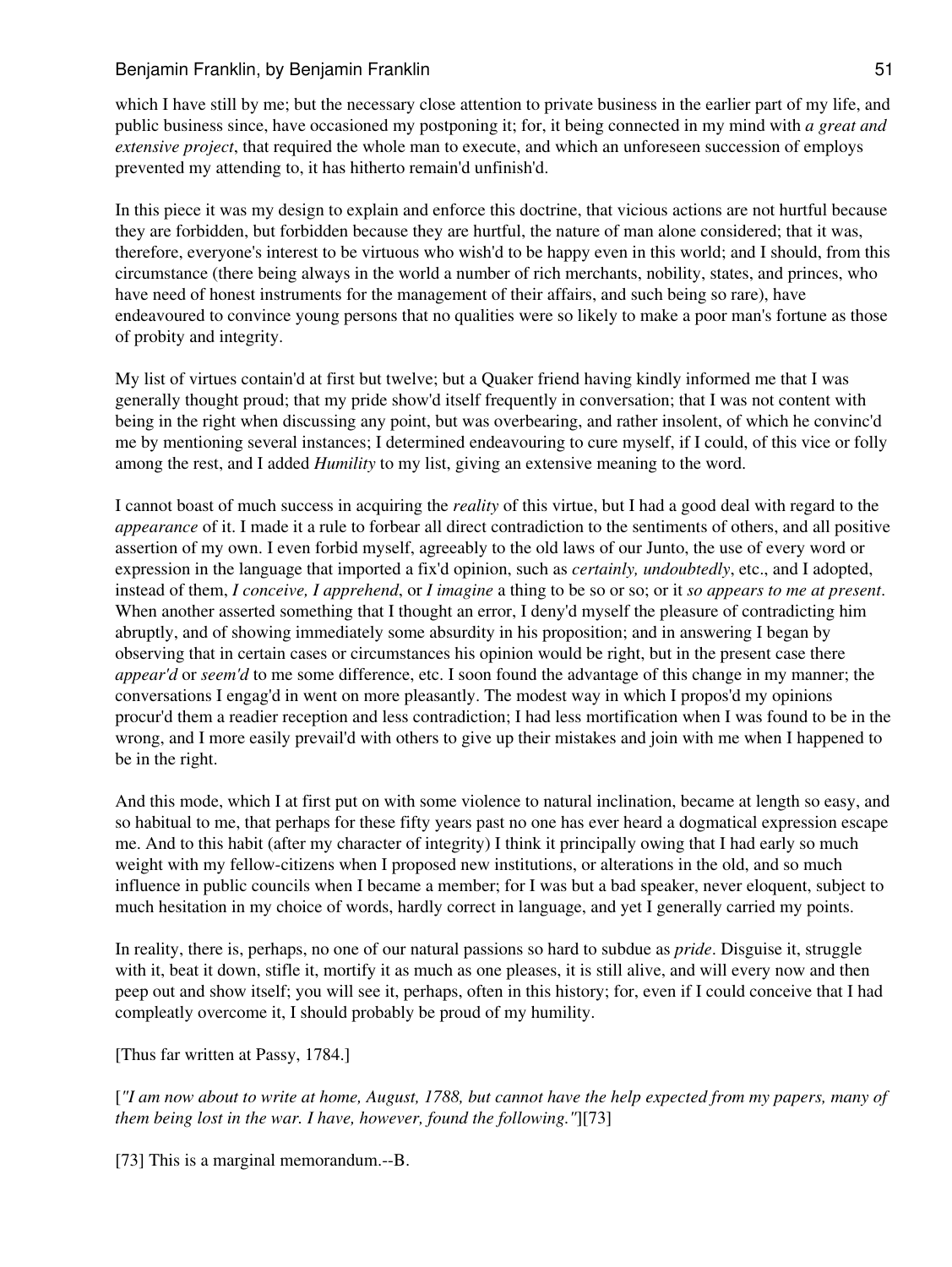which I have still by me; but the necessary close attention to private business in the earlier part of my life, and public business since, have occasioned my postponing it; for, it being connected in my mind with *a great and extensive project*, that required the whole man to execute, and which an unforeseen succession of employs prevented my attending to, it has hitherto remain'd unfinish'd.

In this piece it was my design to explain and enforce this doctrine, that vicious actions are not hurtful because they are forbidden, but forbidden because they are hurtful, the nature of man alone considered; that it was, therefore, everyone's interest to be virtuous who wish'd to be happy even in this world; and I should, from this circumstance (there being always in the world a number of rich merchants, nobility, states, and princes, who have need of honest instruments for the management of their affairs, and such being so rare), have endeavoured to convince young persons that no qualities were so likely to make a poor man's fortune as those of probity and integrity.

My list of virtues contain'd at first but twelve; but a Quaker friend having kindly informed me that I was generally thought proud; that my pride show'd itself frequently in conversation; that I was not content with being in the right when discussing any point, but was overbearing, and rather insolent, of which he convinc'd me by mentioning several instances; I determined endeavouring to cure myself, if I could, of this vice or folly among the rest, and I added *Humility* to my list, giving an extensive meaning to the word.

I cannot boast of much success in acquiring the *reality* of this virtue, but I had a good deal with regard to the *appearance* of it. I made it a rule to forbear all direct contradiction to the sentiments of others, and all positive assertion of my own. I even forbid myself, agreeably to the old laws of our Junto, the use of every word or expression in the language that imported a fix'd opinion, such as *certainly, undoubtedly*, etc., and I adopted, instead of them, *I conceive, I apprehend*, or *I imagine* a thing to be so or so; or it *so appears to me at present*. When another asserted something that I thought an error, I deny'd myself the pleasure of contradicting him abruptly, and of showing immediately some absurdity in his proposition; and in answering I began by observing that in certain cases or circumstances his opinion would be right, but in the present case there *appear'd* or *seem'd* to me some difference, etc. I soon found the advantage of this change in my manner; the conversations I engag'd in went on more pleasantly. The modest way in which I propos'd my opinions procur'd them a readier reception and less contradiction; I had less mortification when I was found to be in the wrong, and I more easily prevail'd with others to give up their mistakes and join with me when I happened to be in the right.

And this mode, which I at first put on with some violence to natural inclination, became at length so easy, and so habitual to me, that perhaps for these fifty years past no one has ever heard a dogmatical expression escape me. And to this habit (after my character of integrity) I think it principally owing that I had early so much weight with my fellow-citizens when I proposed new institutions, or alterations in the old, and so much influence in public councils when I became a member; for I was but a bad speaker, never eloquent, subject to much hesitation in my choice of words, hardly correct in language, and yet I generally carried my points.

In reality, there is, perhaps, no one of our natural passions so hard to subdue as *pride*. Disguise it, struggle with it, beat it down, stifle it, mortify it as much as one pleases, it is still alive, and will every now and then peep out and show itself; you will see it, perhaps, often in this history; for, even if I could conceive that I had compleatly overcome it, I should probably be proud of my humility.

[Thus far written at Passy, 1784.]

[*"I am now about to write at home, August, 1788, but cannot have the help expected from my papers, many of them being lost in the war. I have, however, found the following."*][73]

[73] This is a marginal memorandum.--B.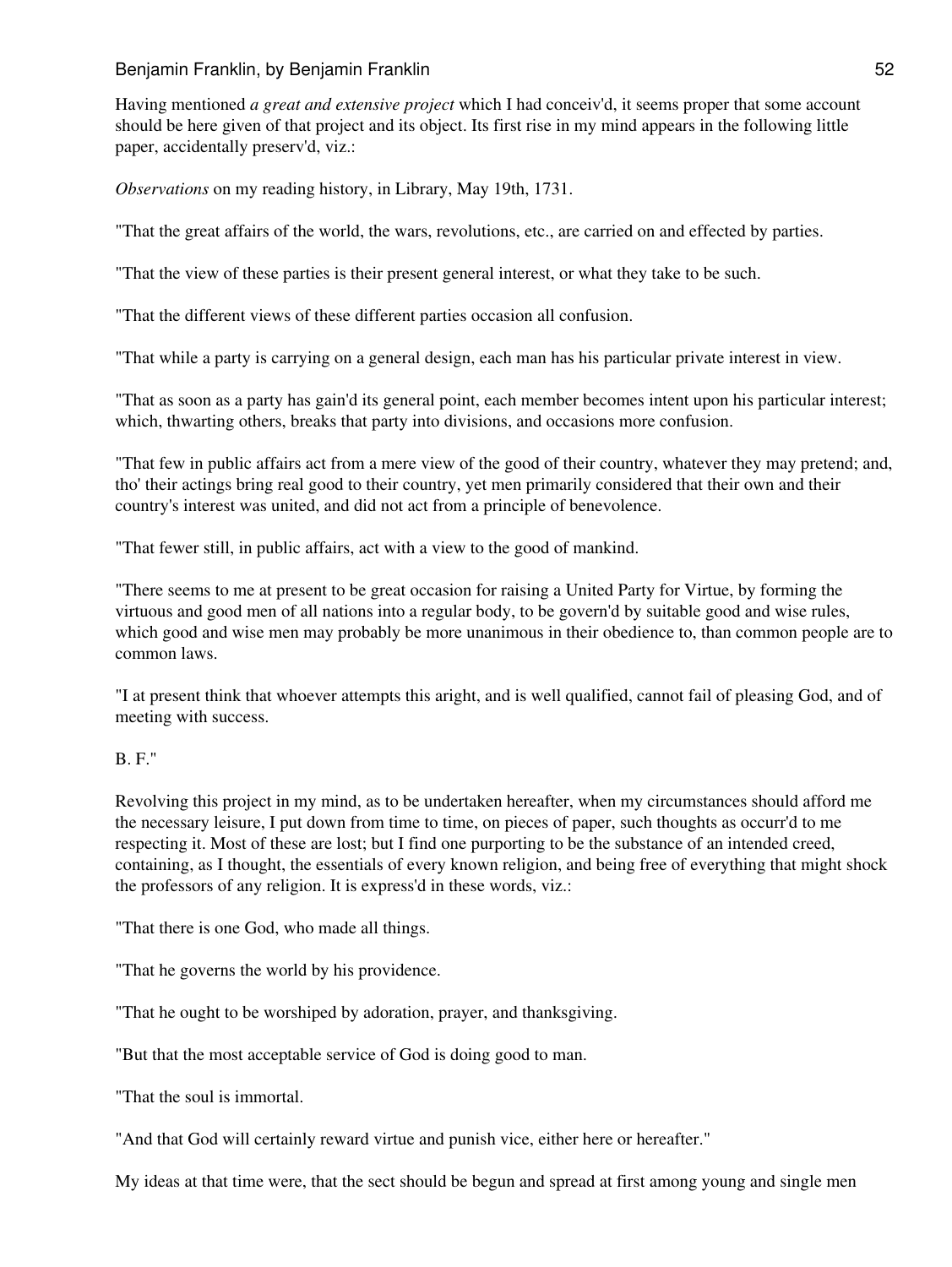Having mentioned *a great and extensive project* which I had conceiv'd, it seems proper that some account should be here given of that project and its object. Its first rise in my mind appears in the following little paper, accidentally preserv'd, viz.:

*Observations* on my reading history, in Library, May 19th, 1731.

"That the great affairs of the world, the wars, revolutions, etc., are carried on and effected by parties.

"That the view of these parties is their present general interest, or what they take to be such.

"That the different views of these different parties occasion all confusion.

"That while a party is carrying on a general design, each man has his particular private interest in view.

"That as soon as a party has gain'd its general point, each member becomes intent upon his particular interest; which, thwarting others, breaks that party into divisions, and occasions more confusion.

"That few in public affairs act from a mere view of the good of their country, whatever they may pretend; and, tho' their actings bring real good to their country, yet men primarily considered that their own and their country's interest was united, and did not act from a principle of benevolence.

"That fewer still, in public affairs, act with a view to the good of mankind.

"There seems to me at present to be great occasion for raising a United Party for Virtue, by forming the virtuous and good men of all nations into a regular body, to be govern'd by suitable good and wise rules, which good and wise men may probably be more unanimous in their obedience to, than common people are to common laws.

"I at present think that whoever attempts this aright, and is well qualified, cannot fail of pleasing God, and of meeting with success.

B. F."

Revolving this project in my mind, as to be undertaken hereafter, when my circumstances should afford me the necessary leisure, I put down from time to time, on pieces of paper, such thoughts as occurr'd to me respecting it. Most of these are lost; but I find one purporting to be the substance of an intended creed, containing, as I thought, the essentials of every known religion, and being free of everything that might shock the professors of any religion. It is express'd in these words, viz.:

"That there is one God, who made all things.

"That he governs the world by his providence.

"That he ought to be worshiped by adoration, prayer, and thanksgiving.

"But that the most acceptable service of God is doing good to man.

"That the soul is immortal.

"And that God will certainly reward virtue and punish vice, either here or hereafter."

My ideas at that time were, that the sect should be begun and spread at first among young and single men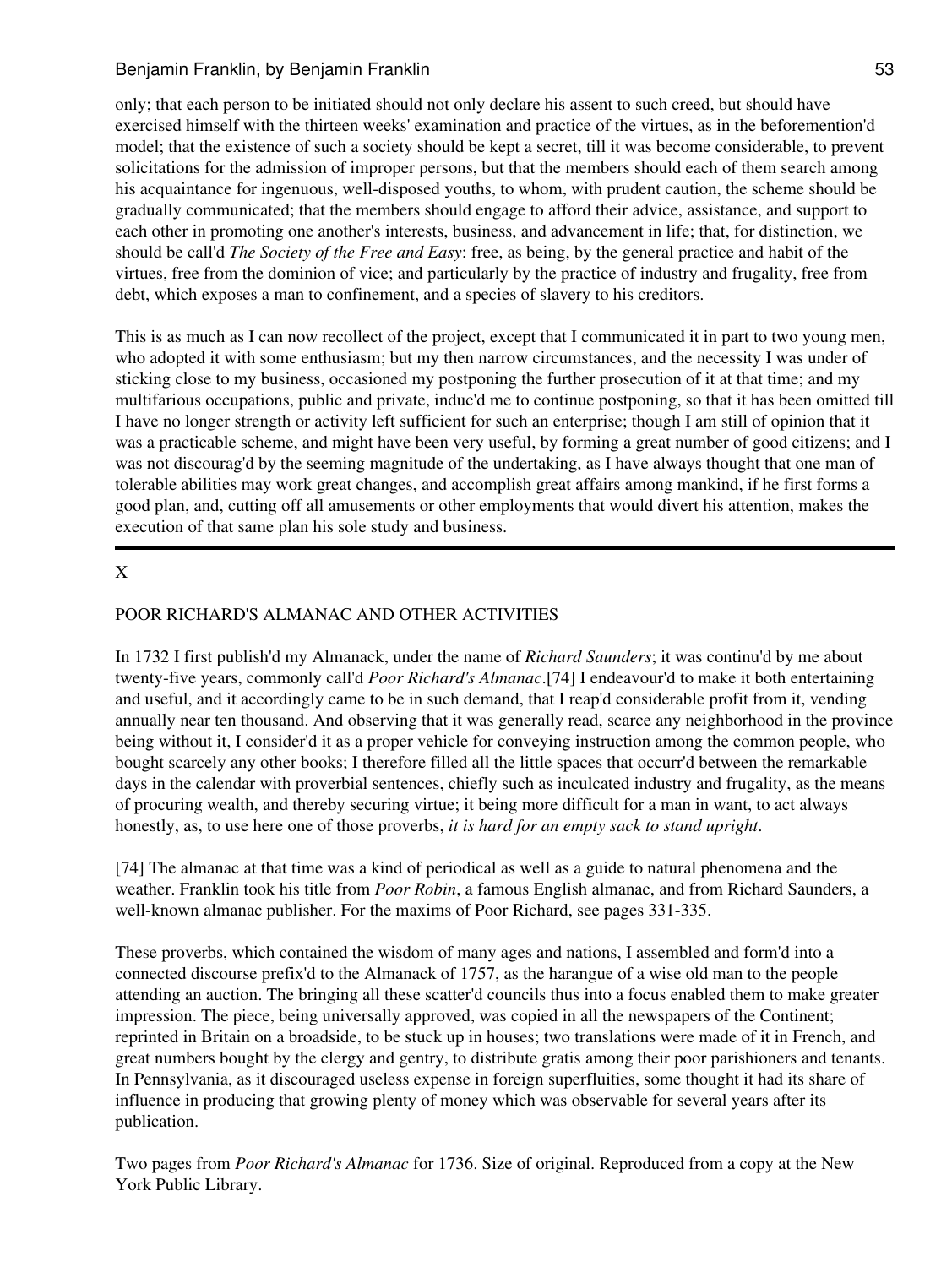only; that each person to be initiated should not only declare his assent to such creed, but should have exercised himself with the thirteen weeks' examination and practice of the virtues, as in the beforemention'd model; that the existence of such a society should be kept a secret, till it was become considerable, to prevent solicitations for the admission of improper persons, but that the members should each of them search among his acquaintance for ingenuous, well-disposed youths, to whom, with prudent caution, the scheme should be gradually communicated; that the members should engage to afford their advice, assistance, and support to each other in promoting one another's interests, business, and advancement in life; that, for distinction, we should be call'd *The Society of the Free and Easy*: free, as being, by the general practice and habit of the virtues, free from the dominion of vice; and particularly by the practice of industry and frugality, free from debt, which exposes a man to confinement, and a species of slavery to his creditors.

This is as much as I can now recollect of the project, except that I communicated it in part to two young men, who adopted it with some enthusiasm; but my then narrow circumstances, and the necessity I was under of sticking close to my business, occasioned my postponing the further prosecution of it at that time; and my multifarious occupations, public and private, induc'd me to continue postponing, so that it has been omitted till I have no longer strength or activity left sufficient for such an enterprise; though I am still of opinion that it was a practicable scheme, and might have been very useful, by forming a great number of good citizens; and I was not discourag'd by the seeming magnitude of the undertaking, as I have always thought that one man of tolerable abilities may work great changes, and accomplish great affairs among mankind, if he first forms a good plan, and, cutting off all amusements or other employments that would divert his attention, makes the execution of that same plan his sole study and business.

---

## X

## POOR RICHARD'S ALMANAC AND OTHER ACTIVITIES

In 1732 I first publish'd my Almanack, under the name of *Richard Saunders*; it was continu'd by me about twenty-five years, commonly call'd *Poor Richard's Almanac*.[74] I endeavour'd to make it both entertaining and useful, and it accordingly came to be in such demand, that I reap'd considerable profit from it, vending annually near ten thousand. And observing that it was generally read, scarce any neighborhood in the province being without it, I consider'd it as a proper vehicle for conveying instruction among the common people, who bought scarcely any other books; I therefore filled all the little spaces that occurr'd between the remarkable days in the calendar with proverbial sentences, chiefly such as inculcated industry and frugality, as the means of procuring wealth, and thereby securing virtue; it being more difficult for a man in want, to act always honestly, as, to use here one of those proverbs, *it is hard for an empty sack to stand upright*.

[74] The almanac at that time was a kind of periodical as well as a guide to natural phenomena and the weather. Franklin took his title from *Poor Robin*, a famous English almanac, and from Richard Saunders, a well-known almanac publisher. For the maxims of Poor Richard, see pages 331-335.

These proverbs, which contained the wisdom of many ages and nations, I assembled and form'd into a connected discourse prefix'd to the Almanack of 1757, as the harangue of a wise old man to the people attending an auction. The bringing all these scatter'd councils thus into a focus enabled them to make greater impression. The piece, being universally approved, was copied in all the newspapers of the Continent; reprinted in Britain on a broadside, to be stuck up in houses; two translations were made of it in French, and great numbers bought by the clergy and gentry, to distribute gratis among their poor parishioners and tenants. In Pennsylvania, as it discouraged useless expense in foreign superfluities, some thought it had its share of influence in producing that growing plenty of money which was observable for several years after its publication.

Two pages from *Poor Richard's Almanac* for 1736. Size of original. Reproduced from a copy at the New York Public Library.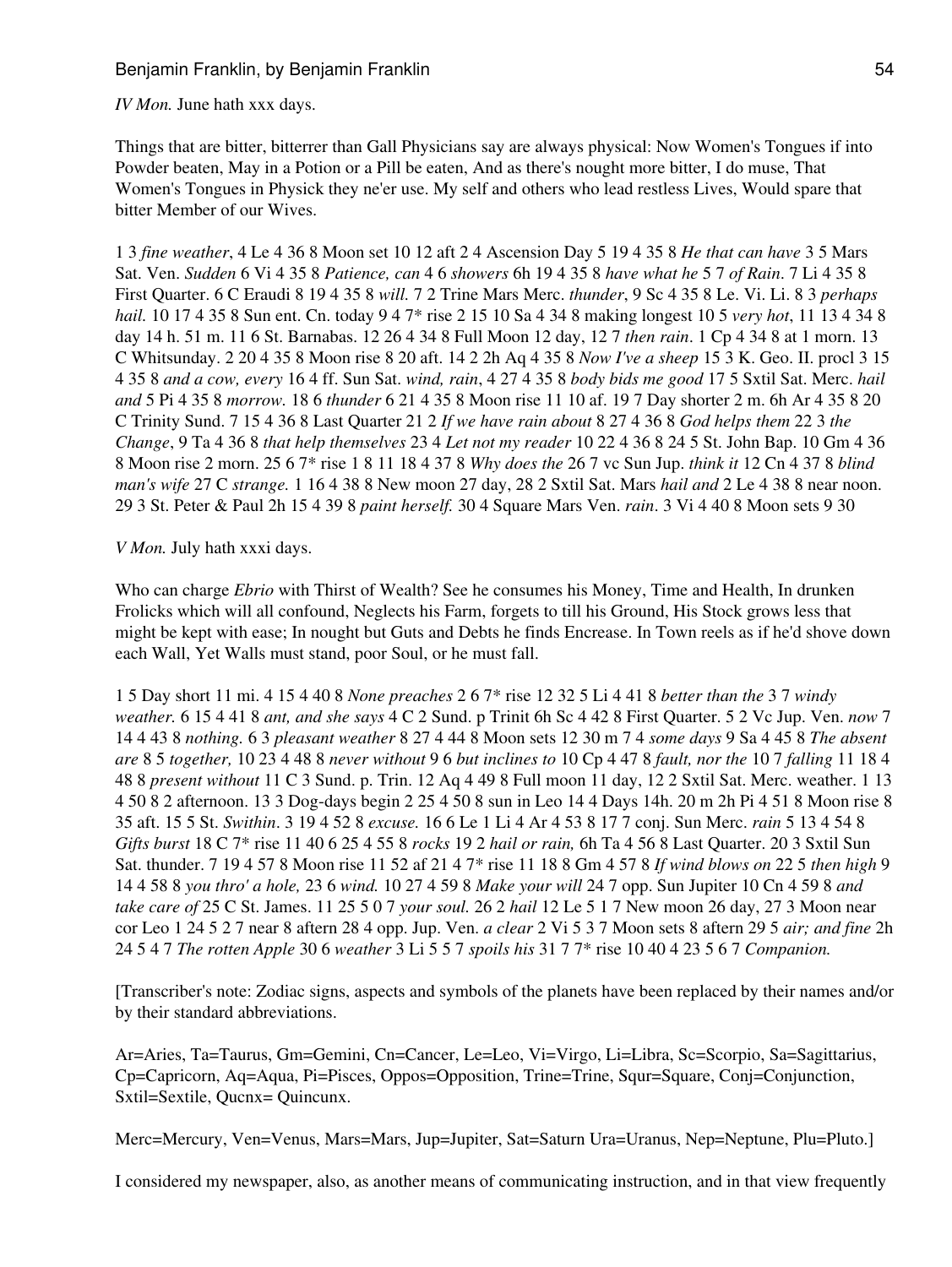*IV Mon.* June hath xxx days.

Things that are bitter, bitterrer than Gall Physicians say are always physical: Now Women's Tongues if into Powder beaten, May in a Potion or a Pill be eaten, And as there's nought more bitter, I do muse, That Women's Tongues in Physick they ne'er use. My self and others who lead restless Lives, Would spare that bitter Member of our Wives.

1 3 *fine weather*, 4 Le 4 36 8 Moon set 10 12 aft 2 4 Ascension Day 5 19 4 35 8 *He that can have* 3 5 Mars Sat. Ven. *Sudden* 6 Vi 4 35 8 *Patience, can* 4 6 *showers* 6h 19 4 35 8 *have what he* 5 7 *of Rain*. 7 Li 4 35 8 First Quarter. 6 C Eraudi 8 19 4 35 8 *will.* 7 2 Trine Mars Merc. *thunder*, 9 Sc 4 35 8 Le. Vi. Li. 8 3 *perhaps hail.* 10 17 4 35 8 Sun ent. Cn. today 9 4 7* rise 2 15 10 Sa 4 34 8 making longest 10 5 *very hot*, 11 13 4 34 8 day 14 h. 51 m. 11 6 St. Barnabas. 12 26 4 34 8 Full Moon 12 day, 12 7 *then rain*. 1 Cp 4 34 8 at 1 morn. 13 C Whitsunday. 2 20 4 35 8 Moon rise 8 20 aft. 14 2 2h Aq 4 35 8 *Now I've a sheep* 15 3 K. Geo. II. procl 3 15 4 35 8 *and a cow, every* 16 4 ff. Sun Sat. *wind, rain*, 4 27 4 35 8 *body bids me good* 17 5 Sxtil Sat. Merc. *hail and* 5 Pi 4 35 8 *morrow.* 18 6 *thunder* 6 21 4 35 8 Moon rise 11 10 af. 19 7 Day shorter 2 m. 6h Ar 4 35 8 20 C Trinity Sund. 7 15 4 36 8 Last Quarter 21 2 *If we have rain about* 8 27 4 36 8 *God helps them* 22 3 *the Change*, 9 Ta 4 36 8 *that help themselves* 23 4 *Let not my reader* 10 22 4 36 8 24 5 St. John Bap. 10 Gm 4 36 8 Moon rise 2 morn. 25 6 7* rise 1 8 11 18 4 37 8 *Why does the* 26 7 vc Sun Jup. *think it* 12 Cn 4 37 8 *blind man's wife* 27 C *strange.* 1 16 4 38 8 New moon 27 day, 28 2 Sxtil Sat. Mars *hail and* 2 Le 4 38 8 near noon. 29 3 St. Peter & Paul 2h 15 4 39 8 *paint herself.* 30 4 Square Mars Ven. *rain*. 3 Vi 4 40 8 Moon sets 9 30

*V Mon.* July hath xxxi days.

Who can charge *Ebrio* with Thirst of Wealth? See he consumes his Money, Time and Health, In drunken Frolicks which will all confound, Neglects his Farm, forgets to till his Ground, His Stock grows less that might be kept with ease; In nought but Guts and Debts he finds Encrease. In Town reels as if he'd shove down each Wall, Yet Walls must stand, poor Soul, or he must fall.

1 5 Day short 11 mi. 4 15 4 40 8 *None preaches* 2 6 7* rise 12 32 5 Li 4 41 8 *better than the* 3 7 *windy weather.* 6 15 4 41 8 *ant, and she says* 4 C 2 Sund. p Trinit 6h Sc 4 42 8 First Quarter. 5 2 Vc Jup. Ven. *now* 7 14 4 43 8 *nothing.* 6 3 *pleasant weather* 8 27 4 44 8 Moon sets 12 30 m 7 4 *some days* 9 Sa 4 45 8 *The absent are* 8 5 *together,* 10 23 4 48 8 *never without* 9 6 *but inclines to* 10 Cp 4 47 8 *fault, nor the* 10 7 *falling* 11 18 4 48 8 *present without* 11 C 3 Sund. p. Trin. 12 Aq 4 49 8 Full moon 11 day, 12 2 Sxtil Sat. Merc. weather. 1 13 4 50 8 2 afternoon. 13 3 Dog-days begin 2 25 4 50 8 sun in Leo 14 4 Days 14h. 20 m 2h Pi 4 51 8 Moon rise 8 35 aft. 15 5 St. *Swithin*. 3 19 4 52 8 *excuse.* 16 6 Le 1 Li 4 Ar 4 53 8 17 7 conj. Sun Merc. *rain* 5 13 4 54 8 *Gifts burst* 18 C 7* rise 11 40 6 25 4 55 8 *rocks* 19 2 *hail or rain,* 6h Ta 4 56 8 Last Quarter. 20 3 Sxtil Sun Sat. thunder. 7 19 4 57 8 Moon rise 11 52 af 21 4 7* rise 11 18 8 Gm 4 57 8 *If wind blows on* 22 5 *then high* 9 14 4 58 8 *you thro' a hole,* 23 6 *wind.* 10 27 4 59 8 *Make your will* 24 7 opp. Sun Jupiter 10 Cn 4 59 8 *and take care of* 25 C St. James. 11 25 5 0 7 *your soul.* 26 2 *hail* 12 Le 5 1 7 New moon 26 day, 27 3 Moon near cor Leo 1 24 5 2 7 near 8 aftern 28 4 opp. Jup. Ven. *a clear* 2 Vi 5 3 7 Moon sets 8 aftern 29 5 *air; and fine* 2h 24 5 4 7 *The rotten Apple* 30 6 *weather* 3 Li 5 5 7 *spoils his* 31 7 7* rise 10 40 4 23 5 6 7 *Companion.*

[Transcriber's note: Zodiac signs, aspects and symbols of the planets have been replaced by their names and/or by their standard abbreviations.

Ar=Aries, Ta=Taurus, Gm=Gemini, Cn=Cancer, Le=Leo, Vi=Virgo, Li=Libra, Sc=Scorpio, Sa=Sagittarius, Cp=Capricorn, Aq=Aqua, Pi=Pisces, Oppos=Opposition, Trine=Trine, Squr=Square, Conj=Conjunction, Sxtil=Sextile, Qucnx= Quincunx.

Merc=Mercury, Ven=Venus, Mars=Mars, Jup=Jupiter, Sat=Saturn Ura=Uranus, Nep=Neptune, Plu=Pluto.]

I considered my newspaper, also, as another means of communicating instruction, and in that view frequently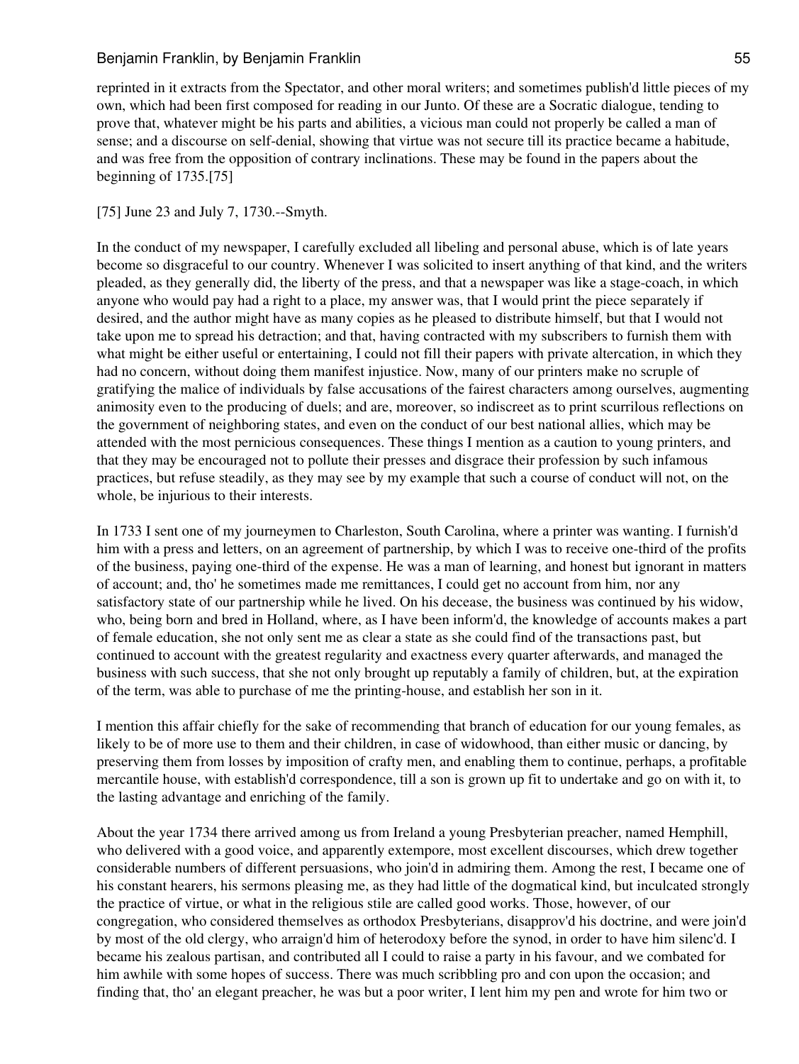reprinted in it extracts from the Spectator, and other moral writers; and sometimes publish'd little pieces of my own, which had been first composed for reading in our Junto. Of these are a Socratic dialogue, tending to prove that, whatever might be his parts and abilities, a vicious man could not properly be called a man of sense; and a discourse on self-denial, showing that virtue was not secure till its practice became a habitude, and was free from the opposition of contrary inclinations. These may be found in the papers about the beginning of 1735.[75]

[75] June 23 and July 7, 1730.--Smyth.

In the conduct of my newspaper, I carefully excluded all libeling and personal abuse, which is of late years become so disgraceful to our country. Whenever I was solicited to insert anything of that kind, and the writers pleaded, as they generally did, the liberty of the press, and that a newspaper was like a stage-coach, in which anyone who would pay had a right to a place, my answer was, that I would print the piece separately if desired, and the author might have as many copies as he pleased to distribute himself, but that I would not take upon me to spread his detraction; and that, having contracted with my subscribers to furnish them with what might be either useful or entertaining, I could not fill their papers with private altercation, in which they had no concern, without doing them manifest injustice. Now, many of our printers make no scruple of gratifying the malice of individuals by false accusations of the fairest characters among ourselves, augmenting animosity even to the producing of duels; and are, moreover, so indiscreet as to print scurrilous reflections on the government of neighboring states, and even on the conduct of our best national allies, which may be attended with the most pernicious consequences. These things I mention as a caution to young printers, and that they may be encouraged not to pollute their presses and disgrace their profession by such infamous practices, but refuse steadily, as they may see by my example that such a course of conduct will not, on the whole, be injurious to their interests.

In 1733 I sent one of my journeymen to Charleston, South Carolina, where a printer was wanting. I furnish'd him with a press and letters, on an agreement of partnership, by which I was to receive one-third of the profits of the business, paying one-third of the expense. He was a man of learning, and honest but ignorant in matters of account; and, tho' he sometimes made me remittances, I could get no account from him, nor any satisfactory state of our partnership while he lived. On his decease, the business was continued by his widow, who, being born and bred in Holland, where, as I have been inform'd, the knowledge of accounts makes a part of female education, she not only sent me as clear a state as she could find of the transactions past, but continued to account with the greatest regularity and exactness every quarter afterwards, and managed the business with such success, that she not only brought up reputably a family of children, but, at the expiration of the term, was able to purchase of me the printing-house, and establish her son in it.

I mention this affair chiefly for the sake of recommending that branch of education for our young females, as likely to be of more use to them and their children, in case of widowhood, than either music or dancing, by preserving them from losses by imposition of crafty men, and enabling them to continue, perhaps, a profitable mercantile house, with establish'd correspondence, till a son is grown up fit to undertake and go on with it, to the lasting advantage and enriching of the family.

About the year 1734 there arrived among us from Ireland a young Presbyterian preacher, named Hemphill, who delivered with a good voice, and apparently extempore, most excellent discourses, which drew together considerable numbers of different persuasions, who join'd in admiring them. Among the rest, I became one of his constant hearers, his sermons pleasing me, as they had little of the dogmatical kind, but inculcated strongly the practice of virtue, or what in the religious stile are called good works. Those, however, of our congregation, who considered themselves as orthodox Presbyterians, disapprov'd his doctrine, and were join'd by most of the old clergy, who arraign'd him of heterodoxy before the synod, in order to have him silenc'd. I became his zealous partisan, and contributed all I could to raise a party in his favour, and we combated for him awhile with some hopes of success. There was much scribbling pro and con upon the occasion; and finding that, tho' an elegant preacher, he was but a poor writer, I lent him my pen and wrote for him two or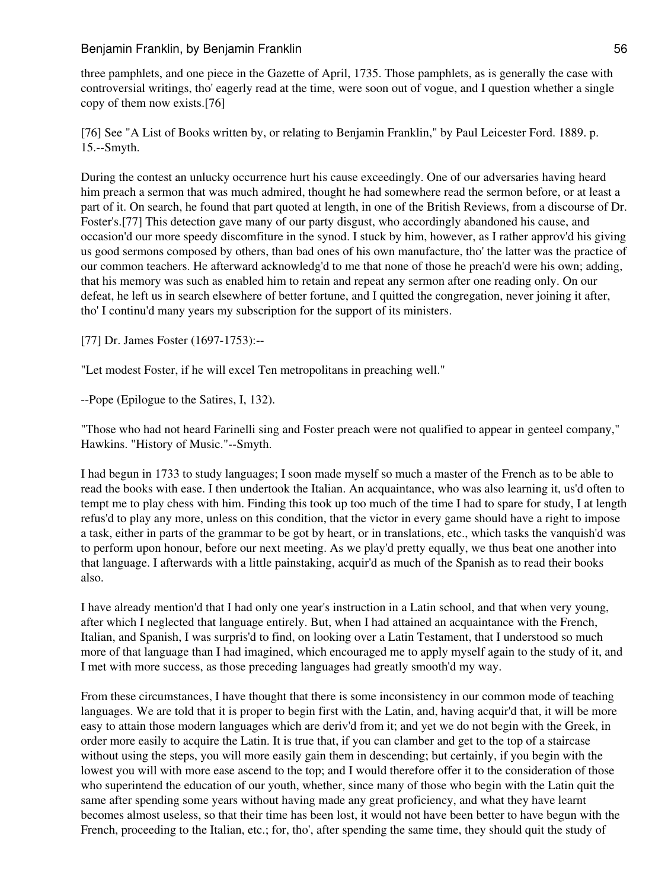three pamphlets, and one piece in the Gazette of April, 1735. Those pamphlets, as is generally the case with controversial writings, tho' eagerly read at the time, were soon out of vogue, and I question whether a single copy of them now exists.[76]

[76] See "A List of Books written by, or relating to Benjamin Franklin," by Paul Leicester Ford. 1889. p. 15.--Smyth.

During the contest an unlucky occurrence hurt his cause exceedingly. One of our adversaries having heard him preach a sermon that was much admired, thought he had somewhere read the sermon before, or at least a part of it. On search, he found that part quoted at length, in one of the British Reviews, from a discourse of Dr. Foster's.[77] This detection gave many of our party disgust, who accordingly abandoned his cause, and occasion'd our more speedy discomfiture in the synod. I stuck by him, however, as I rather approv'd his giving us good sermons composed by others, than bad ones of his own manufacture, tho' the latter was the practice of our common teachers. He afterward acknowledg'd to me that none of those he preach'd were his own; adding, that his memory was such as enabled him to retain and repeat any sermon after one reading only. On our defeat, he left us in search elsewhere of better fortune, and I quitted the congregation, never joining it after, tho' I continu'd many years my subscription for the support of its ministers.

[77] Dr. James Foster (1697-1753):--

"Let modest Foster, if he will excel Ten metropolitans in preaching well."

--Pope (Epilogue to the Satires, I, 132).

"Those who had not heard Farinelli sing and Foster preach were not qualified to appear in genteel company," Hawkins. "History of Music."--Smyth.

I had begun in 1733 to study languages; I soon made myself so much a master of the French as to be able to read the books with ease. I then undertook the Italian. An acquaintance, who was also learning it, us'd often to tempt me to play chess with him. Finding this took up too much of the time I had to spare for study, I at length refus'd to play any more, unless on this condition, that the victor in every game should have a right to impose a task, either in parts of the grammar to be got by heart, or in translations, etc., which tasks the vanquish'd was to perform upon honour, before our next meeting. As we play'd pretty equally, we thus beat one another into that language. I afterwards with a little painstaking, acquir'd as much of the Spanish as to read their books also.

I have already mention'd that I had only one year's instruction in a Latin school, and that when very young, after which I neglected that language entirely. But, when I had attained an acquaintance with the French, Italian, and Spanish, I was surpris'd to find, on looking over a Latin Testament, that I understood so much more of that language than I had imagined, which encouraged me to apply myself again to the study of it, and I met with more success, as those preceding languages had greatly smooth'd my way.

From these circumstances, I have thought that there is some inconsistency in our common mode of teaching languages. We are told that it is proper to begin first with the Latin, and, having acquir'd that, it will be more easy to attain those modern languages which are deriv'd from it; and yet we do not begin with the Greek, in order more easily to acquire the Latin. It is true that, if you can clamber and get to the top of a staircase without using the steps, you will more easily gain them in descending; but certainly, if you begin with the lowest you will with more ease ascend to the top; and I would therefore offer it to the consideration of those who superintend the education of our youth, whether, since many of those who begin with the Latin quit the same after spending some years without having made any great proficiency, and what they have learnt becomes almost useless, so that their time has been lost, it would not have been better to have begun with the French, proceeding to the Italian, etc.; for, tho', after spending the same time, they should quit the study of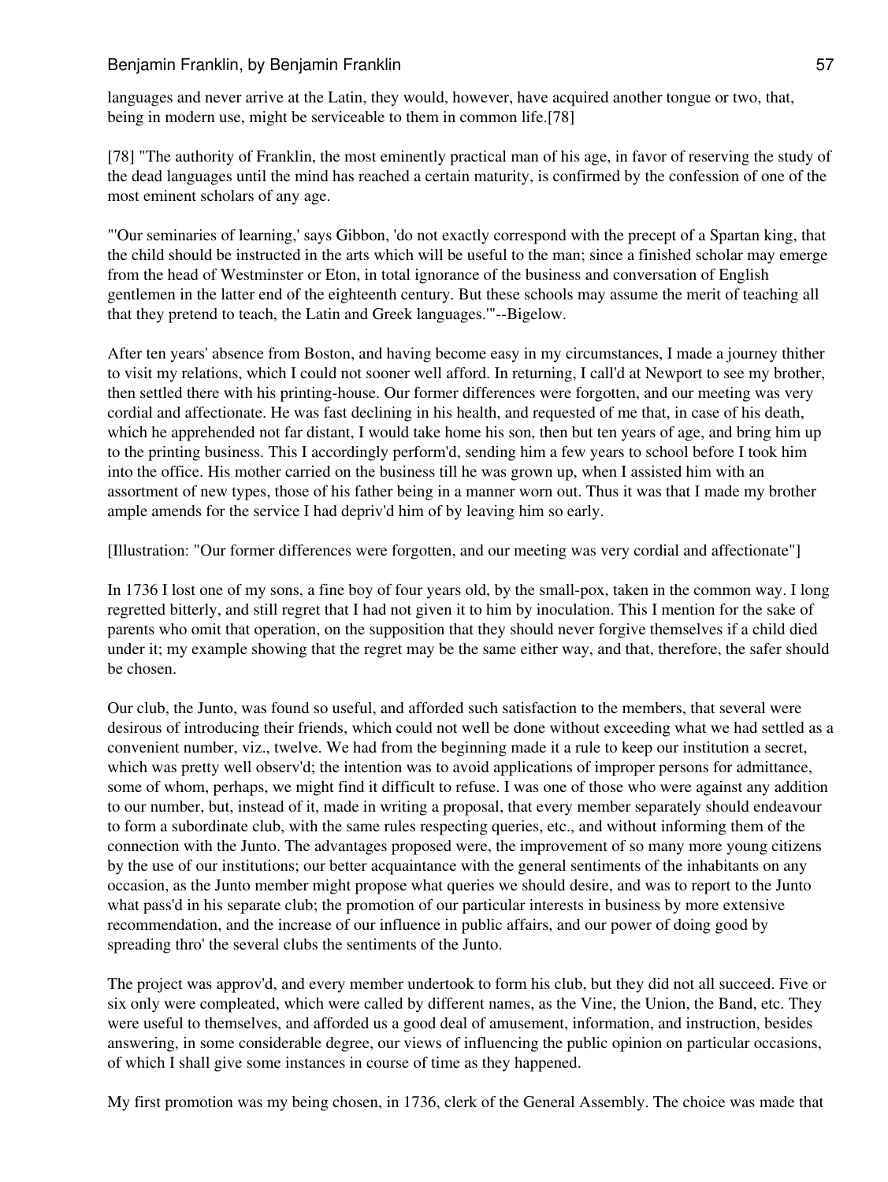languages and never arrive at the Latin, they would, however, have acquired another tongue or two, that, being in modern use, might be serviceable to them in common life.[78]

[78] "The authority of Franklin, the most eminently practical man of his age, in favor of reserving the study of the dead languages until the mind has reached a certain maturity, is confirmed by the confession of one of the most eminent scholars of any age.

"'Our seminaries of learning,' says Gibbon, 'do not exactly correspond with the precept of a Spartan king, that the child should be instructed in the arts which will be useful to the man; since a finished scholar may emerge from the head of Westminster or Eton, in total ignorance of the business and conversation of English gentlemen in the latter end of the eighteenth century. But these schools may assume the merit of teaching all that they pretend to teach, the Latin and Greek languages.'"--Bigelow.

After ten years' absence from Boston, and having become easy in my circumstances, I made a journey thither to visit my relations, which I could not sooner well afford. In returning, I call'd at Newport to see my brother, then settled there with his printing-house. Our former differences were forgotten, and our meeting was very cordial and affectionate. He was fast declining in his health, and requested of me that, in case of his death, which he apprehended not far distant, I would take home his son, then but ten years of age, and bring him up to the printing business. This I accordingly perform'd, sending him a few years to school before I took him into the office. His mother carried on the business till he was grown up, when I assisted him with an assortment of new types, those of his father being in a manner worn out. Thus it was that I made my brother ample amends for the service I had depriv'd him of by leaving him so early.

[Illustration: "Our former differences were forgotten, and our meeting was very cordial and affectionate"]

In 1736 I lost one of my sons, a fine boy of four years old, by the small-pox, taken in the common way. I long regretted bitterly, and still regret that I had not given it to him by inoculation. This I mention for the sake of parents who omit that operation, on the supposition that they should never forgive themselves if a child died under it; my example showing that the regret may be the same either way, and that, therefore, the safer should be chosen.

Our club, the Junto, was found so useful, and afforded such satisfaction to the members, that several were desirous of introducing their friends, which could not well be done without exceeding what we had settled as a convenient number, viz., twelve. We had from the beginning made it a rule to keep our institution a secret, which was pretty well observ'd; the intention was to avoid applications of improper persons for admittance, some of whom, perhaps, we might find it difficult to refuse. I was one of those who were against any addition to our number, but, instead of it, made in writing a proposal, that every member separately should endeavour to form a subordinate club, with the same rules respecting queries, etc., and without informing them of the connection with the Junto. The advantages proposed were, the improvement of so many more young citizens by the use of our institutions; our better acquaintance with the general sentiments of the inhabitants on any occasion, as the Junto member might propose what queries we should desire, and was to report to the Junto what pass'd in his separate club; the promotion of our particular interests in business by more extensive recommendation, and the increase of our influence in public affairs, and our power of doing good by spreading thro' the several clubs the sentiments of the Junto.

The project was approv'd, and every member undertook to form his club, but they did not all succeed. Five or six only were compleated, which were called by different names, as the Vine, the Union, the Band, etc. They were useful to themselves, and afforded us a good deal of amusement, information, and instruction, besides answering, in some considerable degree, our views of influencing the public opinion on particular occasions, of which I shall give some instances in course of time as they happened.

My first promotion was my being chosen, in 1736, clerk of the General Assembly. The choice was made that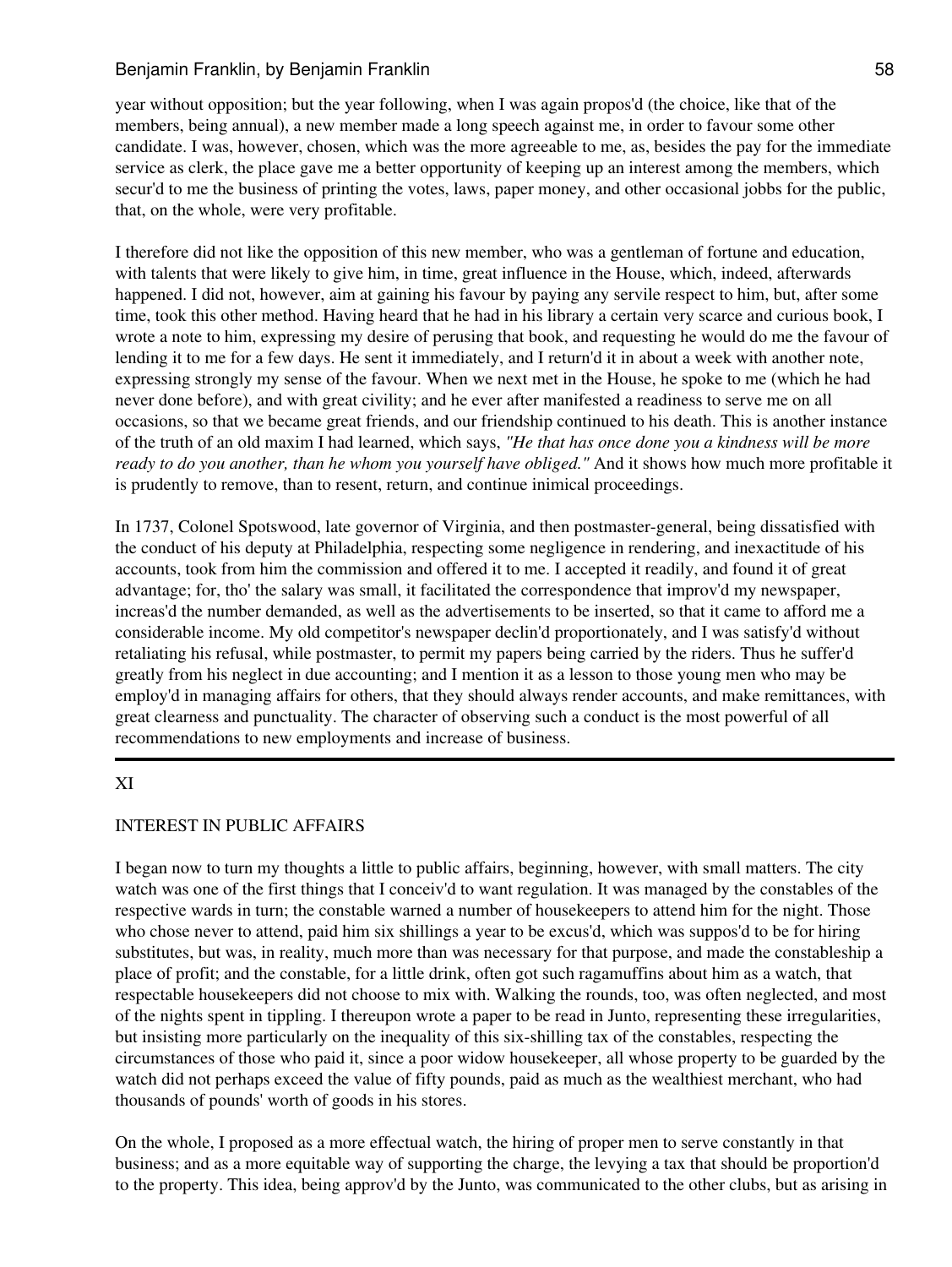year without opposition; but the year following, when I was again propos'd (the choice, like that of the members, being annual), a new member made a long speech against me, in order to favour some other candidate. I was, however, chosen, which was the more agreeable to me, as, besides the pay for the immediate service as clerk, the place gave me a better opportunity of keeping up an interest among the members, which secur'd to me the business of printing the votes, laws, paper money, and other occasional jobbs for the public, that, on the whole, were very profitable.

I therefore did not like the opposition of this new member, who was a gentleman of fortune and education, with talents that were likely to give him, in time, great influence in the House, which, indeed, afterwards happened. I did not, however, aim at gaining his favour by paying any servile respect to him, but, after some time, took this other method. Having heard that he had in his library a certain very scarce and curious book, I wrote a note to him, expressing my desire of perusing that book, and requesting he would do me the favour of lending it to me for a few days. He sent it immediately, and I return'd it in about a week with another note, expressing strongly my sense of the favour. When we next met in the House, he spoke to me (which he had never done before), and with great civility; and he ever after manifested a readiness to serve me on all occasions, so that we became great friends, and our friendship continued to his death. This is another instance of the truth of an old maxim I had learned, which says, *"He that has once done you a kindness will be more ready to do you another, than he whom you yourself have obliged."* And it shows how much more profitable it is prudently to remove, than to resent, return, and continue inimical proceedings.

In 1737, Colonel Spotswood, late governor of Virginia, and then postmaster-general, being dissatisfied with the conduct of his deputy at Philadelphia, respecting some negligence in rendering, and inexactitude of his accounts, took from him the commission and offered it to me. I accepted it readily, and found it of great advantage; for, tho' the salary was small, it facilitated the correspondence that improv'd my newspaper, increas'd the number demanded, as well as the advertisements to be inserted, so that it came to afford me a considerable income. My old competitor's newspaper declin'd proportionately, and I was satisfy'd without retaliating his refusal, while postmaster, to permit my papers being carried by the riders. Thus he suffer'd greatly from his neglect in due accounting; and I mention it as a lesson to those young men who may be employ'd in managing affairs for others, that they should always render accounts, and make remittances, with great clearness and punctuality. The character of observing such a conduct is the most powerful of all recommendations to new employments and increase of business.

---

## XI

## INTEREST IN PUBLIC AFFAIRS

I began now to turn my thoughts a little to public affairs, beginning, however, with small matters. The city watch was one of the first things that I conceiv'd to want regulation. It was managed by the constables of the respective wards in turn; the constable warned a number of housekeepers to attend him for the night. Those who chose never to attend, paid him six shillings a year to be excus'd, which was suppos'd to be for hiring substitutes, but was, in reality, much more than was necessary for that purpose, and made the constableship a place of profit; and the constable, for a little drink, often got such ragamuffins about him as a watch, that respectable housekeepers did not choose to mix with. Walking the rounds, too, was often neglected, and most of the nights spent in tippling. I thereupon wrote a paper to be read in Junto, representing these irregularities, but insisting more particularly on the inequality of this six-shilling tax of the constables, respecting the circumstances of those who paid it, since a poor widow housekeeper, all whose property to be guarded by the watch did not perhaps exceed the value of fifty pounds, paid as much as the wealthiest merchant, who had thousands of pounds' worth of goods in his stores.

On the whole, I proposed as a more effectual watch, the hiring of proper men to serve constantly in that business; and as a more equitable way of supporting the charge, the levying a tax that should be proportion'd to the property. This idea, being approv'd by the Junto, was communicated to the other clubs, but as arising in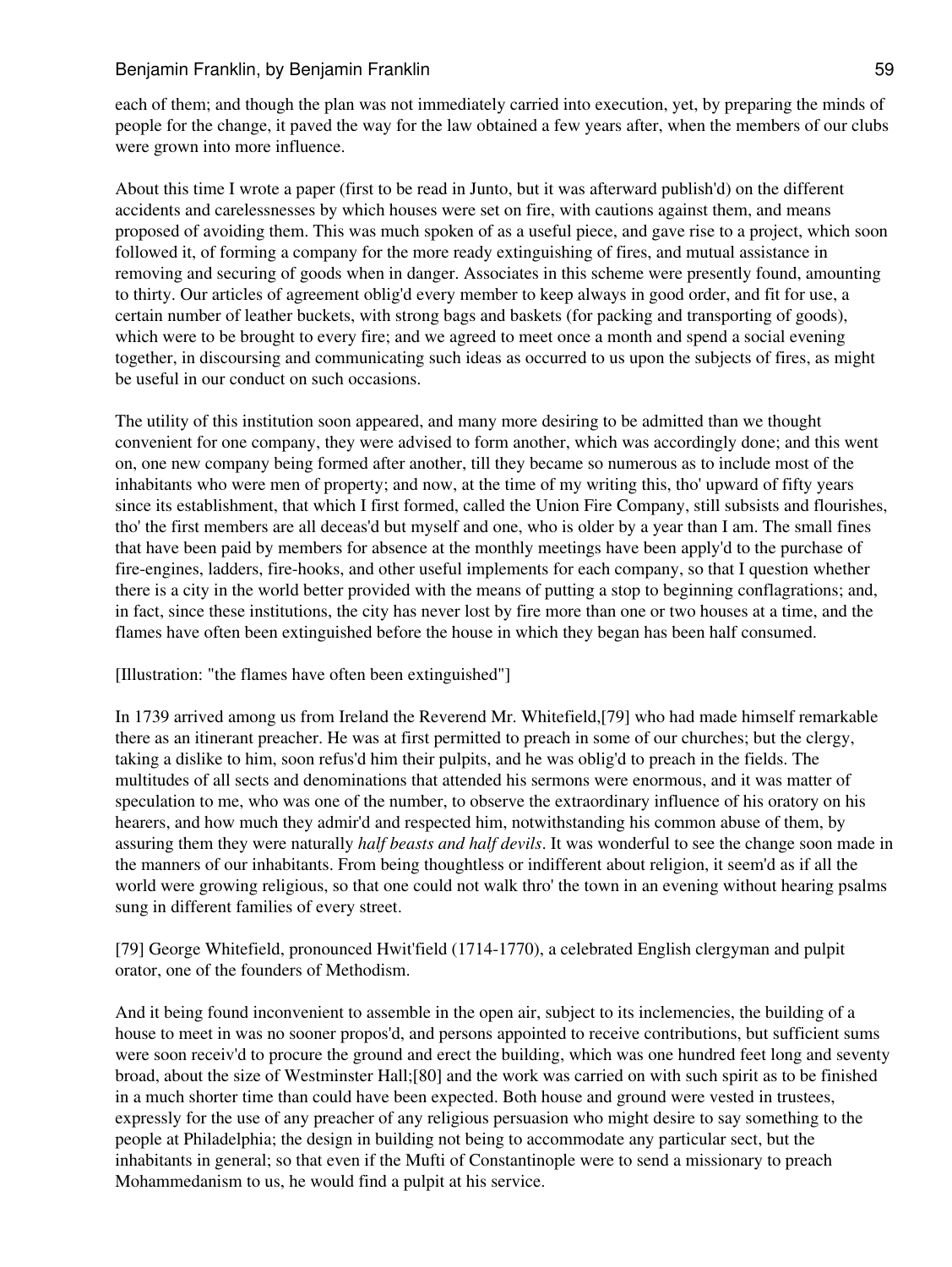each of them; and though the plan was not immediately carried into execution, yet, by preparing the minds of people for the change, it paved the way for the law obtained a few years after, when the members of our clubs were grown into more influence.

About this time I wrote a paper (first to be read in Junto, but it was afterward publish'd) on the different accidents and carelessnesses by which houses were set on fire, with cautions against them, and means proposed of avoiding them. This was much spoken of as a useful piece, and gave rise to a project, which soon followed it, of forming a company for the more ready extinguishing of fires, and mutual assistance in removing and securing of goods when in danger. Associates in this scheme were presently found, amounting to thirty. Our articles of agreement oblig'd every member to keep always in good order, and fit for use, a certain number of leather buckets, with strong bags and baskets (for packing and transporting of goods), which were to be brought to every fire; and we agreed to meet once a month and spend a social evening together, in discoursing and communicating such ideas as occurred to us upon the subjects of fires, as might be useful in our conduct on such occasions.

The utility of this institution soon appeared, and many more desiring to be admitted than we thought convenient for one company, they were advised to form another, which was accordingly done; and this went on, one new company being formed after another, till they became so numerous as to include most of the inhabitants who were men of property; and now, at the time of my writing this, tho' upward of fifty years since its establishment, that which I first formed, called the Union Fire Company, still subsists and flourishes, tho' the first members are all deceas'd but myself and one, who is older by a year than I am. The small fines that have been paid by members for absence at the monthly meetings have been apply'd to the purchase of fire-engines, ladders, fire-hooks, and other useful implements for each company, so that I question whether there is a city in the world better provided with the means of putting a stop to beginning conflagrations; and, in fact, since these institutions, the city has never lost by fire more than one or two houses at a time, and the flames have often been extinguished before the house in which they began has been half consumed.

[Illustration: "the flames have often been extinguished"]

In 1739 arrived among us from Ireland the Reverend Mr. Whitefield,[79] who had made himself remarkable there as an itinerant preacher. He was at first permitted to preach in some of our churches; but the clergy, taking a dislike to him, soon refus'd him their pulpits, and he was oblig'd to preach in the fields. The multitudes of all sects and denominations that attended his sermons were enormous, and it was matter of speculation to me, who was one of the number, to observe the extraordinary influence of his oratory on his hearers, and how much they admir'd and respected him, notwithstanding his common abuse of them, by assuring them they were naturally *half beasts and half devils*. It was wonderful to see the change soon made in the manners of our inhabitants. From being thoughtless or indifferent about religion, it seem'd as if all the world were growing religious, so that one could not walk thro' the town in an evening without hearing psalms sung in different families of every street.

[79] George Whitefield, pronounced Hwit'field (1714-1770), a celebrated English clergyman and pulpit orator, one of the founders of Methodism.

And it being found inconvenient to assemble in the open air, subject to its inclemencies, the building of a house to meet in was no sooner propos'd, and persons appointed to receive contributions, but sufficient sums were soon receiv'd to procure the ground and erect the building, which was one hundred feet long and seventy broad, about the size of Westminster Hall;[80] and the work was carried on with such spirit as to be finished in a much shorter time than could have been expected. Both house and ground were vested in trustees, expressly for the use of any preacher of any religious persuasion who might desire to say something to the people at Philadelphia; the design in building not being to accommodate any particular sect, but the inhabitants in general; so that even if the Mufti of Constantinople were to send a missionary to preach Mohammedanism to us, he would find a pulpit at his service.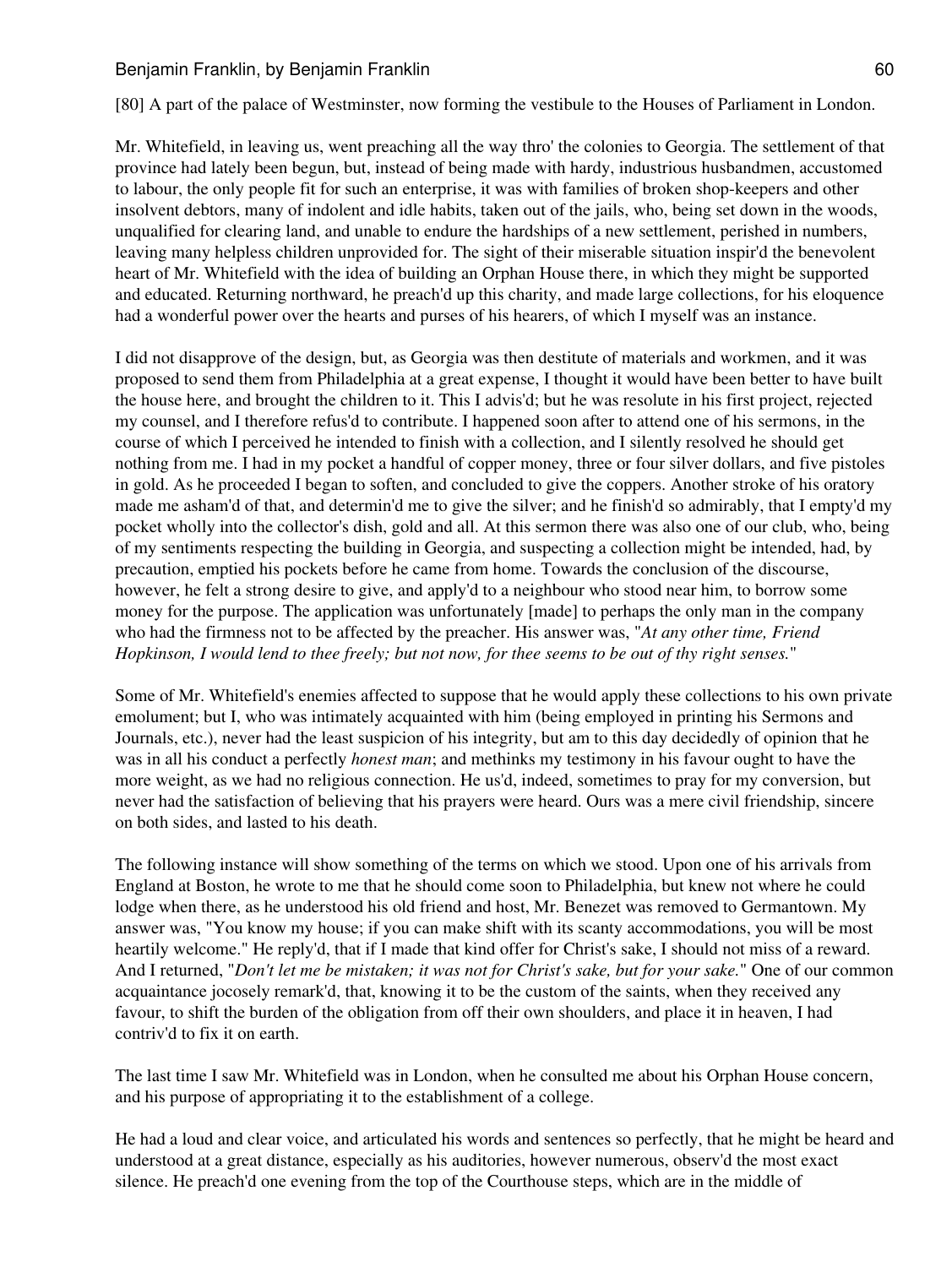[80] A part of the palace of Westminster, now forming the vestibule to the Houses of Parliament in London.

Mr. Whitefield, in leaving us, went preaching all the way thro' the colonies to Georgia. The settlement of that province had lately been begun, but, instead of being made with hardy, industrious husbandmen, accustomed to labour, the only people fit for such an enterprise, it was with families of broken shop-keepers and other insolvent debtors, many of indolent and idle habits, taken out of the jails, who, being set down in the woods, unqualified for clearing land, and unable to endure the hardships of a new settlement, perished in numbers, leaving many helpless children unprovided for. The sight of their miserable situation inspir'd the benevolent heart of Mr. Whitefield with the idea of building an Orphan House there, in which they might be supported and educated. Returning northward, he preach'd up this charity, and made large collections, for his eloquence had a wonderful power over the hearts and purses of his hearers, of which I myself was an instance.

I did not disapprove of the design, but, as Georgia was then destitute of materials and workmen, and it was proposed to send them from Philadelphia at a great expense, I thought it would have been better to have built the house here, and brought the children to it. This I advis'd; but he was resolute in his first project, rejected my counsel, and I therefore refus'd to contribute. I happened soon after to attend one of his sermons, in the course of which I perceived he intended to finish with a collection, and I silently resolved he should get nothing from me. I had in my pocket a handful of copper money, three or four silver dollars, and five pistoles in gold. As he proceeded I began to soften, and concluded to give the coppers. Another stroke of his oratory made me asham'd of that, and determin'd me to give the silver; and he finish'd so admirably, that I empty'd my pocket wholly into the collector's dish, gold and all. At this sermon there was also one of our club, who, being of my sentiments respecting the building in Georgia, and suspecting a collection might be intended, had, by precaution, emptied his pockets before he came from home. Towards the conclusion of the discourse, however, he felt a strong desire to give, and apply'd to a neighbour who stood near him, to borrow some money for the purpose. The application was unfortunately [made] to perhaps the only man in the company who had the firmness not to be affected by the preacher. His answer was, "*At any other time, Friend Hopkinson, I would lend to thee freely; but not now, for thee seems to be out of thy right senses.*"

Some of Mr. Whitefield's enemies affected to suppose that he would apply these collections to his own private emolument; but I, who was intimately acquainted with him (being employed in printing his Sermons and Journals, etc.), never had the least suspicion of his integrity, but am to this day decidedly of opinion that he was in all his conduct a perfectly *honest man*; and methinks my testimony in his favour ought to have the more weight, as we had no religious connection. He us'd, indeed, sometimes to pray for my conversion, but never had the satisfaction of believing that his prayers were heard. Ours was a mere civil friendship, sincere on both sides, and lasted to his death.

The following instance will show something of the terms on which we stood. Upon one of his arrivals from England at Boston, he wrote to me that he should come soon to Philadelphia, but knew not where he could lodge when there, as he understood his old friend and host, Mr. Benezet was removed to Germantown. My answer was, "You know my house; if you can make shift with its scanty accommodations, you will be most heartily welcome." He reply'd, that if I made that kind offer for Christ's sake, I should not miss of a reward. And I returned, "*Don't let me be mistaken; it was not for Christ's sake, but for your sake.*" One of our common acquaintance jocosely remark'd, that, knowing it to be the custom of the saints, when they received any favour, to shift the burden of the obligation from off their own shoulders, and place it in heaven, I had contriv'd to fix it on earth.

The last time I saw Mr. Whitefield was in London, when he consulted me about his Orphan House concern, and his purpose of appropriating it to the establishment of a college.

He had a loud and clear voice, and articulated his words and sentences so perfectly, that he might be heard and understood at a great distance, especially as his auditories, however numerous, observ'd the most exact silence. He preach'd one evening from the top of the Courthouse steps, which are in the middle of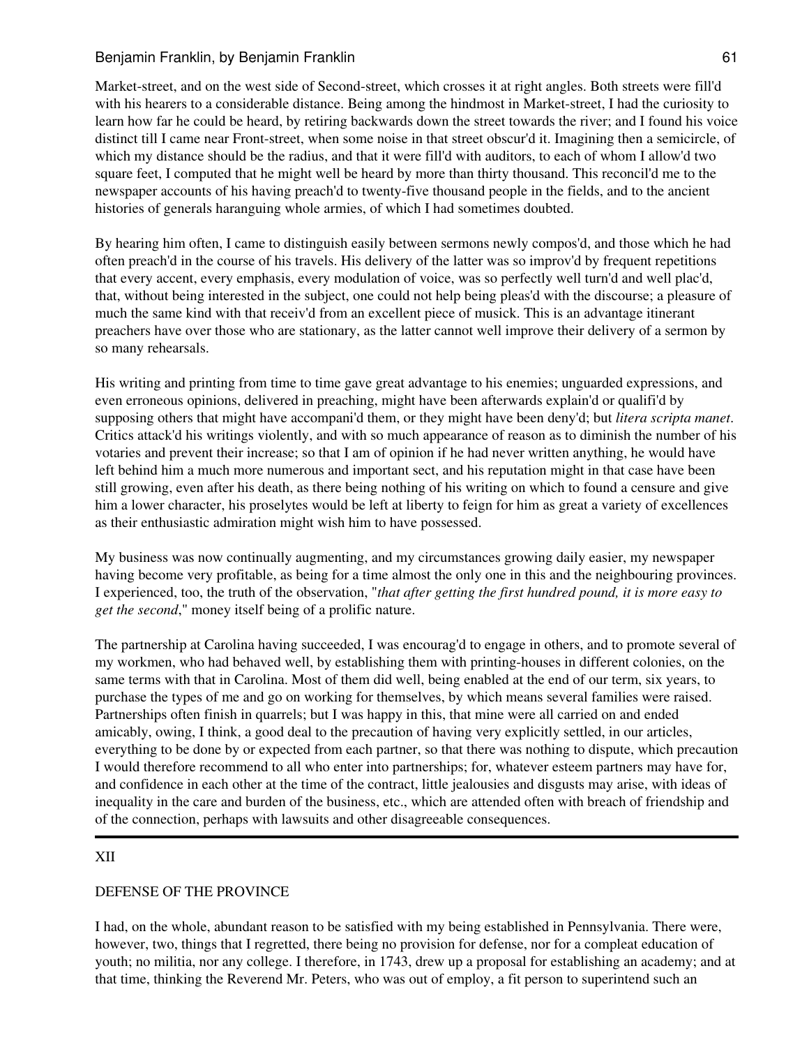Market-street, and on the west side of Second-street, which crosses it at right angles. Both streets were fill'd with his hearers to a considerable distance. Being among the hindmost in Market-street, I had the curiosity to learn how far he could be heard, by retiring backwards down the street towards the river; and I found his voice distinct till I came near Front-street, when some noise in that street obscur'd it. Imagining then a semicircle, of which my distance should be the radius, and that it were fill'd with auditors, to each of whom I allow'd two square feet, I computed that he might well be heard by more than thirty thousand. This reconcil'd me to the newspaper accounts of his having preach'd to twenty-five thousand people in the fields, and to the ancient histories of generals haranguing whole armies, of which I had sometimes doubted.

By hearing him often, I came to distinguish easily between sermons newly compos'd, and those which he had often preach'd in the course of his travels. His delivery of the latter was so improv'd by frequent repetitions that every accent, every emphasis, every modulation of voice, was so perfectly well turn'd and well plac'd, that, without being interested in the subject, one could not help being pleas'd with the discourse; a pleasure of much the same kind with that receiv'd from an excellent piece of musick. This is an advantage itinerant preachers have over those who are stationary, as the latter cannot well improve their delivery of a sermon by so many rehearsals.

His writing and printing from time to time gave great advantage to his enemies; unguarded expressions, and even erroneous opinions, delivered in preaching, might have been afterwards explain'd or qualifi'd by supposing others that might have accompani'd them, or they might have been deny'd; but *litera scripta manet*. Critics attack'd his writings violently, and with so much appearance of reason as to diminish the number of his votaries and prevent their increase; so that I am of opinion if he had never written anything, he would have left behind him a much more numerous and important sect, and his reputation might in that case have been still growing, even after his death, as there being nothing of his writing on which to found a censure and give him a lower character, his proselytes would be left at liberty to feign for him as great a variety of excellences as their enthusiastic admiration might wish him to have possessed.

My business was now continually augmenting, and my circumstances growing daily easier, my newspaper having become very profitable, as being for a time almost the only one in this and the neighbouring provinces. I experienced, too, the truth of the observation, "*that after getting the first hundred pound, it is more easy to get the second*," money itself being of a prolific nature.

The partnership at Carolina having succeeded, I was encourag'd to engage in others, and to promote several of my workmen, who had behaved well, by establishing them with printing-houses in different colonies, on the same terms with that in Carolina. Most of them did well, being enabled at the end of our term, six years, to purchase the types of me and go on working for themselves, by which means several families were raised. Partnerships often finish in quarrels; but I was happy in this, that mine were all carried on and ended amicably, owing, I think, a good deal to the precaution of having very explicitly settled, in our articles, everything to be done by or expected from each partner, so that there was nothing to dispute, which precaution I would therefore recommend to all who enter into partnerships; for, whatever esteem partners may have for, and confidence in each other at the time of the contract, little jealousies and disgusts may arise, with ideas of inequality in the care and burden of the business, etc., which are attended often with breach of friendship and of the connection, perhaps with lawsuits and other disagreeable consequences.

---

## XII

## DEFENSE OF THE PROVINCE

I had, on the whole, abundant reason to be satisfied with my being established in Pennsylvania. There were, however, two, things that I regretted, there being no provision for defense, nor for a compleat education of youth; no militia, nor any college. I therefore, in 1743, drew up a proposal for establishing an academy; and at that time, thinking the Reverend Mr. Peters, who was out of employ, a fit person to superintend such an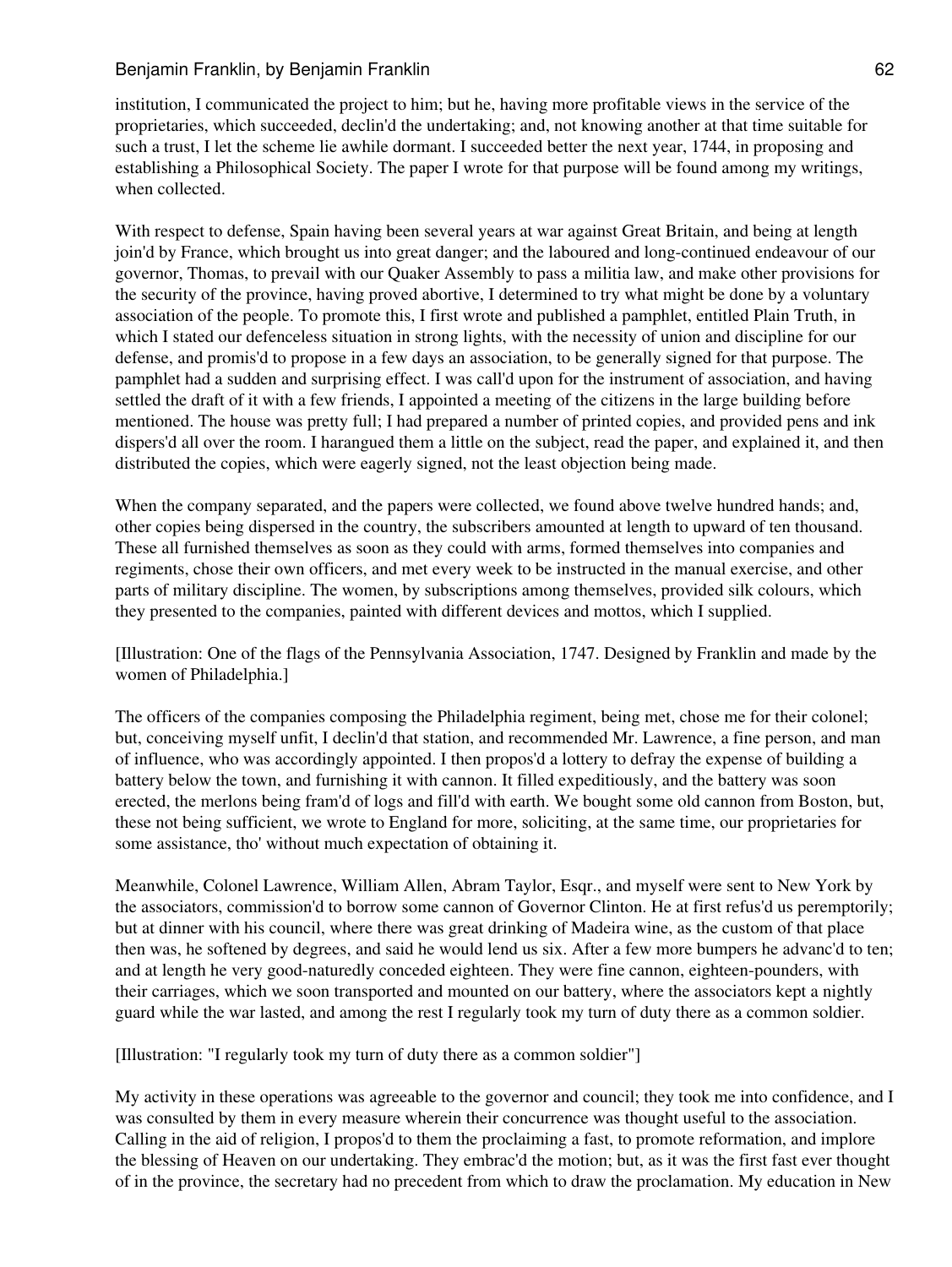institution, I communicated the project to him; but he, having more profitable views in the service of the proprietaries, which succeeded, declin'd the undertaking; and, not knowing another at that time suitable for such a trust, I let the scheme lie awhile dormant. I succeeded better the next year, 1744, in proposing and establishing a Philosophical Society. The paper I wrote for that purpose will be found among my writings, when collected.

With respect to defense, Spain having been several years at war against Great Britain, and being at length join'd by France, which brought us into great danger; and the laboured and long-continued endeavour of our governor, Thomas, to prevail with our Quaker Assembly to pass a militia law, and make other provisions for the security of the province, having proved abortive, I determined to try what might be done by a voluntary association of the people. To promote this, I first wrote and published a pamphlet, entitled Plain Truth, in which I stated our defenceless situation in strong lights, with the necessity of union and discipline for our defense, and promis'd to propose in a few days an association, to be generally signed for that purpose. The pamphlet had a sudden and surprising effect. I was call'd upon for the instrument of association, and having settled the draft of it with a few friends, I appointed a meeting of the citizens in the large building before mentioned. The house was pretty full; I had prepared a number of printed copies, and provided pens and ink dispers'd all over the room. I harangued them a little on the subject, read the paper, and explained it, and then distributed the copies, which were eagerly signed, not the least objection being made.

When the company separated, and the papers were collected, we found above twelve hundred hands; and, other copies being dispersed in the country, the subscribers amounted at length to upward of ten thousand. These all furnished themselves as soon as they could with arms, formed themselves into companies and regiments, chose their own officers, and met every week to be instructed in the manual exercise, and other parts of military discipline. The women, by subscriptions among themselves, provided silk colours, which they presented to the companies, painted with different devices and mottos, which I supplied.

[Illustration: One of the flags of the Pennsylvania Association, 1747. Designed by Franklin and made by the women of Philadelphia.]

The officers of the companies composing the Philadelphia regiment, being met, chose me for their colonel; but, conceiving myself unfit, I declin'd that station, and recommended Mr. Lawrence, a fine person, and man of influence, who was accordingly appointed. I then propos'd a lottery to defray the expense of building a battery below the town, and furnishing it with cannon. It filled expeditiously, and the battery was soon erected, the merlons being fram'd of logs and fill'd with earth. We bought some old cannon from Boston, but, these not being sufficient, we wrote to England for more, soliciting, at the same time, our proprietaries for some assistance, tho' without much expectation of obtaining it.

Meanwhile, Colonel Lawrence, William Allen, Abram Taylor, Esqr., and myself were sent to New York by the associators, commission'd to borrow some cannon of Governor Clinton. He at first refus'd us peremptorily; but at dinner with his council, where there was great drinking of Madeira wine, as the custom of that place then was, he softened by degrees, and said he would lend us six. After a few more bumpers he advanc'd to ten; and at length he very good-naturedly conceded eighteen. They were fine cannon, eighteen-pounders, with their carriages, which we soon transported and mounted on our battery, where the associators kept a nightly guard while the war lasted, and among the rest I regularly took my turn of duty there as a common soldier.

[Illustration: "I regularly took my turn of duty there as a common soldier"]

My activity in these operations was agreeable to the governor and council; they took me into confidence, and I was consulted by them in every measure wherein their concurrence was thought useful to the association. Calling in the aid of religion, I propos'd to them the proclaiming a fast, to promote reformation, and implore the blessing of Heaven on our undertaking. They embrac'd the motion; but, as it was the first fast ever thought of in the province, the secretary had no precedent from which to draw the proclamation. My education in New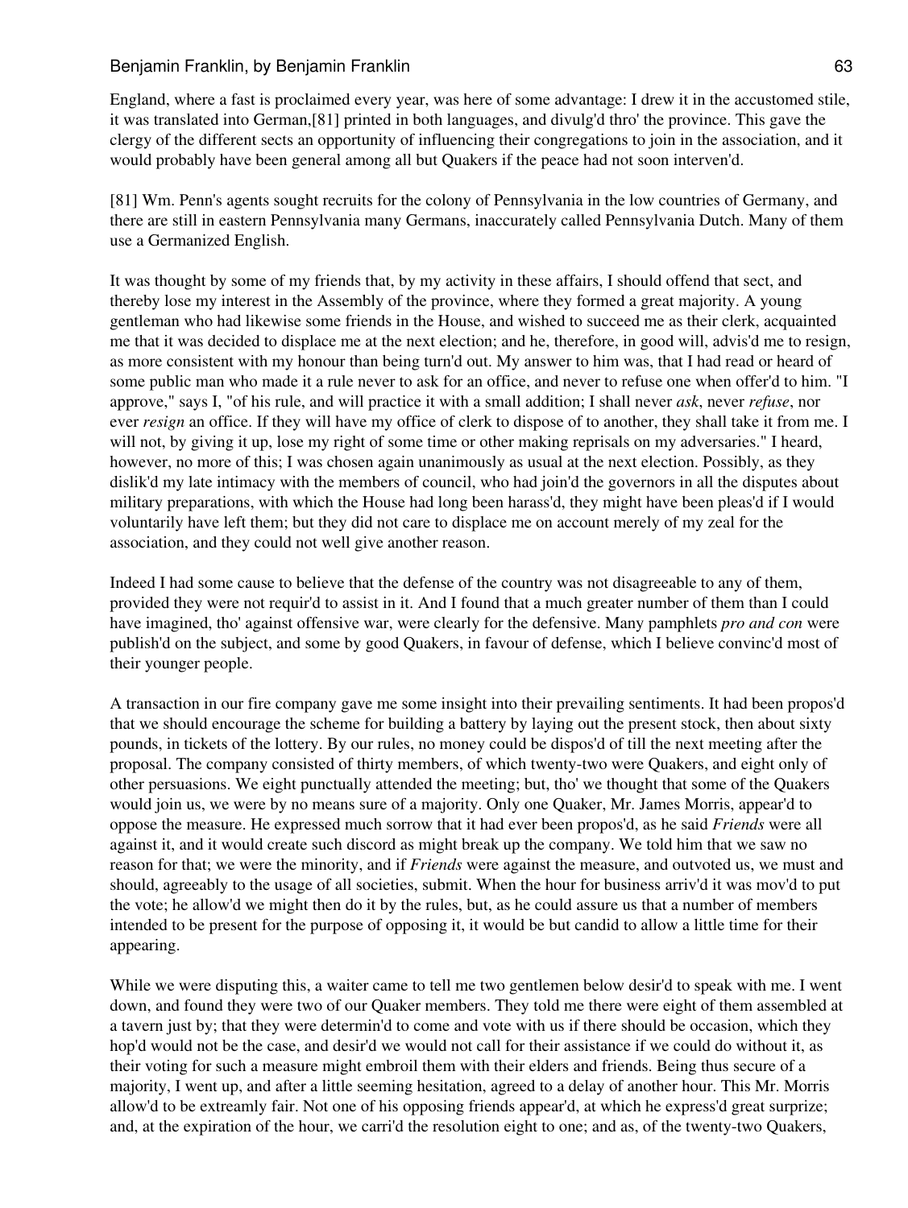England, where a fast is proclaimed every year, was here of some advantage: I drew it in the accustomed stile, it was translated into German,[81] printed in both languages, and divulg'd thro' the province. This gave the clergy of the different sects an opportunity of influencing their congregations to join in the association, and it would probably have been general among all but Quakers if the peace had not soon interven'd.

[81] Wm. Penn's agents sought recruits for the colony of Pennsylvania in the low countries of Germany, and there are still in eastern Pennsylvania many Germans, inaccurately called Pennsylvania Dutch. Many of them use a Germanized English.

It was thought by some of my friends that, by my activity in these affairs, I should offend that sect, and thereby lose my interest in the Assembly of the province, where they formed a great majority. A young gentleman who had likewise some friends in the House, and wished to succeed me as their clerk, acquainted me that it was decided to displace me at the next election; and he, therefore, in good will, advis'd me to resign, as more consistent with my honour than being turn'd out. My answer to him was, that I had read or heard of some public man who made it a rule never to ask for an office, and never to refuse one when offer'd to him. "I approve," says I, "of his rule, and will practice it with a small addition; I shall never *ask*, never *refuse*, nor ever *resign* an office. If they will have my office of clerk to dispose of to another, they shall take it from me. I will not, by giving it up, lose my right of some time or other making reprisals on my adversaries." I heard, however, no more of this; I was chosen again unanimously as usual at the next election. Possibly, as they dislik'd my late intimacy with the members of council, who had join'd the governors in all the disputes about military preparations, with which the House had long been harass'd, they might have been pleas'd if I would voluntarily have left them; but they did not care to displace me on account merely of my zeal for the association, and they could not well give another reason.

Indeed I had some cause to believe that the defense of the country was not disagreeable to any of them, provided they were not requir'd to assist in it. And I found that a much greater number of them than I could have imagined, tho' against offensive war, were clearly for the defensive. Many pamphlets *pro and con* were publish'd on the subject, and some by good Quakers, in favour of defense, which I believe convinc'd most of their younger people.

A transaction in our fire company gave me some insight into their prevailing sentiments. It had been propos'd that we should encourage the scheme for building a battery by laying out the present stock, then about sixty pounds, in tickets of the lottery. By our rules, no money could be dispos'd of till the next meeting after the proposal. The company consisted of thirty members, of which twenty-two were Quakers, and eight only of other persuasions. We eight punctually attended the meeting; but, tho' we thought that some of the Quakers would join us, we were by no means sure of a majority. Only one Quaker, Mr. James Morris, appear'd to oppose the measure. He expressed much sorrow that it had ever been propos'd, as he said *Friends* were all against it, and it would create such discord as might break up the company. We told him that we saw no reason for that; we were the minority, and if *Friends* were against the measure, and outvoted us, we must and should, agreeably to the usage of all societies, submit. When the hour for business arriv'd it was mov'd to put the vote; he allow'd we might then do it by the rules, but, as he could assure us that a number of members intended to be present for the purpose of opposing it, it would be but candid to allow a little time for their appearing.

While we were disputing this, a waiter came to tell me two gentlemen below desir'd to speak with me. I went down, and found they were two of our Quaker members. They told me there were eight of them assembled at a tavern just by; that they were determin'd to come and vote with us if there should be occasion, which they hop'd would not be the case, and desir'd we would not call for their assistance if we could do without it, as their voting for such a measure might embroil them with their elders and friends. Being thus secure of a majority, I went up, and after a little seeming hesitation, agreed to a delay of another hour. This Mr. Morris allow'd to be extreamly fair. Not one of his opposing friends appear'd, at which he express'd great surprize; and, at the expiration of the hour, we carri'd the resolution eight to one; and as, of the twenty-two Quakers,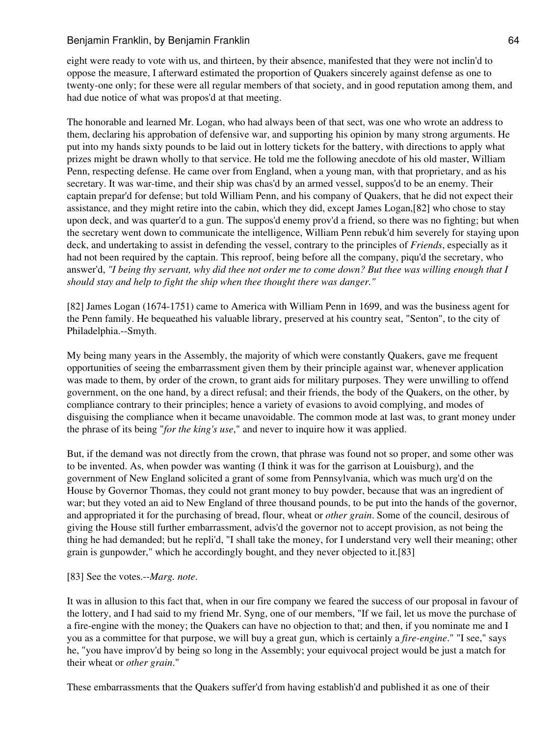eight were ready to vote with us, and thirteen, by their absence, manifested that they were not inclin'd to oppose the measure, I afterward estimated the proportion of Quakers sincerely against defense as one to twenty-one only; for these were all regular members of that society, and in good reputation among them, and had due notice of what was propos'd at that meeting.

The honorable and learned Mr. Logan, who had always been of that sect, was one who wrote an address to them, declaring his approbation of defensive war, and supporting his opinion by many strong arguments. He put into my hands sixty pounds to be laid out in lottery tickets for the battery, with directions to apply what prizes might be drawn wholly to that service. He told me the following anecdote of his old master, William Penn, respecting defense. He came over from England, when a young man, with that proprietary, and as his secretary. It was war-time, and their ship was chas'd by an armed vessel, suppos'd to be an enemy. Their captain prepar'd for defense; but told William Penn, and his company of Quakers, that he did not expect their assistance, and they might retire into the cabin, which they did, except James Logan,[82] who chose to stay upon deck, and was quarter'd to a gun. The suppos'd enemy prov'd a friend, so there was no fighting; but when the secretary went down to communicate the intelligence, William Penn rebuk'd him severely for staying upon deck, and undertaking to assist in defending the vessel, contrary to the principles of *Friends*, especially as it had not been required by the captain. This reproof, being before all the company, piqu'd the secretary, who answer'd, *"I being thy servant, why did thee not order me to come down? But thee was willing enough that I should stay and help to fight the ship when thee thought there was danger."*

[82] James Logan (1674-1751) came to America with William Penn in 1699, and was the business agent for the Penn family. He bequeathed his valuable library, preserved at his country seat, "Senton", to the city of Philadelphia.--Smyth.

My being many years in the Assembly, the majority of which were constantly Quakers, gave me frequent opportunities of seeing the embarrassment given them by their principle against war, whenever application was made to them, by order of the crown, to grant aids for military purposes. They were unwilling to offend government, on the one hand, by a direct refusal; and their friends, the body of the Quakers, on the other, by compliance contrary to their principles; hence a variety of evasions to avoid complying, and modes of disguising the compliance when it became unavoidable. The common mode at last was, to grant money under the phrase of its being "*for the king's use*," and never to inquire how it was applied.

But, if the demand was not directly from the crown, that phrase was found not so proper, and some other was to be invented. As, when powder was wanting (I think it was for the garrison at Louisburg), and the government of New England solicited a grant of some from Pennsylvania, which was much urg'd on the House by Governor Thomas, they could not grant money to buy powder, because that was an ingredient of war; but they voted an aid to New England of three thousand pounds, to be put into the hands of the governor, and appropriated it for the purchasing of bread, flour, wheat or *other grain*. Some of the council, desirous of giving the House still further embarrassment, advis'd the governor not to accept provision, as not being the thing he had demanded; but he repli'd, "I shall take the money, for I understand very well their meaning; other grain is gunpowder," which he accordingly bought, and they never objected to it.[83]

[83] See the votes.--*Marg. note*.

It was in allusion to this fact that, when in our fire company we feared the success of our proposal in favour of the lottery, and I had said to my friend Mr. Syng, one of our members, "If we fail, let us move the purchase of a fire-engine with the money; the Quakers can have no objection to that; and then, if you nominate me and I you as a committee for that purpose, we will buy a great gun, which is certainly a *fire-engine*." "I see," says he, "you have improv'd by being so long in the Assembly; your equivocal project would be just a match for their wheat or *other grain*."

These embarrassments that the Quakers suffer'd from having establish'd and published it as one of their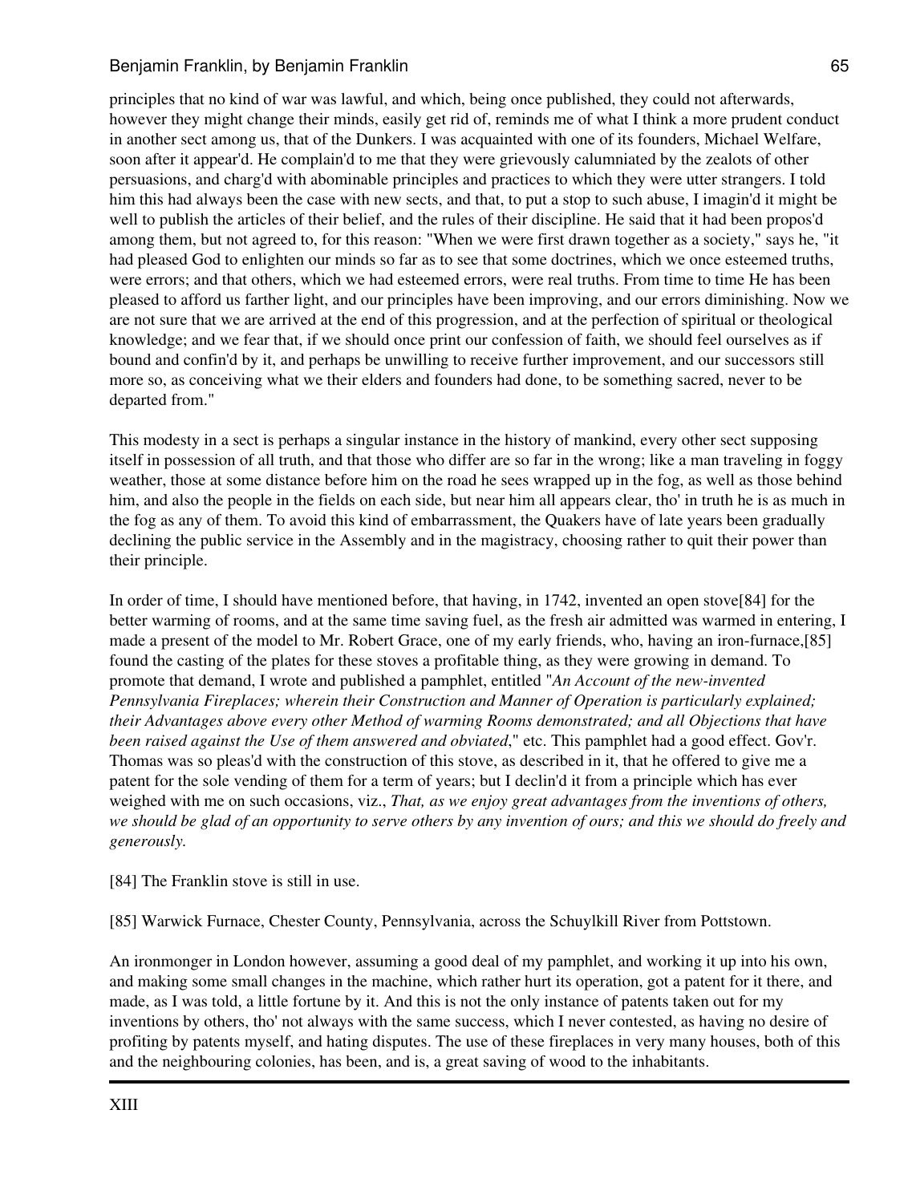principles that no kind of war was lawful, and which, being once published, they could not afterwards, however they might change their minds, easily get rid of, reminds me of what I think a more prudent conduct in another sect among us, that of the Dunkers. I was acquainted with one of its founders, Michael Welfare, soon after it appear'd. He complain'd to me that they were grievously calumniated by the zealots of other persuasions, and charg'd with abominable principles and practices to which they were utter strangers. I told him this had always been the case with new sects, and that, to put a stop to such abuse, I imagin'd it might be well to publish the articles of their belief, and the rules of their discipline. He said that it had been propos'd among them, but not agreed to, for this reason: "When we were first drawn together as a society," says he, "it had pleased God to enlighten our minds so far as to see that some doctrines, which we once esteemed truths, were errors; and that others, which we had esteemed errors, were real truths. From time to time He has been pleased to afford us farther light, and our principles have been improving, and our errors diminishing. Now we are not sure that we are arrived at the end of this progression, and at the perfection of spiritual or theological knowledge; and we fear that, if we should once print our confession of faith, we should feel ourselves as if bound and confin'd by it, and perhaps be unwilling to receive further improvement, and our successors still more so, as conceiving what we their elders and founders had done, to be something sacred, never to be departed from."

This modesty in a sect is perhaps a singular instance in the history of mankind, every other sect supposing itself in possession of all truth, and that those who differ are so far in the wrong; like a man traveling in foggy weather, those at some distance before him on the road he sees wrapped up in the fog, as well as those behind him, and also the people in the fields on each side, but near him all appears clear, tho' in truth he is as much in the fog as any of them. To avoid this kind of embarrassment, the Quakers have of late years been gradually declining the public service in the Assembly and in the magistracy, choosing rather to quit their power than their principle.

In order of time, I should have mentioned before, that having, in 1742, invented an open stove[84] for the better warming of rooms, and at the same time saving fuel, as the fresh air admitted was warmed in entering, I made a present of the model to Mr. Robert Grace, one of my early friends, who, having an iron-furnace,[85] found the casting of the plates for these stoves a profitable thing, as they were growing in demand. To promote that demand, I wrote and published a pamphlet, entitled "*An Account of the new-invented Pennsylvania Fireplaces; wherein their Construction and Manner of Operation is particularly explained; their Advantages above every other Method of warming Rooms demonstrated; and all Objections that have been raised against the Use of them answered and obviated*," etc. This pamphlet had a good effect. Gov'r. Thomas was so pleas'd with the construction of this stove, as described in it, that he offered to give me a patent for the sole vending of them for a term of years; but I declin'd it from a principle which has ever weighed with me on such occasions, viz., *That, as we enjoy great advantages from the inventions of others, we should be glad of an opportunity to serve others by any invention of ours; and this we should do freely and generously.*

[84] The Franklin stove is still in use.

[85] Warwick Furnace, Chester County, Pennsylvania, across the Schuylkill River from Pottstown.

An ironmonger in London however, assuming a good deal of my pamphlet, and working it up into his own, and making some small changes in the machine, which rather hurt its operation, got a patent for it there, and made, as I was told, a little fortune by it. And this is not the only instance of patents taken out for my inventions by others, tho' not always with the same success, which I never contested, as having no desire of profiting by patents myself, and hating disputes. The use of these fireplaces in very many houses, both of this and the neighbouring colonies, has been, and is, a great saving of wood to the inhabitants.

---

## XIII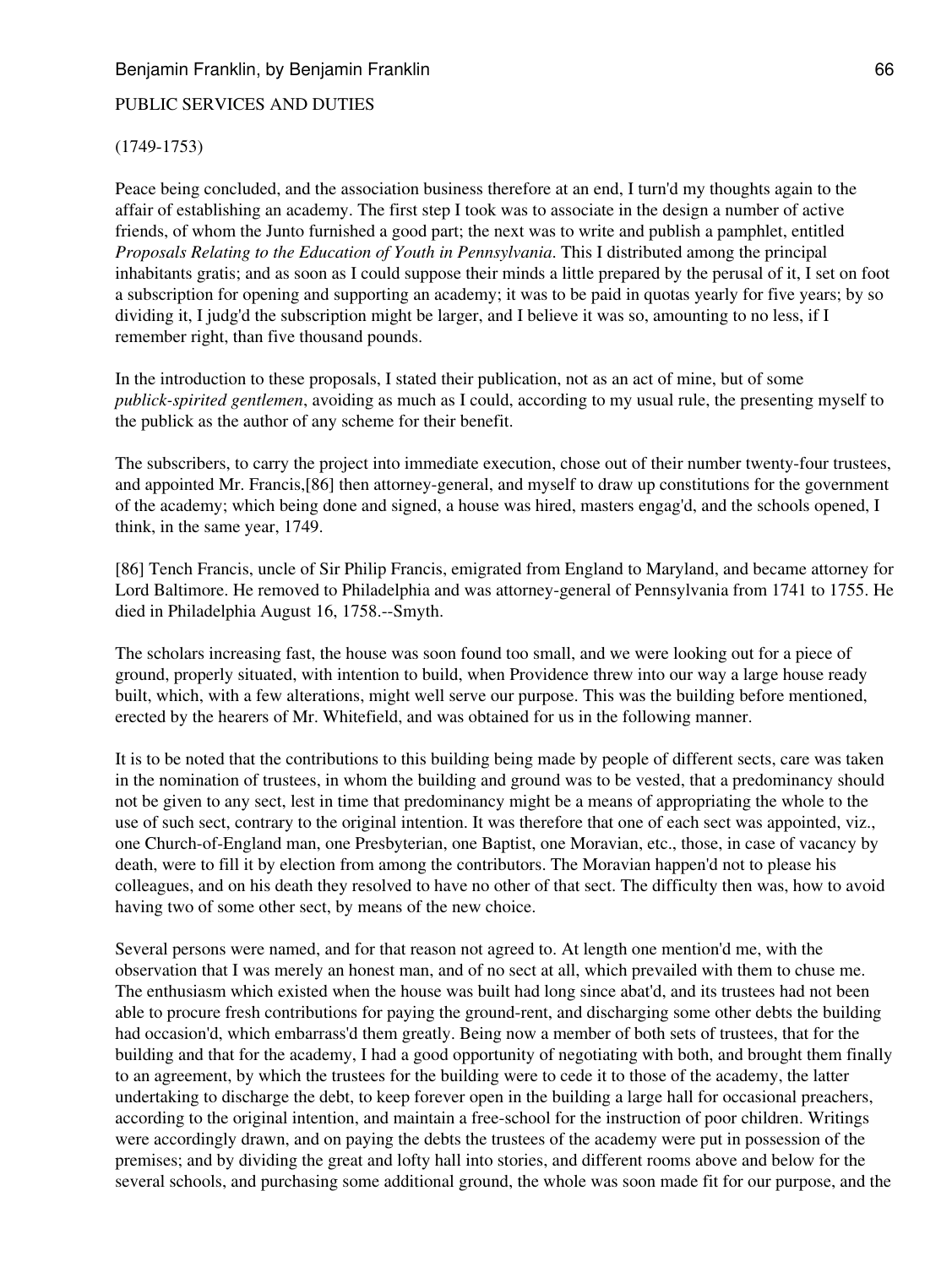## PUBLIC SERVICES AND DUTIES

(1749-1753)

Peace being concluded, and the association business therefore at an end, I turn'd my thoughts again to the affair of establishing an academy. The first step I took was to associate in the design a number of active friends, of whom the Junto furnished a good part; the next was to write and publish a pamphlet, entitled *Proposals Relating to the Education of Youth in Pennsylvania*. This I distributed among the principal inhabitants gratis; and as soon as I could suppose their minds a little prepared by the perusal of it, I set on foot a subscription for opening and supporting an academy; it was to be paid in quotas yearly for five years; by so dividing it, I judg'd the subscription might be larger, and I believe it was so, amounting to no less, if I remember right, than five thousand pounds.

In the introduction to these proposals, I stated their publication, not as an act of mine, but of some *publick-spirited gentlemen*, avoiding as much as I could, according to my usual rule, the presenting myself to the publick as the author of any scheme for their benefit.

The subscribers, to carry the project into immediate execution, chose out of their number twenty-four trustees, and appointed Mr. Francis,[86] then attorney-general, and myself to draw up constitutions for the government of the academy; which being done and signed, a house was hired, masters engag'd, and the schools opened, I think, in the same year, 1749.

[86] Tench Francis, uncle of Sir Philip Francis, emigrated from England to Maryland, and became attorney for Lord Baltimore. He removed to Philadelphia and was attorney-general of Pennsylvania from 1741 to 1755. He died in Philadelphia August 16, 1758.--Smyth.

The scholars increasing fast, the house was soon found too small, and we were looking out for a piece of ground, properly situated, with intention to build, when Providence threw into our way a large house ready built, which, with a few alterations, might well serve our purpose. This was the building before mentioned, erected by the hearers of Mr. Whitefield, and was obtained for us in the following manner.

It is to be noted that the contributions to this building being made by people of different sects, care was taken in the nomination of trustees, in whom the building and ground was to be vested, that a predominancy should not be given to any sect, lest in time that predominancy might be a means of appropriating the whole to the use of such sect, contrary to the original intention. It was therefore that one of each sect was appointed, viz., one Church-of-England man, one Presbyterian, one Baptist, one Moravian, etc., those, in case of vacancy by death, were to fill it by election from among the contributors. The Moravian happen'd not to please his colleagues, and on his death they resolved to have no other of that sect. The difficulty then was, how to avoid having two of some other sect, by means of the new choice.

Several persons were named, and for that reason not agreed to. At length one mention'd me, with the observation that I was merely an honest man, and of no sect at all, which prevailed with them to chuse me. The enthusiasm which existed when the house was built had long since abat'd, and its trustees had not been able to procure fresh contributions for paying the ground-rent, and discharging some other debts the building had occasion'd, which embarrass'd them greatly. Being now a member of both sets of trustees, that for the building and that for the academy, I had a good opportunity of negotiating with both, and brought them finally to an agreement, by which the trustees for the building were to cede it to those of the academy, the latter undertaking to discharge the debt, to keep forever open in the building a large hall for occasional preachers, according to the original intention, and maintain a free-school for the instruction of poor children. Writings were accordingly drawn, and on paying the debts the trustees of the academy were put in possession of the premises; and by dividing the great and lofty hall into stories, and different rooms above and below for the several schools, and purchasing some additional ground, the whole was soon made fit for our purpose, and the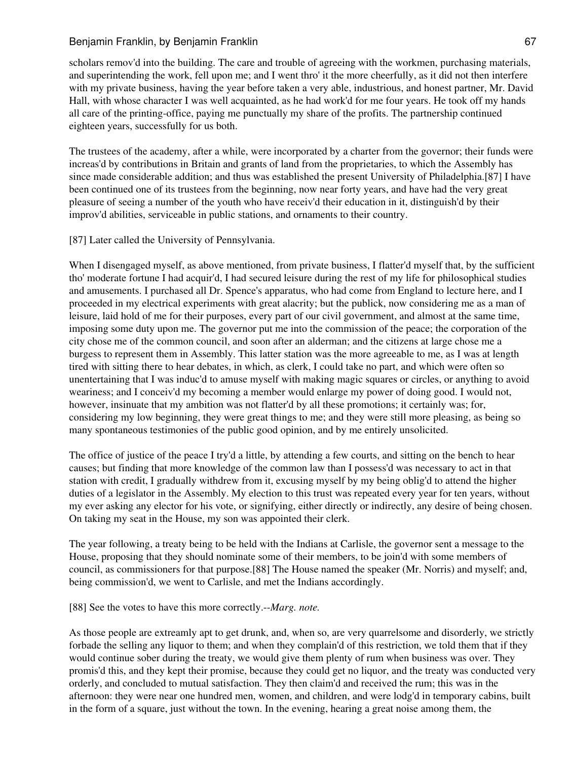scholars remov'd into the building. The care and trouble of agreeing with the workmen, purchasing materials, and superintending the work, fell upon me; and I went thro' it the more cheerfully, as it did not then interfere with my private business, having the year before taken a very able, industrious, and honest partner, Mr. David Hall, with whose character I was well acquainted, as he had work'd for me four years. He took off my hands all care of the printing-office, paying me punctually my share of the profits. The partnership continued eighteen years, successfully for us both.

The trustees of the academy, after a while, were incorporated by a charter from the governor; their funds were increas'd by contributions in Britain and grants of land from the proprietaries, to which the Assembly has since made considerable addition; and thus was established the present University of Philadelphia.[87] I have been continued one of its trustees from the beginning, now near forty years, and have had the very great pleasure of seeing a number of the youth who have receiv'd their education in it, distinguish'd by their improv'd abilities, serviceable in public stations, and ornaments to their country.

[87] Later called the University of Pennsylvania.

When I disengaged myself, as above mentioned, from private business, I flatter'd myself that, by the sufficient tho' moderate fortune I had acquir'd, I had secured leisure during the rest of my life for philosophical studies and amusements. I purchased all Dr. Spence's apparatus, who had come from England to lecture here, and I proceeded in my electrical experiments with great alacrity; but the publick, now considering me as a man of leisure, laid hold of me for their purposes, every part of our civil government, and almost at the same time, imposing some duty upon me. The governor put me into the commission of the peace; the corporation of the city chose me of the common council, and soon after an alderman; and the citizens at large chose me a burgess to represent them in Assembly. This latter station was the more agreeable to me, as I was at length tired with sitting there to hear debates, in which, as clerk, I could take no part, and which were often so unentertaining that I was induc'd to amuse myself with making magic squares or circles, or anything to avoid weariness; and I conceiv'd my becoming a member would enlarge my power of doing good. I would not, however, insinuate that my ambition was not flatter'd by all these promotions; it certainly was; for, considering my low beginning, they were great things to me; and they were still more pleasing, as being so many spontaneous testimonies of the public good opinion, and by me entirely unsolicited.

The office of justice of the peace I try'd a little, by attending a few courts, and sitting on the bench to hear causes; but finding that more knowledge of the common law than I possess'd was necessary to act in that station with credit, I gradually withdrew from it, excusing myself by my being oblig'd to attend the higher duties of a legislator in the Assembly. My election to this trust was repeated every year for ten years, without my ever asking any elector for his vote, or signifying, either directly or indirectly, any desire of being chosen. On taking my seat in the House, my son was appointed their clerk.

The year following, a treaty being to be held with the Indians at Carlisle, the governor sent a message to the House, proposing that they should nominate some of their members, to be join'd with some members of council, as commissioners for that purpose.[88] The House named the speaker (Mr. Norris) and myself; and, being commission'd, we went to Carlisle, and met the Indians accordingly.

[88] See the votes to have this more correctly.--*Marg. note.*

As those people are extreamly apt to get drunk, and, when so, are very quarrelsome and disorderly, we strictly forbade the selling any liquor to them; and when they complain'd of this restriction, we told them that if they would continue sober during the treaty, we would give them plenty of rum when business was over. They promis'd this, and they kept their promise, because they could get no liquor, and the treaty was conducted very orderly, and concluded to mutual satisfaction. They then claim'd and received the rum; this was in the afternoon: they were near one hundred men, women, and children, and were lodg'd in temporary cabins, built in the form of a square, just without the town. In the evening, hearing a great noise among them, the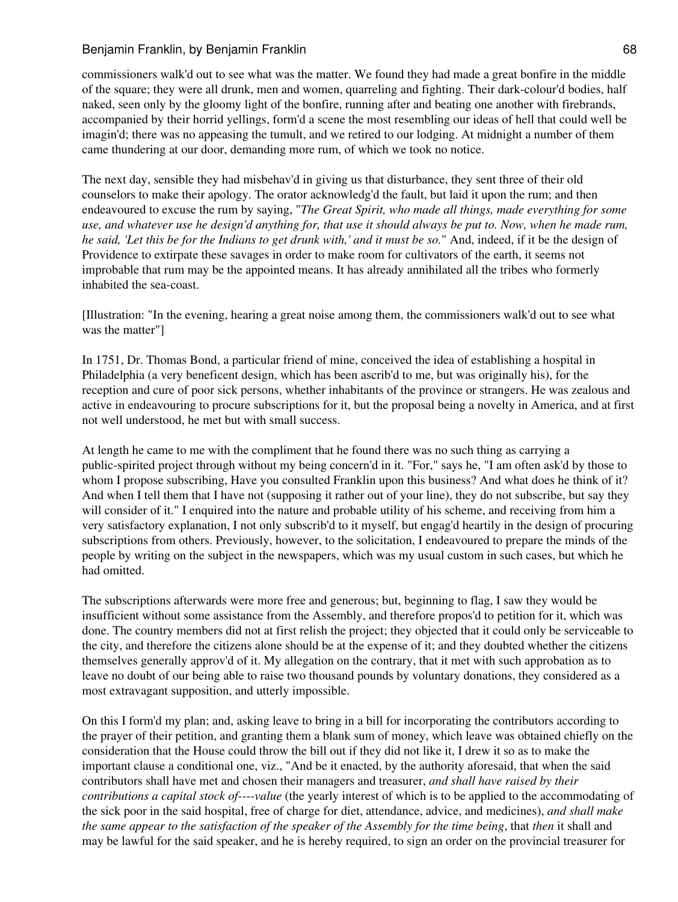commissioners walk'd out to see what was the matter. We found they had made a great bonfire in the middle of the square; they were all drunk, men and women, quarreling and fighting. Their dark-colour'd bodies, half naked, seen only by the gloomy light of the bonfire, running after and beating one another with firebrands, accompanied by their horrid yellings, form'd a scene the most resembling our ideas of hell that could well be imagin'd; there was no appeasing the tumult, and we retired to our lodging. At midnight a number of them came thundering at our door, demanding more rum, of which we took no notice.

The next day, sensible they had misbehav'd in giving us that disturbance, they sent three of their old counselors to make their apology. The orator acknowledg'd the fault, but laid it upon the rum; and then endeavoured to excuse the rum by saying, "*The Great Spirit, who made all things, made everything for some use, and whatever use he design'd anything for, that use it should always be put to. Now, when he made rum, he said, 'Let this be for the Indians to get drunk with,' and it must be so.*" And, indeed, if it be the design of Providence to extirpate these savages in order to make room for cultivators of the earth, it seems not improbable that rum may be the appointed means. It has already annihilated all the tribes who formerly inhabited the sea-coast.

[Illustration: "In the evening, hearing a great noise among them, the commissioners walk'd out to see what was the matter"]

In 1751, Dr. Thomas Bond, a particular friend of mine, conceived the idea of establishing a hospital in Philadelphia (a very beneficent design, which has been ascrib'd to me, but was originally his), for the reception and cure of poor sick persons, whether inhabitants of the province or strangers. He was zealous and active in endeavouring to procure subscriptions for it, but the proposal being a novelty in America, and at first not well understood, he met but with small success.

At length he came to me with the compliment that he found there was no such thing as carrying a public-spirited project through without my being concern'd in it. "For," says he, "I am often ask'd by those to whom I propose subscribing, Have you consulted Franklin upon this business? And what does he think of it? And when I tell them that I have not (supposing it rather out of your line), they do not subscribe, but say they will consider of it." I enquired into the nature and probable utility of his scheme, and receiving from him a very satisfactory explanation, I not only subscrib'd to it myself, but engag'd heartily in the design of procuring subscriptions from others. Previously, however, to the solicitation, I endeavoured to prepare the minds of the people by writing on the subject in the newspapers, which was my usual custom in such cases, but which he had omitted.

The subscriptions afterwards were more free and generous; but, beginning to flag, I saw they would be insufficient without some assistance from the Assembly, and therefore propos'd to petition for it, which was done. The country members did not at first relish the project; they objected that it could only be serviceable to the city, and therefore the citizens alone should be at the expense of it; and they doubted whether the citizens themselves generally approv'd of it. My allegation on the contrary, that it met with such approbation as to leave no doubt of our being able to raise two thousand pounds by voluntary donations, they considered as a most extravagant supposition, and utterly impossible.

On this I form'd my plan; and, asking leave to bring in a bill for incorporating the contributors according to the prayer of their petition, and granting them a blank sum of money, which leave was obtained chiefly on the consideration that the House could throw the bill out if they did not like it, I drew it so as to make the important clause a conditional one, viz., "And be it enacted, by the authority aforesaid, that when the said contributors shall have met and chosen their managers and treasurer, *and shall have raised by their contributions a capital stock of----value* (the yearly interest of which is to be applied to the accommodating of the sick poor in the said hospital, free of charge for diet, attendance, advice, and medicines), *and shall make the same appear to the satisfaction of the speaker of the Assembly for the time being*, that *then* it shall and may be lawful for the said speaker, and he is hereby required, to sign an order on the provincial treasurer for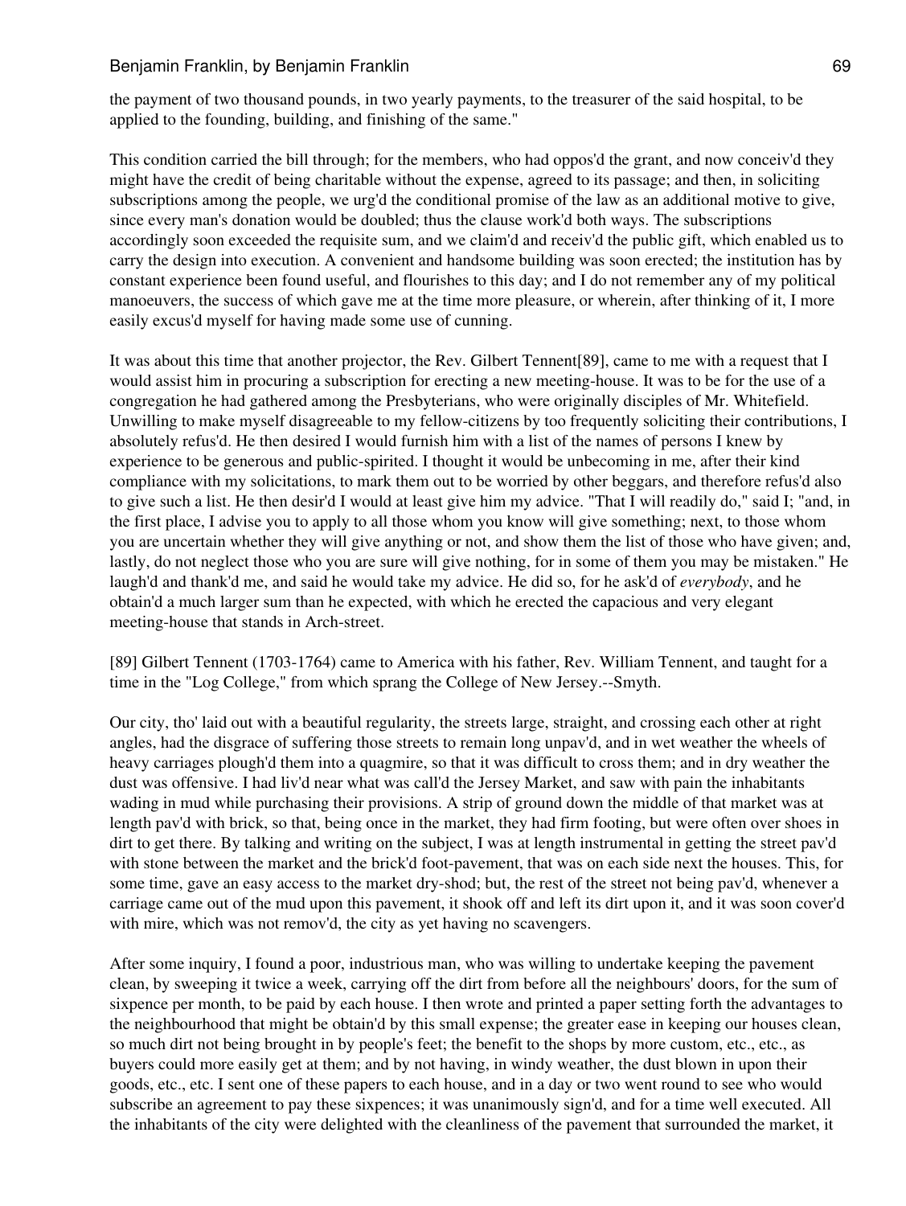the payment of two thousand pounds, in two yearly payments, to the treasurer of the said hospital, to be applied to the founding, building, and finishing of the same."

This condition carried the bill through; for the members, who had oppos'd the grant, and now conceiv'd they might have the credit of being charitable without the expense, agreed to its passage; and then, in soliciting subscriptions among the people, we urg'd the conditional promise of the law as an additional motive to give, since every man's donation would be doubled; thus the clause work'd both ways. The subscriptions accordingly soon exceeded the requisite sum, and we claim'd and receiv'd the public gift, which enabled us to carry the design into execution. A convenient and handsome building was soon erected; the institution has by constant experience been found useful, and flourishes to this day; and I do not remember any of my political manoeuvers, the success of which gave me at the time more pleasure, or wherein, after thinking of it, I more easily excus'd myself for having made some use of cunning.

It was about this time that another projector, the Rev. Gilbert Tennent[89], came to me with a request that I would assist him in procuring a subscription for erecting a new meeting-house. It was to be for the use of a congregation he had gathered among the Presbyterians, who were originally disciples of Mr. Whitefield. Unwilling to make myself disagreeable to my fellow-citizens by too frequently soliciting their contributions, I absolutely refus'd. He then desired I would furnish him with a list of the names of persons I knew by experience to be generous and public-spirited. I thought it would be unbecoming in me, after their kind compliance with my solicitations, to mark them out to be worried by other beggars, and therefore refus'd also to give such a list. He then desir'd I would at least give him my advice. "That I will readily do," said I; "and, in the first place, I advise you to apply to all those whom you know will give something; next, to those whom you are uncertain whether they will give anything or not, and show them the list of those who have given; and, lastly, do not neglect those who you are sure will give nothing, for in some of them you may be mistaken." He laugh'd and thank'd me, and said he would take my advice. He did so, for he ask'd of *everybody*, and he obtain'd a much larger sum than he expected, with which he erected the capacious and very elegant meeting-house that stands in Arch-street.

[89] Gilbert Tennent (1703-1764) came to America with his father, Rev. William Tennent, and taught for a time in the "Log College," from which sprang the College of New Jersey.--Smyth.

Our city, tho' laid out with a beautiful regularity, the streets large, straight, and crossing each other at right angles, had the disgrace of suffering those streets to remain long unpav'd, and in wet weather the wheels of heavy carriages plough'd them into a quagmire, so that it was difficult to cross them; and in dry weather the dust was offensive. I had liv'd near what was call'd the Jersey Market, and saw with pain the inhabitants wading in mud while purchasing their provisions. A strip of ground down the middle of that market was at length pav'd with brick, so that, being once in the market, they had firm footing, but were often over shoes in dirt to get there. By talking and writing on the subject, I was at length instrumental in getting the street pav'd with stone between the market and the brick'd foot-pavement, that was on each side next the houses. This, for some time, gave an easy access to the market dry-shod; but, the rest of the street not being pav'd, whenever a carriage came out of the mud upon this pavement, it shook off and left its dirt upon it, and it was soon cover'd with mire, which was not remov'd, the city as yet having no scavengers.

After some inquiry, I found a poor, industrious man, who was willing to undertake keeping the pavement clean, by sweeping it twice a week, carrying off the dirt from before all the neighbours' doors, for the sum of sixpence per month, to be paid by each house. I then wrote and printed a paper setting forth the advantages to the neighbourhood that might be obtain'd by this small expense; the greater ease in keeping our houses clean, so much dirt not being brought in by people's feet; the benefit to the shops by more custom, etc., etc., as buyers could more easily get at them; and by not having, in windy weather, the dust blown in upon their goods, etc., etc. I sent one of these papers to each house, and in a day or two went round to see who would subscribe an agreement to pay these sixpences; it was unanimously sign'd, and for a time well executed. All the inhabitants of the city were delighted with the cleanliness of the pavement that surrounded the market, it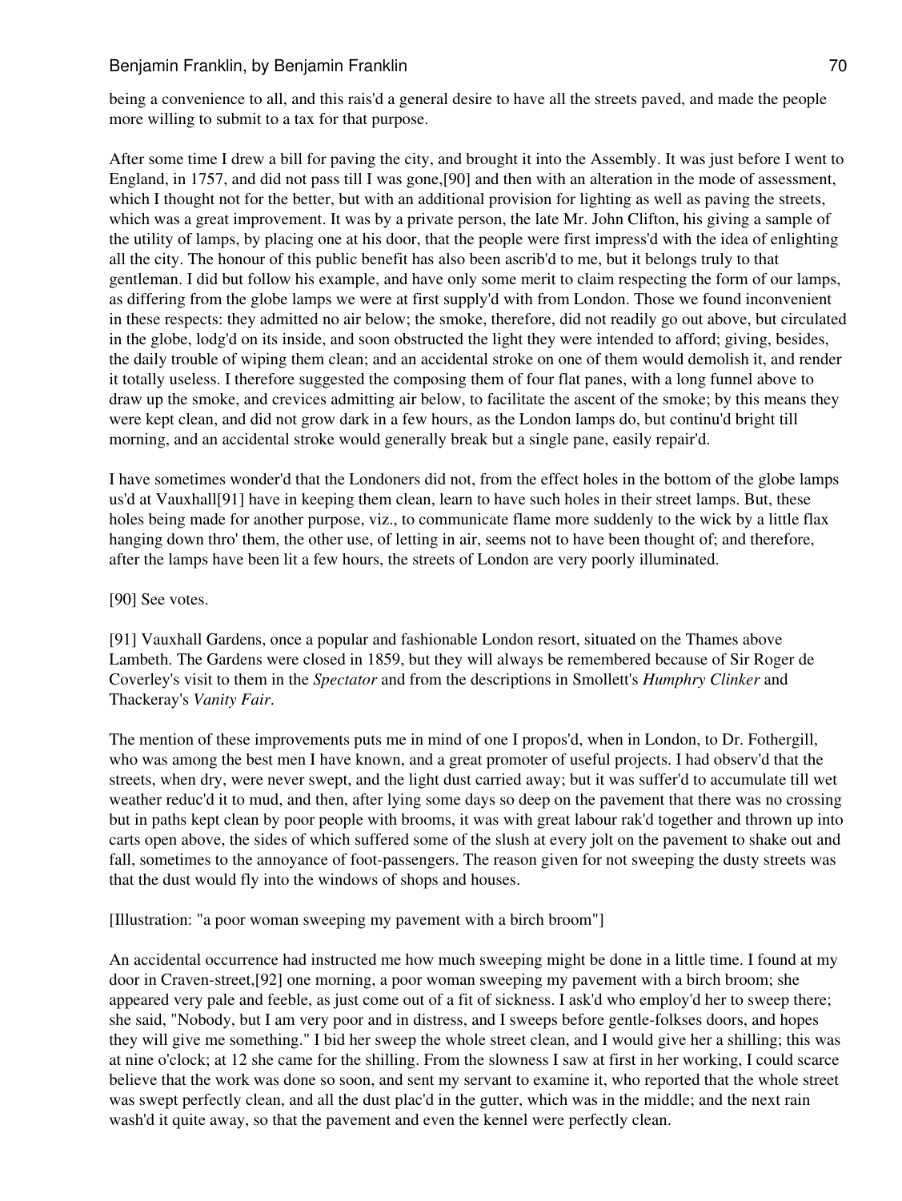being a convenience to all, and this rais'd a general desire to have all the streets paved, and made the people more willing to submit to a tax for that purpose.

After some time I drew a bill for paving the city, and brought it into the Assembly. It was just before I went to England, in 1757, and did not pass till I was gone,[90] and then with an alteration in the mode of assessment, which I thought not for the better, but with an additional provision for lighting as well as paving the streets, which was a great improvement. It was by a private person, the late Mr. John Clifton, his giving a sample of the utility of lamps, by placing one at his door, that the people were first impress'd with the idea of enlighting all the city. The honour of this public benefit has also been ascrib'd to me, but it belongs truly to that gentleman. I did but follow his example, and have only some merit to claim respecting the form of our lamps, as differing from the globe lamps we were at first supply'd with from London. Those we found inconvenient in these respects: they admitted no air below; the smoke, therefore, did not readily go out above, but circulated in the globe, lodg'd on its inside, and soon obstructed the light they were intended to afford; giving, besides, the daily trouble of wiping them clean; and an accidental stroke on one of them would demolish it, and render it totally useless. I therefore suggested the composing them of four flat panes, with a long funnel above to draw up the smoke, and crevices admitting air below, to facilitate the ascent of the smoke; by this means they were kept clean, and did not grow dark in a few hours, as the London lamps do, but continu'd bright till morning, and an accidental stroke would generally break but a single pane, easily repair'd.

I have sometimes wonder'd that the Londoners did not, from the effect holes in the bottom of the globe lamps us'd at Vauxhall[91] have in keeping them clean, learn to have such holes in their street lamps. But, these holes being made for another purpose, viz., to communicate flame more suddenly to the wick by a little flax hanging down thro' them, the other use, of letting in air, seems not to have been thought of; and therefore, after the lamps have been lit a few hours, the streets of London are very poorly illuminated.

[90] See votes.

[91] Vauxhall Gardens, once a popular and fashionable London resort, situated on the Thames above Lambeth. The Gardens were closed in 1859, but they will always be remembered because of Sir Roger de Coverley's visit to them in the *Spectator* and from the descriptions in Smollett's *Humphry Clinker* and Thackeray's *Vanity Fair*.

The mention of these improvements puts me in mind of one I propos'd, when in London, to Dr. Fothergill, who was among the best men I have known, and a great promoter of useful projects. I had observ'd that the streets, when dry, were never swept, and the light dust carried away; but it was suffer'd to accumulate till wet weather reduc'd it to mud, and then, after lying some days so deep on the pavement that there was no crossing but in paths kept clean by poor people with brooms, it was with great labour rak'd together and thrown up into carts open above, the sides of which suffered some of the slush at every jolt on the pavement to shake out and fall, sometimes to the annoyance of foot-passengers. The reason given for not sweeping the dusty streets was that the dust would fly into the windows of shops and houses.

[Illustration: "a poor woman sweeping my pavement with a birch broom"]

An accidental occurrence had instructed me how much sweeping might be done in a little time. I found at my door in Craven-street,[92] one morning, a poor woman sweeping my pavement with a birch broom; she appeared very pale and feeble, as just come out of a fit of sickness. I ask'd who employ'd her to sweep there; she said, "Nobody, but I am very poor and in distress, and I sweeps before gentle-folkses doors, and hopes they will give me something." I bid her sweep the whole street clean, and I would give her a shilling; this was at nine o'clock; at 12 she came for the shilling. From the slowness I saw at first in her working, I could scarce believe that the work was done so soon, and sent my servant to examine it, who reported that the whole street was swept perfectly clean, and all the dust plac'd in the gutter, which was in the middle; and the next rain wash'd it quite away, so that the pavement and even the kennel were perfectly clean.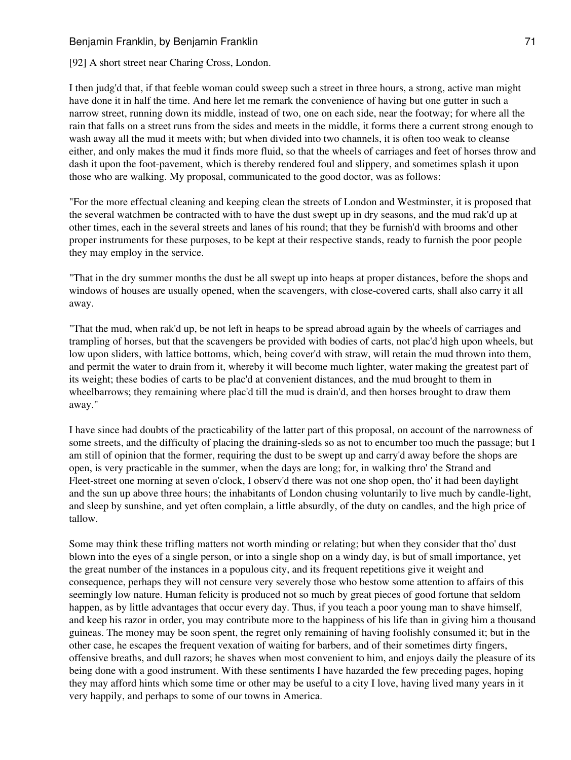[92] A short street near Charing Cross, London.

I then judg'd that, if that feeble woman could sweep such a street in three hours, a strong, active man might have done it in half the time. And here let me remark the convenience of having but one gutter in such a narrow street, running down its middle, instead of two, one on each side, near the footway; for where all the rain that falls on a street runs from the sides and meets in the middle, it forms there a current strong enough to wash away all the mud it meets with; but when divided into two channels, it is often too weak to cleanse either, and only makes the mud it finds more fluid, so that the wheels of carriages and feet of horses throw and dash it upon the foot-pavement, which is thereby rendered foul and slippery, and sometimes splash it upon those who are walking. My proposal, communicated to the good doctor, was as follows:

"For the more effectual cleaning and keeping clean the streets of London and Westminster, it is proposed that the several watchmen be contracted with to have the dust swept up in dry seasons, and the mud rak'd up at other times, each in the several streets and lanes of his round; that they be furnish'd with brooms and other proper instruments for these purposes, to be kept at their respective stands, ready to furnish the poor people they may employ in the service.

"That in the dry summer months the dust be all swept up into heaps at proper distances, before the shops and windows of houses are usually opened, when the scavengers, with close-covered carts, shall also carry it all away.

"That the mud, when rak'd up, be not left in heaps to be spread abroad again by the wheels of carriages and trampling of horses, but that the scavengers be provided with bodies of carts, not plac'd high upon wheels, but low upon sliders, with lattice bottoms, which, being cover'd with straw, will retain the mud thrown into them, and permit the water to drain from it, whereby it will become much lighter, water making the greatest part of its weight; these bodies of carts to be plac'd at convenient distances, and the mud brought to them in wheelbarrows; they remaining where plac'd till the mud is drain'd, and then horses brought to draw them away."

I have since had doubts of the practicability of the latter part of this proposal, on account of the narrowness of some streets, and the difficulty of placing the draining-sleds so as not to encumber too much the passage; but I am still of opinion that the former, requiring the dust to be swept up and carry'd away before the shops are open, is very practicable in the summer, when the days are long; for, in walking thro' the Strand and Fleet-street one morning at seven o'clock, I observ'd there was not one shop open, tho' it had been daylight and the sun up above three hours; the inhabitants of London chusing voluntarily to live much by candle-light, and sleep by sunshine, and yet often complain, a little absurdly, of the duty on candles, and the high price of tallow.

Some may think these trifling matters not worth minding or relating; but when they consider that tho' dust blown into the eyes of a single person, or into a single shop on a windy day, is but of small importance, yet the great number of the instances in a populous city, and its frequent repetitions give it weight and consequence, perhaps they will not censure very severely those who bestow some attention to affairs of this seemingly low nature. Human felicity is produced not so much by great pieces of good fortune that seldom happen, as by little advantages that occur every day. Thus, if you teach a poor young man to shave himself, and keep his razor in order, you may contribute more to the happiness of his life than in giving him a thousand guineas. The money may be soon spent, the regret only remaining of having foolishly consumed it; but in the other case, he escapes the frequent vexation of waiting for barbers, and of their sometimes dirty fingers, offensive breaths, and dull razors; he shaves when most convenient to him, and enjoys daily the pleasure of its being done with a good instrument. With these sentiments I have hazarded the few preceding pages, hoping they may afford hints which some time or other may be useful to a city I love, having lived many years in it very happily, and perhaps to some of our towns in America.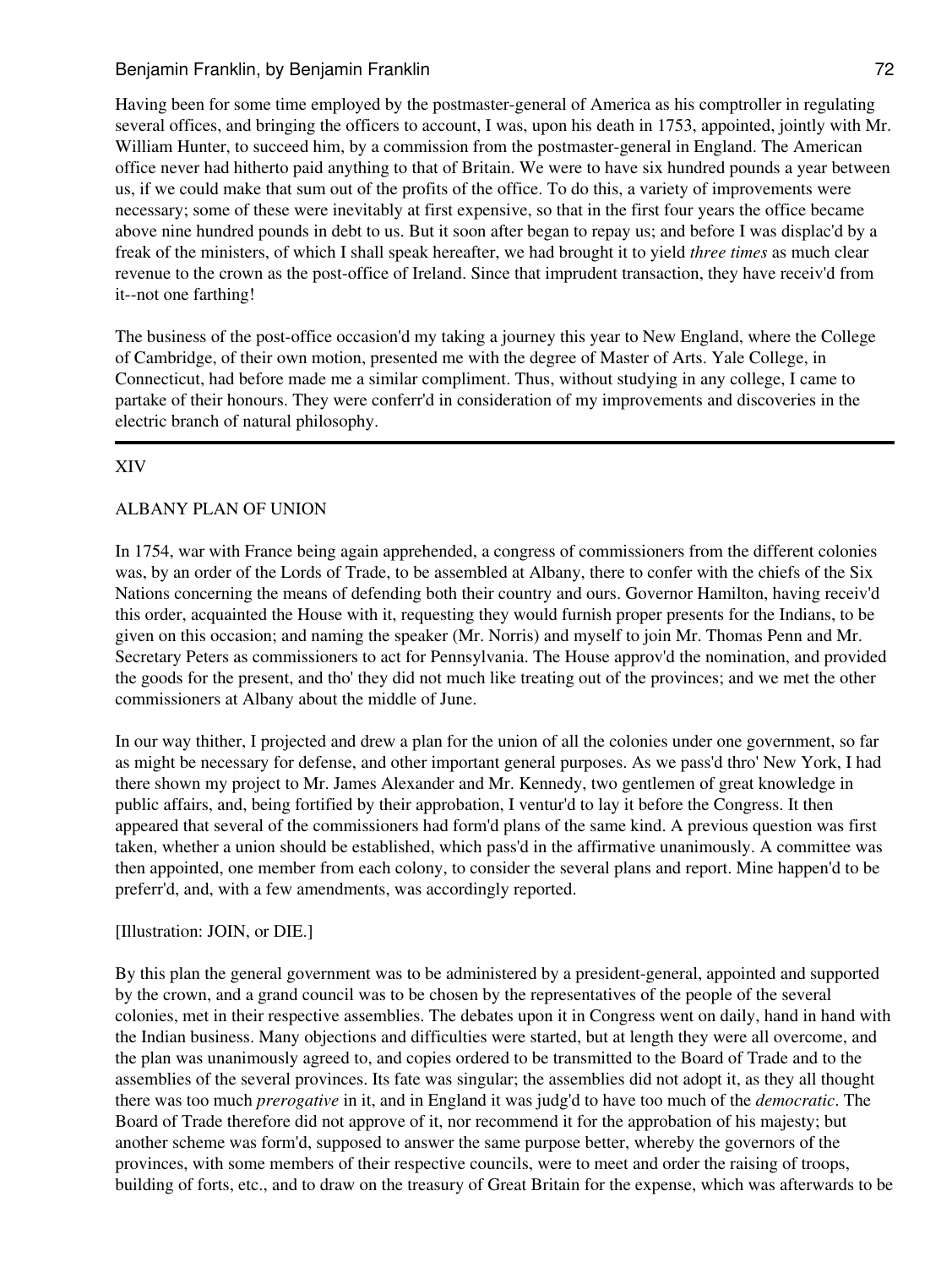Having been for some time employed by the postmaster-general of America as his comptroller in regulating several offices, and bringing the officers to account, I was, upon his death in 1753, appointed, jointly with Mr. William Hunter, to succeed him, by a commission from the postmaster-general in England. The American office never had hitherto paid anything to that of Britain. We were to have six hundred pounds a year between us, if we could make that sum out of the profits of the office. To do this, a variety of improvements were necessary; some of these were inevitably at first expensive, so that in the first four years the office became above nine hundred pounds in debt to us. But it soon after began to repay us; and before I was displac'd by a freak of the ministers, of which I shall speak hereafter, we had brought it to yield *three times* as much clear revenue to the crown as the post-office of Ireland. Since that imprudent transaction, they have receiv'd from it--not one farthing!

The business of the post-office occasion'd my taking a journey this year to New England, where the College of Cambridge, of their own motion, presented me with the degree of Master of Arts. Yale College, in Connecticut, had before made me a similar compliment. Thus, without studying in any college, I came to partake of their honours. They were conferr'd in consideration of my improvements and discoveries in the electric branch of natural philosophy.

---

## XIV

## ALBANY PLAN OF UNION

In 1754, war with France being again apprehended, a congress of commissioners from the different colonies was, by an order of the Lords of Trade, to be assembled at Albany, there to confer with the chiefs of the Six Nations concerning the means of defending both their country and ours. Governor Hamilton, having receiv'd this order, acquainted the House with it, requesting they would furnish proper presents for the Indians, to be given on this occasion; and naming the speaker (Mr. Norris) and myself to join Mr. Thomas Penn and Mr. Secretary Peters as commissioners to act for Pennsylvania. The House approv'd the nomination, and provided the goods for the present, and tho' they did not much like treating out of the provinces; and we met the other commissioners at Albany about the middle of June.

In our way thither, I projected and drew a plan for the union of all the colonies under one government, so far as might be necessary for defense, and other important general purposes. As we pass'd thro' New York, I had there shown my project to Mr. James Alexander and Mr. Kennedy, two gentlemen of great knowledge in public affairs, and, being fortified by their approbation, I ventur'd to lay it before the Congress. It then appeared that several of the commissioners had form'd plans of the same kind. A previous question was first taken, whether a union should be established, which pass'd in the affirmative unanimously. A committee was then appointed, one member from each colony, to consider the several plans and report. Mine happen'd to be preferr'd, and, with a few amendments, was accordingly reported.

[Illustration: JOIN, or DIE.]

By this plan the general government was to be administered by a president-general, appointed and supported by the crown, and a grand council was to be chosen by the representatives of the people of the several colonies, met in their respective assemblies. The debates upon it in Congress went on daily, hand in hand with the Indian business. Many objections and difficulties were started, but at length they were all overcome, and the plan was unanimously agreed to, and copies ordered to be transmitted to the Board of Trade and to the assemblies of the several provinces. Its fate was singular; the assemblies did not adopt it, as they all thought there was too much *prerogative* in it, and in England it was judg'd to have too much of the *democratic*. The Board of Trade therefore did not approve of it, nor recommend it for the approbation of his majesty; but another scheme was form'd, supposed to answer the same purpose better, whereby the governors of the provinces, with some members of their respective councils, were to meet and order the raising of troops, building of forts, etc., and to draw on the treasury of Great Britain for the expense, which was afterwards to be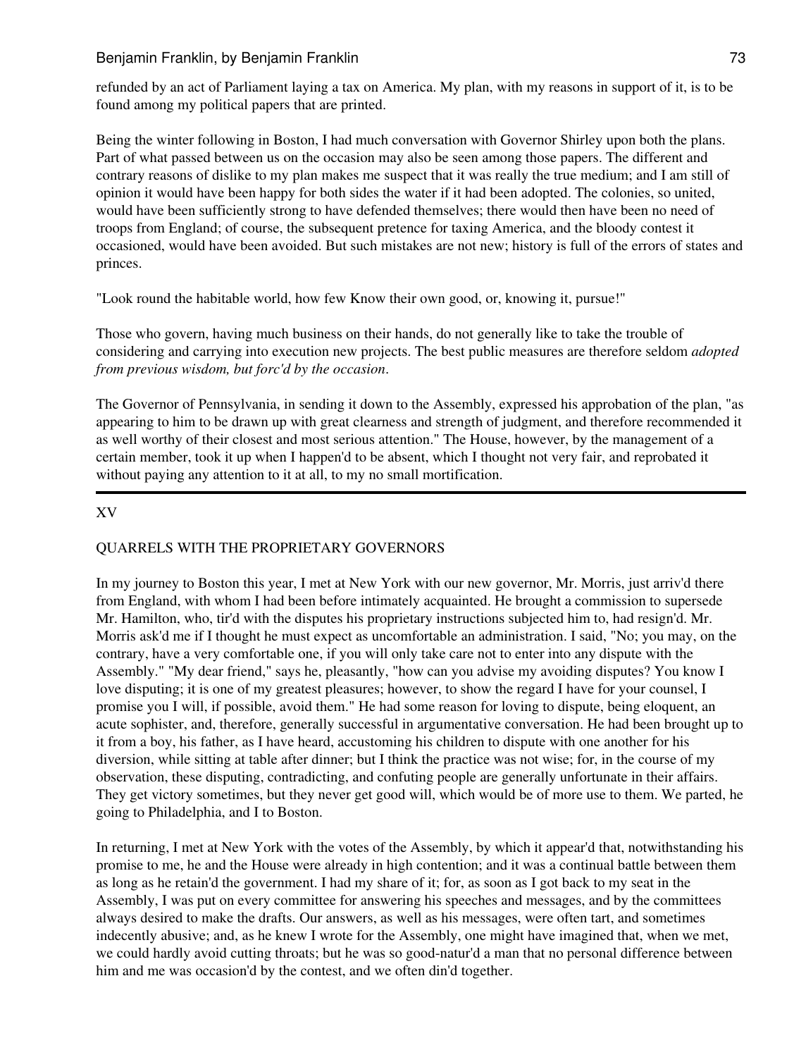refunded by an act of Parliament laying a tax on America. My plan, with my reasons in support of it, is to be found among my political papers that are printed.

Being the winter following in Boston, I had much conversation with Governor Shirley upon both the plans. Part of what passed between us on the occasion may also be seen among those papers. The different and contrary reasons of dislike to my plan makes me suspect that it was really the true medium; and I am still of opinion it would have been happy for both sides the water if it had been adopted. The colonies, so united, would have been sufficiently strong to have defended themselves; there would then have been no need of troops from England; of course, the subsequent pretence for taxing America, and the bloody contest it occasioned, would have been avoided. But such mistakes are not new; history is full of the errors of states and princes.

"Look round the habitable world, how few Know their own good, or, knowing it, pursue!"

Those who govern, having much business on their hands, do not generally like to take the trouble of considering and carrying into execution new projects. The best public measures are therefore seldom *adopted from previous wisdom, but forc'd by the occasion*.

The Governor of Pennsylvania, in sending it down to the Assembly, expressed his approbation of the plan, "as appearing to him to be drawn up with great clearness and strength of judgment, and therefore recommended it as well worthy of their closest and most serious attention." The House, however, by the management of a certain member, took it up when I happen'd to be absent, which I thought not very fair, and reprobated it without paying any attention to it at all, to my no small mortification.

---

## XV

## QUARRELS WITH THE PROPRIETARY GOVERNORS

In my journey to Boston this year, I met at New York with our new governor, Mr. Morris, just arriv'd there from England, with whom I had been before intimately acquainted. He brought a commission to supersede Mr. Hamilton, who, tir'd with the disputes his proprietary instructions subjected him to, had resign'd. Mr. Morris ask'd me if I thought he must expect as uncomfortable an administration. I said, "No; you may, on the contrary, have a very comfortable one, if you will only take care not to enter into any dispute with the Assembly." "My dear friend," says he, pleasantly, "how can you advise my avoiding disputes? You know I love disputing; it is one of my greatest pleasures; however, to show the regard I have for your counsel, I promise you I will, if possible, avoid them." He had some reason for loving to dispute, being eloquent, an acute sophister, and, therefore, generally successful in argumentative conversation. He had been brought up to it from a boy, his father, as I have heard, accustoming his children to dispute with one another for his diversion, while sitting at table after dinner; but I think the practice was not wise; for, in the course of my observation, these disputing, contradicting, and confuting people are generally unfortunate in their affairs. They get victory sometimes, but they never get good will, which would be of more use to them. We parted, he going to Philadelphia, and I to Boston.

In returning, I met at New York with the votes of the Assembly, by which it appear'd that, notwithstanding his promise to me, he and the House were already in high contention; and it was a continual battle between them as long as he retain'd the government. I had my share of it; for, as soon as I got back to my seat in the Assembly, I was put on every committee for answering his speeches and messages, and by the committees always desired to make the drafts. Our answers, as well as his messages, were often tart, and sometimes indecently abusive; and, as he knew I wrote for the Assembly, one might have imagined that, when we met, we could hardly avoid cutting throats; but he was so good-natur'd a man that no personal difference between him and me was occasion'd by the contest, and we often din'd together.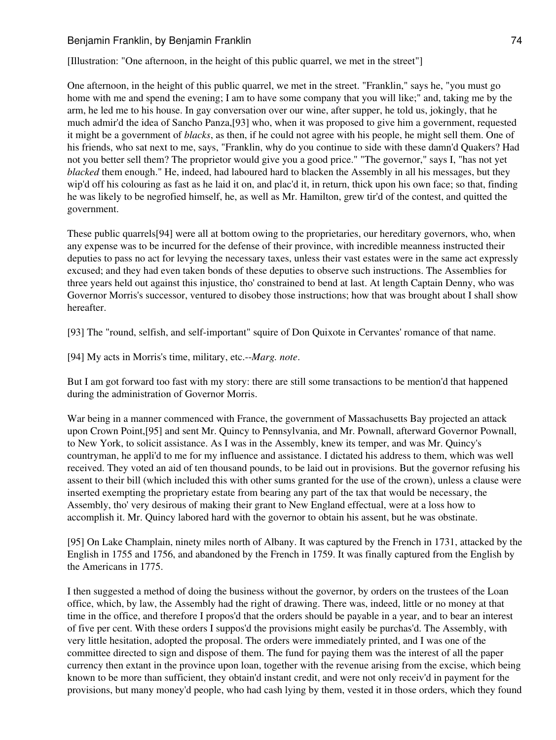[Illustration: "One afternoon, in the height of this public quarrel, we met in the street"]

One afternoon, in the height of this public quarrel, we met in the street. "Franklin," says he, "you must go home with me and spend the evening; I am to have some company that you will like;" and, taking me by the arm, he led me to his house. In gay conversation over our wine, after supper, he told us, jokingly, that he much admir'd the idea of Sancho Panza,[93] who, when it was proposed to give him a government, requested it might be a government of *blacks*, as then, if he could not agree with his people, he might sell them. One of his friends, who sat next to me, says, "Franklin, why do you continue to side with these damn'd Quakers? Had not you better sell them? The proprietor would give you a good price." "The governor," says I, "has not yet *blacked* them enough." He, indeed, had laboured hard to blacken the Assembly in all his messages, but they wip'd off his colouring as fast as he laid it on, and plac'd it, in return, thick upon his own face; so that, finding he was likely to be negrofied himself, he, as well as Mr. Hamilton, grew tir'd of the contest, and quitted the government.

These public quarrels[94] were all at bottom owing to the proprietaries, our hereditary governors, who, when any expense was to be incurred for the defense of their province, with incredible meanness instructed their deputies to pass no act for levying the necessary taxes, unless their vast estates were in the same act expressly excused; and they had even taken bonds of these deputies to observe such instructions. The Assemblies for three years held out against this injustice, tho' constrained to bend at last. At length Captain Denny, who was Governor Morris's successor, ventured to disobey those instructions; how that was brought about I shall show hereafter.

[93] The "round, selfish, and self-important" squire of Don Quixote in Cervantes' romance of that name.

[94] My acts in Morris's time, military, etc.--*Marg. note*.

But I am got forward too fast with my story: there are still some transactions to be mention'd that happened during the administration of Governor Morris.

War being in a manner commenced with France, the government of Massachusetts Bay projected an attack upon Crown Point,[95] and sent Mr. Quincy to Pennsylvania, and Mr. Pownall, afterward Governor Pownall, to New York, to solicit assistance. As I was in the Assembly, knew its temper, and was Mr. Quincy's countryman, he appli'd to me for my influence and assistance. I dictated his address to them, which was well received. They voted an aid of ten thousand pounds, to be laid out in provisions. But the governor refusing his assent to their bill (which included this with other sums granted for the use of the crown), unless a clause were inserted exempting the proprietary estate from bearing any part of the tax that would be necessary, the Assembly, tho' very desirous of making their grant to New England effectual, were at a loss how to accomplish it. Mr. Quincy labored hard with the governor to obtain his assent, but he was obstinate.

[95] On Lake Champlain, ninety miles north of Albany. It was captured by the French in 1731, attacked by the English in 1755 and 1756, and abandoned by the French in 1759. It was finally captured from the English by the Americans in 1775.

I then suggested a method of doing the business without the governor, by orders on the trustees of the Loan office, which, by law, the Assembly had the right of drawing. There was, indeed, little or no money at that time in the office, and therefore I propos'd that the orders should be payable in a year, and to bear an interest of five per cent. With these orders I suppos'd the provisions might easily be purchas'd. The Assembly, with very little hesitation, adopted the proposal. The orders were immediately printed, and I was one of the committee directed to sign and dispose of them. The fund for paying them was the interest of all the paper currency then extant in the province upon loan, together with the revenue arising from the excise, which being known to be more than sufficient, they obtain'd instant credit, and were not only receiv'd in payment for the provisions, but many money'd people, who had cash lying by them, vested it in those orders, which they found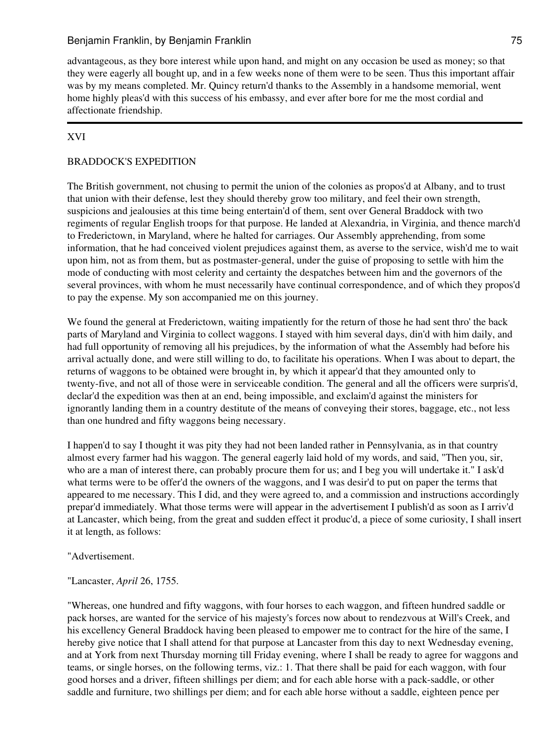advantageous, as they bore interest while upon hand, and might on any occasion be used as money; so that they were eagerly all bought up, and in a few weeks none of them were to be seen. Thus this important affair was by my means completed. Mr. Quincy return'd thanks to the Assembly in a handsome memorial, went home highly pleas'd with this success of his embassy, and ever after bore for me the most cordial and affectionate friendship.

---

## XVI

## BRADDOCK'S EXPEDITION

The British government, not chusing to permit the union of the colonies as propos'd at Albany, and to trust that union with their defense, lest they should thereby grow too military, and feel their own strength, suspicions and jealousies at this time being entertain'd of them, sent over General Braddock with two regiments of regular English troops for that purpose. He landed at Alexandria, in Virginia, and thence march'd to Fredericktown, in Maryland, where he halted for carriages. Our Assembly apprehending, from some information, that he had conceived violent prejudices against them, as averse to the service, wish'd me to wait upon him, not as from them, but as postmaster-general, under the guise of proposing to settle with him the mode of conducting with most celerity and certainty the despatches between him and the governors of the several provinces, with whom he must necessarily have continual correspondence, and of which they propos'd to pay the expense. My son accompanied me on this journey.

We found the general at Fredericktown, waiting impatiently for the return of those he had sent thro' the back parts of Maryland and Virginia to collect waggons. I stayed with him several days, din'd with him daily, and had full opportunity of removing all his prejudices, by the information of what the Assembly had before his arrival actually done, and were still willing to do, to facilitate his operations. When I was about to depart, the returns of waggons to be obtained were brought in, by which it appear'd that they amounted only to twenty-five, and not all of those were in serviceable condition. The general and all the officers were surpris'd, declar'd the expedition was then at an end, being impossible, and exclaim'd against the ministers for ignorantly landing them in a country destitute of the means of conveying their stores, baggage, etc., not less than one hundred and fifty waggons being necessary.

I happen'd to say I thought it was pity they had not been landed rather in Pennsylvania, as in that country almost every farmer had his waggon. The general eagerly laid hold of my words, and said, "Then you, sir, who are a man of interest there, can probably procure them for us; and I beg you will undertake it." I ask'd what terms were to be offer'd the owners of the waggons, and I was desir'd to put on paper the terms that appeared to me necessary. This I did, and they were agreed to, and a commission and instructions accordingly prepar'd immediately. What those terms were will appear in the advertisement I publish'd as soon as I arriv'd at Lancaster, which being, from the great and sudden effect it produc'd, a piece of some curiosity, I shall insert it at length, as follows:

"Advertisement.

"Lancaster, *April* 26, 1755.

"Whereas, one hundred and fifty waggons, with four horses to each waggon, and fifteen hundred saddle or pack horses, are wanted for the service of his majesty's forces now about to rendezvous at Will's Creek, and his excellency General Braddock having been pleased to empower me to contract for the hire of the same, I hereby give notice that I shall attend for that purpose at Lancaster from this day to next Wednesday evening, and at York from next Thursday morning till Friday evening, where I shall be ready to agree for waggons and teams, or single horses, on the following terms, viz.: 1. That there shall be paid for each waggon, with four good horses and a driver, fifteen shillings per diem; and for each able horse with a pack-saddle, or other saddle and furniture, two shillings per diem; and for each able horse without a saddle, eighteen pence per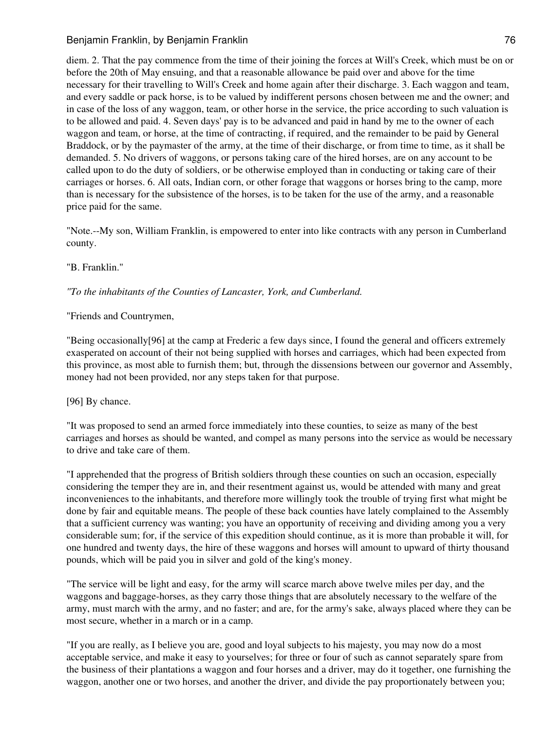diem. 2. That the pay commence from the time of their joining the forces at Will's Creek, which must be on or before the 20th of May ensuing, and that a reasonable allowance be paid over and above for the time necessary for their travelling to Will's Creek and home again after their discharge. 3. Each waggon and team, and every saddle or pack horse, is to be valued by indifferent persons chosen between me and the owner; and in case of the loss of any waggon, team, or other horse in the service, the price according to such valuation is to be allowed and paid. 4. Seven days' pay is to be advanced and paid in hand by me to the owner of each waggon and team, or horse, at the time of contracting, if required, and the remainder to be paid by General Braddock, or by the paymaster of the army, at the time of their discharge, or from time to time, as it shall be demanded. 5. No drivers of waggons, or persons taking care of the hired horses, are on any account to be called upon to do the duty of soldiers, or be otherwise employed than in conducting or taking care of their carriages or horses. 6. All oats, Indian corn, or other forage that waggons or horses bring to the camp, more than is necessary for the subsistence of the horses, is to be taken for the use of the army, and a reasonable price paid for the same.

"Note.--My son, William Franklin, is empowered to enter into like contracts with any person in Cumberland county.

"B. Franklin."

*"To the inhabitants of the Counties of Lancaster, York, and Cumberland.*

"Friends and Countrymen,

"Being occasionally[96] at the camp at Frederic a few days since, I found the general and officers extremely exasperated on account of their not being supplied with horses and carriages, which had been expected from this province, as most able to furnish them; but, through the dissensions between our governor and Assembly, money had not been provided, nor any steps taken for that purpose.

[96] By chance.

"It was proposed to send an armed force immediately into these counties, to seize as many of the best carriages and horses as should be wanted, and compel as many persons into the service as would be necessary to drive and take care of them.

"I apprehended that the progress of British soldiers through these counties on such an occasion, especially considering the temper they are in, and their resentment against us, would be attended with many and great inconveniences to the inhabitants, and therefore more willingly took the trouble of trying first what might be done by fair and equitable means. The people of these back counties have lately complained to the Assembly that a sufficient currency was wanting; you have an opportunity of receiving and dividing among you a very considerable sum; for, if the service of this expedition should continue, as it is more than probable it will, for one hundred and twenty days, the hire of these waggons and horses will amount to upward of thirty thousand pounds, which will be paid you in silver and gold of the king's money.

"The service will be light and easy, for the army will scarce march above twelve miles per day, and the waggons and baggage-horses, as they carry those things that are absolutely necessary to the welfare of the army, must march with the army, and no faster; and are, for the army's sake, always placed where they can be most secure, whether in a march or in a camp.

"If you are really, as I believe you are, good and loyal subjects to his majesty, you may now do a most acceptable service, and make it easy to yourselves; for three or four of such as cannot separately spare from the business of their plantations a waggon and four horses and a driver, may do it together, one furnishing the waggon, another one or two horses, and another the driver, and divide the pay proportionately between you;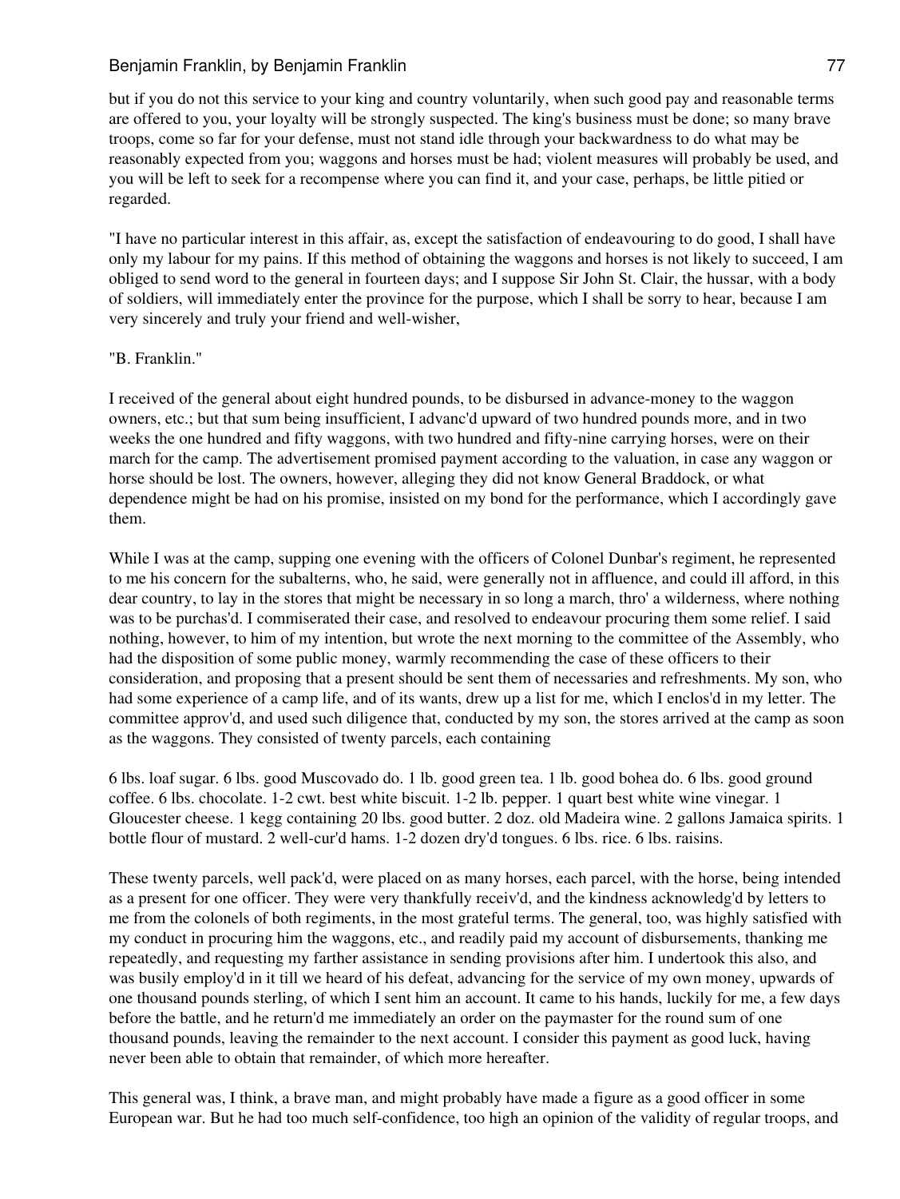but if you do not this service to your king and country voluntarily, when such good pay and reasonable terms are offered to you, your loyalty will be strongly suspected. The king's business must be done; so many brave troops, come so far for your defense, must not stand idle through your backwardness to do what may be reasonably expected from you; waggons and horses must be had; violent measures will probably be used, and you will be left to seek for a recompense where you can find it, and your case, perhaps, be little pitied or regarded.

"I have no particular interest in this affair, as, except the satisfaction of endeavouring to do good, I shall have only my labour for my pains. If this method of obtaining the waggons and horses is not likely to succeed, I am obliged to send word to the general in fourteen days; and I suppose Sir John St. Clair, the hussar, with a body of soldiers, will immediately enter the province for the purpose, which I shall be sorry to hear, because I am very sincerely and truly your friend and well-wisher,

"B. Franklin."

I received of the general about eight hundred pounds, to be disbursed in advance-money to the waggon owners, etc.; but that sum being insufficient, I advanc'd upward of two hundred pounds more, and in two weeks the one hundred and fifty waggons, with two hundred and fifty-nine carrying horses, were on their march for the camp. The advertisement promised payment according to the valuation, in case any waggon or horse should be lost. The owners, however, alleging they did not know General Braddock, or what dependence might be had on his promise, insisted on my bond for the performance, which I accordingly gave them.

While I was at the camp, supping one evening with the officers of Colonel Dunbar's regiment, he represented to me his concern for the subalterns, who, he said, were generally not in affluence, and could ill afford, in this dear country, to lay in the stores that might be necessary in so long a march, thro' a wilderness, where nothing was to be purchas'd. I commiserated their case, and resolved to endeavour procuring them some relief. I said nothing, however, to him of my intention, but wrote the next morning to the committee of the Assembly, who had the disposition of some public money, warmly recommending the case of these officers to their consideration, and proposing that a present should be sent them of necessaries and refreshments. My son, who had some experience of a camp life, and of its wants, drew up a list for me, which I enclos'd in my letter. The committee approv'd, and used such diligence that, conducted by my son, the stores arrived at the camp as soon as the waggons. They consisted of twenty parcels, each containing

6 lbs. loaf sugar. 6 lbs. good Muscovado do. 1 lb. good green tea. 1 lb. good bohea do. 6 lbs. good ground coffee. 6 lbs. chocolate. 1-2 cwt. best white biscuit. 1-2 lb. pepper. 1 quart best white wine vinegar. 1 Gloucester cheese. 1 kegg containing 20 lbs. good butter. 2 doz. old Madeira wine. 2 gallons Jamaica spirits. 1 bottle flour of mustard. 2 well-cur'd hams. 1-2 dozen dry'd tongues. 6 lbs. rice. 6 lbs. raisins.

These twenty parcels, well pack'd, were placed on as many horses, each parcel, with the horse, being intended as a present for one officer. They were very thankfully receiv'd, and the kindness acknowledg'd by letters to me from the colonels of both regiments, in the most grateful terms. The general, too, was highly satisfied with my conduct in procuring him the waggons, etc., and readily paid my account of disbursements, thanking me repeatedly, and requesting my farther assistance in sending provisions after him. I undertook this also, and was busily employ'd in it till we heard of his defeat, advancing for the service of my own money, upwards of one thousand pounds sterling, of which I sent him an account. It came to his hands, luckily for me, a few days before the battle, and he return'd me immediately an order on the paymaster for the round sum of one thousand pounds, leaving the remainder to the next account. I consider this payment as good luck, having never been able to obtain that remainder, of which more hereafter.

This general was, I think, a brave man, and might probably have made a figure as a good officer in some European war. But he had too much self-confidence, too high an opinion of the validity of regular troops, and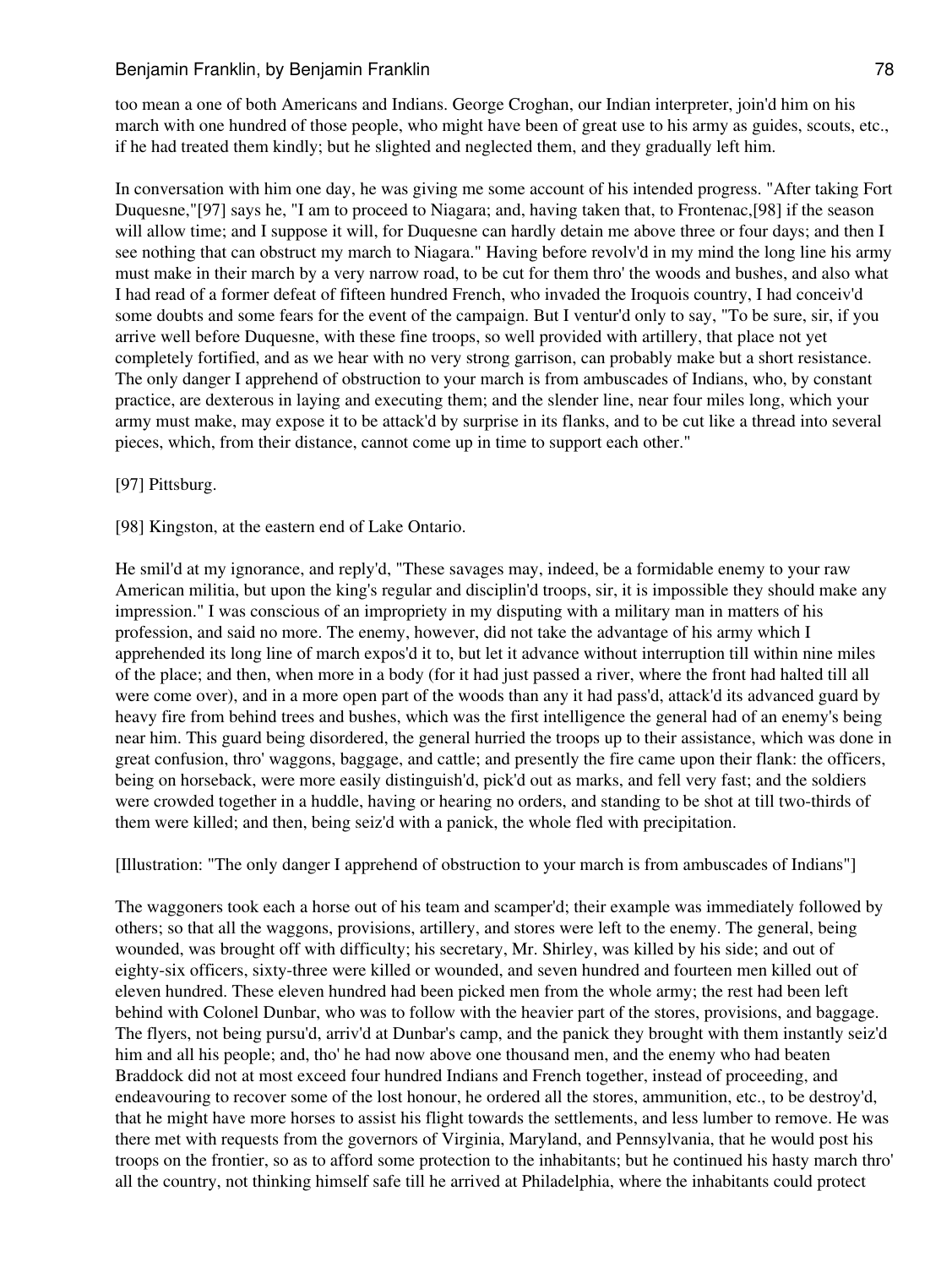too mean a one of both Americans and Indians. George Croghan, our Indian interpreter, join'd him on his march with one hundred of those people, who might have been of great use to his army as guides, scouts, etc., if he had treated them kindly; but he slighted and neglected them, and they gradually left him.

In conversation with him one day, he was giving me some account of his intended progress. "After taking Fort Duquesne,"[97] says he, "I am to proceed to Niagara; and, having taken that, to Frontenac,[98] if the season will allow time; and I suppose it will, for Duquesne can hardly detain me above three or four days; and then I see nothing that can obstruct my march to Niagara." Having before revolv'd in my mind the long line his army must make in their march by a very narrow road, to be cut for them thro' the woods and bushes, and also what I had read of a former defeat of fifteen hundred French, who invaded the Iroquois country, I had conceiv'd some doubts and some fears for the event of the campaign. But I ventur'd only to say, "To be sure, sir, if you arrive well before Duquesne, with these fine troops, so well provided with artillery, that place not yet completely fortified, and as we hear with no very strong garrison, can probably make but a short resistance. The only danger I apprehend of obstruction to your march is from ambuscades of Indians, who, by constant practice, are dexterous in laying and executing them; and the slender line, near four miles long, which your army must make, may expose it to be attack'd by surprise in its flanks, and to be cut like a thread into several pieces, which, from their distance, cannot come up in time to support each other."

[97] Pittsburg.

[98] Kingston, at the eastern end of Lake Ontario.

He smil'd at my ignorance, and reply'd, "These savages may, indeed, be a formidable enemy to your raw American militia, but upon the king's regular and disciplin'd troops, sir, it is impossible they should make any impression." I was conscious of an impropriety in my disputing with a military man in matters of his profession, and said no more. The enemy, however, did not take the advantage of his army which I apprehended its long line of march expos'd it to, but let it advance without interruption till within nine miles of the place; and then, when more in a body (for it had just passed a river, where the front had halted till all were come over), and in a more open part of the woods than any it had pass'd, attack'd its advanced guard by heavy fire from behind trees and bushes, which was the first intelligence the general had of an enemy's being near him. This guard being disordered, the general hurried the troops up to their assistance, which was done in great confusion, thro' waggons, baggage, and cattle; and presently the fire came upon their flank: the officers, being on horseback, were more easily distinguish'd, pick'd out as marks, and fell very fast; and the soldiers were crowded together in a huddle, having or hearing no orders, and standing to be shot at till two-thirds of them were killed; and then, being seiz'd with a panick, the whole fled with precipitation.

[Illustration: "The only danger I apprehend of obstruction to your march is from ambuscades of Indians"]

The waggoners took each a horse out of his team and scamper'd; their example was immediately followed by others; so that all the waggons, provisions, artillery, and stores were left to the enemy. The general, being wounded, was brought off with difficulty; his secretary, Mr. Shirley, was killed by his side; and out of eighty-six officers, sixty-three were killed or wounded, and seven hundred and fourteen men killed out of eleven hundred. These eleven hundred had been picked men from the whole army; the rest had been left behind with Colonel Dunbar, who was to follow with the heavier part of the stores, provisions, and baggage. The flyers, not being pursu'd, arriv'd at Dunbar's camp, and the panick they brought with them instantly seiz'd him and all his people; and, tho' he had now above one thousand men, and the enemy who had beaten Braddock did not at most exceed four hundred Indians and French together, instead of proceeding, and endeavouring to recover some of the lost honour, he ordered all the stores, ammunition, etc., to be destroy'd, that he might have more horses to assist his flight towards the settlements, and less lumber to remove. He was there met with requests from the governors of Virginia, Maryland, and Pennsylvania, that he would post his troops on the frontier, so as to afford some protection to the inhabitants; but he continued his hasty march thro' all the country, not thinking himself safe till he arrived at Philadelphia, where the inhabitants could protect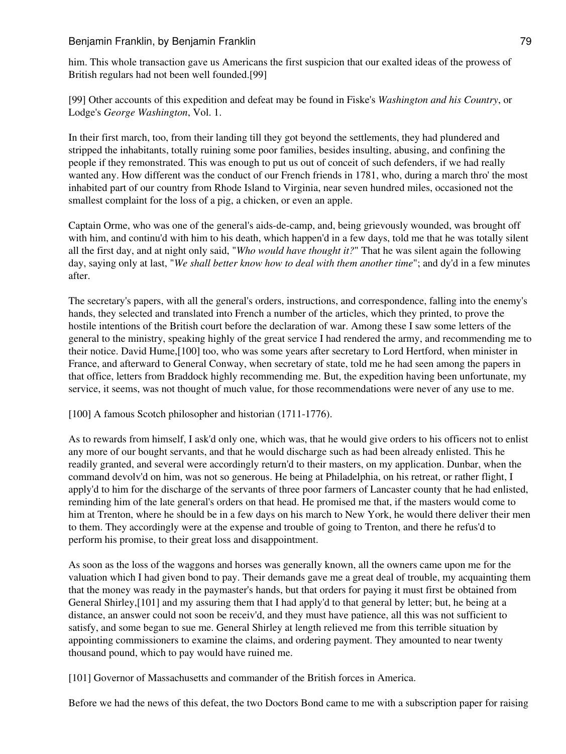him. This whole transaction gave us Americans the first suspicion that our exalted ideas of the prowess of British regulars had not been well founded.[99]

[99] Other accounts of this expedition and defeat may be found in Fiske's *Washington and his Country*, or Lodge's *George Washington*, Vol. 1.

In their first march, too, from their landing till they got beyond the settlements, they had plundered and stripped the inhabitants, totally ruining some poor families, besides insulting, abusing, and confining the people if they remonstrated. This was enough to put us out of conceit of such defenders, if we had really wanted any. How different was the conduct of our French friends in 1781, who, during a march thro' the most inhabited part of our country from Rhode Island to Virginia, near seven hundred miles, occasioned not the smallest complaint for the loss of a pig, a chicken, or even an apple.

Captain Orme, who was one of the general's aids-de-camp, and, being grievously wounded, was brought off with him, and continu'd with him to his death, which happen'd in a few days, told me that he was totally silent all the first day, and at night only said, "*Who would have thought it?*" That he was silent again the following day, saying only at last, "*We shall better know how to deal with them another time*"; and dy'd in a few minutes after.

The secretary's papers, with all the general's orders, instructions, and correspondence, falling into the enemy's hands, they selected and translated into French a number of the articles, which they printed, to prove the hostile intentions of the British court before the declaration of war. Among these I saw some letters of the general to the ministry, speaking highly of the great service I had rendered the army, and recommending me to their notice. David Hume,[100] too, who was some years after secretary to Lord Hertford, when minister in France, and afterward to General Conway, when secretary of state, told me he had seen among the papers in that office, letters from Braddock highly recommending me. But, the expedition having been unfortunate, my service, it seems, was not thought of much value, for those recommendations were never of any use to me.

[100] A famous Scotch philosopher and historian (1711-1776).

As to rewards from himself, I ask'd only one, which was, that he would give orders to his officers not to enlist any more of our bought servants, and that he would discharge such as had been already enlisted. This he readily granted, and several were accordingly return'd to their masters, on my application. Dunbar, when the command devolv'd on him, was not so generous. He being at Philadelphia, on his retreat, or rather flight, I apply'd to him for the discharge of the servants of three poor farmers of Lancaster county that he had enlisted, reminding him of the late general's orders on that head. He promised me that, if the masters would come to him at Trenton, where he should be in a few days on his march to New York, he would there deliver their men to them. They accordingly were at the expense and trouble of going to Trenton, and there he refus'd to perform his promise, to their great loss and disappointment.

As soon as the loss of the waggons and horses was generally known, all the owners came upon me for the valuation which I had given bond to pay. Their demands gave me a great deal of trouble, my acquainting them that the money was ready in the paymaster's hands, but that orders for paying it must first be obtained from General Shirley,[101] and my assuring them that I had apply'd to that general by letter; but, he being at a distance, an answer could not soon be receiv'd, and they must have patience, all this was not sufficient to satisfy, and some began to sue me. General Shirley at length relieved me from this terrible situation by appointing commissioners to examine the claims, and ordering payment. They amounted to near twenty thousand pound, which to pay would have ruined me.

[101] Governor of Massachusetts and commander of the British forces in America.

Before we had the news of this defeat, the two Doctors Bond came to me with a subscription paper for raising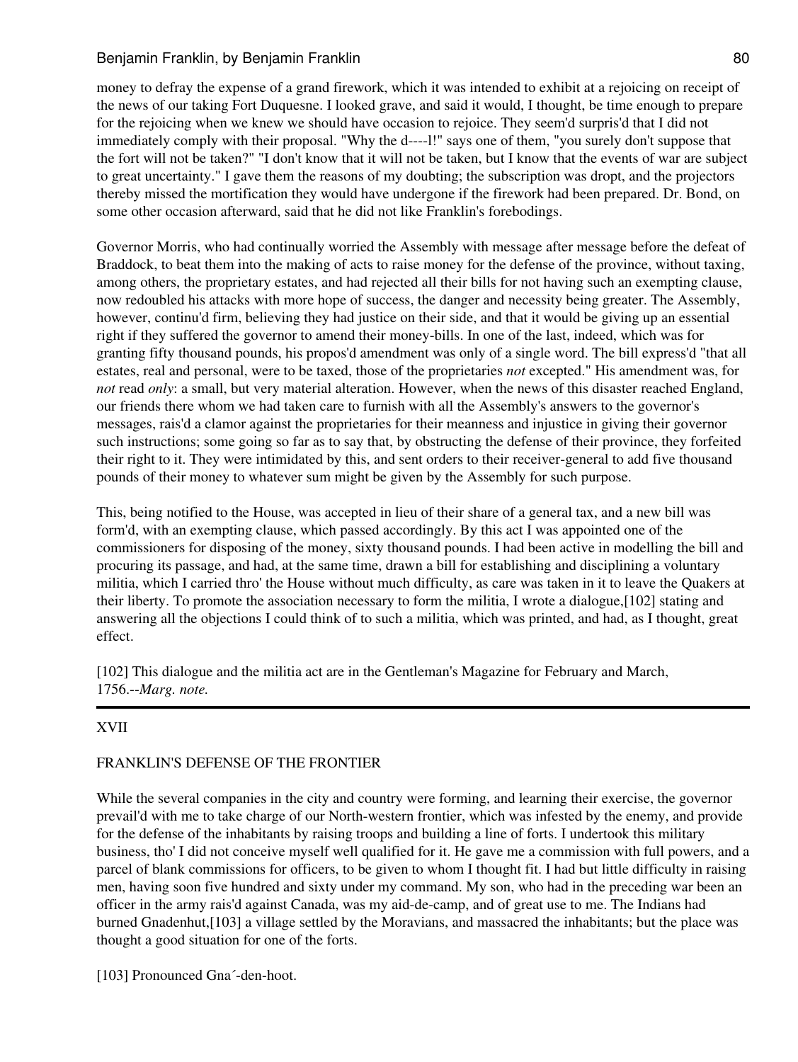money to defray the expense of a grand firework, which it was intended to exhibit at a rejoicing on receipt of the news of our taking Fort Duquesne. I looked grave, and said it would, I thought, be time enough to prepare for the rejoicing when we knew we should have occasion to rejoice. They seem'd surpris'd that I did not immediately comply with their proposal. "Why the d----l!" says one of them, "you surely don't suppose that the fort will not be taken?" "I don't know that it will not be taken, but I know that the events of war are subject to great uncertainty." I gave them the reasons of my doubting; the subscription was dropt, and the projectors thereby missed the mortification they would have undergone if the firework had been prepared. Dr. Bond, on some other occasion afterward, said that he did not like Franklin's forebodings.

Governor Morris, who had continually worried the Assembly with message after message before the defeat of Braddock, to beat them into the making of acts to raise money for the defense of the province, without taxing, among others, the proprietary estates, and had rejected all their bills for not having such an exempting clause, now redoubled his attacks with more hope of success, the danger and necessity being greater. The Assembly, however, continu'd firm, believing they had justice on their side, and that it would be giving up an essential right if they suffered the governor to amend their money-bills. In one of the last, indeed, which was for granting fifty thousand pounds, his propos'd amendment was only of a single word. The bill express'd "that all estates, real and personal, were to be taxed, those of the proprietaries *not* excepted." His amendment was, for *not* read *only*: a small, but very material alteration. However, when the news of this disaster reached England, our friends there whom we had taken care to furnish with all the Assembly's answers to the governor's messages, rais'd a clamor against the proprietaries for their meanness and injustice in giving their governor such instructions; some going so far as to say that, by obstructing the defense of their province, they forfeited their right to it. They were intimidated by this, and sent orders to their receiver-general to add five thousand pounds of their money to whatever sum might be given by the Assembly for such purpose.

This, being notified to the House, was accepted in lieu of their share of a general tax, and a new bill was form'd, with an exempting clause, which passed accordingly. By this act I was appointed one of the commissioners for disposing of the money, sixty thousand pounds. I had been active in modelling the bill and procuring its passage, and had, at the same time, drawn a bill for establishing and disciplining a voluntary militia, which I carried thro' the House without much difficulty, as care was taken in it to leave the Quakers at their liberty. To promote the association necessary to form the militia, I wrote a dialogue,[102] stating and answering all the objections I could think of to such a militia, which was printed, and had, as I thought, great effect.

[102] This dialogue and the militia act are in the Gentleman's Magazine for February and March, 1756.--*Marg. note.*

---

## XVII

### FRANKLIN'S DEFENSE OF THE FRONTIER

While the several companies in the city and country were forming, and learning their exercise, the governor prevail'd with me to take charge of our North-western frontier, which was infested by the enemy, and provide for the defense of the inhabitants by raising troops and building a line of forts. I undertook this military business, tho' I did not conceive myself well qualified for it. He gave me a commission with full powers, and a parcel of blank commissions for officers, to be given to whom I thought fit. I had but little difficulty in raising men, having soon five hundred and sixty under my command. My son, who had in the preceding war been an officer in the army rais'd against Canada, was my aid-de-camp, and of great use to me. The Indians had burned Gnadenhut,[103] a village settled by the Moravians, and massacred the inhabitants; but the place was thought a good situation for one of the forts.

[103] Pronounced Gna´-den-hoot.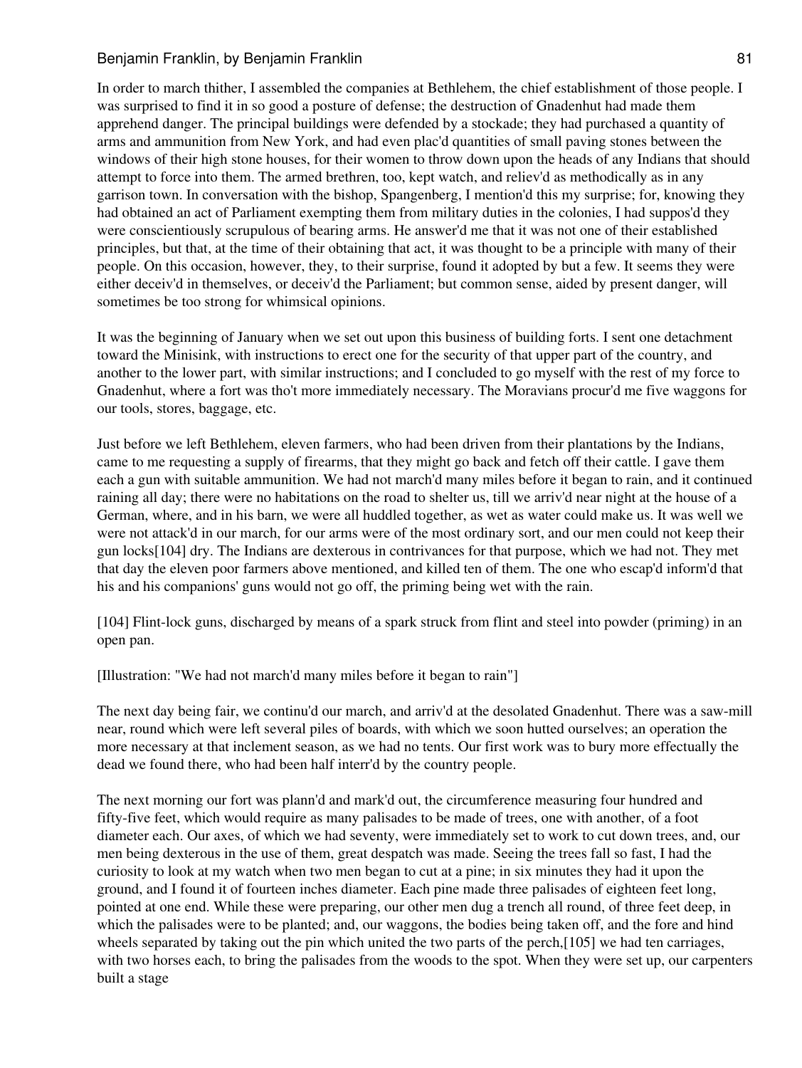In order to march thither, I assembled the companies at Bethlehem, the chief establishment of those people. I was surprised to find it in so good a posture of defense; the destruction of Gnadenhut had made them apprehend danger. The principal buildings were defended by a stockade; they had purchased a quantity of arms and ammunition from New York, and had even plac'd quantities of small paving stones between the windows of their high stone houses, for their women to throw down upon the heads of any Indians that should attempt to force into them. The armed brethren, too, kept watch, and reliev'd as methodically as in any garrison town. In conversation with the bishop, Spangenberg, I mention'd this my surprise; for, knowing they had obtained an act of Parliament exempting them from military duties in the colonies, I had suppos'd they were conscientiously scrupulous of bearing arms. He answer'd me that it was not one of their established principles, but that, at the time of their obtaining that act, it was thought to be a principle with many of their people. On this occasion, however, they, to their surprise, found it adopted by but a few. It seems they were either deceiv'd in themselves, or deceiv'd the Parliament; but common sense, aided by present danger, will sometimes be too strong for whimsical opinions.

It was the beginning of January when we set out upon this business of building forts. I sent one detachment toward the Minisink, with instructions to erect one for the security of that upper part of the country, and another to the lower part, with similar instructions; and I concluded to go myself with the rest of my force to Gnadenhut, where a fort was tho't more immediately necessary. The Moravians procur'd me five waggons for our tools, stores, baggage, etc.

Just before we left Bethlehem, eleven farmers, who had been driven from their plantations by the Indians, came to me requesting a supply of firearms, that they might go back and fetch off their cattle. I gave them each a gun with suitable ammunition. We had not march'd many miles before it began to rain, and it continued raining all day; there were no habitations on the road to shelter us, till we arriv'd near night at the house of a German, where, and in his barn, we were all huddled together, as wet as water could make us. It was well we were not attack'd in our march, for our arms were of the most ordinary sort, and our men could not keep their gun locks[104] dry. The Indians are dexterous in contrivances for that purpose, which we had not. They met that day the eleven poor farmers above mentioned, and killed ten of them. The one who escap'd inform'd that his and his companions' guns would not go off, the priming being wet with the rain.

[104] Flint-lock guns, discharged by means of a spark struck from flint and steel into powder (priming) in an open pan.

[Illustration: "We had not march'd many miles before it began to rain"]

The next day being fair, we continu'd our march, and arriv'd at the desolated Gnadenhut. There was a saw-mill near, round which were left several piles of boards, with which we soon hutted ourselves; an operation the more necessary at that inclement season, as we had no tents. Our first work was to bury more effectually the dead we found there, who had been half interr'd by the country people.

The next morning our fort was plann'd and mark'd out, the circumference measuring four hundred and fifty-five feet, which would require as many palisades to be made of trees, one with another, of a foot diameter each. Our axes, of which we had seventy, were immediately set to work to cut down trees, and, our men being dexterous in the use of them, great despatch was made. Seeing the trees fall so fast, I had the curiosity to look at my watch when two men began to cut at a pine; in six minutes they had it upon the ground, and I found it of fourteen inches diameter. Each pine made three palisades of eighteen feet long, pointed at one end. While these were preparing, our other men dug a trench all round, of three feet deep, in which the palisades were to be planted; and, our waggons, the bodies being taken off, and the fore and hind wheels separated by taking out the pin which united the two parts of the perch,[105] we had ten carriages, with two horses each, to bring the palisades from the woods to the spot. When they were set up, our carpenters built a stage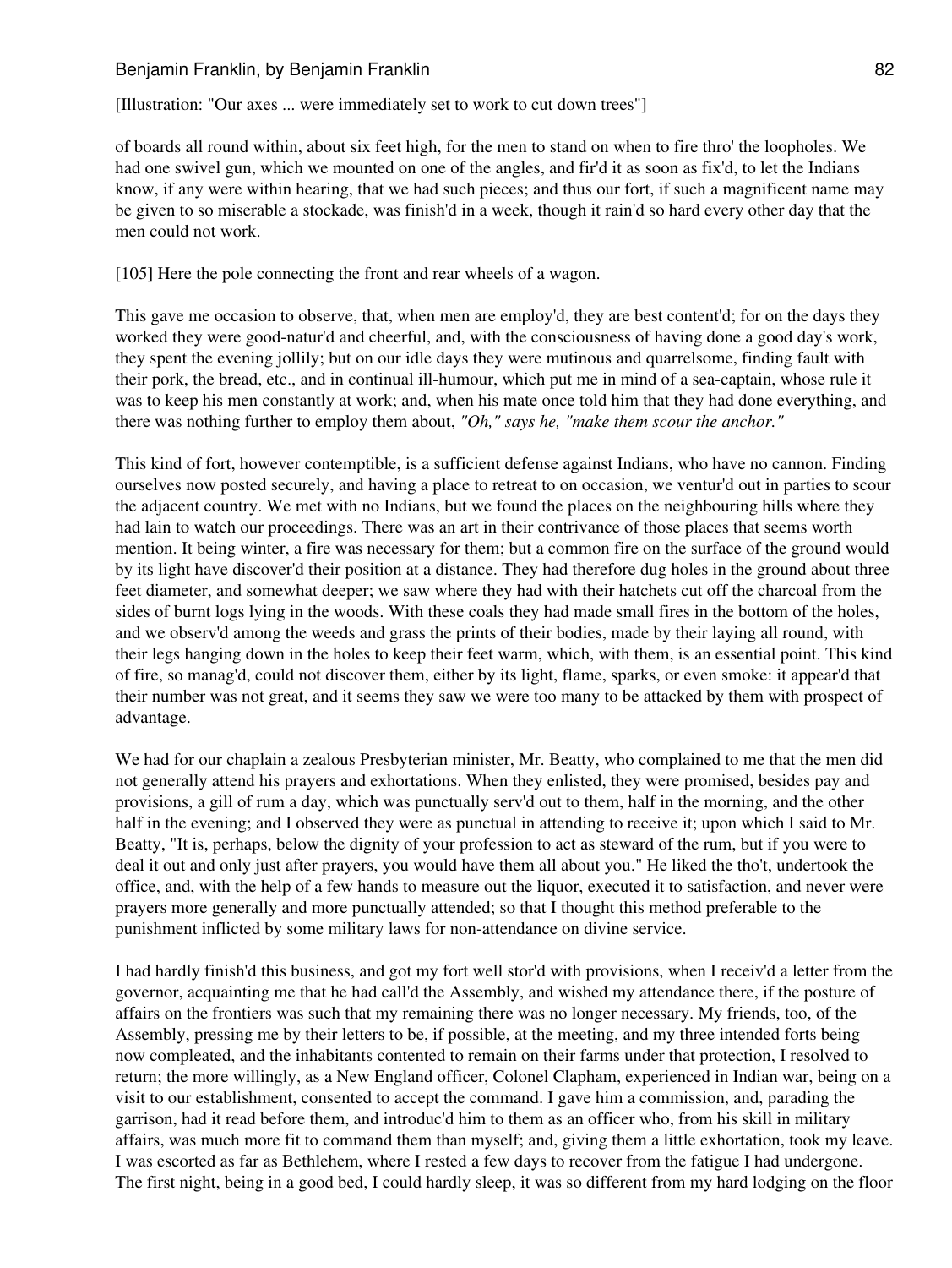[Illustration: "Our axes ... were immediately set to work to cut down trees"]

of boards all round within, about six feet high, for the men to stand on when to fire thro' the loopholes. We had one swivel gun, which we mounted on one of the angles, and fir'd it as soon as fix'd, to let the Indians know, if any were within hearing, that we had such pieces; and thus our fort, if such a magnificent name may be given to so miserable a stockade, was finish'd in a week, though it rain'd so hard every other day that the men could not work.

[105] Here the pole connecting the front and rear wheels of a wagon.

This gave me occasion to observe, that, when men are employ'd, they are best content'd; for on the days they worked they were good-natur'd and cheerful, and, with the consciousness of having done a good day's work, they spent the evening jollily; but on our idle days they were mutinous and quarrelsome, finding fault with their pork, the bread, etc., and in continual ill-humour, which put me in mind of a sea-captain, whose rule it was to keep his men constantly at work; and, when his mate once told him that they had done everything, and there was nothing further to employ them about, *"Oh," says he, "make them scour the anchor."*

This kind of fort, however contemptible, is a sufficient defense against Indians, who have no cannon. Finding ourselves now posted securely, and having a place to retreat to on occasion, we ventur'd out in parties to scour the adjacent country. We met with no Indians, but we found the places on the neighbouring hills where they had lain to watch our proceedings. There was an art in their contrivance of those places that seems worth mention. It being winter, a fire was necessary for them; but a common fire on the surface of the ground would by its light have discover'd their position at a distance. They had therefore dug holes in the ground about three feet diameter, and somewhat deeper; we saw where they had with their hatchets cut off the charcoal from the sides of burnt logs lying in the woods. With these coals they had made small fires in the bottom of the holes, and we observ'd among the weeds and grass the prints of their bodies, made by their laying all round, with their legs hanging down in the holes to keep their feet warm, which, with them, is an essential point. This kind of fire, so manag'd, could not discover them, either by its light, flame, sparks, or even smoke: it appear'd that their number was not great, and it seems they saw we were too many to be attacked by them with prospect of advantage.

We had for our chaplain a zealous Presbyterian minister, Mr. Beatty, who complained to me that the men did not generally attend his prayers and exhortations. When they enlisted, they were promised, besides pay and provisions, a gill of rum a day, which was punctually serv'd out to them, half in the morning, and the other half in the evening; and I observed they were as punctual in attending to receive it; upon which I said to Mr. Beatty, "It is, perhaps, below the dignity of your profession to act as steward of the rum, but if you were to deal it out and only just after prayers, you would have them all about you." He liked the tho't, undertook the office, and, with the help of a few hands to measure out the liquor, executed it to satisfaction, and never were prayers more generally and more punctually attended; so that I thought this method preferable to the punishment inflicted by some military laws for non-attendance on divine service.

I had hardly finish'd this business, and got my fort well stor'd with provisions, when I receiv'd a letter from the governor, acquainting me that he had call'd the Assembly, and wished my attendance there, if the posture of affairs on the frontiers was such that my remaining there was no longer necessary. My friends, too, of the Assembly, pressing me by their letters to be, if possible, at the meeting, and my three intended forts being now compleated, and the inhabitants contented to remain on their farms under that protection, I resolved to return; the more willingly, as a New England officer, Colonel Clapham, experienced in Indian war, being on a visit to our establishment, consented to accept the command. I gave him a commission, and, parading the garrison, had it read before them, and introduc'd him to them as an officer who, from his skill in military affairs, was much more fit to command them than myself; and, giving them a little exhortation, took my leave. I was escorted as far as Bethlehem, where I rested a few days to recover from the fatigue I had undergone. The first night, being in a good bed, I could hardly sleep, it was so different from my hard lodging on the floor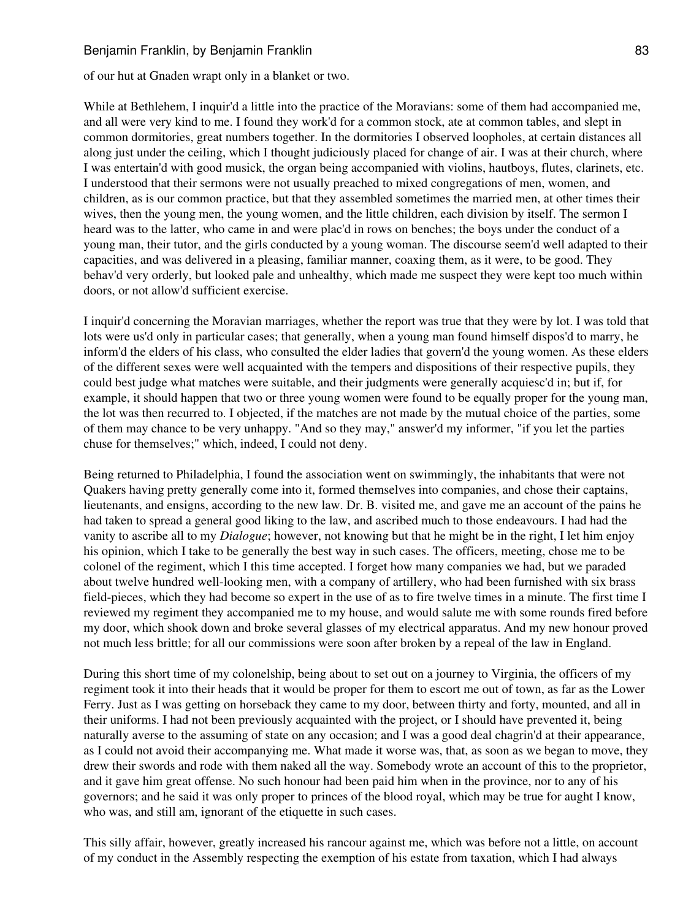of our hut at Gnaden wrapt only in a blanket or two.

While at Bethlehem, I inquir'd a little into the practice of the Moravians: some of them had accompanied me, and all were very kind to me. I found they work'd for a common stock, ate at common tables, and slept in common dormitories, great numbers together. In the dormitories I observed loopholes, at certain distances all along just under the ceiling, which I thought judiciously placed for change of air. I was at their church, where I was entertain'd with good musick, the organ being accompanied with violins, hautboys, flutes, clarinets, etc. I understood that their sermons were not usually preached to mixed congregations of men, women, and children, as is our common practice, but that they assembled sometimes the married men, at other times their wives, then the young men, the young women, and the little children, each division by itself. The sermon I heard was to the latter, who came in and were plac'd in rows on benches; the boys under the conduct of a young man, their tutor, and the girls conducted by a young woman. The discourse seem'd well adapted to their capacities, and was delivered in a pleasing, familiar manner, coaxing them, as it were, to be good. They behav'd very orderly, but looked pale and unhealthy, which made me suspect they were kept too much within doors, or not allow'd sufficient exercise.

I inquir'd concerning the Moravian marriages, whether the report was true that they were by lot. I was told that lots were us'd only in particular cases; that generally, when a young man found himself dispos'd to marry, he inform'd the elders of his class, who consulted the elder ladies that govern'd the young women. As these elders of the different sexes were well acquainted with the tempers and dispositions of their respective pupils, they could best judge what matches were suitable, and their judgments were generally acquiesc'd in; but if, for example, it should happen that two or three young women were found to be equally proper for the young man, the lot was then recurred to. I objected, if the matches are not made by the mutual choice of the parties, some of them may chance to be very unhappy. "And so they may," answer'd my informer, "if you let the parties chuse for themselves;" which, indeed, I could not deny.

Being returned to Philadelphia, I found the association went on swimmingly, the inhabitants that were not Quakers having pretty generally come into it, formed themselves into companies, and chose their captains, lieutenants, and ensigns, according to the new law. Dr. B. visited me, and gave me an account of the pains he had taken to spread a general good liking to the law, and ascribed much to those endeavours. I had had the vanity to ascribe all to my *Dialogue*; however, not knowing but that he might be in the right, I let him enjoy his opinion, which I take to be generally the best way in such cases. The officers, meeting, chose me to be colonel of the regiment, which I this time accepted. I forget how many companies we had, but we paraded about twelve hundred well-looking men, with a company of artillery, who had been furnished with six brass field-pieces, which they had become so expert in the use of as to fire twelve times in a minute. The first time I reviewed my regiment they accompanied me to my house, and would salute me with some rounds fired before my door, which shook down and broke several glasses of my electrical apparatus. And my new honour proved not much less brittle; for all our commissions were soon after broken by a repeal of the law in England.

During this short time of my colonelship, being about to set out on a journey to Virginia, the officers of my regiment took it into their heads that it would be proper for them to escort me out of town, as far as the Lower Ferry. Just as I was getting on horseback they came to my door, between thirty and forty, mounted, and all in their uniforms. I had not been previously acquainted with the project, or I should have prevented it, being naturally averse to the assuming of state on any occasion; and I was a good deal chagrin'd at their appearance, as I could not avoid their accompanying me. What made it worse was, that, as soon as we began to move, they drew their swords and rode with them naked all the way. Somebody wrote an account of this to the proprietor, and it gave him great offense. No such honour had been paid him when in the province, nor to any of his governors; and he said it was only proper to princes of the blood royal, which may be true for aught I know, who was, and still am, ignorant of the etiquette in such cases.

This silly affair, however, greatly increased his rancour against me, which was before not a little, on account of my conduct in the Assembly respecting the exemption of his estate from taxation, which I had always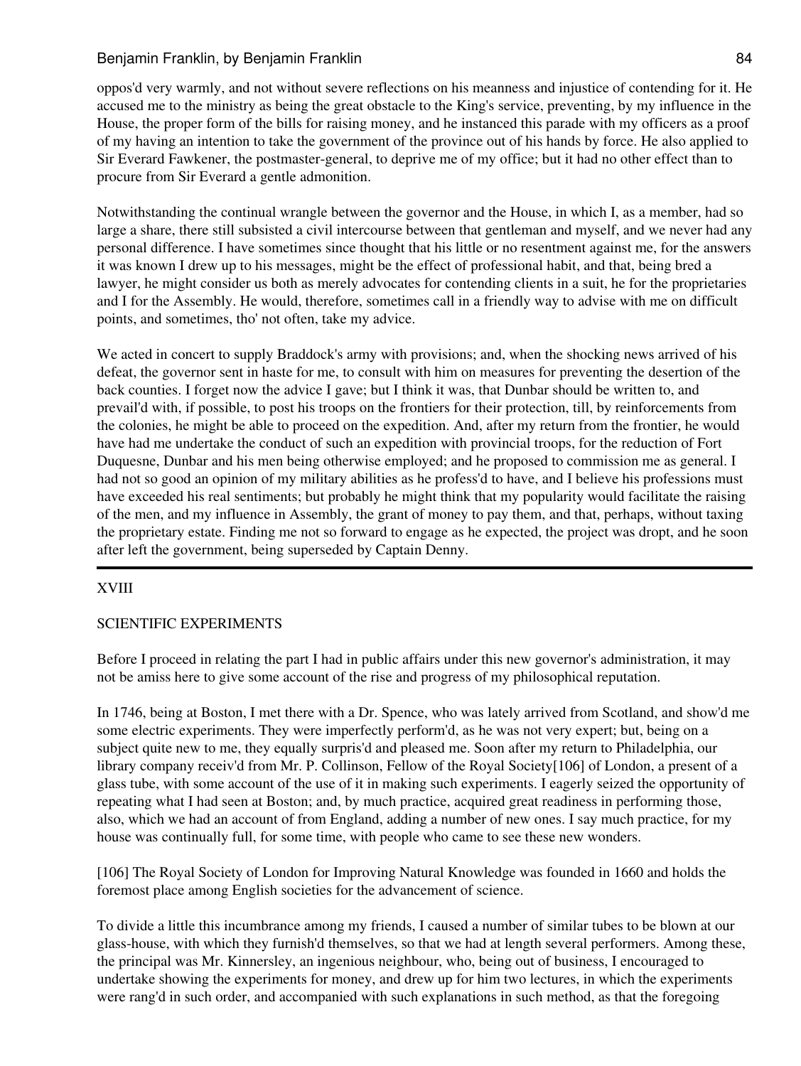oppos'd very warmly, and not without severe reflections on his meanness and injustice of contending for it. He accused me to the ministry as being the great obstacle to the King's service, preventing, by my influence in the House, the proper form of the bills for raising money, and he instanced this parade with my officers as a proof of my having an intention to take the government of the province out of his hands by force. He also applied to Sir Everard Fawkener, the postmaster-general, to deprive me of my office; but it had no other effect than to procure from Sir Everard a gentle admonition.

Notwithstanding the continual wrangle between the governor and the House, in which I, as a member, had so large a share, there still subsisted a civil intercourse between that gentleman and myself, and we never had any personal difference. I have sometimes since thought that his little or no resentment against me, for the answers it was known I drew up to his messages, might be the effect of professional habit, and that, being bred a lawyer, he might consider us both as merely advocates for contending clients in a suit, he for the proprietaries and I for the Assembly. He would, therefore, sometimes call in a friendly way to advise with me on difficult points, and sometimes, tho' not often, take my advice.

We acted in concert to supply Braddock's army with provisions; and, when the shocking news arrived of his defeat, the governor sent in haste for me, to consult with him on measures for preventing the desertion of the back counties. I forget now the advice I gave; but I think it was, that Dunbar should be written to, and prevail'd with, if possible, to post his troops on the frontiers for their protection, till, by reinforcements from the colonies, he might be able to proceed on the expedition. And, after my return from the frontier, he would have had me undertake the conduct of such an expedition with provincial troops, for the reduction of Fort Duquesne, Dunbar and his men being otherwise employed; and he proposed to commission me as general. I had not so good an opinion of my military abilities as he profess'd to have, and I believe his professions must have exceeded his real sentiments; but probably he might think that my popularity would facilitate the raising of the men, and my influence in Assembly, the grant of money to pay them, and that, perhaps, without taxing the proprietary estate. Finding me not so forward to engage as he expected, the project was dropt, and he soon after left the government, being superseded by Captain Denny.

---

## XVIII

## SCIENTIFIC EXPERIMENTS

Before I proceed in relating the part I had in public affairs under this new governor's administration, it may not be amiss here to give some account of the rise and progress of my philosophical reputation.

In 1746, being at Boston, I met there with a Dr. Spence, who was lately arrived from Scotland, and show'd me some electric experiments. They were imperfectly perform'd, as he was not very expert; but, being on a subject quite new to me, they equally surpris'd and pleased me. Soon after my return to Philadelphia, our library company receiv'd from Mr. P. Collinson, Fellow of the Royal Society[106] of London, a present of a glass tube, with some account of the use of it in making such experiments. I eagerly seized the opportunity of repeating what I had seen at Boston; and, by much practice, acquired great readiness in performing those, also, which we had an account of from England, adding a number of new ones. I say much practice, for my house was continually full, for some time, with people who came to see these new wonders.

[106] The Royal Society of London for Improving Natural Knowledge was founded in 1660 and holds the foremost place among English societies for the advancement of science.

To divide a little this incumbrance among my friends, I caused a number of similar tubes to be blown at our glass-house, with which they furnish'd themselves, so that we had at length several performers. Among these, the principal was Mr. Kinnersley, an ingenious neighbour, who, being out of business, I encouraged to undertake showing the experiments for money, and drew up for him two lectures, in which the experiments were rang'd in such order, and accompanied with such explanations in such method, as that the foregoing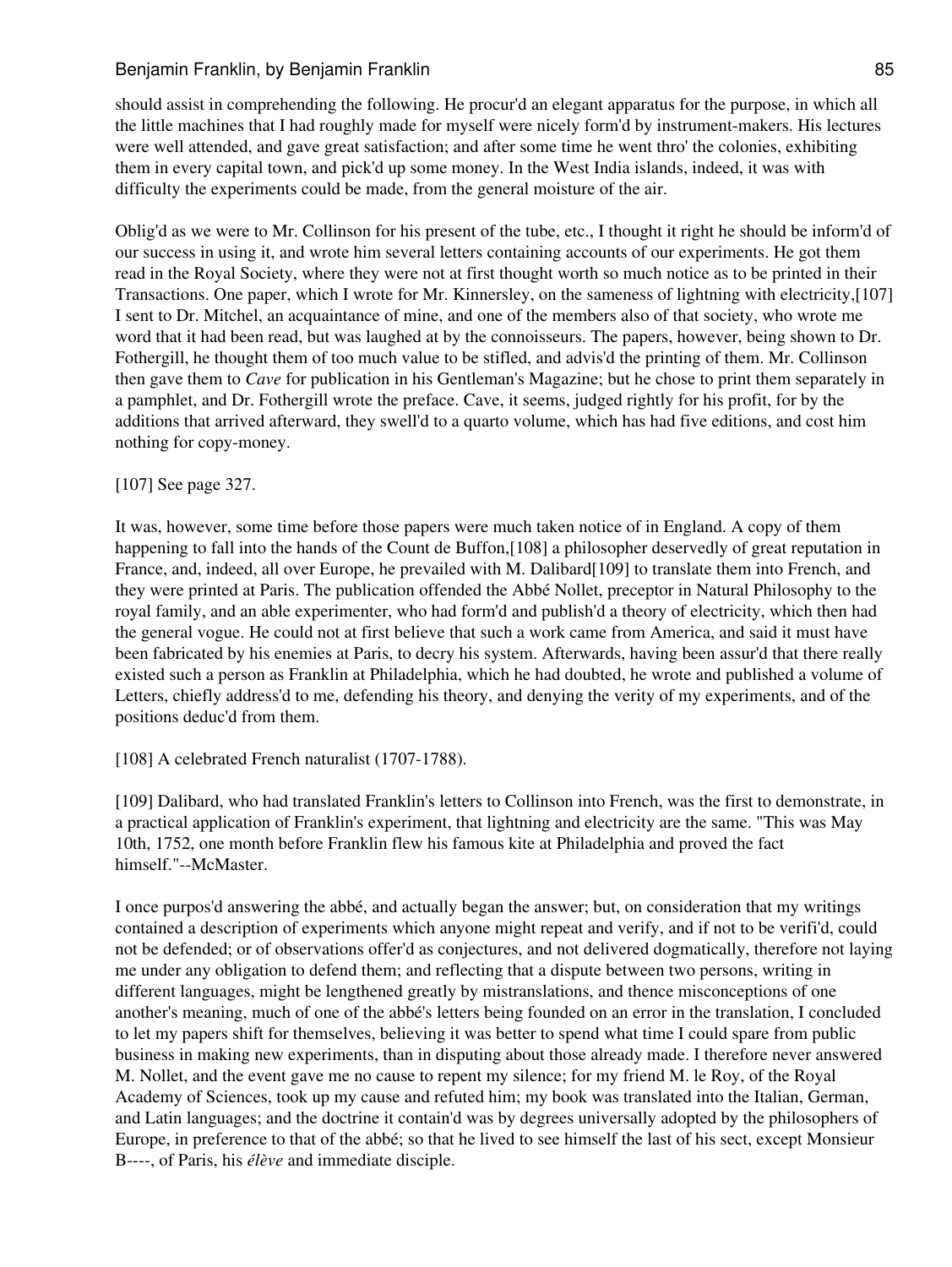should assist in comprehending the following. He procur'd an elegant apparatus for the purpose, in which all the little machines that I had roughly made for myself were nicely form'd by instrument-makers. His lectures were well attended, and gave great satisfaction; and after some time he went thro' the colonies, exhibiting them in every capital town, and pick'd up some money. In the West India islands, indeed, it was with difficulty the experiments could be made, from the general moisture of the air.

Oblig'd as we were to Mr. Collinson for his present of the tube, etc., I thought it right he should be inform'd of our success in using it, and wrote him several letters containing accounts of our experiments. He got them read in the Royal Society, where they were not at first thought worth so much notice as to be printed in their Transactions. One paper, which I wrote for Mr. Kinnersley, on the sameness of lightning with electricity,[107] I sent to Dr. Mitchel, an acquaintance of mine, and one of the members also of that society, who wrote me word that it had been read, but was laughed at by the connoisseurs. The papers, however, being shown to Dr. Fothergill, he thought them of too much value to be stifled, and advis'd the printing of them. Mr. Collinson then gave them to *Cave* for publication in his Gentleman's Magazine; but he chose to print them separately in a pamphlet, and Dr. Fothergill wrote the preface. Cave, it seems, judged rightly for his profit, for by the additions that arrived afterward, they swell'd to a quarto volume, which has had five editions, and cost him nothing for copy-money.

[107] See page 327.

It was, however, some time before those papers were much taken notice of in England. A copy of them happening to fall into the hands of the Count de Buffon,[108] a philosopher deservedly of great reputation in France, and, indeed, all over Europe, he prevailed with M. Dalibard[109] to translate them into French, and they were printed at Paris. The publication offended the Abbé Nollet, preceptor in Natural Philosophy to the royal family, and an able experimenter, who had form'd and publish'd a theory of electricity, which then had the general vogue. He could not at first believe that such a work came from America, and said it must have been fabricated by his enemies at Paris, to decry his system. Afterwards, having been assur'd that there really existed such a person as Franklin at Philadelphia, which he had doubted, he wrote and published a volume of Letters, chiefly address'd to me, defending his theory, and denying the verity of my experiments, and of the positions deduc'd from them.

[108] A celebrated French naturalist (1707-1788).

[109] Dalibard, who had translated Franklin's letters to Collinson into French, was the first to demonstrate, in a practical application of Franklin's experiment, that lightning and electricity are the same. "This was May 10th, 1752, one month before Franklin flew his famous kite at Philadelphia and proved the fact himself."--McMaster.

I once purpos'd answering the abbé, and actually began the answer; but, on consideration that my writings contained a description of experiments which anyone might repeat and verify, and if not to be verifi'd, could not be defended; or of observations offer'd as conjectures, and not delivered dogmatically, therefore not laying me under any obligation to defend them; and reflecting that a dispute between two persons, writing in different languages, might be lengthened greatly by mistranslations, and thence misconceptions of one another's meaning, much of one of the abbé's letters being founded on an error in the translation, I concluded to let my papers shift for themselves, believing it was better to spend what time I could spare from public business in making new experiments, than in disputing about those already made. I therefore never answered M. Nollet, and the event gave me no cause to repent my silence; for my friend M. le Roy, of the Royal Academy of Sciences, took up my cause and refuted him; my book was translated into the Italian, German, and Latin languages; and the doctrine it contain'd was by degrees universally adopted by the philosophers of Europe, in preference to that of the abbé; so that he lived to see himself the last of his sect, except Monsieur B----, of Paris, his *élève* and immediate disciple.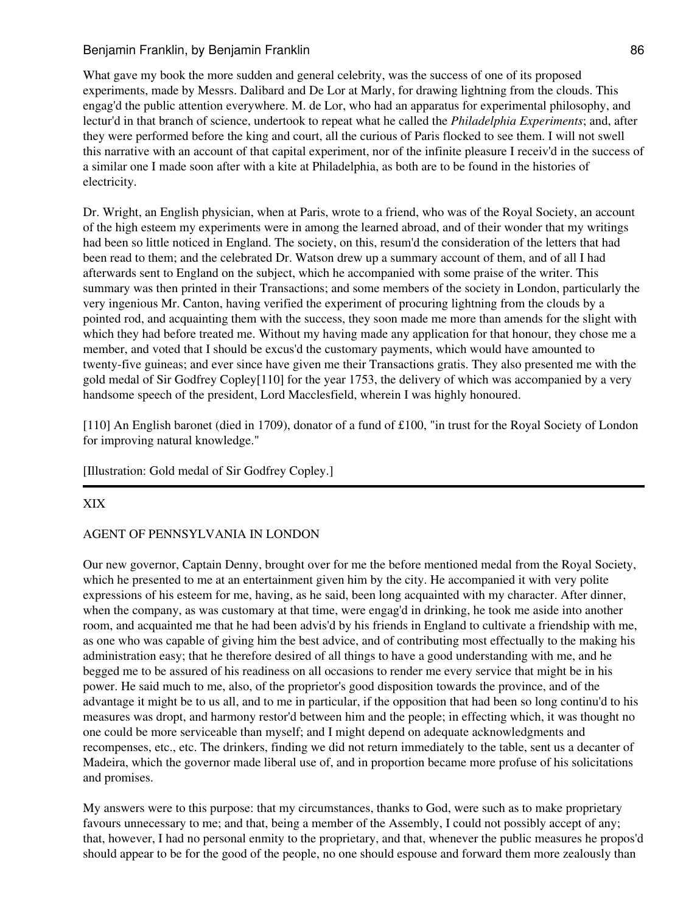What gave my book the more sudden and general celebrity, was the success of one of its proposed experiments, made by Messrs. Dalibard and De Lor at Marly, for drawing lightning from the clouds. This engag'd the public attention everywhere. M. de Lor, who had an apparatus for experimental philosophy, and lectur'd in that branch of science, undertook to repeat what he called the *Philadelphia Experiments*; and, after they were performed before the king and court, all the curious of Paris flocked to see them. I will not swell this narrative with an account of that capital experiment, nor of the infinite pleasure I receiv'd in the success of a similar one I made soon after with a kite at Philadelphia, as both are to be found in the histories of electricity.

Dr. Wright, an English physician, when at Paris, wrote to a friend, who was of the Royal Society, an account of the high esteem my experiments were in among the learned abroad, and of their wonder that my writings had been so little noticed in England. The society, on this, resum'd the consideration of the letters that had been read to them; and the celebrated Dr. Watson drew up a summary account of them, and of all I had afterwards sent to England on the subject, which he accompanied with some praise of the writer. This summary was then printed in their Transactions; and some members of the society in London, particularly the very ingenious Mr. Canton, having verified the experiment of procuring lightning from the clouds by a pointed rod, and acquainting them with the success, they soon made me more than amends for the slight with which they had before treated me. Without my having made any application for that honour, they chose me a member, and voted that I should be excus'd the customary payments, which would have amounted to twenty-five guineas; and ever since have given me their Transactions gratis. They also presented me with the gold medal of Sir Godfrey Copley[110] for the year 1753, the delivery of which was accompanied by a very handsome speech of the president, Lord Macclesfield, wherein I was highly honoured.

[110] An English baronet (died in 1709), donator of a fund of £100, "in trust for the Royal Society of London for improving natural knowledge."

[Illustration: Gold medal of Sir Godfrey Copley.]

---

## XIX

## AGENT OF PENNSYLVANIA IN LONDON

Our new governor, Captain Denny, brought over for me the before mentioned medal from the Royal Society, which he presented to me at an entertainment given him by the city. He accompanied it with very polite expressions of his esteem for me, having, as he said, been long acquainted with my character. After dinner, when the company, as was customary at that time, were engag'd in drinking, he took me aside into another room, and acquainted me that he had been advis'd by his friends in England to cultivate a friendship with me, as one who was capable of giving him the best advice, and of contributing most effectually to the making his administration easy; that he therefore desired of all things to have a good understanding with me, and he begged me to be assured of his readiness on all occasions to render me every service that might be in his power. He said much to me, also, of the proprietor's good disposition towards the province, and of the advantage it might be to us all, and to me in particular, if the opposition that had been so long continu'd to his measures was dropt, and harmony restor'd between him and the people; in effecting which, it was thought no one could be more serviceable than myself; and I might depend on adequate acknowledgments and recompenses, etc., etc. The drinkers, finding we did not return immediately to the table, sent us a decanter of Madeira, which the governor made liberal use of, and in proportion became more profuse of his solicitations and promises.

My answers were to this purpose: that my circumstances, thanks to God, were such as to make proprietary favours unnecessary to me; and that, being a member of the Assembly, I could not possibly accept of any; that, however, I had no personal enmity to the proprietary, and that, whenever the public measures he propos'd should appear to be for the good of the people, no one should espouse and forward them more zealously than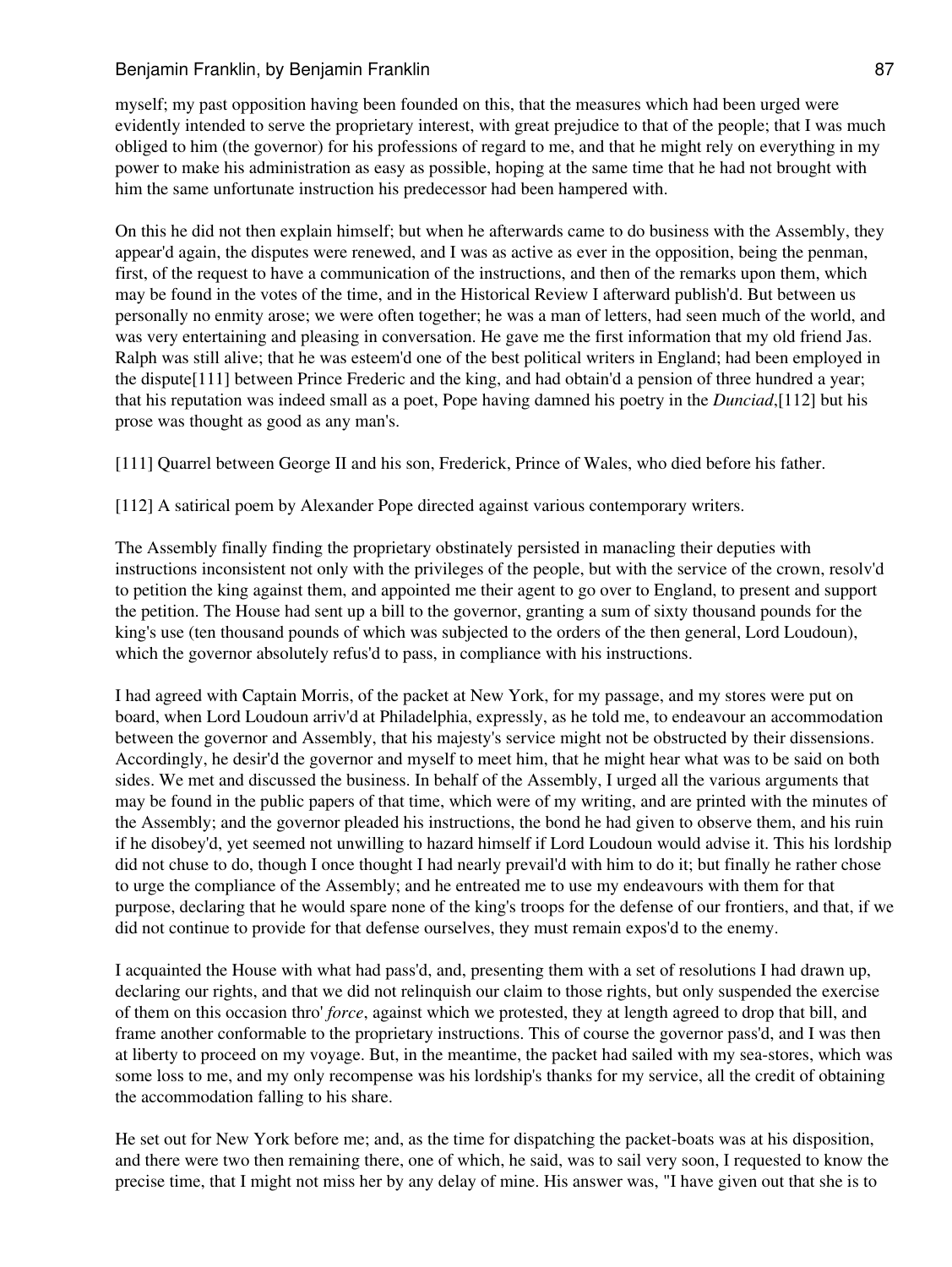myself; my past opposition having been founded on this, that the measures which had been urged were evidently intended to serve the proprietary interest, with great prejudice to that of the people; that I was much obliged to him (the governor) for his professions of regard to me, and that he might rely on everything in my power to make his administration as easy as possible, hoping at the same time that he had not brought with him the same unfortunate instruction his predecessor had been hampered with.

On this he did not then explain himself; but when he afterwards came to do business with the Assembly, they appear'd again, the disputes were renewed, and I was as active as ever in the opposition, being the penman, first, of the request to have a communication of the instructions, and then of the remarks upon them, which may be found in the votes of the time, and in the Historical Review I afterward publish'd. But between us personally no enmity arose; we were often together; he was a man of letters, had seen much of the world, and was very entertaining and pleasing in conversation. He gave me the first information that my old friend Jas. Ralph was still alive; that he was esteem'd one of the best political writers in England; had been employed in the dispute[111] between Prince Frederic and the king, and had obtain'd a pension of three hundred a year; that his reputation was indeed small as a poet, Pope having damned his poetry in the *Dunciad*,[112] but his prose was thought as good as any man's.

[111] Quarrel between George II and his son, Frederick, Prince of Wales, who died before his father.

[112] A satirical poem by Alexander Pope directed against various contemporary writers.

The Assembly finally finding the proprietary obstinately persisted in manacling their deputies with instructions inconsistent not only with the privileges of the people, but with the service of the crown, resolv'd to petition the king against them, and appointed me their agent to go over to England, to present and support the petition. The House had sent up a bill to the governor, granting a sum of sixty thousand pounds for the king's use (ten thousand pounds of which was subjected to the orders of the then general, Lord Loudoun), which the governor absolutely refus'd to pass, in compliance with his instructions.

I had agreed with Captain Morris, of the packet at New York, for my passage, and my stores were put on board, when Lord Loudoun arriv'd at Philadelphia, expressly, as he told me, to endeavour an accommodation between the governor and Assembly, that his majesty's service might not be obstructed by their dissensions. Accordingly, he desir'd the governor and myself to meet him, that he might hear what was to be said on both sides. We met and discussed the business. In behalf of the Assembly, I urged all the various arguments that may be found in the public papers of that time, which were of my writing, and are printed with the minutes of the Assembly; and the governor pleaded his instructions, the bond he had given to observe them, and his ruin if he disobey'd, yet seemed not unwilling to hazard himself if Lord Loudoun would advise it. This his lordship did not chuse to do, though I once thought I had nearly prevail'd with him to do it; but finally he rather chose to urge the compliance of the Assembly; and he entreated me to use my endeavours with them for that purpose, declaring that he would spare none of the king's troops for the defense of our frontiers, and that, if we did not continue to provide for that defense ourselves, they must remain expos'd to the enemy.

I acquainted the House with what had pass'd, and, presenting them with a set of resolutions I had drawn up, declaring our rights, and that we did not relinquish our claim to those rights, but only suspended the exercise of them on this occasion thro' *force*, against which we protested, they at length agreed to drop that bill, and frame another conformable to the proprietary instructions. This of course the governor pass'd, and I was then at liberty to proceed on my voyage. But, in the meantime, the packet had sailed with my sea-stores, which was some loss to me, and my only recompense was his lordship's thanks for my service, all the credit of obtaining the accommodation falling to his share.

He set out for New York before me; and, as the time for dispatching the packet-boats was at his disposition, and there were two then remaining there, one of which, he said, was to sail very soon, I requested to know the precise time, that I might not miss her by any delay of mine. His answer was, "I have given out that she is to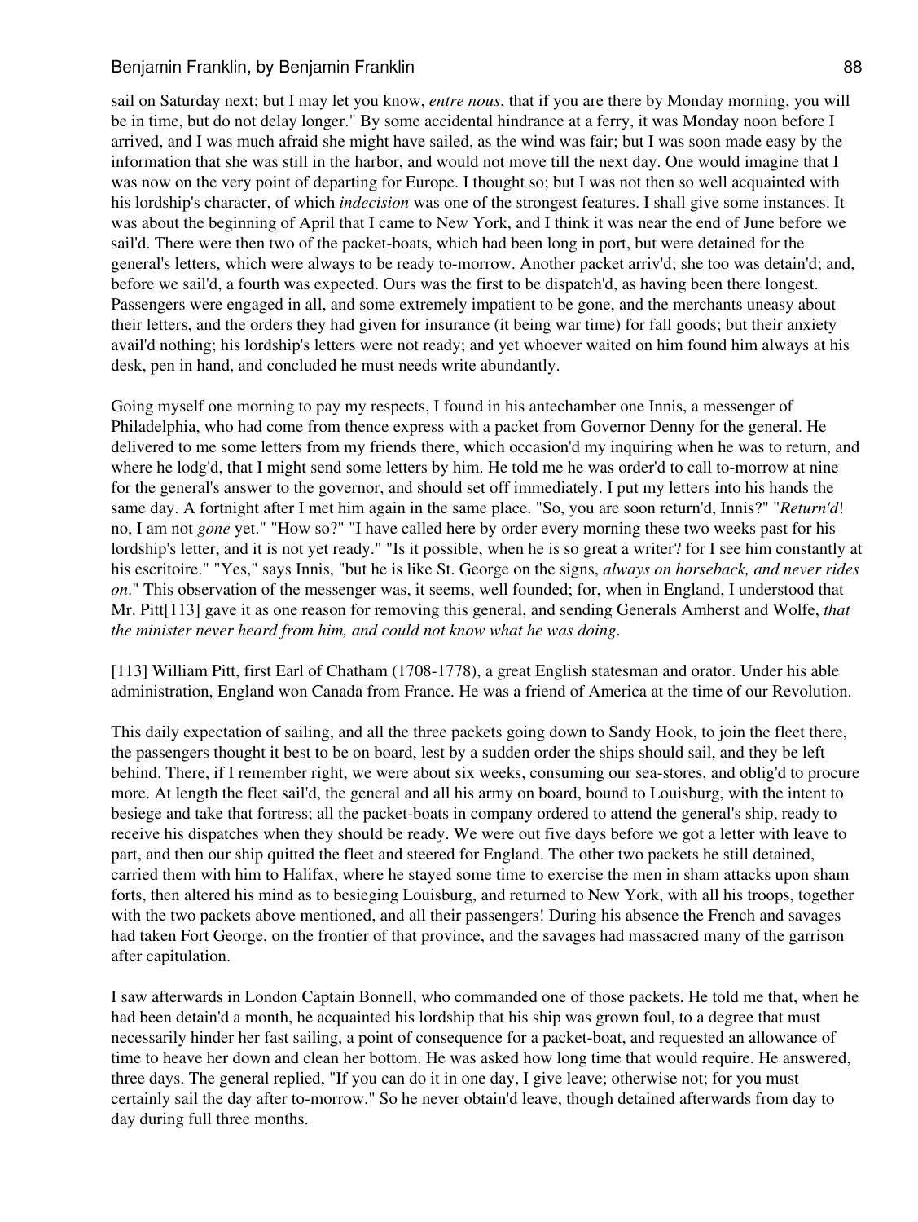sail on Saturday next; but I may let you know, *entre nous*, that if you are there by Monday morning, you will be in time, but do not delay longer." By some accidental hindrance at a ferry, it was Monday noon before I arrived, and I was much afraid she might have sailed, as the wind was fair; but I was soon made easy by the information that she was still in the harbor, and would not move till the next day. One would imagine that I was now on the very point of departing for Europe. I thought so; but I was not then so well acquainted with his lordship's character, of which *indecision* was one of the strongest features. I shall give some instances. It was about the beginning of April that I came to New York, and I think it was near the end of June before we sail'd. There were then two of the packet-boats, which had been long in port, but were detained for the general's letters, which were always to be ready to-morrow. Another packet arriv'd; she too was detain'd; and, before we sail'd, a fourth was expected. Ours was the first to be dispatch'd, as having been there longest. Passengers were engaged in all, and some extremely impatient to be gone, and the merchants uneasy about their letters, and the orders they had given for insurance (it being war time) for fall goods; but their anxiety avail'd nothing; his lordship's letters were not ready; and yet whoever waited on him found him always at his desk, pen in hand, and concluded he must needs write abundantly.

Going myself one morning to pay my respects, I found in his antechamber one Innis, a messenger of Philadelphia, who had come from thence express with a packet from Governor Denny for the general. He delivered to me some letters from my friends there, which occasion'd my inquiring when he was to return, and where he lodg'd, that I might send some letters by him. He told me he was order'd to call to-morrow at nine for the general's answer to the governor, and should set off immediately. I put my letters into his hands the same day. A fortnight after I met him again in the same place. "So, you are soon return'd, Innis?" "*Return'd*! no, I am not *gone* yet." "How so?" "I have called here by order every morning these two weeks past for his lordship's letter, and it is not yet ready." "Is it possible, when he is so great a writer? for I see him constantly at his escritoire." "Yes," says Innis, "but he is like St. George on the signs, *always on horseback, and never rides on*." This observation of the messenger was, it seems, well founded; for, when in England, I understood that Mr. Pitt[113] gave it as one reason for removing this general, and sending Generals Amherst and Wolfe, *that the minister never heard from him, and could not know what he was doing*.

[113] William Pitt, first Earl of Chatham (1708-1778), a great English statesman and orator. Under his able administration, England won Canada from France. He was a friend of America at the time of our Revolution.

This daily expectation of sailing, and all the three packets going down to Sandy Hook, to join the fleet there, the passengers thought it best to be on board, lest by a sudden order the ships should sail, and they be left behind. There, if I remember right, we were about six weeks, consuming our sea-stores, and oblig'd to procure more. At length the fleet sail'd, the general and all his army on board, bound to Louisburg, with the intent to besiege and take that fortress; all the packet-boats in company ordered to attend the general's ship, ready to receive his dispatches when they should be ready. We were out five days before we got a letter with leave to part, and then our ship quitted the fleet and steered for England. The other two packets he still detained, carried them with him to Halifax, where he stayed some time to exercise the men in sham attacks upon sham forts, then altered his mind as to besieging Louisburg, and returned to New York, with all his troops, together with the two packets above mentioned, and all their passengers! During his absence the French and savages had taken Fort George, on the frontier of that province, and the savages had massacred many of the garrison after capitulation.

I saw afterwards in London Captain Bonnell, who commanded one of those packets. He told me that, when he had been detain'd a month, he acquainted his lordship that his ship was grown foul, to a degree that must necessarily hinder her fast sailing, a point of consequence for a packet-boat, and requested an allowance of time to heave her down and clean her bottom. He was asked how long time that would require. He answered, three days. The general replied, "If you can do it in one day, I give leave; otherwise not; for you must certainly sail the day after to-morrow." So he never obtain'd leave, though detained afterwards from day to day during full three months.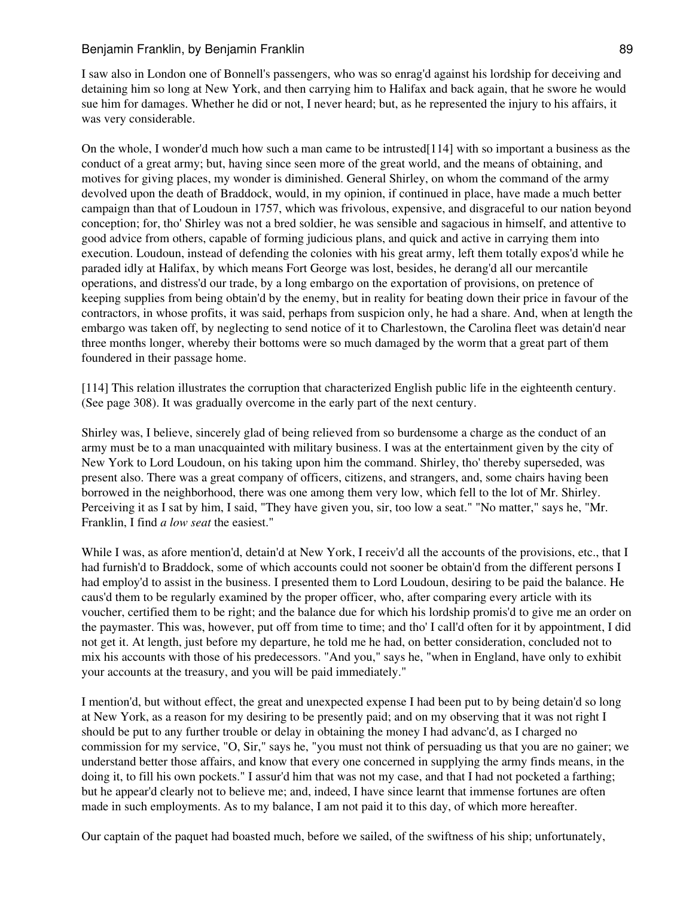I saw also in London one of Bonnell's passengers, who was so enrag'd against his lordship for deceiving and detaining him so long at New York, and then carrying him to Halifax and back again, that he swore he would sue him for damages. Whether he did or not, I never heard; but, as he represented the injury to his affairs, it was very considerable.

On the whole, I wonder'd much how such a man came to be intrusted[114] with so important a business as the conduct of a great army; but, having since seen more of the great world, and the means of obtaining, and motives for giving places, my wonder is diminished. General Shirley, on whom the command of the army devolved upon the death of Braddock, would, in my opinion, if continued in place, have made a much better campaign than that of Loudoun in 1757, which was frivolous, expensive, and disgraceful to our nation beyond conception; for, tho' Shirley was not a bred soldier, he was sensible and sagacious in himself, and attentive to good advice from others, capable of forming judicious plans, and quick and active in carrying them into execution. Loudoun, instead of defending the colonies with his great army, left them totally expos'd while he paraded idly at Halifax, by which means Fort George was lost, besides, he derang'd all our mercantile operations, and distress'd our trade, by a long embargo on the exportation of provisions, on pretence of keeping supplies from being obtain'd by the enemy, but in reality for beating down their price in favour of the contractors, in whose profits, it was said, perhaps from suspicion only, he had a share. And, when at length the embargo was taken off, by neglecting to send notice of it to Charlestown, the Carolina fleet was detain'd near three months longer, whereby their bottoms were so much damaged by the worm that a great part of them foundered in their passage home.

[114] This relation illustrates the corruption that characterized English public life in the eighteenth century. (See page 308). It was gradually overcome in the early part of the next century.

Shirley was, I believe, sincerely glad of being relieved from so burdensome a charge as the conduct of an army must be to a man unacquainted with military business. I was at the entertainment given by the city of New York to Lord Loudoun, on his taking upon him the command. Shirley, tho' thereby superseded, was present also. There was a great company of officers, citizens, and strangers, and, some chairs having been borrowed in the neighborhood, there was one among them very low, which fell to the lot of Mr. Shirley. Perceiving it as I sat by him, I said, "They have given you, sir, too low a seat." "No matter," says he, "Mr. Franklin, I find *a low seat* the easiest."

While I was, as afore mention'd, detain'd at New York, I receiv'd all the accounts of the provisions, etc., that I had furnish'd to Braddock, some of which accounts could not sooner be obtain'd from the different persons I had employ'd to assist in the business. I presented them to Lord Loudoun, desiring to be paid the balance. He caus'd them to be regularly examined by the proper officer, who, after comparing every article with its voucher, certified them to be right; and the balance due for which his lordship promis'd to give me an order on the paymaster. This was, however, put off from time to time; and tho' I call'd often for it by appointment, I did not get it. At length, just before my departure, he told me he had, on better consideration, concluded not to mix his accounts with those of his predecessors. "And you," says he, "when in England, have only to exhibit your accounts at the treasury, and you will be paid immediately."

I mention'd, but without effect, the great and unexpected expense I had been put to by being detain'd so long at New York, as a reason for my desiring to be presently paid; and on my observing that it was not right I should be put to any further trouble or delay in obtaining the money I had advanc'd, as I charged no commission for my service, "O, Sir," says he, "you must not think of persuading us that you are no gainer; we understand better those affairs, and know that every one concerned in supplying the army finds means, in the doing it, to fill his own pockets." I assur'd him that was not my case, and that I had not pocketed a farthing; but he appear'd clearly not to believe me; and, indeed, I have since learnt that immense fortunes are often made in such employments. As to my balance, I am not paid it to this day, of which more hereafter.

Our captain of the paquet had boasted much, before we sailed, of the swiftness of his ship; unfortunately,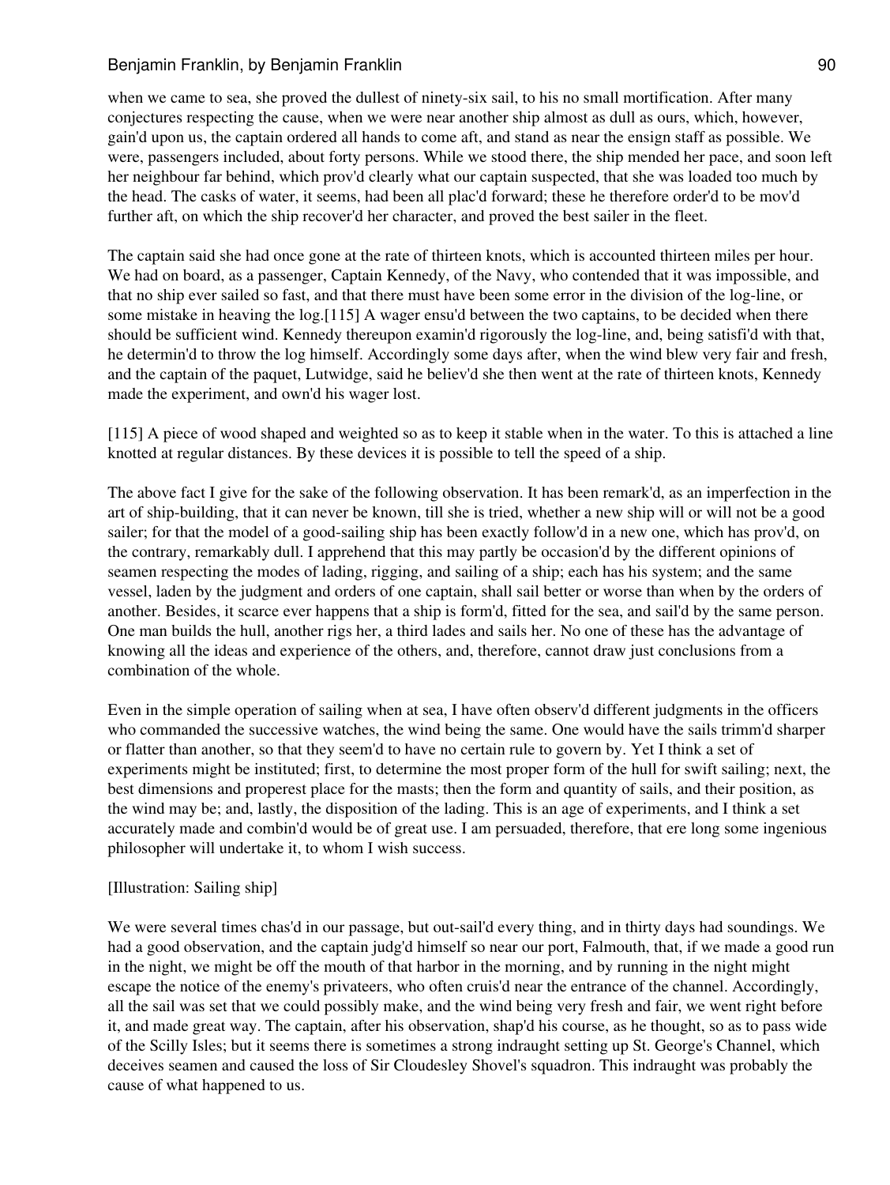when we came to sea, she proved the dullest of ninety-six sail, to his no small mortification. After many conjectures respecting the cause, when we were near another ship almost as dull as ours, which, however, gain'd upon us, the captain ordered all hands to come aft, and stand as near the ensign staff as possible. We were, passengers included, about forty persons. While we stood there, the ship mended her pace, and soon left her neighbour far behind, which prov'd clearly what our captain suspected, that she was loaded too much by the head. The casks of water, it seems, had been all plac'd forward; these he therefore order'd to be mov'd further aft, on which the ship recover'd her character, and proved the best sailer in the fleet.

The captain said she had once gone at the rate of thirteen knots, which is accounted thirteen miles per hour. We had on board, as a passenger, Captain Kennedy, of the Navy, who contended that it was impossible, and that no ship ever sailed so fast, and that there must have been some error in the division of the log-line, or some mistake in heaving the log.[115] A wager ensu'd between the two captains, to be decided when there should be sufficient wind. Kennedy thereupon examin'd rigorously the log-line, and, being satisfi'd with that, he determin'd to throw the log himself. Accordingly some days after, when the wind blew very fair and fresh, and the captain of the paquet, Lutwidge, said he believ'd she then went at the rate of thirteen knots, Kennedy made the experiment, and own'd his wager lost.

[115] A piece of wood shaped and weighted so as to keep it stable when in the water. To this is attached a line knotted at regular distances. By these devices it is possible to tell the speed of a ship.

The above fact I give for the sake of the following observation. It has been remark'd, as an imperfection in the art of ship-building, that it can never be known, till she is tried, whether a new ship will or will not be a good sailer; for that the model of a good-sailing ship has been exactly follow'd in a new one, which has prov'd, on the contrary, remarkably dull. I apprehend that this may partly be occasion'd by the different opinions of seamen respecting the modes of lading, rigging, and sailing of a ship; each has his system; and the same vessel, laden by the judgment and orders of one captain, shall sail better or worse than when by the orders of another. Besides, it scarce ever happens that a ship is form'd, fitted for the sea, and sail'd by the same person. One man builds the hull, another rigs her, a third lades and sails her. No one of these has the advantage of knowing all the ideas and experience of the others, and, therefore, cannot draw just conclusions from a combination of the whole.

Even in the simple operation of sailing when at sea, I have often observ'd different judgments in the officers who commanded the successive watches, the wind being the same. One would have the sails trimm'd sharper or flatter than another, so that they seem'd to have no certain rule to govern by. Yet I think a set of experiments might be instituted; first, to determine the most proper form of the hull for swift sailing; next, the best dimensions and properest place for the masts; then the form and quantity of sails, and their position, as the wind may be; and, lastly, the disposition of the lading. This is an age of experiments, and I think a set accurately made and combin'd would be of great use. I am persuaded, therefore, that ere long some ingenious philosopher will undertake it, to whom I wish success.

[Illustration: Sailing ship]

We were several times chas'd in our passage, but out-sail'd every thing, and in thirty days had soundings. We had a good observation, and the captain judg'd himself so near our port, Falmouth, that, if we made a good run in the night, we might be off the mouth of that harbor in the morning, and by running in the night might escape the notice of the enemy's privateers, who often cruis'd near the entrance of the channel. Accordingly, all the sail was set that we could possibly make, and the wind being very fresh and fair, we went right before it, and made great way. The captain, after his observation, shap'd his course, as he thought, so as to pass wide of the Scilly Isles; but it seems there is sometimes a strong indraught setting up St. George's Channel, which deceives seamen and caused the loss of Sir Cloudesley Shovel's squadron. This indraught was probably the cause of what happened to us.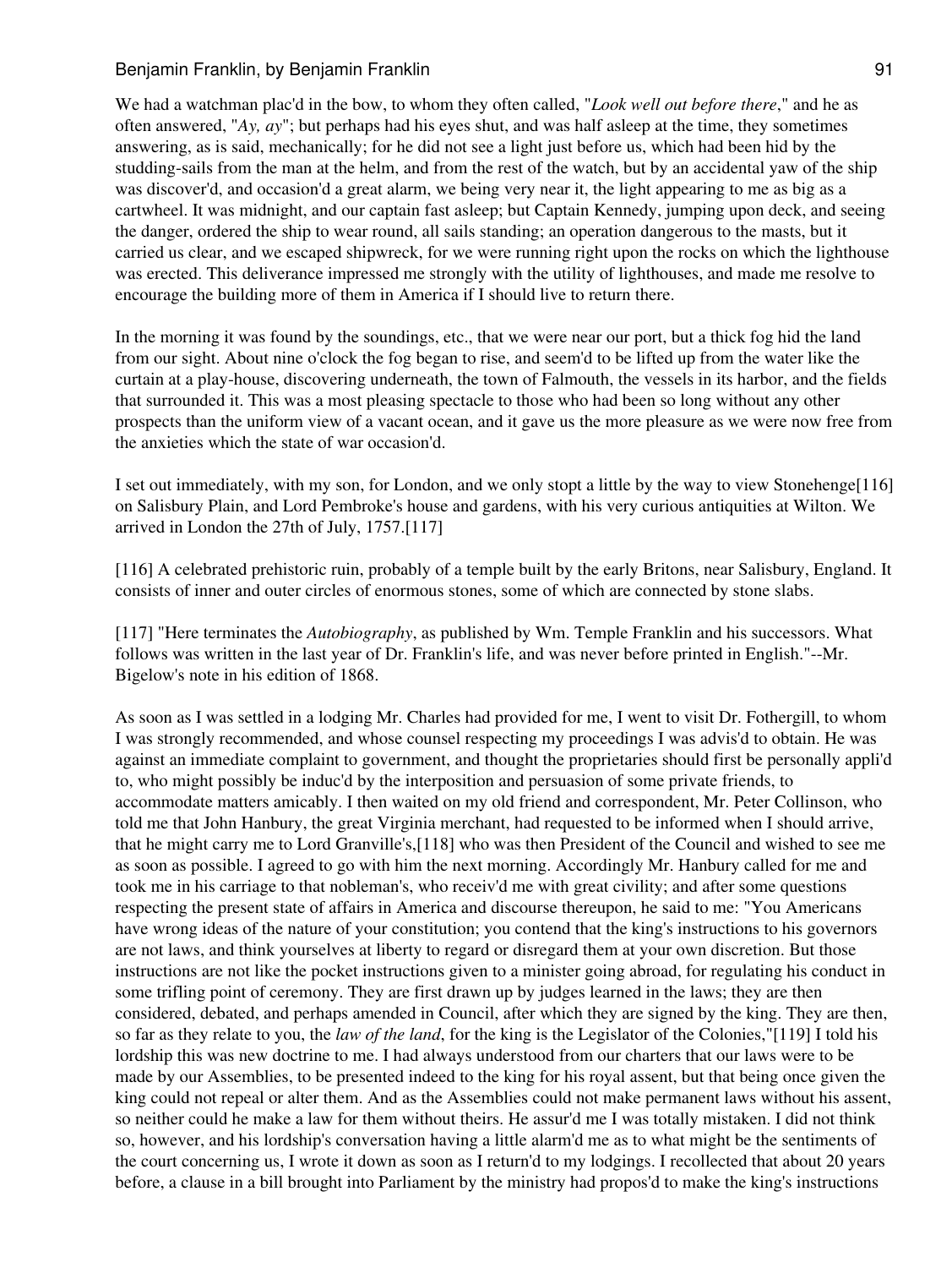We had a watchman plac'd in the bow, to whom they often called, "*Look well out before there*," and he as often answered, "*Ay, ay*"; but perhaps had his eyes shut, and was half asleep at the time, they sometimes answering, as is said, mechanically; for he did not see a light just before us, which had been hid by the studding-sails from the man at the helm, and from the rest of the watch, but by an accidental yaw of the ship was discover'd, and occasion'd a great alarm, we being very near it, the light appearing to me as big as a cartwheel. It was midnight, and our captain fast asleep; but Captain Kennedy, jumping upon deck, and seeing the danger, ordered the ship to wear round, all sails standing; an operation dangerous to the masts, but it carried us clear, and we escaped shipwreck, for we were running right upon the rocks on which the lighthouse was erected. This deliverance impressed me strongly with the utility of lighthouses, and made me resolve to encourage the building more of them in America if I should live to return there.

In the morning it was found by the soundings, etc., that we were near our port, but a thick fog hid the land from our sight. About nine o'clock the fog began to rise, and seem'd to be lifted up from the water like the curtain at a play-house, discovering underneath, the town of Falmouth, the vessels in its harbor, and the fields that surrounded it. This was a most pleasing spectacle to those who had been so long without any other prospects than the uniform view of a vacant ocean, and it gave us the more pleasure as we were now free from the anxieties which the state of war occasion'd.

I set out immediately, with my son, for London, and we only stopt a little by the way to view Stonehenge[116] on Salisbury Plain, and Lord Pembroke's house and gardens, with his very curious antiquities at Wilton. We arrived in London the 27th of July, 1757.[117]

[116] A celebrated prehistoric ruin, probably of a temple built by the early Britons, near Salisbury, England. It consists of inner and outer circles of enormous stones, some of which are connected by stone slabs.

[117] "Here terminates the *Autobiography*, as published by Wm. Temple Franklin and his successors. What follows was written in the last year of Dr. Franklin's life, and was never before printed in English."--Mr. Bigelow's note in his edition of 1868.

As soon as I was settled in a lodging Mr. Charles had provided for me, I went to visit Dr. Fothergill, to whom I was strongly recommended, and whose counsel respecting my proceedings I was advis'd to obtain. He was against an immediate complaint to government, and thought the proprietaries should first be personally appli'd to, who might possibly be induc'd by the interposition and persuasion of some private friends, to accommodate matters amicably. I then waited on my old friend and correspondent, Mr. Peter Collinson, who told me that John Hanbury, the great Virginia merchant, had requested to be informed when I should arrive, that he might carry me to Lord Granville's,[118] who was then President of the Council and wished to see me as soon as possible. I agreed to go with him the next morning. Accordingly Mr. Hanbury called for me and took me in his carriage to that nobleman's, who receiv'd me with great civility; and after some questions respecting the present state of affairs in America and discourse thereupon, he said to me: "You Americans have wrong ideas of the nature of your constitution; you contend that the king's instructions to his governors are not laws, and think yourselves at liberty to regard or disregard them at your own discretion. But those instructions are not like the pocket instructions given to a minister going abroad, for regulating his conduct in some trifling point of ceremony. They are first drawn up by judges learned in the laws; they are then considered, debated, and perhaps amended in Council, after which they are signed by the king. They are then, so far as they relate to you, the *law of the land*, for the king is the Legislator of the Colonies,"[119] I told his lordship this was new doctrine to me. I had always understood from our charters that our laws were to be made by our Assemblies, to be presented indeed to the king for his royal assent, but that being once given the king could not repeal or alter them. And as the Assemblies could not make permanent laws without his assent, so neither could he make a law for them without theirs. He assur'd me I was totally mistaken. I did not think so, however, and his lordship's conversation having a little alarm'd me as to what might be the sentiments of the court concerning us, I wrote it down as soon as I return'd to my lodgings. I recollected that about 20 years before, a clause in a bill brought into Parliament by the ministry had propos'd to make the king's instructions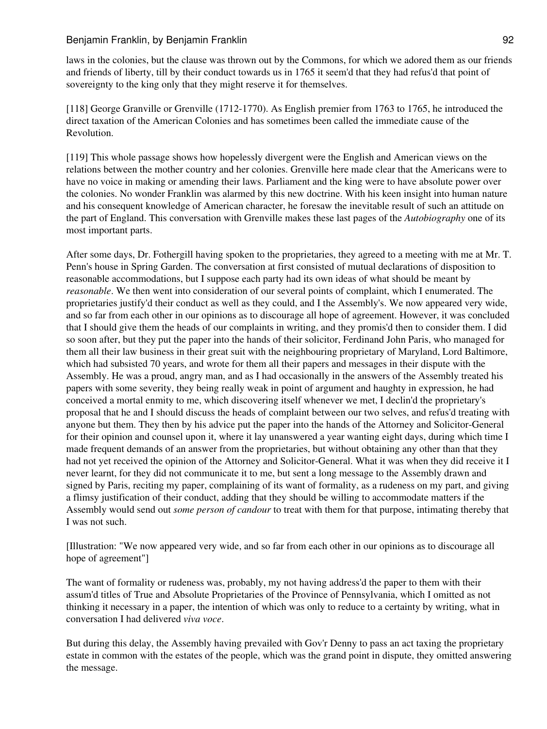laws in the colonies, but the clause was thrown out by the Commons, for which we adored them as our friends and friends of liberty, till by their conduct towards us in 1765 it seem'd that they had refus'd that point of sovereignty to the king only that they might reserve it for themselves.

[118] George Granville or Grenville (1712-1770). As English premier from 1763 to 1765, he introduced the direct taxation of the American Colonies and has sometimes been called the immediate cause of the Revolution.

[119] This whole passage shows how hopelessly divergent were the English and American views on the relations between the mother country and her colonies. Grenville here made clear that the Americans were to have no voice in making or amending their laws. Parliament and the king were to have absolute power over the colonies. No wonder Franklin was alarmed by this new doctrine. With his keen insight into human nature and his consequent knowledge of American character, he foresaw the inevitable result of such an attitude on the part of England. This conversation with Grenville makes these last pages of the *Autobiography* one of its most important parts.

After some days, Dr. Fothergill having spoken to the proprietaries, they agreed to a meeting with me at Mr. T. Penn's house in Spring Garden. The conversation at first consisted of mutual declarations of disposition to reasonable accommodations, but I suppose each party had its own ideas of what should be meant by *reasonable*. We then went into consideration of our several points of complaint, which I enumerated. The proprietaries justify'd their conduct as well as they could, and I the Assembly's. We now appeared very wide, and so far from each other in our opinions as to discourage all hope of agreement. However, it was concluded that I should give them the heads of our complaints in writing, and they promis'd then to consider them. I did so soon after, but they put the paper into the hands of their solicitor, Ferdinand John Paris, who managed for them all their law business in their great suit with the neighbouring proprietary of Maryland, Lord Baltimore, which had subsisted 70 years, and wrote for them all their papers and messages in their dispute with the Assembly. He was a proud, angry man, and as I had occasionally in the answers of the Assembly treated his papers with some severity, they being really weak in point of argument and haughty in expression, he had conceived a mortal enmity to me, which discovering itself whenever we met, I declin'd the proprietary's proposal that he and I should discuss the heads of complaint between our two selves, and refus'd treating with anyone but them. They then by his advice put the paper into the hands of the Attorney and Solicitor-General for their opinion and counsel upon it, where it lay unanswered a year wanting eight days, during which time I made frequent demands of an answer from the proprietaries, but without obtaining any other than that they had not yet received the opinion of the Attorney and Solicitor-General. What it was when they did receive it I never learnt, for they did not communicate it to me, but sent a long message to the Assembly drawn and signed by Paris, reciting my paper, complaining of its want of formality, as a rudeness on my part, and giving a flimsy justification of their conduct, adding that they should be willing to accommodate matters if the Assembly would send out *some person of candour* to treat with them for that purpose, intimating thereby that I was not such.

[Illustration: "We now appeared very wide, and so far from each other in our opinions as to discourage all hope of agreement"]

The want of formality or rudeness was, probably, my not having address'd the paper to them with their assum'd titles of True and Absolute Proprietaries of the Province of Pennsylvania, which I omitted as not thinking it necessary in a paper, the intention of which was only to reduce to a certainty by writing, what in conversation I had delivered *viva voce*.

But during this delay, the Assembly having prevailed with Gov'r Denny to pass an act taxing the proprietary estate in common with the estates of the people, which was the grand point in dispute, they omitted answering the message.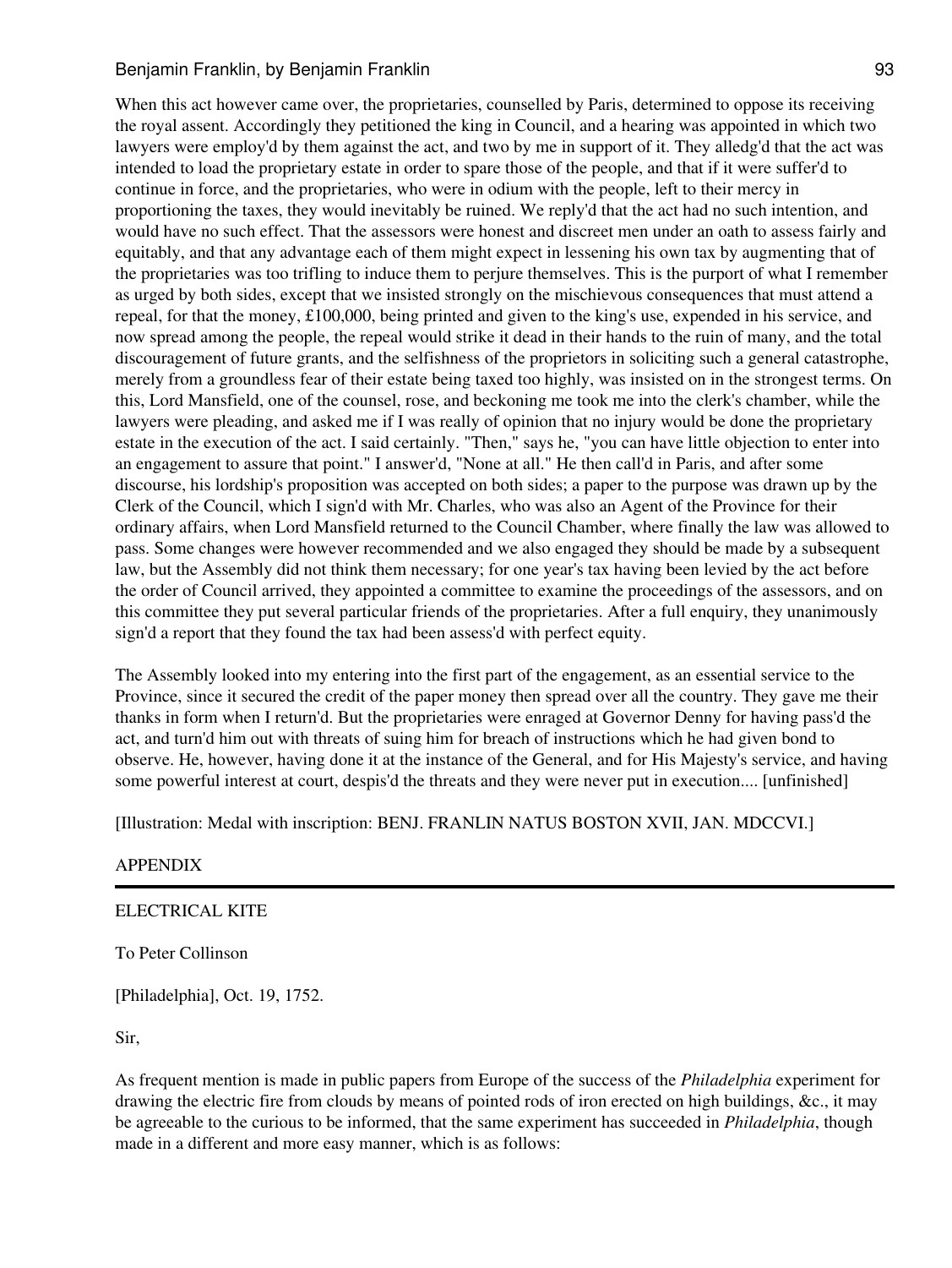When this act however came over, the proprietaries, counselled by Paris, determined to oppose its receiving the royal assent. Accordingly they petitioned the king in Council, and a hearing was appointed in which two lawyers were employ'd by them against the act, and two by me in support of it. They alledg'd that the act was intended to load the proprietary estate in order to spare those of the people, and that if it were suffer'd to continue in force, and the proprietaries, who were in odium with the people, left to their mercy in proportioning the taxes, they would inevitably be ruined. We reply'd that the act had no such intention, and would have no such effect. That the assessors were honest and discreet men under an oath to assess fairly and equitably, and that any advantage each of them might expect in lessening his own tax by augmenting that of the proprietaries was too trifling to induce them to perjure themselves. This is the purport of what I remember as urged by both sides, except that we insisted strongly on the mischievous consequences that must attend a repeal, for that the money, £100,000, being printed and given to the king's use, expended in his service, and now spread among the people, the repeal would strike it dead in their hands to the ruin of many, and the total discouragement of future grants, and the selfishness of the proprietors in soliciting such a general catastrophe, merely from a groundless fear of their estate being taxed too highly, was insisted on in the strongest terms. On this, Lord Mansfield, one of the counsel, rose, and beckoning me took me into the clerk's chamber, while the lawyers were pleading, and asked me if I was really of opinion that no injury would be done the proprietary estate in the execution of the act. I said certainly. "Then," says he, "you can have little objection to enter into an engagement to assure that point." I answer'd, "None at all." He then call'd in Paris, and after some discourse, his lordship's proposition was accepted on both sides; a paper to the purpose was drawn up by the Clerk of the Council, which I sign'd with Mr. Charles, who was also an Agent of the Province for their ordinary affairs, when Lord Mansfield returned to the Council Chamber, where finally the law was allowed to pass. Some changes were however recommended and we also engaged they should be made by a subsequent law, but the Assembly did not think them necessary; for one year's tax having been levied by the act before the order of Council arrived, they appointed a committee to examine the proceedings of the assessors, and on this committee they put several particular friends of the proprietaries. After a full enquiry, they unanimously sign'd a report that they found the tax had been assess'd with perfect equity.

The Assembly looked into my entering into the first part of the engagement, as an essential service to the Province, since it secured the credit of the paper money then spread over all the country. They gave me their thanks in form when I return'd. But the proprietaries were enraged at Governor Denny for having pass'd the act, and turn'd him out with threats of suing him for breach of instructions which he had given bond to observe. He, however, having done it at the instance of the General, and for His Majesty's service, and having some powerful interest at court, despis'd the threats and they were never put in execution.... [unfinished]

[Illustration: Medal with inscription: BENJ. FRANLIN NATUS BOSTON XVII, JAN. MDCCVI.]

## APPENDIX

---

### ELECTRICAL KITE

To Peter Collinson

[Philadelphia], Oct. 19, 1752.

Sir,

As frequent mention is made in public papers from Europe of the success of the *Philadelphia* experiment for drawing the electric fire from clouds by means of pointed rods of iron erected on high buildings, &c., it may be agreeable to the curious to be informed, that the same experiment has succeeded in *Philadelphia*, though made in a different and more easy manner, which is as follows: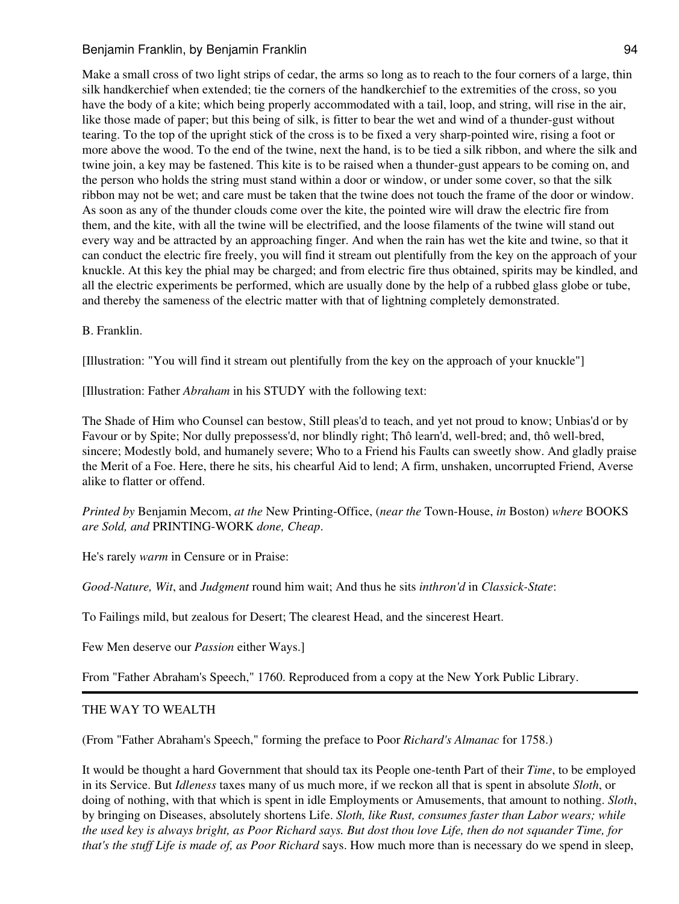Make a small cross of two light strips of cedar, the arms so long as to reach to the four corners of a large, thin silk handkerchief when extended; tie the corners of the handkerchief to the extremities of the cross, so you have the body of a kite; which being properly accommodated with a tail, loop, and string, will rise in the air, like those made of paper; but this being of silk, is fitter to bear the wet and wind of a thunder-gust without tearing. To the top of the upright stick of the cross is to be fixed a very sharp-pointed wire, rising a foot or more above the wood. To the end of the twine, next the hand, is to be tied a silk ribbon, and where the silk and twine join, a key may be fastened. This kite is to be raised when a thunder-gust appears to be coming on, and the person who holds the string must stand within a door or window, or under some cover, so that the silk ribbon may not be wet; and care must be taken that the twine does not touch the frame of the door or window. As soon as any of the thunder clouds come over the kite, the pointed wire will draw the electric fire from them, and the kite, with all the twine will be electrified, and the loose filaments of the twine will stand out every way and be attracted by an approaching finger. And when the rain has wet the kite and twine, so that it can conduct the electric fire freely, you will find it stream out plentifully from the key on the approach of your knuckle. At this key the phial may be charged; and from electric fire thus obtained, spirits may be kindled, and all the electric experiments be performed, which are usually done by the help of a rubbed glass globe or tube, and thereby the sameness of the electric matter with that of lightning completely demonstrated.

B. Franklin.

[Illustration: "You will find it stream out plentifully from the key on the approach of your knuckle"]

[Illustration: Father *Abraham* in his STUDY with the following text:

The Shade of Him who Counsel can bestow, Still pleas'd to teach, and yet not proud to know; Unbias'd or by Favour or by Spite; Nor dully prepossess'd, nor blindly right; Thô learn'd, well-bred; and, thô well-bred, sincere; Modestly bold, and humanely severe; Who to a Friend his Faults can sweetly show. And gladly praise the Merit of a Foe. Here, there he sits, his chearful Aid to lend; A firm, unshaken, uncorrupted Friend, Averse alike to flatter or offend.

*Printed by* Benjamin Mecom, *at the* New Printing-Office, (*near the* Town-House, *in* Boston) *where* BOOKS *are Sold, and* PRINTING-WORK *done, Cheap*.

He's rarely *warm* in Censure or in Praise:

*Good-Nature, Wit*, and *Judgment* round him wait; And thus he sits *inthron'd* in *Classick-State*:

To Failings mild, but zealous for Desert; The clearest Head, and the sincerest Heart.

Few Men deserve our *Passion* either Ways.]

From "Father Abraham's Speech," 1760. Reproduced from a copy at the New York Public Library.

---

## THE WAY TO WEALTH

(From "Father Abraham's Speech," forming the preface to Poor *Richard's Almanac* for 1758.)

It would be thought a hard Government that should tax its People one-tenth Part of their *Time*, to be employed in its Service. But *Idleness* taxes many of us much more, if we reckon all that is spent in absolute *Sloth*, or doing of nothing, with that which is spent in idle Employments or Amusements, that amount to nothing. *Sloth*, by bringing on Diseases, absolutely shortens Life. *Sloth, like Rust, consumes faster than Labor wears; while the used key is always bright, as Poor Richard says. But dost thou love Life, then do not squander Time, for that's the stuff Life is made of, as Poor Richard* says. How much more than is necessary do we spend in sleep,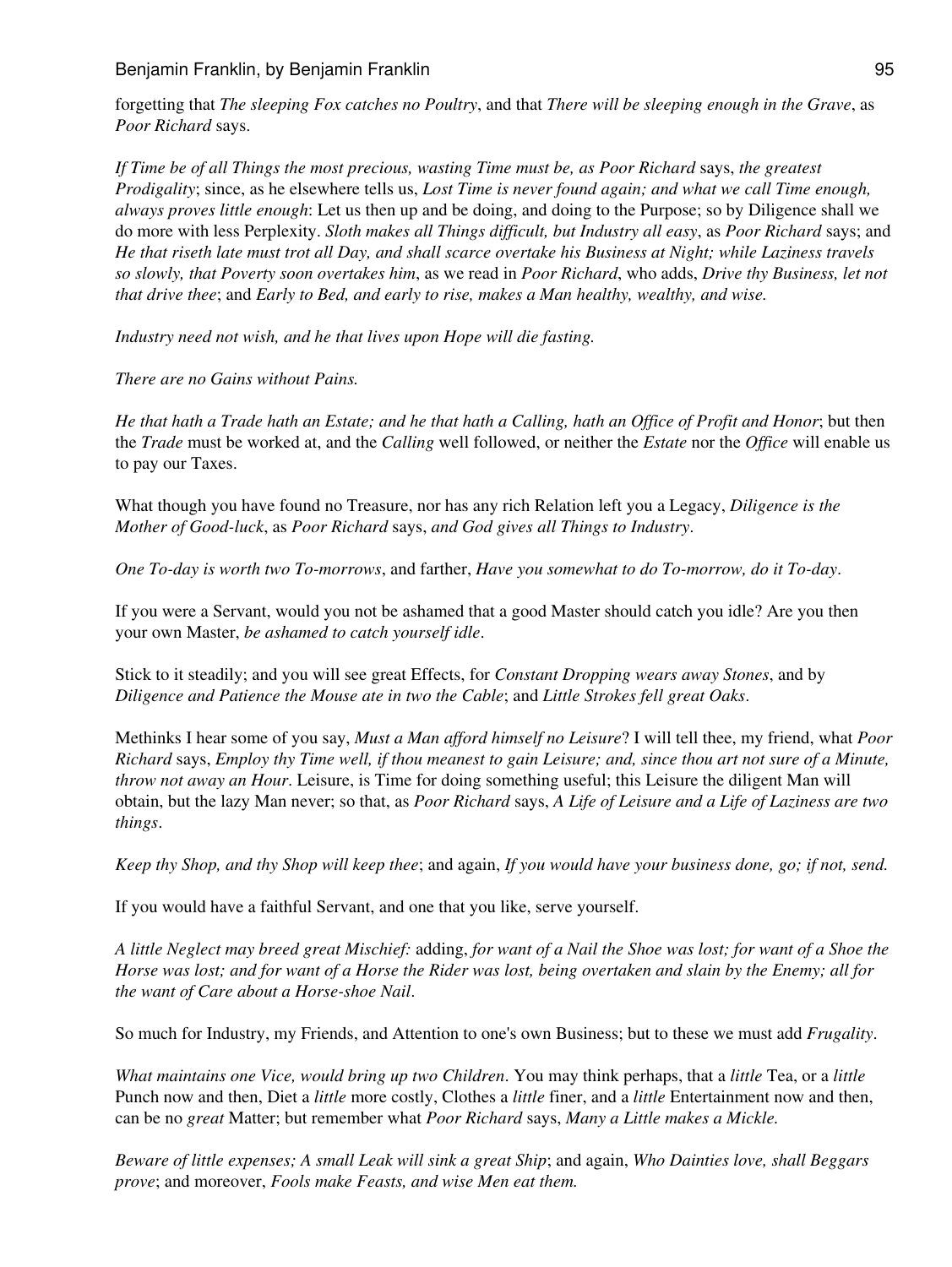forgetting that *The sleeping Fox catches no Poultry*, and that *There will be sleeping enough in the Grave*, as *Poor Richard* says.

*If Time be of all Things the most precious, wasting Time must be, as Poor Richard* says, *the greatest Prodigality*; since, as he elsewhere tells us, *Lost Time is never found again; and what we call Time enough, always proves little enough*: Let us then up and be doing, and doing to the Purpose; so by Diligence shall we do more with less Perplexity. *Sloth makes all Things difficult, but Industry all easy*, as *Poor Richard* says; and *He that riseth late must trot all Day, and shall scarce overtake his Business at Night; while Laziness travels so slowly, that Poverty soon overtakes him*, as we read in *Poor Richard*, who adds, *Drive thy Business, let not that drive thee*; and *Early to Bed, and early to rise, makes a Man healthy, wealthy, and wise.*

*Industry need not wish, and he that lives upon Hope will die fasting.*

*There are no Gains without Pains.*

*He that hath a Trade hath an Estate; and he that hath a Calling, hath an Office of Profit and Honor*; but then the *Trade* must be worked at, and the *Calling* well followed, or neither the *Estate* nor the *Office* will enable us to pay our Taxes.

What though you have found no Treasure, nor has any rich Relation left you a Legacy, *Diligence is the Mother of Good-luck*, as *Poor Richard* says, *and God gives all Things to Industry*.

*One To-day is worth two To-morrows*, and farther, *Have you somewhat to do To-morrow, do it To-day*.

If you were a Servant, would you not be ashamed that a good Master should catch you idle? Are you then your own Master, *be ashamed to catch yourself idle*.

Stick to it steadily; and you will see great Effects, for *Constant Dropping wears away Stones*, and by *Diligence and Patience the Mouse ate in two the Cable*; and *Little Strokes fell great Oaks*.

Methinks I hear some of you say, *Must a Man afford himself no Leisure*? I will tell thee, my friend, what *Poor Richard* says, *Employ thy Time well, if thou meanest to gain Leisure; and, since thou art not sure of a Minute, throw not away an Hour*. Leisure, is Time for doing something useful; this Leisure the diligent Man will obtain, but the lazy Man never; so that, as *Poor Richard* says, *A Life of Leisure and a Life of Laziness are two things*.

*Keep thy Shop, and thy Shop will keep thee*; and again, *If you would have your business done, go; if not, send.*

If you would have a faithful Servant, and one that you like, serve yourself.

*A little Neglect may breed great Mischief:* adding, *for want of a Nail the Shoe was lost; for want of a Shoe the Horse was lost; and for want of a Horse the Rider was lost, being overtaken and slain by the Enemy; all for the want of Care about a Horse-shoe Nail*.

So much for Industry, my Friends, and Attention to one's own Business; but to these we must add *Frugality*.

*What maintains one Vice, would bring up two Children*. You may think perhaps, that a *little* Tea, or a *little* Punch now and then, Diet a *little* more costly, Clothes a *little* finer, and a *little* Entertainment now and then, can be no *great* Matter; but remember what *Poor Richard* says, *Many a Little makes a Mickle.*

*Beware of little expenses; A small Leak will sink a great Ship*; and again, *Who Dainties love, shall Beggars prove*; and moreover, *Fools make Feasts, and wise Men eat them.*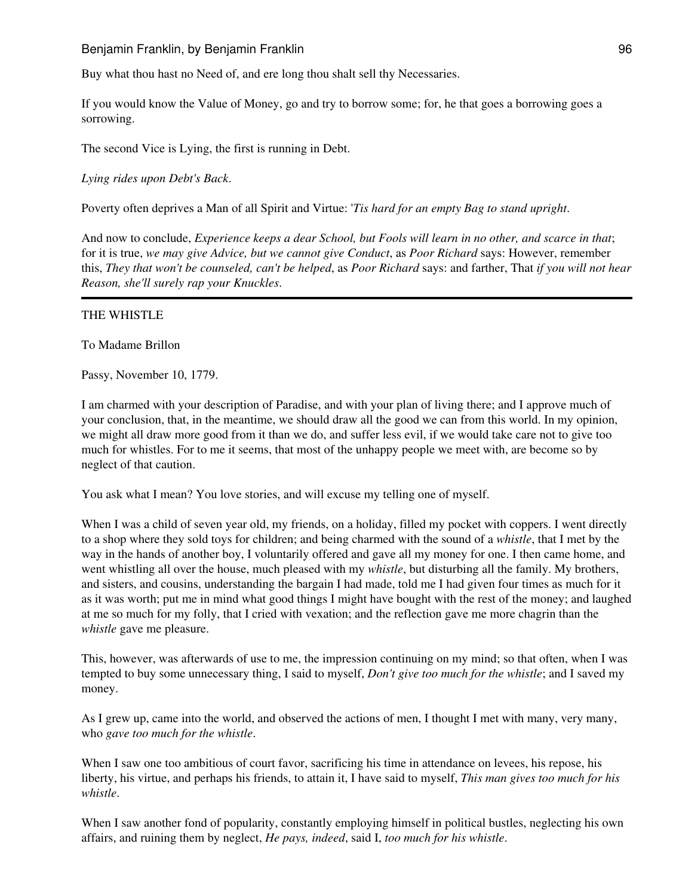Buy what thou hast no Need of, and ere long thou shalt sell thy Necessaries.

If you would know the Value of Money, go and try to borrow some; for, he that goes a borrowing goes a sorrowing.

The second Vice is Lying, the first is running in Debt.

*Lying rides upon Debt's Back*.

Poverty often deprives a Man of all Spirit and Virtue: '*Tis hard for an empty Bag to stand upright*.

And now to conclude, *Experience keeps a dear School, but Fools will learn in no other, and scarce in that*; for it is true, *we may give Advice, but we cannot give Conduct*, as *Poor Richard* says: However, remember this, *They that won't be counseled, can't be helped*, as *Poor Richard* says: and farther, That *if you will not hear Reason, she'll surely rap your Knuckles*.

---

THE WHISTLE

To Madame Brillon

Passy, November 10, 1779.

I am charmed with your description of Paradise, and with your plan of living there; and I approve much of your conclusion, that, in the meantime, we should draw all the good we can from this world. In my opinion, we might all draw more good from it than we do, and suffer less evil, if we would take care not to give too much for whistles. For to me it seems, that most of the unhappy people we meet with, are become so by neglect of that caution.

You ask what I mean? You love stories, and will excuse my telling one of myself.

When I was a child of seven year old, my friends, on a holiday, filled my pocket with coppers. I went directly to a shop where they sold toys for children; and being charmed with the sound of a *whistle*, that I met by the way in the hands of another boy, I voluntarily offered and gave all my money for one. I then came home, and went whistling all over the house, much pleased with my *whistle*, but disturbing all the family. My brothers, and sisters, and cousins, understanding the bargain I had made, told me I had given four times as much for it as it was worth; put me in mind what good things I might have bought with the rest of the money; and laughed at me so much for my folly, that I cried with vexation; and the reflection gave me more chagrin than the *whistle* gave me pleasure.

This, however, was afterwards of use to me, the impression continuing on my mind; so that often, when I was tempted to buy some unnecessary thing, I said to myself, *Don't give too much for the whistle*; and I saved my money.

As I grew up, came into the world, and observed the actions of men, I thought I met with many, very many, who *gave too much for the whistle*.

When I saw one too ambitious of court favor, sacrificing his time in attendance on levees, his repose, his liberty, his virtue, and perhaps his friends, to attain it, I have said to myself, *This man gives too much for his whistle*.

When I saw another fond of popularity, constantly employing himself in political bustles, neglecting his own affairs, and ruining them by neglect, *He pays, indeed*, said I, *too much for his whistle*.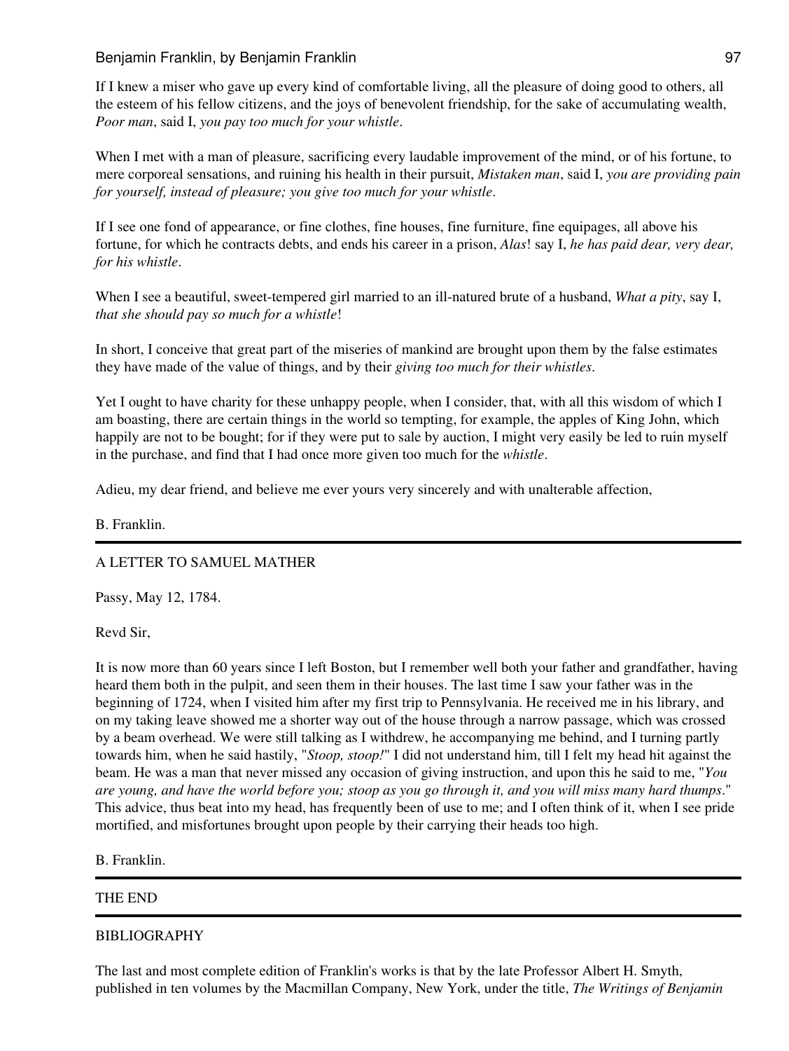If I knew a miser who gave up every kind of comfortable living, all the pleasure of doing good to others, all the esteem of his fellow citizens, and the joys of benevolent friendship, for the sake of accumulating wealth, *Poor man*, said I, *you pay too much for your whistle*.

When I met with a man of pleasure, sacrificing every laudable improvement of the mind, or of his fortune, to mere corporeal sensations, and ruining his health in their pursuit, *Mistaken man*, said I, *you are providing pain for yourself, instead of pleasure; you give too much for your whistle*.

If I see one fond of appearance, or fine clothes, fine houses, fine furniture, fine equipages, all above his fortune, for which he contracts debts, and ends his career in a prison, *Alas*! say I, *he has paid dear, very dear, for his whistle*.

When I see a beautiful, sweet-tempered girl married to an ill-natured brute of a husband, *What a pity*, say I, *that she should pay so much for a whistle*!

In short, I conceive that great part of the miseries of mankind are brought upon them by the false estimates they have made of the value of things, and by their *giving too much for their whistles*.

Yet I ought to have charity for these unhappy people, when I consider, that, with all this wisdom of which I am boasting, there are certain things in the world so tempting, for example, the apples of King John, which happily are not to be bought; for if they were put to sale by auction, I might very easily be led to ruin myself in the purchase, and find that I had once more given too much for the *whistle*.

Adieu, my dear friend, and believe me ever yours very sincerely and with unalterable affection,

B. Franklin.

---

## A LETTER TO SAMUEL MATHER

Passy, May 12, 1784.

Revd Sir,

It is now more than 60 years since I left Boston, but I remember well both your father and grandfather, having heard them both in the pulpit, and seen them in their houses. The last time I saw your father was in the beginning of 1724, when I visited him after my first trip to Pennsylvania. He received me in his library, and on my taking leave showed me a shorter way out of the house through a narrow passage, which was crossed by a beam overhead. We were still talking as I withdrew, he accompanying me behind, and I turning partly towards him, when he said hastily, "*Stoop, stoop!*" I did not understand him, till I felt my head hit against the beam. He was a man that never missed any occasion of giving instruction, and upon this he said to me, "*You are young, and have the world before you; stoop as you go through it, and you will miss many hard thumps*." This advice, thus beat into my head, has frequently been of use to me; and I often think of it, when I see pride mortified, and misfortunes brought upon people by their carrying their heads too high.

B. Franklin.

---

## THE END

---

## BIBLIOGRAPHY

The last and most complete edition of Franklin's works is that by the late Professor Albert H. Smyth, published in ten volumes by the Macmillan Company, New York, under the title, *The Writings of Benjamin*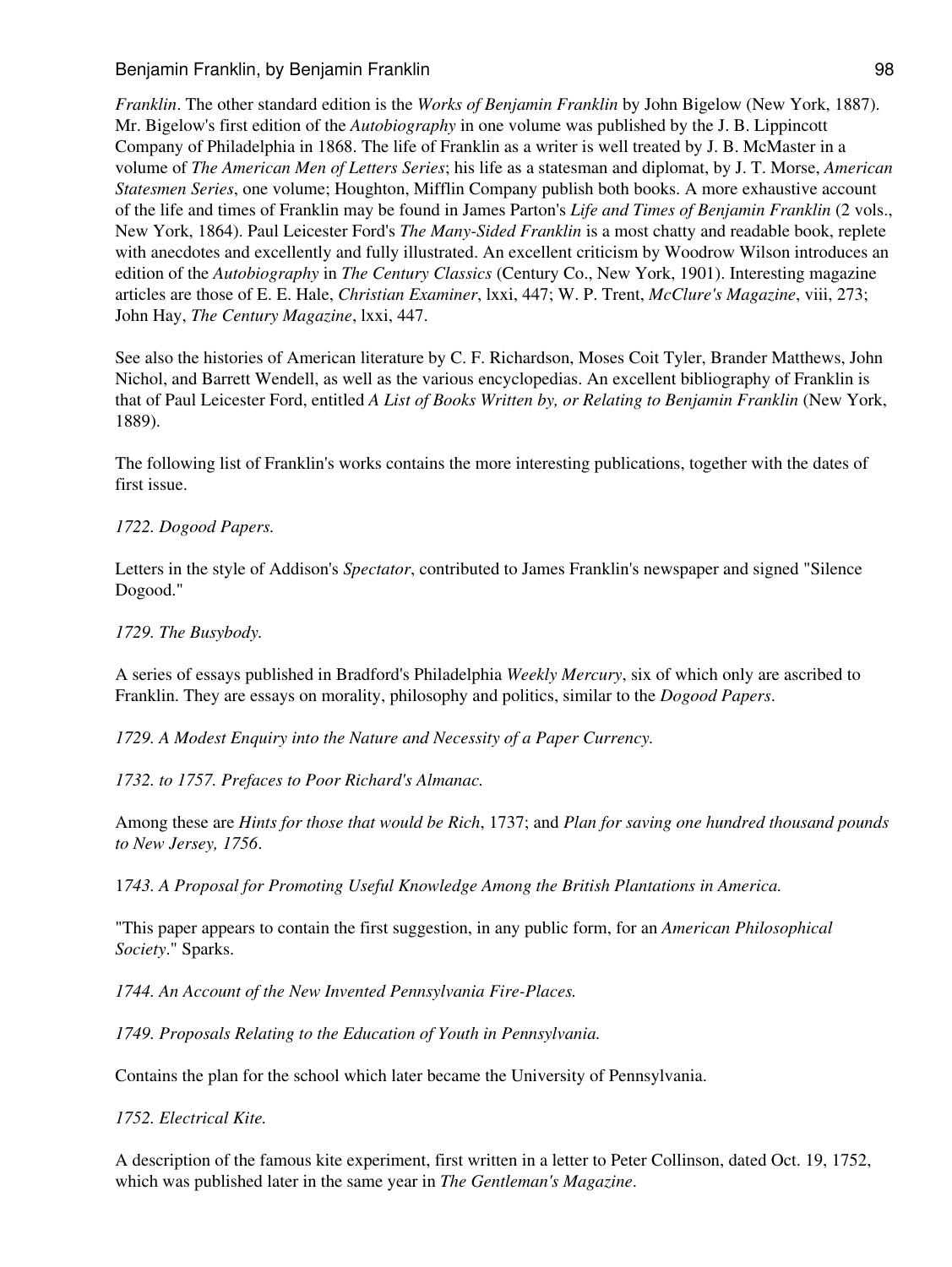*Franklin*. The other standard edition is the *Works of Benjamin Franklin* by John Bigelow (New York, 1887). Mr. Bigelow's first edition of the *Autobiography* in one volume was published by the J. B. Lippincott Company of Philadelphia in 1868. The life of Franklin as a writer is well treated by J. B. McMaster in a volume of *The American Men of Letters Series*; his life as a statesman and diplomat, by J. T. Morse, *American Statesmen Series*, one volume; Houghton, Mifflin Company publish both books. A more exhaustive account of the life and times of Franklin may be found in James Parton's *Life and Times of Benjamin Franklin* (2 vols., New York, 1864). Paul Leicester Ford's *The Many-Sided Franklin* is a most chatty and readable book, replete with anecdotes and excellently and fully illustrated. An excellent criticism by Woodrow Wilson introduces an edition of the *Autobiography* in *The Century Classics* (Century Co., New York, 1901). Interesting magazine articles are those of E. E. Hale, *Christian Examiner*, lxxi, 447; W. P. Trent, *McClure's Magazine*, viii, 273; John Hay, *The Century Magazine*, lxxi, 447.

See also the histories of American literature by C. F. Richardson, Moses Coit Tyler, Brander Matthews, John Nichol, and Barrett Wendell, as well as the various encyclopedias. An excellent bibliography of Franklin is that of Paul Leicester Ford, entitled *A List of Books Written by, or Relating to Benjamin Franklin* (New York, 1889).

The following list of Franklin's works contains the more interesting publications, together with the dates of first issue.

*1722. Dogood Papers.*

Letters in the style of Addison's *Spectator*, contributed to James Franklin's newspaper and signed "Silence Dogood."

*1729. The Busybody.*

A series of essays published in Bradford's Philadelphia *Weekly Mercury*, six of which only are ascribed to Franklin. They are essays on morality, philosophy and politics, similar to the *Dogood Papers*.

*1729. A Modest Enquiry into the Nature and Necessity of a Paper Currency.*

*1732. to 1757. Prefaces to Poor Richard's Almanac.*

Among these are *Hints for those that would be Rich*, 1737; and *Plan for saving one hundred thousand pounds to New Jersey, 1756*.

1*743. A Proposal for Promoting Useful Knowledge Among the British Plantations in America.*

"This paper appears to contain the first suggestion, in any public form, for an *American Philosophical Society*." Sparks.

*1744. An Account of the New Invented Pennsylvania Fire-Places.*

*1749. Proposals Relating to the Education of Youth in Pennsylvania.*

Contains the plan for the school which later became the University of Pennsylvania.

*1752. Electrical Kite.*

A description of the famous kite experiment, first written in a letter to Peter Collinson, dated Oct. 19, 1752, which was published later in the same year in *The Gentleman's Magazine*.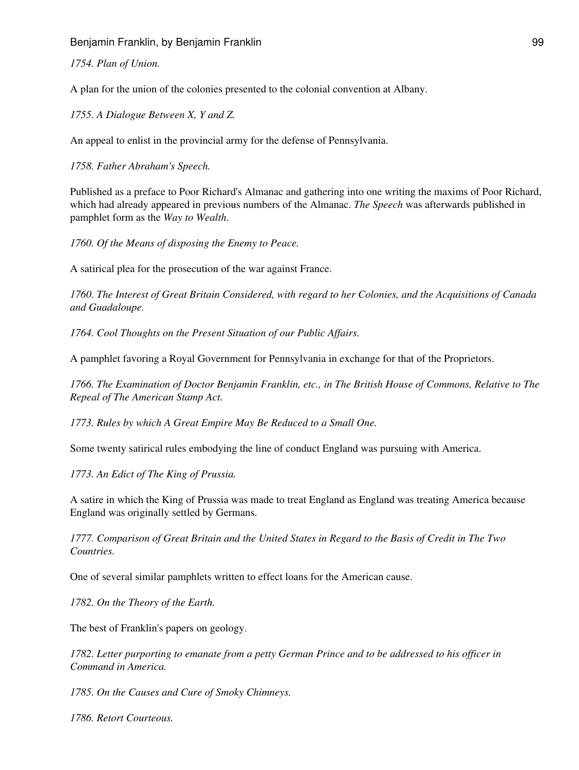*1754. Plan of Union.*

A plan for the union of the colonies presented to the colonial convention at Albany.

*1755. A Dialogue Between X, Y and Z.*

An appeal to enlist in the provincial army for the defense of Pennsylvania.

*1758. Father Abraham's Speech.*

Published as a preface to Poor Richard's Almanac and gathering into one writing the maxims of Poor Richard, which had already appeared in previous numbers of the Almanac. *The Speech* was afterwards published in pamphlet form as the *Way to Wealth*.

*1760. Of the Means of disposing the Enemy to Peace.*

A satirical plea for the prosecution of the war against France.

*1760. The Interest of Great Britain Considered, with regard to her Colonies, and the Acquisitions of Canada and Guadaloupe.*

*1764. Cool Thoughts on the Present Situation of our Public Affairs.*

A pamphlet favoring a Royal Government for Pennsylvania in exchange for that of the Proprietors.

*1766. The Examination of Doctor Benjamin Franklin, etc., in The British House of Commons, Relative to The Repeal of The American Stamp Act.*

*1773. Rules by which A Great Empire May Be Reduced to a Small One.*

Some twenty satirical rules embodying the line of conduct England was pursuing with America.

*1773. An Edict of The King of Prussia.*

A satire in which the King of Prussia was made to treat England as England was treating America because England was originally settled by Germans.

*1777. Comparison of Great Britain and the United States in Regard to the Basis of Credit in The Two Countries.*

One of several similar pamphlets written to effect loans for the American cause.

*1782. On the Theory of the Earth.*

The best of Franklin's papers on geology.

*1782. Letter purporting to emanate from a petty German Prince and to be addressed to his officer in Command in America.*

*1785. On the Causes and Cure of Smoky Chimneys.*

*1786. Retort Courteous.*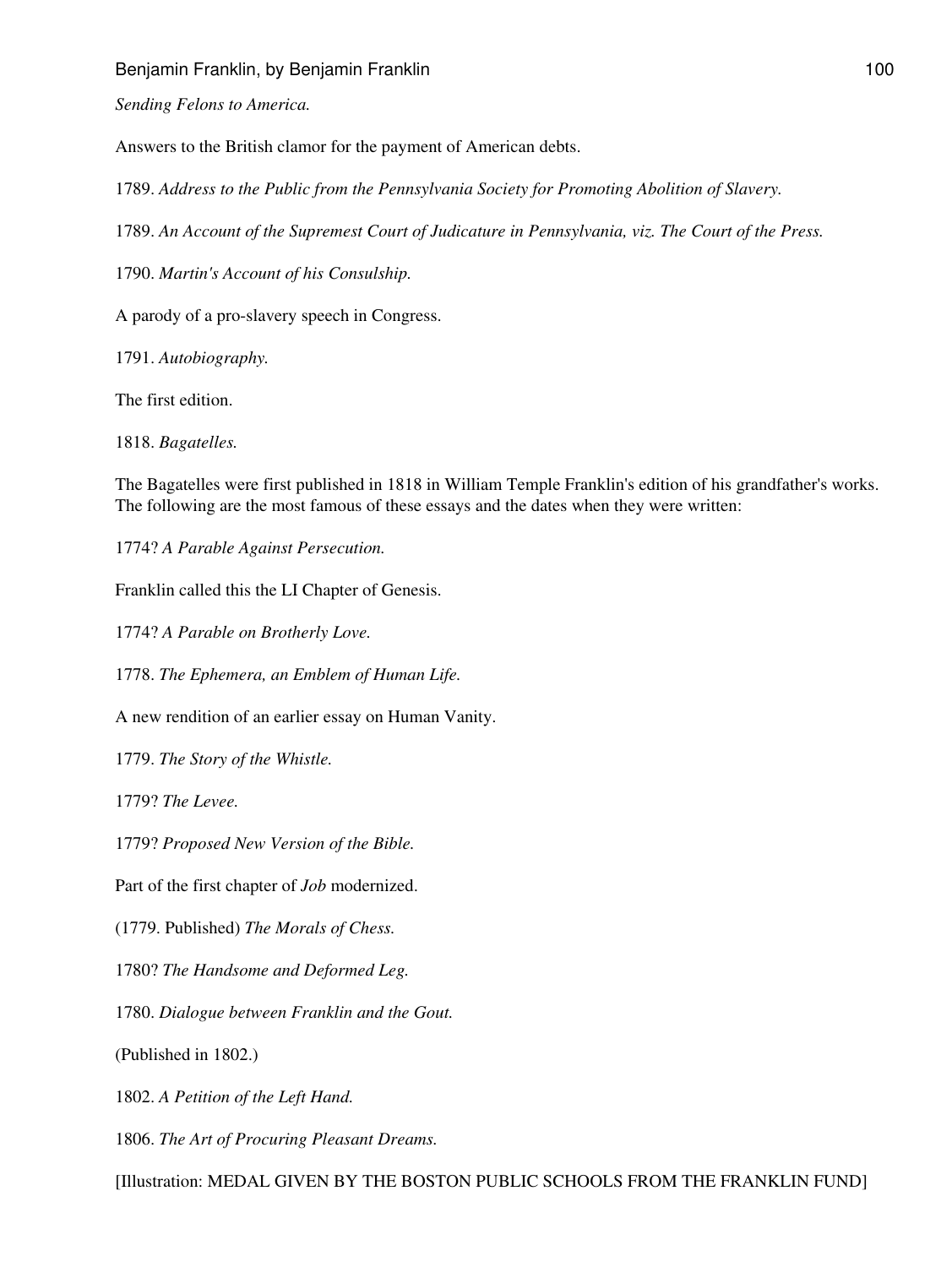*Sending Felons to America.*

Answers to the British clamor for the payment of American debts.

1789. *Address to the Public from the Pennsylvania Society for Promoting Abolition of Slavery.*

1789. *An Account of the Supremest Court of Judicature in Pennsylvania, viz. The Court of the Press.*

1790. *Martin's Account of his Consulship.*

A parody of a pro-slavery speech in Congress.

1791. *Autobiography.*

The first edition.

1818. *Bagatelles.*

The Bagatelles were first published in 1818 in William Temple Franklin's edition of his grandfather's works. The following are the most famous of these essays and the dates when they were written:

1774? *A Parable Against Persecution.*

Franklin called this the LI Chapter of Genesis.

1774? *A Parable on Brotherly Love.*

1778. *The Ephemera, an Emblem of Human Life.*

A new rendition of an earlier essay on Human Vanity.

1779. *The Story of the Whistle.*

1779? *The Levee.*

1779? *Proposed New Version of the Bible.*

Part of the first chapter of *Job* modernized.

(1779. Published) *The Morals of Chess.*

1780? *The Handsome and Deformed Leg.*

1780. *Dialogue between Franklin and the Gout.*

(Published in 1802.)

1802. *A Petition of the Left Hand.*

1806. *The Art of Procuring Pleasant Dreams.*

[Illustration: MEDAL GIVEN BY THE BOSTON PUBLIC SCHOOLS FROM THE FRANKLIN FUND]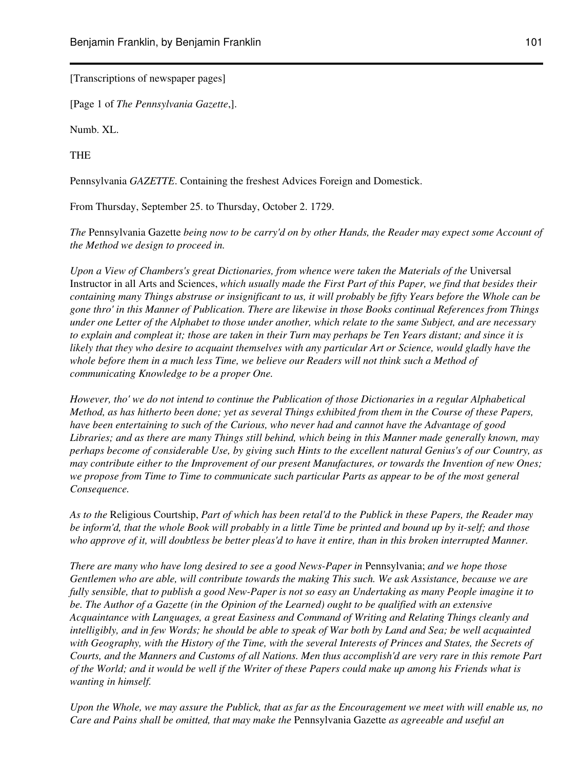[Transcriptions of newspaper pages]

[Page 1 of *The Pennsylvania Gazette*,].

Numb. XL.

THE

Pennsylvania *GAZETTE*. Containing the freshest Advices Foreign and Domestick.

From Thursday, September 25. to Thursday, October 2. 1729.

*The* Pennsylvania Gazette *being now to be carry'd on by other Hands, the Reader may expect some Account of the Method we design to proceed in.*

*Upon a View of Chambers's great Dictionaries, from whence were taken the Materials of the* Universal Instructor in all Arts and Sciences, *which usually made the First Part of this Paper, we find that besides their containing many Things abstruse or insignificant to us, it will probably be fifty Years before the Whole can be gone thro' in this Manner of Publication. There are likewise in those Books continual References from Things under one Letter of the Alphabet to those under another, which relate to the same Subject, and are necessary to explain and compleat it; those are taken in their Turn may perhaps be Ten Years distant; and since it is likely that they who desire to acquaint themselves with any particular Art or Science, would gladly have the whole before them in a much less Time, we believe our Readers will not think such a Method of communicating Knowledge to be a proper One.*

*However, tho' we do not intend to continue the Publication of those Dictionaries in a regular Alphabetical Method, as has hitherto been done; yet as several Things exhibited from them in the Course of these Papers, have been entertaining to such of the Curious, who never had and cannot have the Advantage of good Libraries; and as there are many Things still behind, which being in this Manner made generally known, may perhaps become of considerable Use, by giving such Hints to the excellent natural Genius's of our Country, as may contribute either to the Improvement of our present Manufactures, or towards the Invention of new Ones; we propose from Time to Time to communicate such particular Parts as appear to be of the most general Consequence.*

*As to the* Religious Courtship, *Part of which has been retal'd to the Publick in these Papers, the Reader may be inform'd, that the whole Book will probably in a little Time be printed and bound up by it-self; and those who approve of it, will doubtless be better pleas'd to have it entire, than in this broken interrupted Manner.*

*There are many who have long desired to see a good News-Paper in* Pennsylvania; *and we hope those Gentlemen who are able, will contribute towards the making This such. We ask Assistance, because we are fully sensible, that to publish a good New-Paper is not so easy an Undertaking as many People imagine it to be. The Author of a Gazette (in the Opinion of the Learned) ought to be qualified with an extensive Acquaintance with Languages, a great Easiness and Command of Writing and Relating Things cleanly and intelligibly, and in few Words; he should be able to speak of War both by Land and Sea; be well acquainted with Geography, with the History of the Time, with the several Interests of Princes and States, the Secrets of Courts, and the Manners and Customs of all Nations. Men thus accomplish'd are very rare in this remote Part of the World; and it would be well if the Writer of these Papers could make up among his Friends what is wanting in himself.*

*Upon the Whole, we may assure the Publick, that as far as the Encouragement we meet with will enable us, no Care and Pains shall be omitted, that may make the* Pennsylvania Gazette *as agreeable and useful an*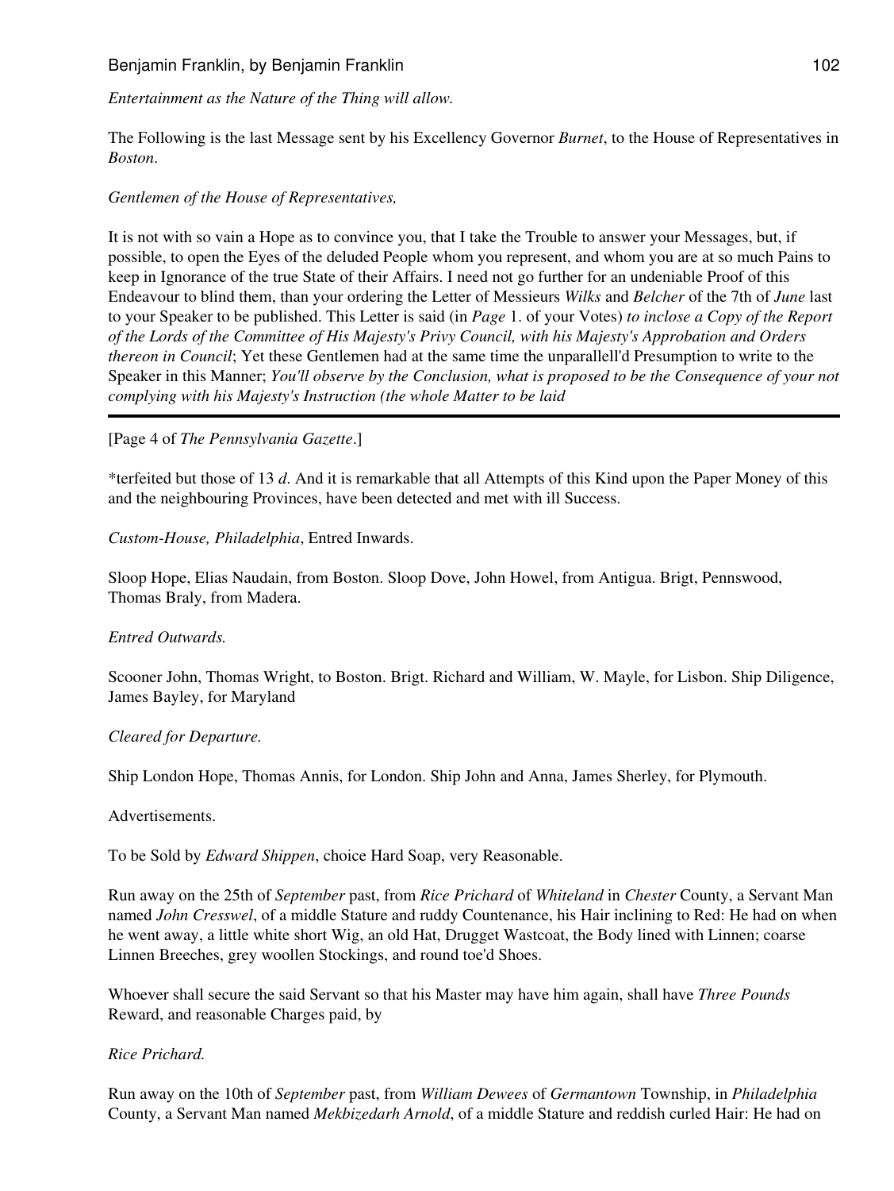*Entertainment as the Nature of the Thing will allow.*

The Following is the last Message sent by his Excellency Governor *Burnet*, to the House of Representatives in *Boston*.

*Gentlemen of the House of Representatives,*

It is not with so vain a Hope as to convince you, that I take the Trouble to answer your Messages, but, if possible, to open the Eyes of the deluded People whom you represent, and whom you are at so much Pains to keep in Ignorance of the true State of their Affairs. I need not go further for an undeniable Proof of this Endeavour to blind them, than your ordering the Letter of Messieurs *Wilks* and *Belcher* of the 7th of *June* last to your Speaker to be published. This Letter is said (in *Page* 1. of your Votes) *to inclose a Copy of the Report of the Lords of the Committee of His Majesty's Privy Council, with his Majesty's Approbation and Orders thereon in Council*; Yet these Gentlemen had at the same time the unparallell'd Presumption to write to the Speaker in this Manner; *You'll observe by the Conclusion, what is proposed to be the Consequence of your not complying with his Majesty's Instruction (the whole Matter to be laid*

---

[Page 4 of *The Pennsylvania Gazette*.]

*terfeited but those of 13 *d*. And it is remarkable that all Attempts of this Kind upon the Paper Money of this and the neighbouring Provinces, have been detected and met with ill Success.

*Custom-House, Philadelphia*, Entred Inwards.

Sloop Hope, Elias Naudain, from Boston. Sloop Dove, John Howel, from Antigua. Brigt, Pennswood, Thomas Braly, from Madera.

*Entred Outwards.*

Scooner John, Thomas Wright, to Boston. Brigt. Richard and William, W. Mayle, for Lisbon. Ship Diligence, James Bayley, for Maryland

*Cleared for Departure.*

Ship London Hope, Thomas Annis, for London. Ship John and Anna, James Sherley, for Plymouth.

Advertisements.

To be Sold by *Edward Shippen*, choice Hard Soap, very Reasonable.

Run away on the 25th of *September* past, from *Rice Prichard* of *Whiteland* in *Chester* County, a Servant Man named *John Cresswel*, of a middle Stature and ruddy Countenance, his Hair inclining to Red: He had on when he went away, a little white short Wig, an old Hat, Drugget Wastcoat, the Body lined with Linnen; coarse Linnen Breeches, grey woollen Stockings, and round toe'd Shoes.

Whoever shall secure the said Servant so that his Master may have him again, shall have *Three Pounds* Reward, and reasonable Charges paid, by

*Rice Prichard.*

Run away on the 10th of *September* past, from *William Dewees* of *Germantown* Township, in *Philadelphia* County, a Servant Man named *Mekbizedarh Arnold*, of a middle Stature and reddish curled Hair: He had on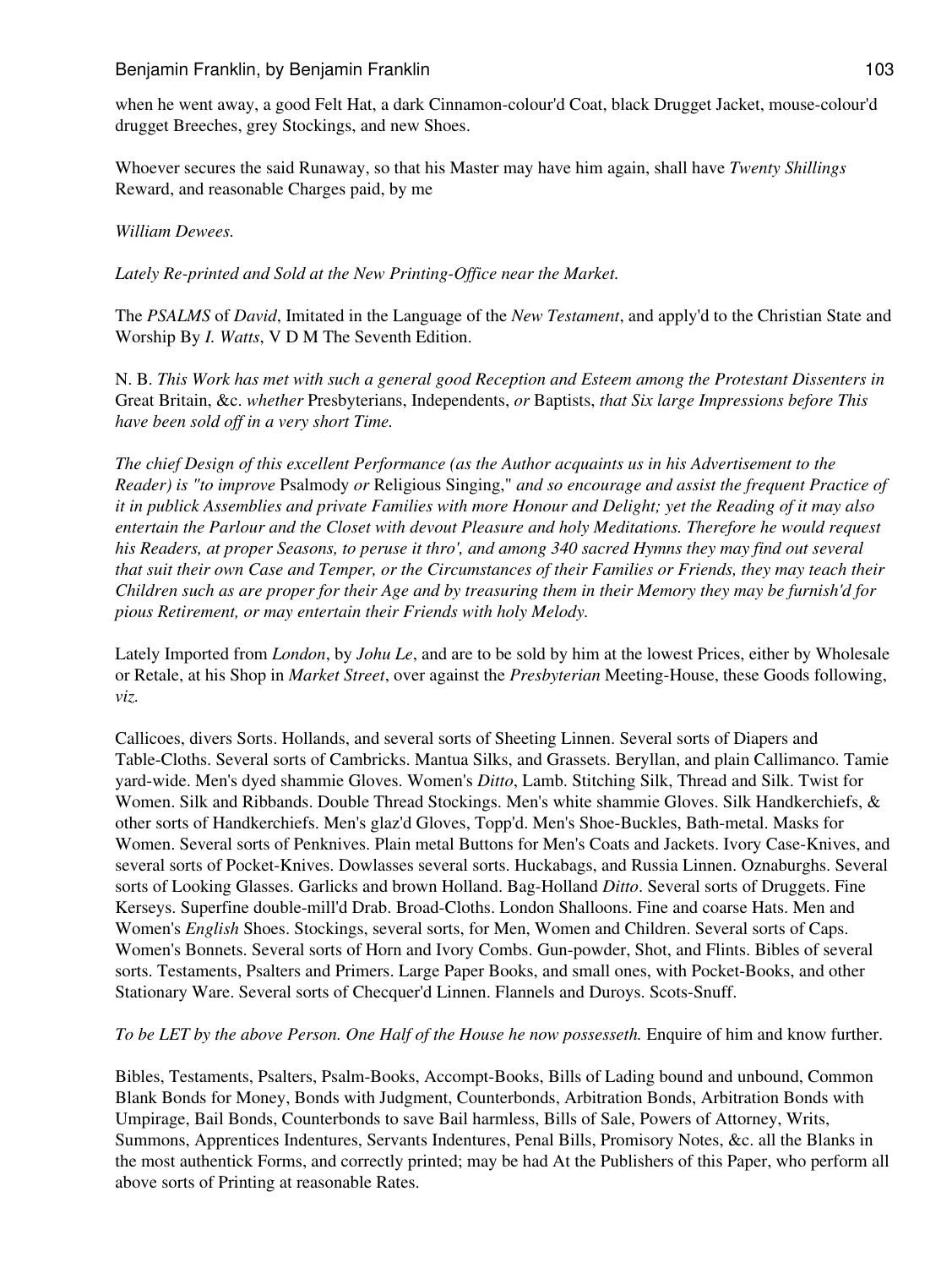when he went away, a good Felt Hat, a dark Cinnamon-colour'd Coat, black Drugget Jacket, mouse-colour'd drugget Breeches, grey Stockings, and new Shoes.

Whoever secures the said Runaway, so that his Master may have him again, shall have *Twenty Shillings* Reward, and reasonable Charges paid, by me

*William Dewees.*

*Lately Re-printed and Sold at the New Printing-Office near the Market.*

The *PSALMS* of *David*, Imitated in the Language of the *New Testament*, and apply'd to the Christian State and Worship By *I. Watts*, V D M The Seventh Edition.

N. B. *This Work has met with such a general good Reception and Esteem among the Protestant Dissenters in* Great Britain, &c. *whether* Presbyterians, Independents, *or* Baptists, *that Six large Impressions before This have been sold off in a very short Time.*

*The chief Design of this excellent Performance (as the Author acquaints us in his Advertisement to the Reader) is "to improve* Psalmody *or* Religious Singing," *and so encourage and assist the frequent Practice of it in publick Assemblies and private Families with more Honour and Delight; yet the Reading of it may also entertain the Parlour and the Closet with devout Pleasure and holy Meditations. Therefore he would request his Readers, at proper Seasons, to peruse it thro', and among 340 sacred Hymns they may find out several that suit their own Case and Temper, or the Circumstances of their Families or Friends, they may teach their Children such as are proper for their Age and by treasuring them in their Memory they may be furnish'd for pious Retirement, or may entertain their Friends with holy Melody.*

Lately Imported from *London*, by *Johu Le*, and are to be sold by him at the lowest Prices, either by Wholesale or Retale, at his Shop in *Market Street*, over against the *Presbyterian* Meeting-House, these Goods following, *viz.*

Callicoes, divers Sorts. Hollands, and several sorts of Sheeting Linnen. Several sorts of Diapers and Table-Cloths. Several sorts of Cambricks. Mantua Silks, and Grassets. Beryllan, and plain Callimanco. Tamie yard-wide. Men's dyed shammie Gloves. Women's *Ditto*, Lamb. Stitching Silk, Thread and Silk. Twist for Women. Silk and Ribbands. Double Thread Stockings. Men's white shammie Gloves. Silk Handkerchiefs, & other sorts of Handkerchiefs. Men's glaz'd Gloves, Topp'd. Men's Shoe-Buckles, Bath-metal. Masks for Women. Several sorts of Penknives. Plain metal Buttons for Men's Coats and Jackets. Ivory Case-Knives, and several sorts of Pocket-Knives. Dowlasses several sorts. Huckabags, and Russia Linnen. Oznaburghs. Several sorts of Looking Glasses. Garlicks and brown Holland. Bag-Holland *Ditto*. Several sorts of Druggets. Fine Kerseys. Superfine double-mill'd Drab. Broad-Cloths. London Shalloons. Fine and coarse Hats. Men and Women's *English* Shoes. Stockings, several sorts, for Men, Women and Children. Several sorts of Caps. Women's Bonnets. Several sorts of Horn and Ivory Combs. Gun-powder, Shot, and Flints. Bibles of several sorts. Testaments, Psalters and Primers. Large Paper Books, and small ones, with Pocket-Books, and other Stationary Ware. Several sorts of Checquer'd Linnen. Flannels and Duroys. Scots-Snuff.

*To be LET by the above Person. One Half of the House he now possesseth.* Enquire of him and know further.

Bibles, Testaments, Psalters, Psalm-Books, Accompt-Books, Bills of Lading bound and unbound, Common Blank Bonds for Money, Bonds with Judgment, Counterbonds, Arbitration Bonds, Arbitration Bonds with Umpirage, Bail Bonds, Counterbonds to save Bail harmless, Bills of Sale, Powers of Attorney, Writs, Summons, Apprentices Indentures, Servants Indentures, Penal Bills, Promisory Notes, &c. all the Blanks in the most authentick Forms, and correctly printed; may be had At the Publishers of this Paper, who perform all above sorts of Printing at reasonable Rates.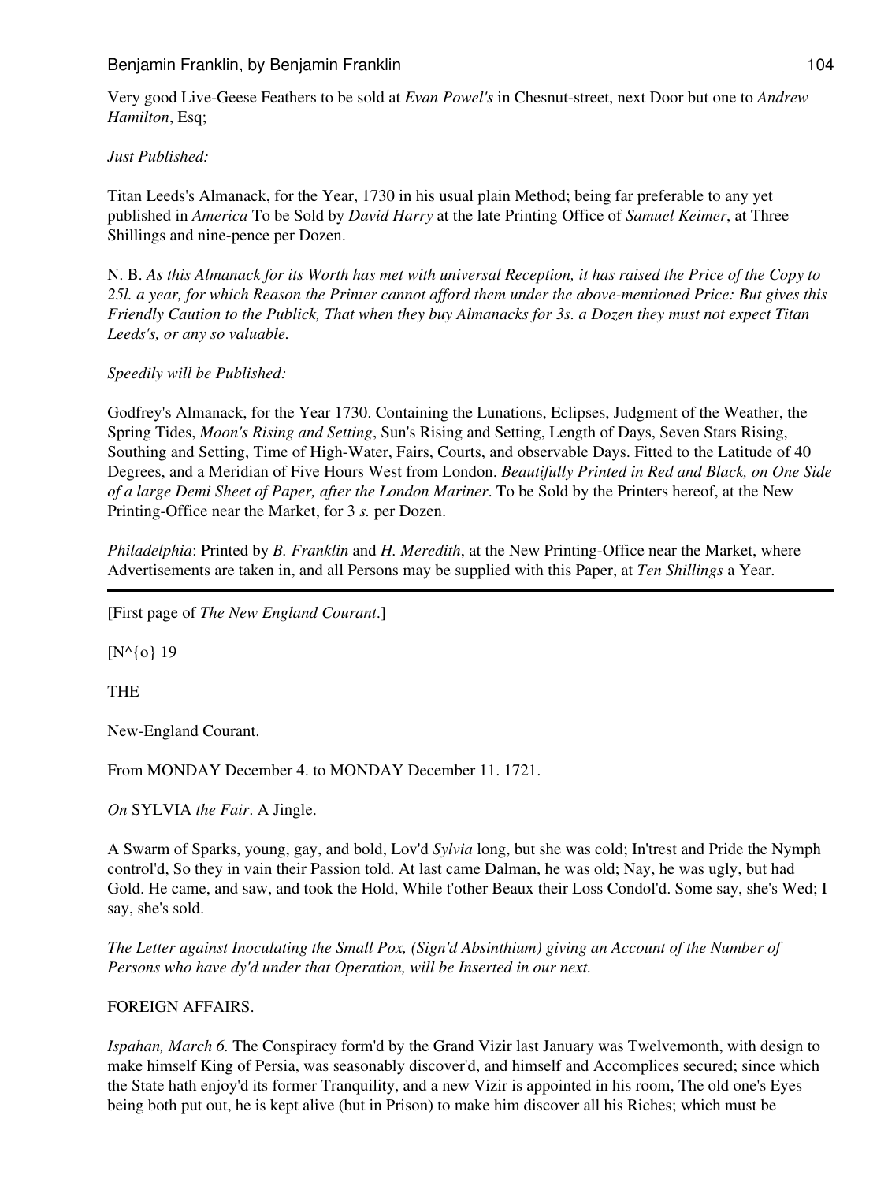Very good Live-Geese Feathers to be sold at *Evan Powel's* in Chesnut-street, next Door but one to *Andrew Hamilton*, Esq;

*Just Published:*

Titan Leeds's Almanack, for the Year, 1730 in his usual plain Method; being far preferable to any yet published in *America* To be Sold by *David Harry* at the late Printing Office of *Samuel Keimer*, at Three Shillings and nine-pence per Dozen.

N. B. *As this Almanack for its Worth has met with universal Reception, it has raised the Price of the Copy to 25l. a year, for which Reason the Printer cannot afford them under the above-mentioned Price: But gives this Friendly Caution to the Publick, That when they buy Almanacks for 3s. a Dozen they must not expect Titan Leeds's, or any so valuable.*

*Speedily will be Published:*

Godfrey's Almanack, for the Year 1730. Containing the Lunations, Eclipses, Judgment of the Weather, the Spring Tides, *Moon's Rising and Setting*, Sun's Rising and Setting, Length of Days, Seven Stars Rising, Southing and Setting, Time of High-Water, Fairs, Courts, and observable Days. Fitted to the Latitude of 40 Degrees, and a Meridian of Five Hours West from London. *Beautifully Printed in Red and Black, on One Side of a large Demi Sheet of Paper, after the London Mariner*. To be Sold by the Printers hereof, at the New Printing-Office near the Market, for 3 *s.* per Dozen.

*Philadelphia*: Printed by *B. Franklin* and *H. Meredith*, at the New Printing-Office near the Market, where Advertisements are taken in, and all Persons may be supplied with this Paper, at *Ten Shillings* a Year.

---

[First page of *The New England Courant*.]

[N^{o} 19

THE

New-England Courant.

From MONDAY December 4. to MONDAY December 11. 1721.

*On* SYLVIA *the Fair*. A Jingle.

A Swarm of Sparks, young, gay, and bold, Lov'd *Sylvia* long, but she was cold; In'trest and Pride the Nymph control'd, So they in vain their Passion told. At last came Dalman, he was old; Nay, he was ugly, but had Gold. He came, and saw, and took the Hold, While t'other Beaux their Loss Condol'd. Some say, she's Wed; I say, she's sold.

*The Letter against Inoculating the Small Pox, (Sign'd Absinthium) giving an Account of the Number of Persons who have dy'd under that Operation, will be Inserted in our next.*

FOREIGN AFFAIRS.

*Ispahan, March 6.* The Conspiracy form'd by the Grand Vizir last January was Twelvemonth, with design to make himself King of Persia, was seasonably discover'd, and himself and Accomplices secured; since which the State hath enjoy'd its former Tranquility, and a new Vizir is appointed in his room, The old one's Eyes being both put out, he is kept alive (but in Prison) to make him discover all his Riches; which must be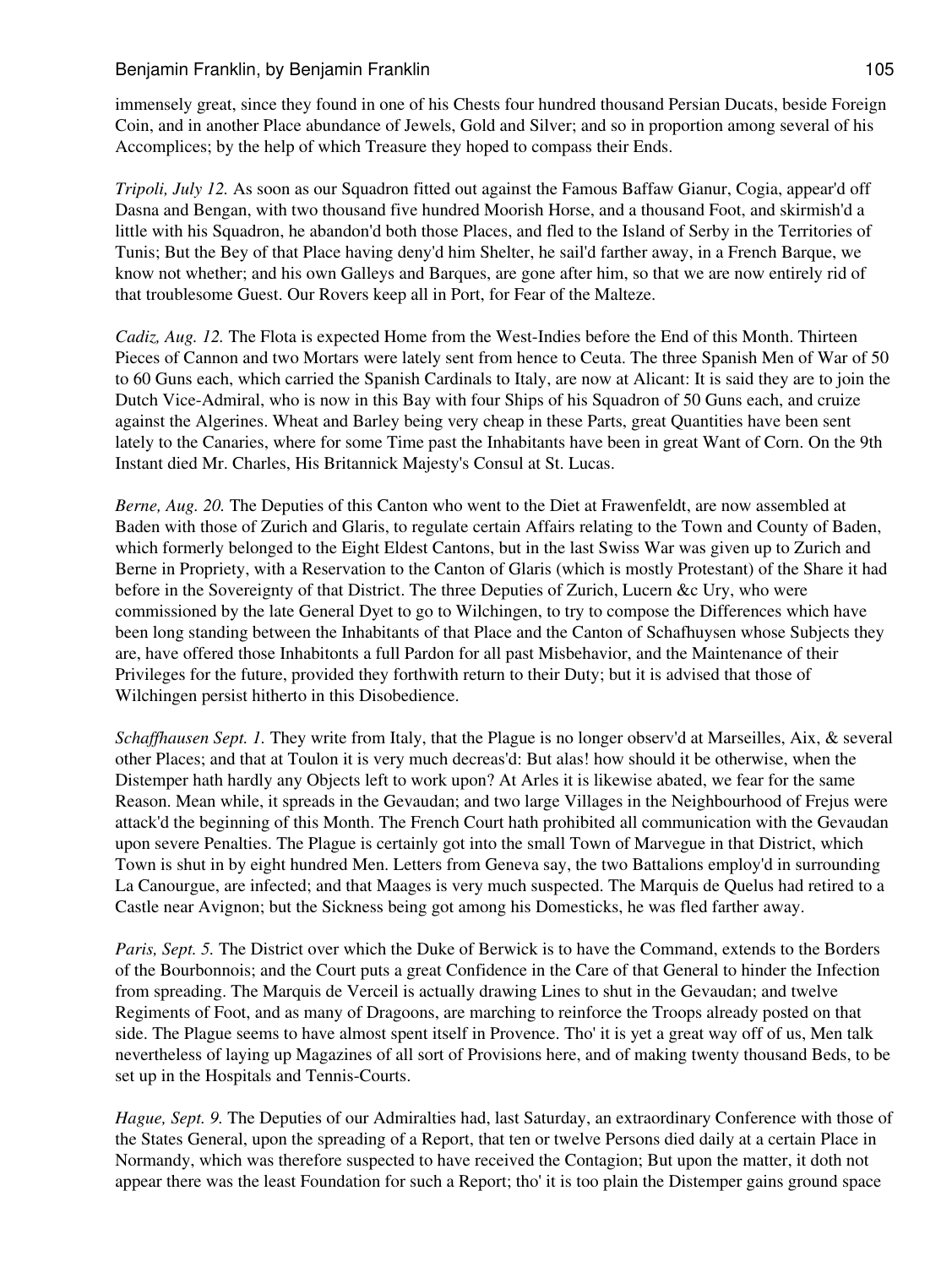immensely great, since they found in one of his Chests four hundred thousand Persian Ducats, beside Foreign Coin, and in another Place abundance of Jewels, Gold and Silver; and so in proportion among several of his Accomplices; by the help of which Treasure they hoped to compass their Ends.

*Tripoli, July 12.* As soon as our Squadron fitted out against the Famous Baffaw Gianur, Cogia, appear'd off Dasna and Bengan, with two thousand five hundred Moorish Horse, and a thousand Foot, and skirmish'd a little with his Squadron, he abandon'd both those Places, and fled to the Island of Serby in the Territories of Tunis; But the Bey of that Place having deny'd him Shelter, he sail'd farther away, in a French Barque, we know not whether; and his own Galleys and Barques, are gone after him, so that we are now entirely rid of that troublesome Guest. Our Rovers keep all in Port, for Fear of the Malteze.

*Cadiz, Aug. 12.* The Flota is expected Home from the West-Indies before the End of this Month. Thirteen Pieces of Cannon and two Mortars were lately sent from hence to Ceuta. The three Spanish Men of War of 50 to 60 Guns each, which carried the Spanish Cardinals to Italy, are now at Alicant: It is said they are to join the Dutch Vice-Admiral, who is now in this Bay with four Ships of his Squadron of 50 Guns each, and cruize against the Algerines. Wheat and Barley being very cheap in these Parts, great Quantities have been sent lately to the Canaries, where for some Time past the Inhabitants have been in great Want of Corn. On the 9th Instant died Mr. Charles, His Britannick Majesty's Consul at St. Lucas.

*Berne, Aug. 20.* The Deputies of this Canton who went to the Diet at Frawenfeldt, are now assembled at Baden with those of Zurich and Glaris, to regulate certain Affairs relating to the Town and County of Baden, which formerly belonged to the Eight Eldest Cantons, but in the last Swiss War was given up to Zurich and Berne in Propriety, with a Reservation to the Canton of Glaris (which is mostly Protestant) of the Share it had before in the Sovereignty of that District. The three Deputies of Zurich, Lucern &c Ury, who were commissioned by the late General Dyet to go to Wilchingen, to try to compose the Differences which have been long standing between the Inhabitants of that Place and the Canton of Schafhuysen whose Subjects they are, have offered those Inhabitonts a full Pardon for all past Misbehavior, and the Maintenance of their Privileges for the future, provided they forthwith return to their Duty; but it is advised that those of Wilchingen persist hitherto in this Disobedience.

*Schaffhausen Sept. 1.* They write from Italy, that the Plague is no longer observ'd at Marseilles, Aix, & several other Places; and that at Toulon it is very much decreas'd: But alas! how should it be otherwise, when the Distemper hath hardly any Objects left to work upon? At Arles it is likewise abated, we fear for the same Reason. Mean while, it spreads in the Gevaudan; and two large Villages in the Neighbourhood of Frejus were attack'd the beginning of this Month. The French Court hath prohibited all communication with the Gevaudan upon severe Penalties. The Plague is certainly got into the small Town of Marvegue in that District, which Town is shut in by eight hundred Men. Letters from Geneva say, the two Battalions employ'd in surrounding La Canourgue, are infected; and that Maages is very much suspected. The Marquis de Quelus had retired to a Castle near Avignon; but the Sickness being got among his Domesticks, he was fled farther away.

*Paris, Sept. 5.* The District over which the Duke of Berwick is to have the Command, extends to the Borders of the Bourbonnois; and the Court puts a great Confidence in the Care of that General to hinder the Infection from spreading. The Marquis de Verceil is actually drawing Lines to shut in the Gevaudan; and twelve Regiments of Foot, and as many of Dragoons, are marching to reinforce the Troops already posted on that side. The Plague seems to have almost spent itself in Provence. Tho' it is yet a great way off of us, Men talk nevertheless of laying up Magazines of all sort of Provisions here, and of making twenty thousand Beds, to be set up in the Hospitals and Tennis-Courts.

*Hague, Sept. 9.* The Deputies of our Admiralties had, last Saturday, an extraordinary Conference with those of the States General, upon the spreading of a Report, that ten or twelve Persons died daily at a certain Place in Normandy, which was therefore suspected to have received the Contagion; But upon the matter, it doth not appear there was the least Foundation for such a Report; tho' it is too plain the Distemper gains ground space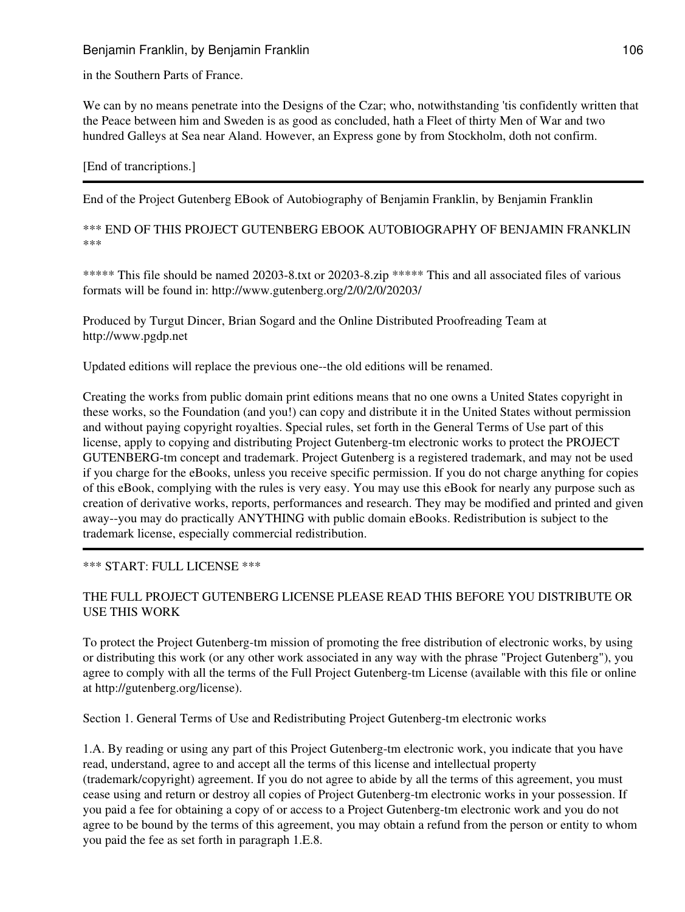in the Southern Parts of France.

We can by no means penetrate into the Designs of the Czar; who, notwithstanding 'tis confidently written that the Peace between him and Sweden is as good as concluded, hath a Fleet of thirty Men of War and two hundred Galleys at Sea near Aland. However, an Express gone by from Stockholm, doth not confirm.

[End of trancriptions.]

---

End of the Project Gutenberg EBook of Autobiography of Benjamin Franklin, by Benjamin Franklin

*** END OF THIS PROJECT GUTENBERG EBOOK AUTOBIOGRAPHY OF BENJAMIN FRANKLIN ***

***** This file should be named 20203-8.txt or 20203-8.zip ***** This and all associated files of various formats will be found in: http://www.gutenberg.org/2/0/2/0/20203/

Produced by Turgut Dincer, Brian Sogard and the Online Distributed Proofreading Team at http://www.pgdp.net

Updated editions will replace the previous one--the old editions will be renamed.

Creating the works from public domain print editions means that no one owns a United States copyright in these works, so the Foundation (and you!) can copy and distribute it in the United States without permission and without paying copyright royalties. Special rules, set forth in the General Terms of Use part of this license, apply to copying and distributing Project Gutenberg-tm electronic works to protect the PROJECT GUTENBERG-tm concept and trademark. Project Gutenberg is a registered trademark, and may not be used if you charge for the eBooks, unless you receive specific permission. If you do not charge anything for copies of this eBook, complying with the rules is very easy. You may use this eBook for nearly any purpose such as creation of derivative works, reports, performances and research. They may be modified and printed and given away--you may do practically ANYTHING with public domain eBooks. Redistribution is subject to the trademark license, especially commercial redistribution.

---

*** START: FULL LICENSE ***

THE FULL PROJECT GUTENBERG LICENSE PLEASE READ THIS BEFORE YOU DISTRIBUTE OR USE THIS WORK

To protect the Project Gutenberg-tm mission of promoting the free distribution of electronic works, by using or distributing this work (or any other work associated in any way with the phrase "Project Gutenberg"), you agree to comply with all the terms of the Full Project Gutenberg-tm License (available with this file or online at http://gutenberg.org/license).

Section 1. General Terms of Use and Redistributing Project Gutenberg-tm electronic works

1.A. By reading or using any part of this Project Gutenberg-tm electronic work, you indicate that you have read, understand, agree to and accept all the terms of this license and intellectual property (trademark/copyright) agreement. If you do not agree to abide by all the terms of this agreement, you must cease using and return or destroy all copies of Project Gutenberg-tm electronic works in your possession. If you paid a fee for obtaining a copy of or access to a Project Gutenberg-tm electronic work and you do not agree to be bound by the terms of this agreement, you may obtain a refund from the person or entity to whom you paid the fee as set forth in paragraph 1.E.8.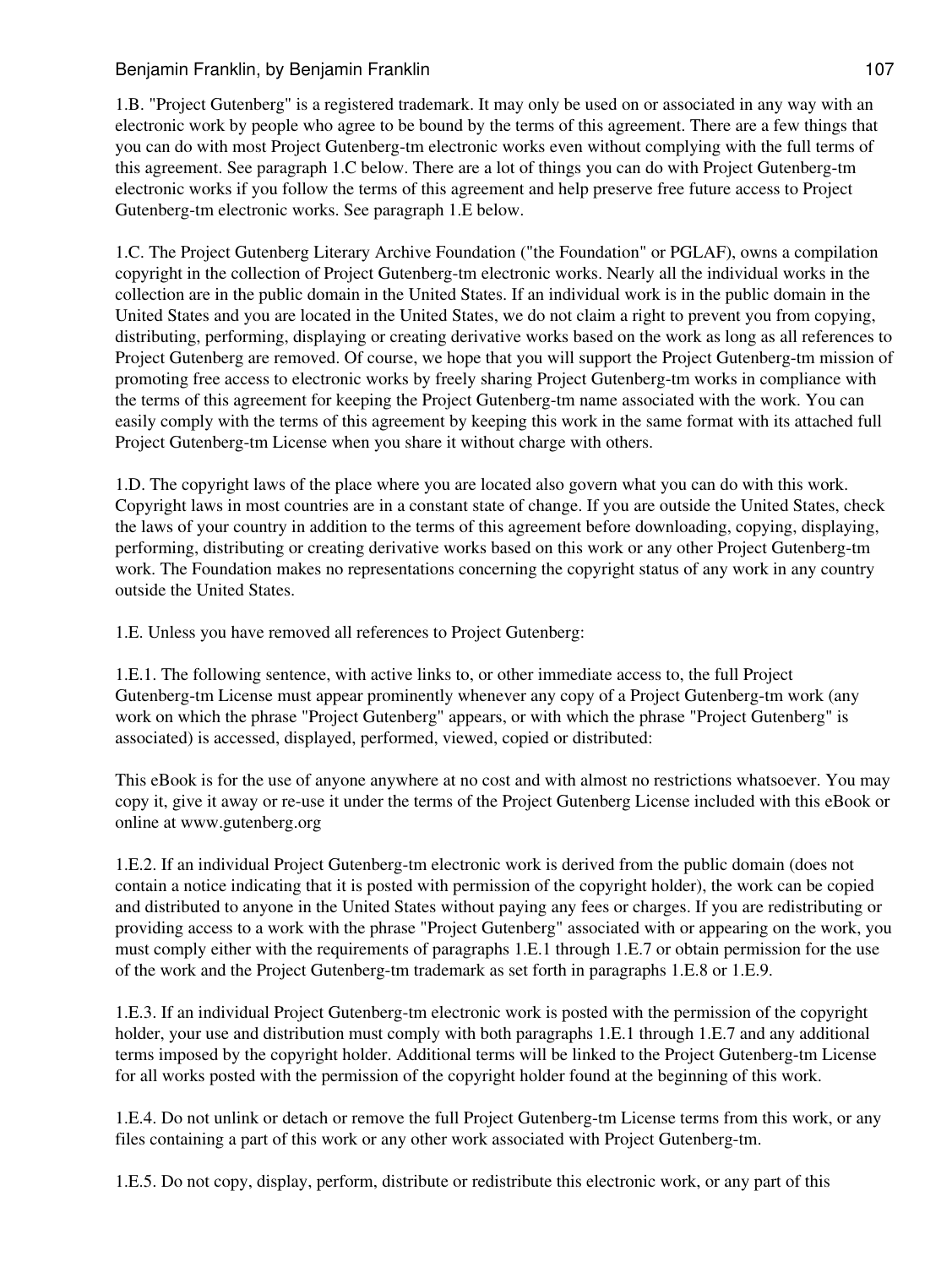1.B. "Project Gutenberg" is a registered trademark. It may only be used on or associated in any way with an electronic work by people who agree to be bound by the terms of this agreement. There are a few things that you can do with most Project Gutenberg-tm electronic works even without complying with the full terms of this agreement. See paragraph 1.C below. There are a lot of things you can do with Project Gutenberg-tm electronic works if you follow the terms of this agreement and help preserve free future access to Project Gutenberg-tm electronic works. See paragraph 1.E below.

1.C. The Project Gutenberg Literary Archive Foundation ("the Foundation" or PGLAF), owns a compilation copyright in the collection of Project Gutenberg-tm electronic works. Nearly all the individual works in the collection are in the public domain in the United States. If an individual work is in the public domain in the United States and you are located in the United States, we do not claim a right to prevent you from copying, distributing, performing, displaying or creating derivative works based on the work as long as all references to Project Gutenberg are removed. Of course, we hope that you will support the Project Gutenberg-tm mission of promoting free access to electronic works by freely sharing Project Gutenberg-tm works in compliance with the terms of this agreement for keeping the Project Gutenberg-tm name associated with the work. You can easily comply with the terms of this agreement by keeping this work in the same format with its attached full Project Gutenberg-tm License when you share it without charge with others.

1.D. The copyright laws of the place where you are located also govern what you can do with this work. Copyright laws in most countries are in a constant state of change. If you are outside the United States, check the laws of your country in addition to the terms of this agreement before downloading, copying, displaying, performing, distributing or creating derivative works based on this work or any other Project Gutenberg-tm work. The Foundation makes no representations concerning the copyright status of any work in any country outside the United States.

1.E. Unless you have removed all references to Project Gutenberg:

1.E.1. The following sentence, with active links to, or other immediate access to, the full Project Gutenberg-tm License must appear prominently whenever any copy of a Project Gutenberg-tm work (any work on which the phrase "Project Gutenberg" appears, or with which the phrase "Project Gutenberg" is associated) is accessed, displayed, performed, viewed, copied or distributed:

This eBook is for the use of anyone anywhere at no cost and with almost no restrictions whatsoever. You may copy it, give it away or re-use it under the terms of the Project Gutenberg License included with this eBook or online at www.gutenberg.org

1.E.2. If an individual Project Gutenberg-tm electronic work is derived from the public domain (does not contain a notice indicating that it is posted with permission of the copyright holder), the work can be copied and distributed to anyone in the United States without paying any fees or charges. If you are redistributing or providing access to a work with the phrase "Project Gutenberg" associated with or appearing on the work, you must comply either with the requirements of paragraphs 1.E.1 through 1.E.7 or obtain permission for the use of the work and the Project Gutenberg-tm trademark as set forth in paragraphs 1.E.8 or 1.E.9.

1.E.3. If an individual Project Gutenberg-tm electronic work is posted with the permission of the copyright holder, your use and distribution must comply with both paragraphs 1.E.1 through 1.E.7 and any additional terms imposed by the copyright holder. Additional terms will be linked to the Project Gutenberg-tm License for all works posted with the permission of the copyright holder found at the beginning of this work.

1.E.4. Do not unlink or detach or remove the full Project Gutenberg-tm License terms from this work, or any files containing a part of this work or any other work associated with Project Gutenberg-tm.

1.E.5. Do not copy, display, perform, distribute or redistribute this electronic work, or any part of this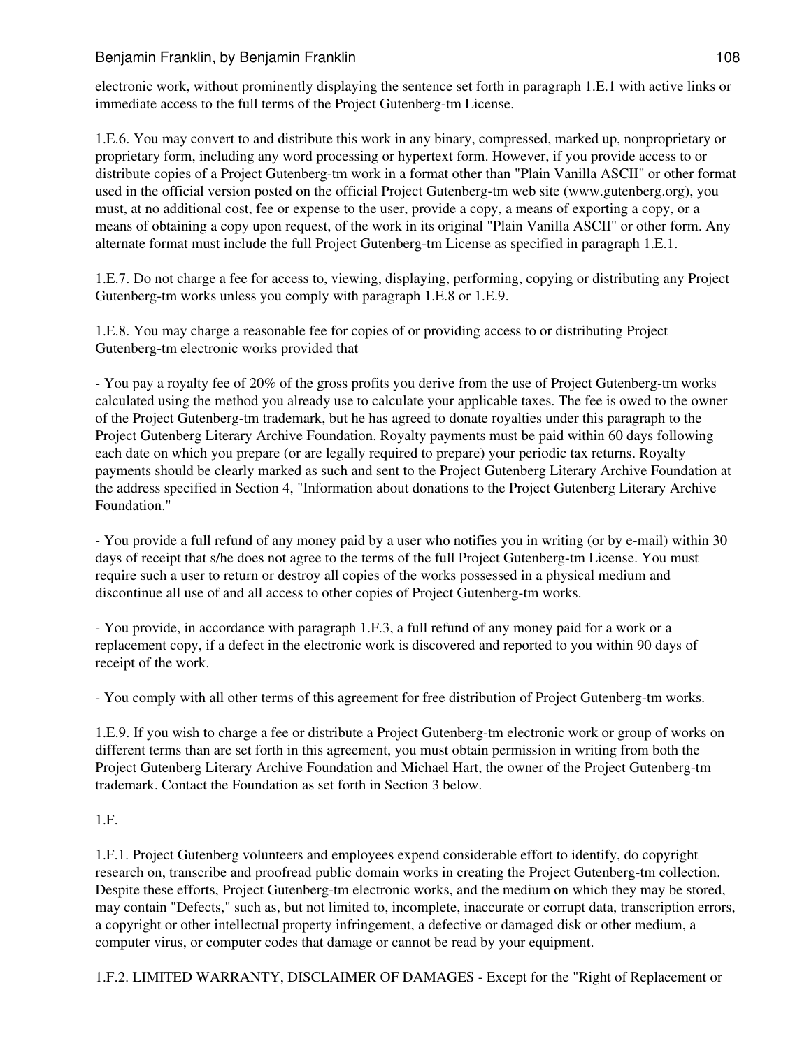electronic work, without prominently displaying the sentence set forth in paragraph 1.E.1 with active links or immediate access to the full terms of the Project Gutenberg-tm License.

1.E.6. You may convert to and distribute this work in any binary, compressed, marked up, nonproprietary or proprietary form, including any word processing or hypertext form. However, if you provide access to or distribute copies of a Project Gutenberg-tm work in a format other than "Plain Vanilla ASCII" or other format used in the official version posted on the official Project Gutenberg-tm web site (www.gutenberg.org), you must, at no additional cost, fee or expense to the user, provide a copy, a means of exporting a copy, or a means of obtaining a copy upon request, of the work in its original "Plain Vanilla ASCII" or other form. Any alternate format must include the full Project Gutenberg-tm License as specified in paragraph 1.E.1.

1.E.7. Do not charge a fee for access to, viewing, displaying, performing, copying or distributing any Project Gutenberg-tm works unless you comply with paragraph 1.E.8 or 1.E.9.

1.E.8. You may charge a reasonable fee for copies of or providing access to or distributing Project Gutenberg-tm electronic works provided that

- You pay a royalty fee of 20% of the gross profits you derive from the use of Project Gutenberg-tm works calculated using the method you already use to calculate your applicable taxes. The fee is owed to the owner of the Project Gutenberg-tm trademark, but he has agreed to donate royalties under this paragraph to the Project Gutenberg Literary Archive Foundation. Royalty payments must be paid within 60 days following each date on which you prepare (or are legally required to prepare) your periodic tax returns. Royalty payments should be clearly marked as such and sent to the Project Gutenberg Literary Archive Foundation at the address specified in Section 4, "Information about donations to the Project Gutenberg Literary Archive Foundation."

- You provide a full refund of any money paid by a user who notifies you in writing (or by e-mail) within 30 days of receipt that s/he does not agree to the terms of the full Project Gutenberg-tm License. You must require such a user to return or destroy all copies of the works possessed in a physical medium and discontinue all use of and all access to other copies of Project Gutenberg-tm works.

- You provide, in accordance with paragraph 1.F.3, a full refund of any money paid for a work or a replacement copy, if a defect in the electronic work is discovered and reported to you within 90 days of receipt of the work.

- You comply with all other terms of this agreement for free distribution of Project Gutenberg-tm works.

1.E.9. If you wish to charge a fee or distribute a Project Gutenberg-tm electronic work or group of works on different terms than are set forth in this agreement, you must obtain permission in writing from both the Project Gutenberg Literary Archive Foundation and Michael Hart, the owner of the Project Gutenberg-tm trademark. Contact the Foundation as set forth in Section 3 below.

1.F.

1.F.1. Project Gutenberg volunteers and employees expend considerable effort to identify, do copyright research on, transcribe and proofread public domain works in creating the Project Gutenberg-tm collection. Despite these efforts, Project Gutenberg-tm electronic works, and the medium on which they may be stored, may contain "Defects," such as, but not limited to, incomplete, inaccurate or corrupt data, transcription errors, a copyright or other intellectual property infringement, a defective or damaged disk or other medium, a computer virus, or computer codes that damage or cannot be read by your equipment.

1.F.2. LIMITED WARRANTY, DISCLAIMER OF DAMAGES - Except for the "Right of Replacement or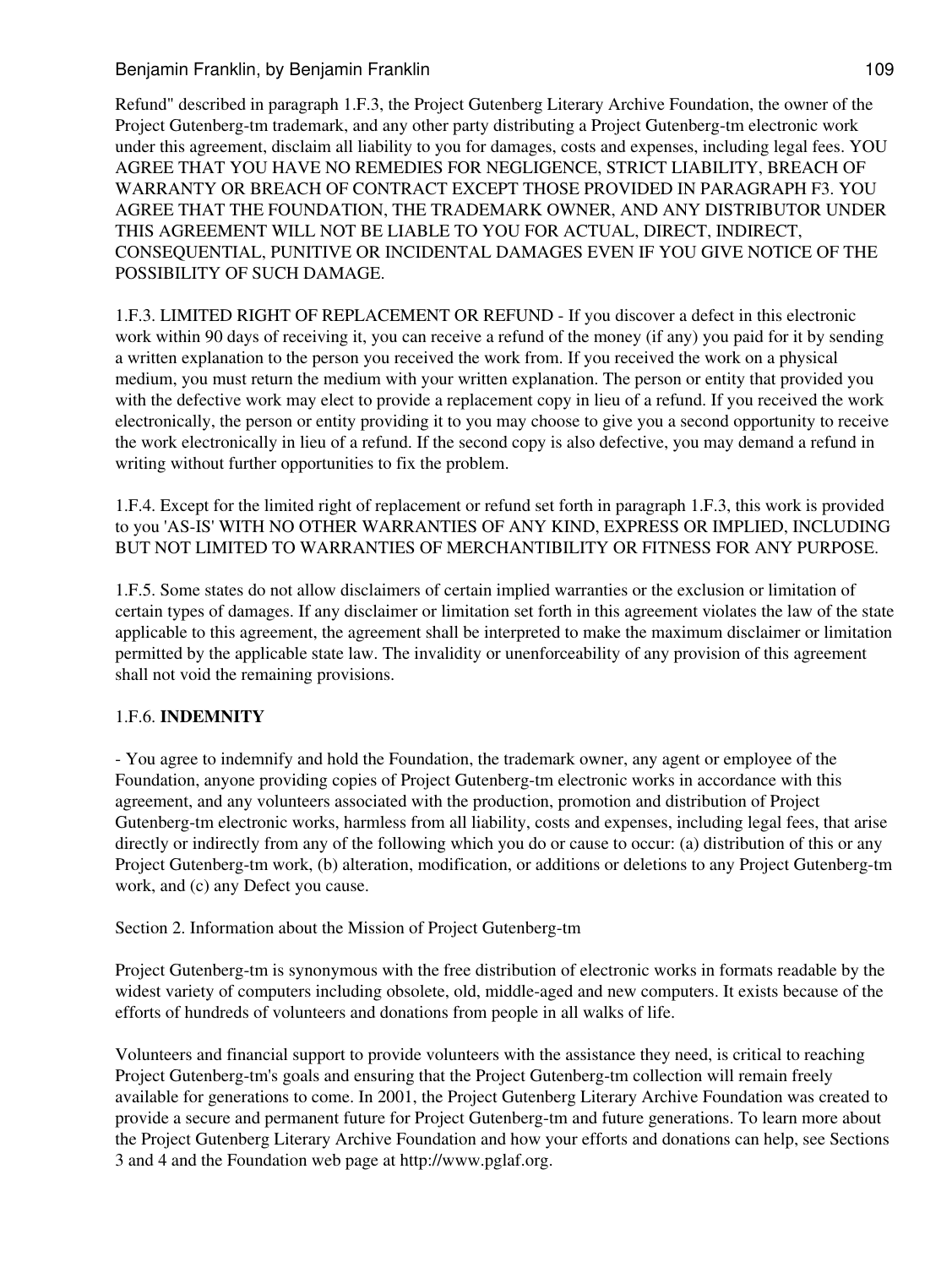Refund" described in paragraph 1.F.3, the Project Gutenberg Literary Archive Foundation, the owner of the Project Gutenberg-tm trademark, and any other party distributing a Project Gutenberg-tm electronic work under this agreement, disclaim all liability to you for damages, costs and expenses, including legal fees. YOU AGREE THAT YOU HAVE NO REMEDIES FOR NEGLIGENCE, STRICT LIABILITY, BREACH OF WARRANTY OR BREACH OF CONTRACT EXCEPT THOSE PROVIDED IN PARAGRAPH F3. YOU AGREE THAT THE FOUNDATION, THE TRADEMARK OWNER, AND ANY DISTRIBUTOR UNDER THIS AGREEMENT WILL NOT BE LIABLE TO YOU FOR ACTUAL, DIRECT, INDIRECT, CONSEQUENTIAL, PUNITIVE OR INCIDENTAL DAMAGES EVEN IF YOU GIVE NOTICE OF THE POSSIBILITY OF SUCH DAMAGE.

1.F.3. LIMITED RIGHT OF REPLACEMENT OR REFUND - If you discover a defect in this electronic work within 90 days of receiving it, you can receive a refund of the money (if any) you paid for it by sending a written explanation to the person you received the work from. If you received the work on a physical medium, you must return the medium with your written explanation. The person or entity that provided you with the defective work may elect to provide a replacement copy in lieu of a refund. If you received the work electronically, the person or entity providing it to you may choose to give you a second opportunity to receive the work electronically in lieu of a refund. If the second copy is also defective, you may demand a refund in writing without further opportunities to fix the problem.

1.F.4. Except for the limited right of replacement or refund set forth in paragraph 1.F.3, this work is provided to you 'AS-IS' WITH NO OTHER WARRANTIES OF ANY KIND, EXPRESS OR IMPLIED, INCLUDING BUT NOT LIMITED TO WARRANTIES OF MERCHANTIBILITY OR FITNESS FOR ANY PURPOSE.

1.F.5. Some states do not allow disclaimers of certain implied warranties or the exclusion or limitation of certain types of damages. If any disclaimer or limitation set forth in this agreement violates the law of the state applicable to this agreement, the agreement shall be interpreted to make the maximum disclaimer or limitation permitted by the applicable state law. The invalidity or unenforceability of any provision of this agreement shall not void the remaining provisions.

1.F.6. **INDEMNITY**

- You agree to indemnify and hold the Foundation, the trademark owner, any agent or employee of the Foundation, anyone providing copies of Project Gutenberg-tm electronic works in accordance with this agreement, and any volunteers associated with the production, promotion and distribution of Project Gutenberg-tm electronic works, harmless from all liability, costs and expenses, including legal fees, that arise directly or indirectly from any of the following which you do or cause to occur: (a) distribution of this or any Project Gutenberg-tm work, (b) alteration, modification, or additions or deletions to any Project Gutenberg-tm work, and (c) any Defect you cause.

Section 2. Information about the Mission of Project Gutenberg-tm

Project Gutenberg-tm is synonymous with the free distribution of electronic works in formats readable by the widest variety of computers including obsolete, old, middle-aged and new computers. It exists because of the efforts of hundreds of volunteers and donations from people in all walks of life.

Volunteers and financial support to provide volunteers with the assistance they need, is critical to reaching Project Gutenberg-tm's goals and ensuring that the Project Gutenberg-tm collection will remain freely available for generations to come. In 2001, the Project Gutenberg Literary Archive Foundation was created to provide a secure and permanent future for Project Gutenberg-tm and future generations. To learn more about the Project Gutenberg Literary Archive Foundation and how your efforts and donations can help, see Sections 3 and 4 and the Foundation web page at http://www.pglaf.org.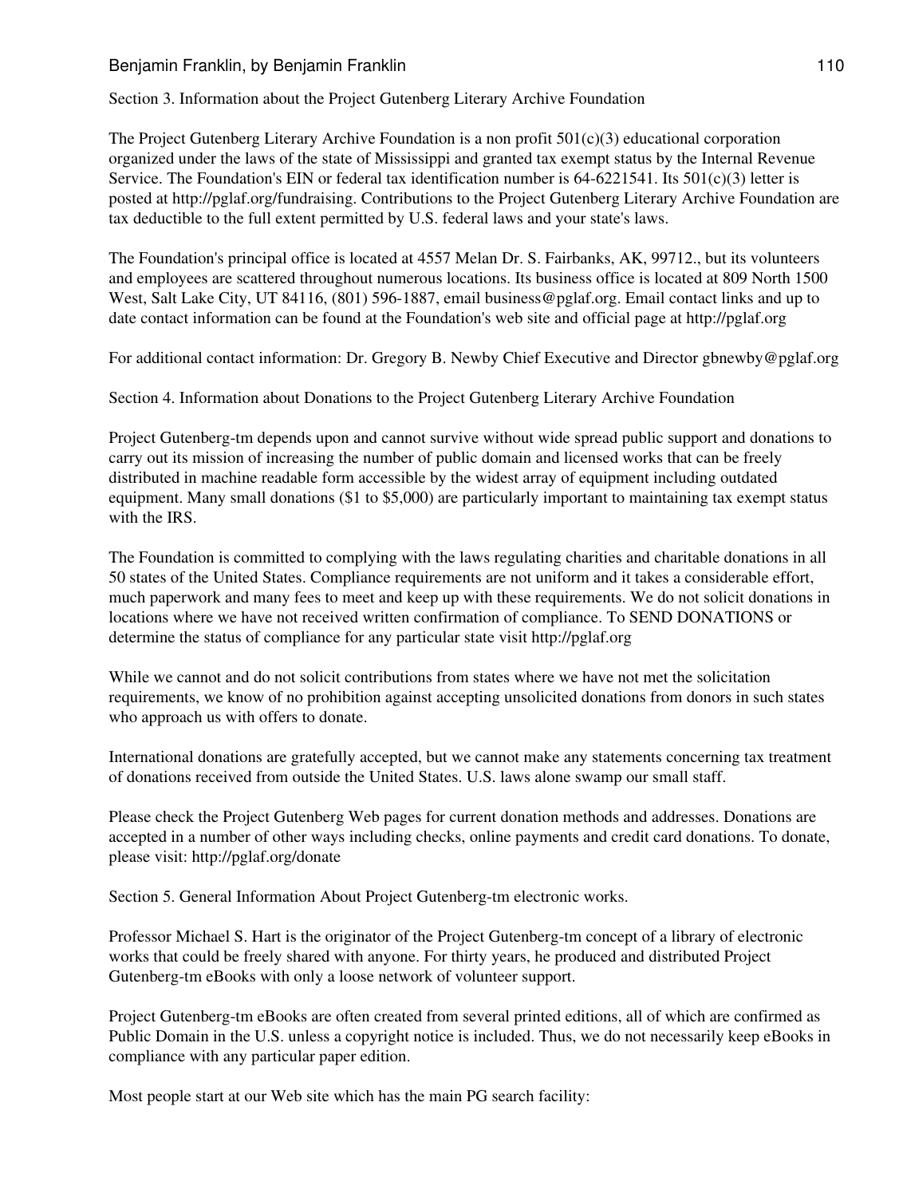Section 3. Information about the Project Gutenberg Literary Archive Foundation

The Project Gutenberg Literary Archive Foundation is a non profit 501(c)(3) educational corporation organized under the laws of the state of Mississippi and granted tax exempt status by the Internal Revenue Service. The Foundation's EIN or federal tax identification number is 64-6221541. Its 501(c)(3) letter is posted at http://pglaf.org/fundraising. Contributions to the Project Gutenberg Literary Archive Foundation are tax deductible to the full extent permitted by U.S. federal laws and your state's laws.

The Foundation's principal office is located at 4557 Melan Dr. S. Fairbanks, AK, 99712., but its volunteers and employees are scattered throughout numerous locations. Its business office is located at 809 North 1500 West, Salt Lake City, UT 84116, (801) 596-1887, email business@pglaf.org. Email contact links and up to date contact information can be found at the Foundation's web site and official page at http://pglaf.org

For additional contact information: Dr. Gregory B. Newby Chief Executive and Director gbnewby@pglaf.org

Section 4. Information about Donations to the Project Gutenberg Literary Archive Foundation

Project Gutenberg-tm depends upon and cannot survive without wide spread public support and donations to carry out its mission of increasing the number of public domain and licensed works that can be freely distributed in machine readable form accessible by the widest array of equipment including outdated equipment. Many small donations ($1 to $5,000) are particularly important to maintaining tax exempt status with the IRS.

The Foundation is committed to complying with the laws regulating charities and charitable donations in all 50 states of the United States. Compliance requirements are not uniform and it takes a considerable effort, much paperwork and many fees to meet and keep up with these requirements. We do not solicit donations in locations where we have not received written confirmation of compliance. To SEND DONATIONS or determine the status of compliance for any particular state visit http://pglaf.org

While we cannot and do not solicit contributions from states where we have not met the solicitation requirements, we know of no prohibition against accepting unsolicited donations from donors in such states who approach us with offers to donate.

International donations are gratefully accepted, but we cannot make any statements concerning tax treatment of donations received from outside the United States. U.S. laws alone swamp our small staff.

Please check the Project Gutenberg Web pages for current donation methods and addresses. Donations are accepted in a number of other ways including checks, online payments and credit card donations. To donate, please visit: http://pglaf.org/donate

Section 5. General Information About Project Gutenberg-tm electronic works.

Professor Michael S. Hart is the originator of the Project Gutenberg-tm concept of a library of electronic works that could be freely shared with anyone. For thirty years, he produced and distributed Project Gutenberg-tm eBooks with only a loose network of volunteer support.

Project Gutenberg-tm eBooks are often created from several printed editions, all of which are confirmed as Public Domain in the U.S. unless a copyright notice is included. Thus, we do not necessarily keep eBooks in compliance with any particular paper edition.

Most people start at our Web site which has the main PG search facility: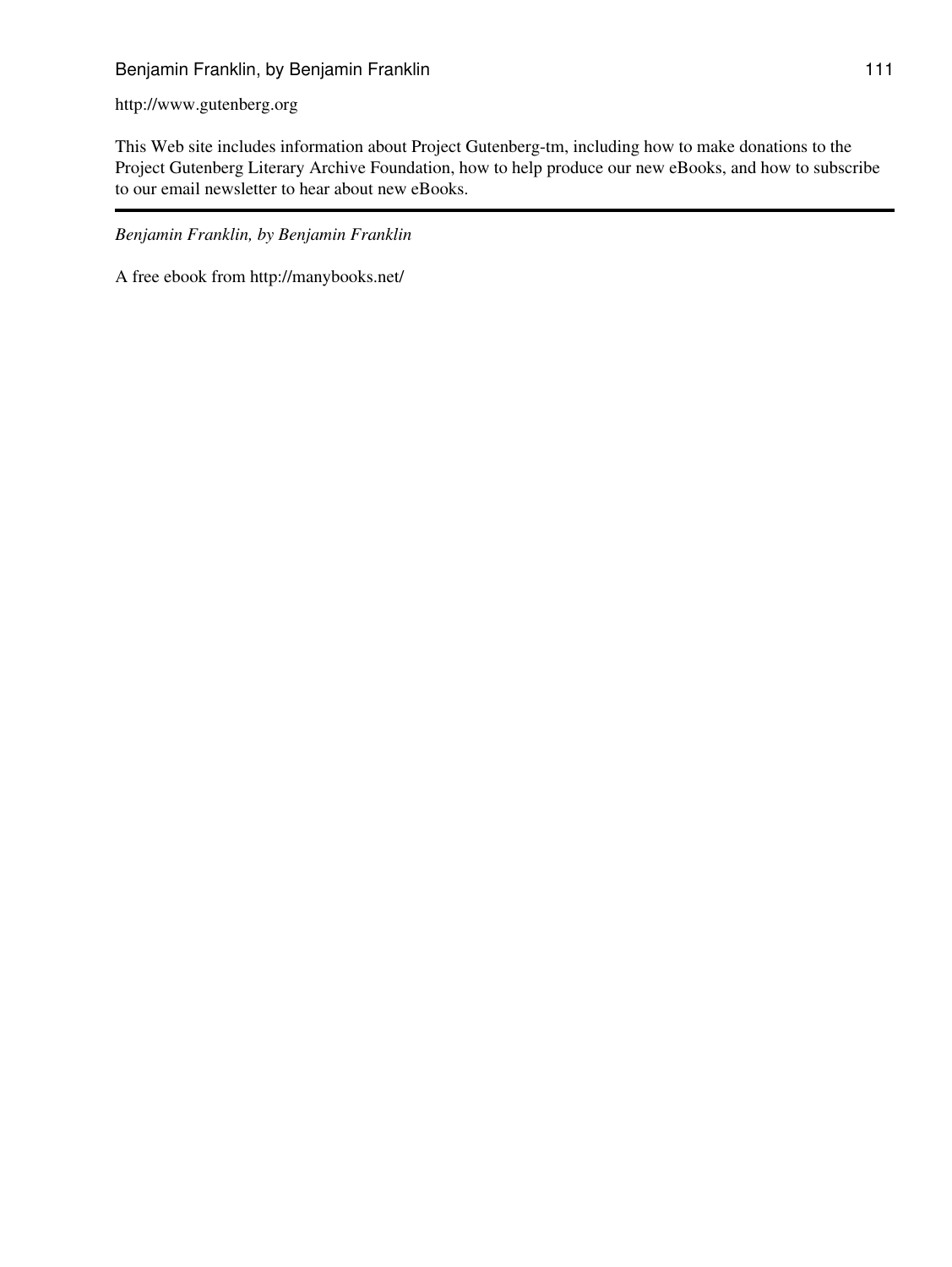http://www.gutenberg.org

This Web site includes information about Project Gutenberg-tm, including how to make donations to the Project Gutenberg Literary Archive Foundation, how to help produce our new eBooks, and how to subscribe to our email newsletter to hear about new eBooks.

---

*Benjamin Franklin, by Benjamin Franklin*

A free ebook from http://manybooks.net/